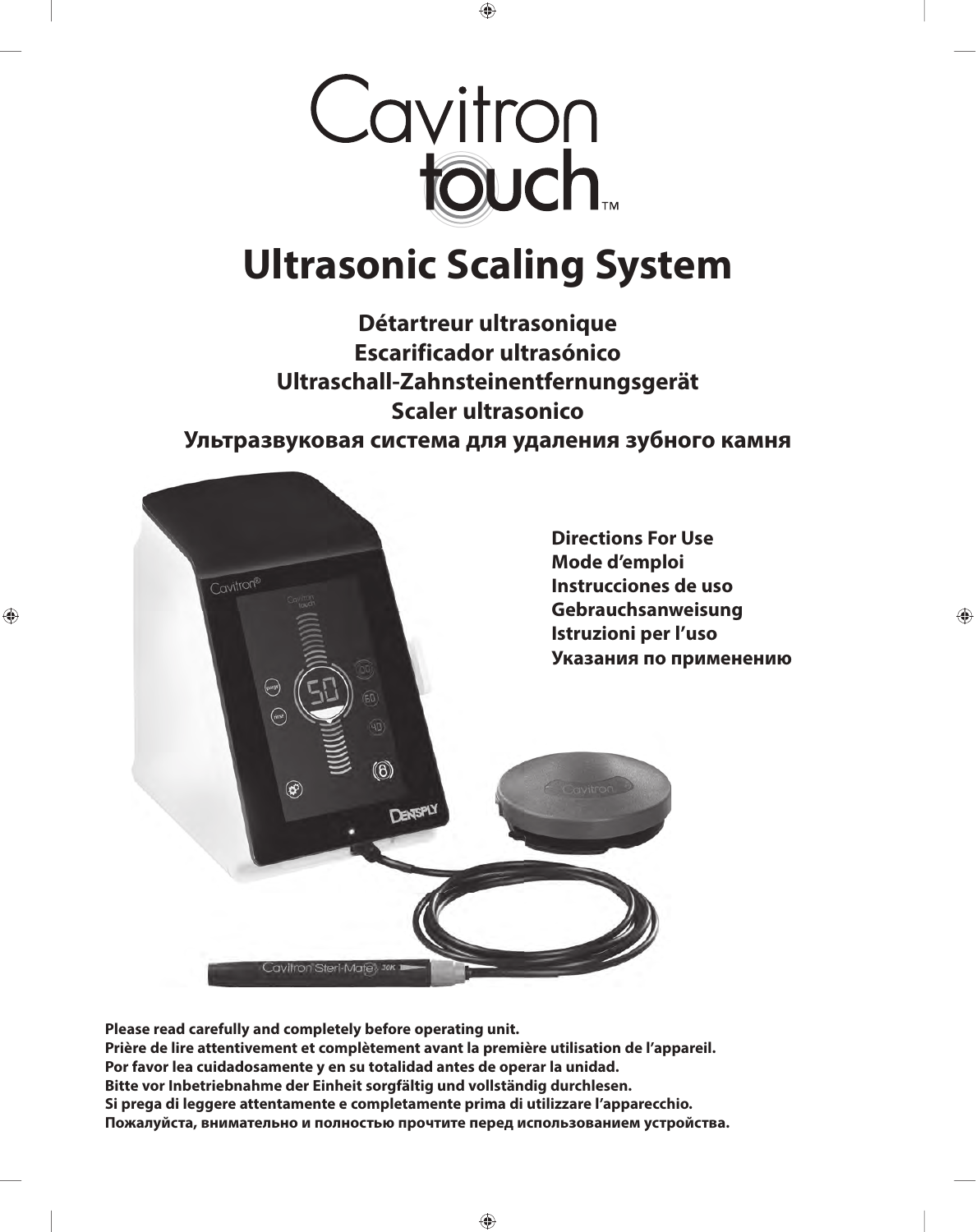# Cavitron touch™

## Ultrasonic Scaling System

**Détartreur ultrasonique**
**Escarificador ultrasónico**
**Ultraschall-Zahnsteinentfernungsgerät**
**Scaler ultrasonico**
**Ультразвуковая система для удаления зубного камня**

**Directions For Use**
**Mode d'emploi**
**Instrucciones de uso**
**Gebrauchsanweisung**
**Istruzioni per l'uso**
**Указания по применению**

**Please read carefully and completely before operating unit.**
**Prière de lire attentivement et complètement avant la première utilisation de l'appareil.**
**Por favor lea cuidadosamente y en su totalidad antes de operar la unidad.**
**Bitte vor Inbetriebnahme der Einheit sorgfältig und vollständig durchlesen.**
**Si prega di leggere attentamente e completamente prima di utilizzare l'apparecchio.**
**Пожалуйста, внимательно и полностью прочтите перед использованием устройства.**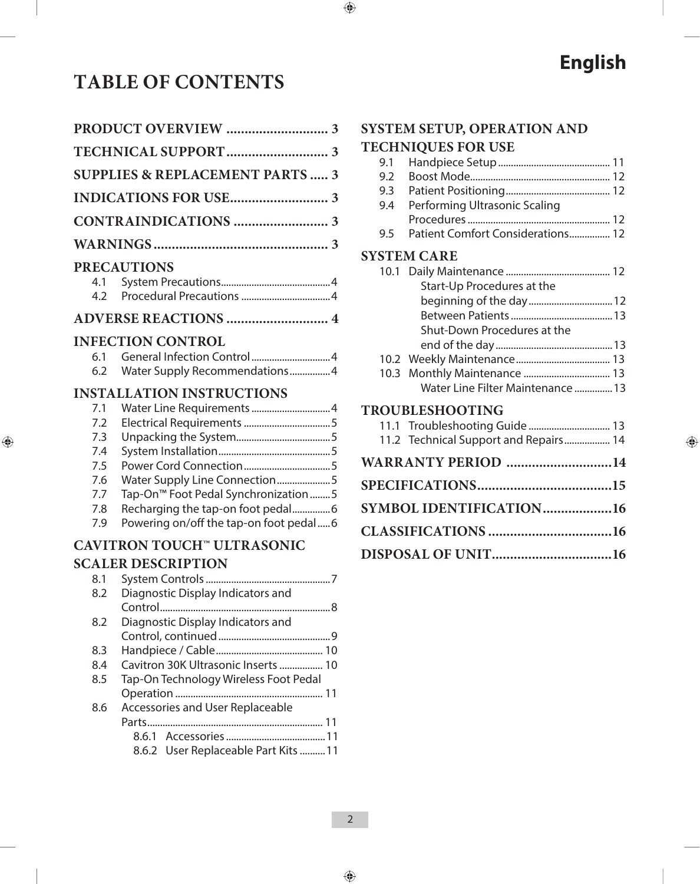English

# TABLE OF CONTENTS

**PRODUCT OVERVIEW** ............................ 3

**TECHNICAL SUPPORT** ............................ 3

**SUPPLIES & REPLACEMENT PARTS** ..... 3

**INDICATIONS FOR USE** ........................... 3

**CONTRAINDICATIONS** .......................... 3

**WARNINGS** ................................................ 3

**PRECAUTIONS**
- 4.1 System Precautions ........................................ 4
- 4.2 Procedural Precautions .................................. 4

**ADVERSE REACTIONS** ............................ 4

**INFECTION CONTROL**
- 6.1 General Infection Control ............................... 4
- 6.2 Water Supply Recommendations ................ 4

**INSTALLATION INSTRUCTIONS**
- 7.1 Water Line Requirements ............................... 4
- 7.2 Electrical Requirements .................................. 5
- 7.3 Unpacking the System .................................... 5
- 7.4 System Installation ........................................... 5
- 7.5 Power Cord Connection .................................. 5
- 7.6 Water Supply Line Connection ..................... 5
- 7.7 Tap-On™ Foot Pedal Synchronization ........ 5
- 7.8 Recharging the tap-on foot pedal ............... 6
- 7.9 Powering on/off the tap-on foot pedal ..... 6

**CAVITRON TOUCH™ ULTRASONIC SCALER DESCRIPTION**
- 8.1 System Controls ................................................ 7
- 8.2 Diagnostic Display Indicators and Control .................................................................. 8
- 8.2 Diagnostic Display Indicators and Control, continued ........................................... 9
- 8.3 Handpiece / Cable .......................................... 10
- 8.4 Cavitron 30K Ultrasonic Inserts ................. 10
- 8.5 Tap-On Technology Wireless Foot Pedal Operation ......................................................... 11
- 8.6 Accessories and User Replaceable Parts .................................................................... 11
  - 8.6.1 Accessories ....................................... 11
  - 8.6.2 User Replaceable Part Kits .......... 11

**SYSTEM SETUP, OPERATION AND TECHNIQUES FOR USE**
- 9.1 Handpiece Setup ........................................... 11
- 9.2 Boost Mode ...................................................... 12
- 9.3 Patient Positioning ......................................... 12
- 9.4 Performing Ultrasonic Scaling Procedures ....................................................... 12
- 9.5 Patient Comfort Considerations ................ 12

**SYSTEM CARE**
- 10.1 Daily Maintenance ......................................... 12
  - Start-Up Procedures at the beginning of the day ................................. 12
  - Between Patients ........................................ 13
  - Shut-Down Procedures at the end of the day ............................................. 13
- 10.2 Weekly Maintenance ..................................... 13
- 10.3 Monthly Maintenance .................................. 13
  - Water Line Filter Maintenance ............... 13

**TROUBLESHOOTING**
- 11.1 Troubleshooting Guide ................................ 13
- 11.2 Technical Support and Repairs .................. 14

**WARRANTY PERIOD** .............................14

**SPECIFICATIONS** .....................................15

**SYMBOL IDENTIFICATION** ...................16

**CLASSIFICATIONS** ..................................16

**DISPOSAL OF UNIT** .................................16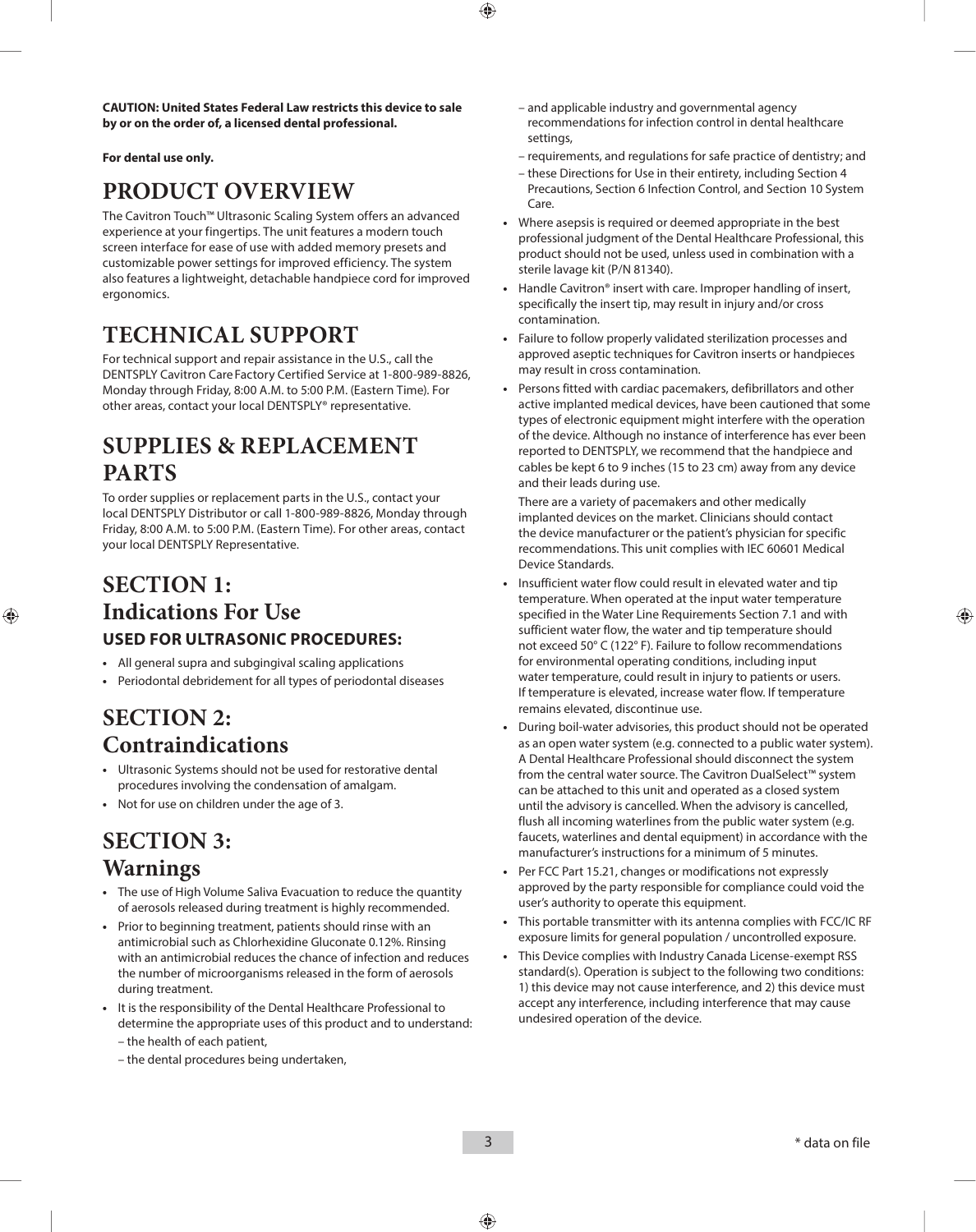**CAUTION: United States Federal Law restricts this device to sale by or on the order of, a licensed dental professional.**

**For dental use only.**

# PRODUCT OVERVIEW

The Cavitron Touch™ Ultrasonic Scaling System offers an advanced experience at your fingertips. The unit features a modern touch screen interface for ease of use with added memory presets and customizable power settings for improved efficiency. The system also features a lightweight, detachable handpiece cord for improved ergonomics.

# TECHNICAL SUPPORT

For technical support and repair assistance in the U.S., call the DENTSPLY Cavitron Care Factory Certified Service at 1-800-989-8826, Monday through Friday, 8:00 A.M. to 5:00 P.M. (Eastern Time). For other areas, contact your local DENTSPLY® representative.

# SUPPLIES & REPLACEMENT PARTS

To order supplies or replacement parts in the U.S., contact your local DENTSPLY Distributor or call 1-800-989-8826, Monday through Friday, 8:00 A.M. to 5:00 P.M. (Eastern Time). For other areas, contact your local DENTSPLY Representative.

# SECTION 1: Indications For Use

## USED FOR ULTRASONIC PROCEDURES:

- All general supra and subgingival scaling applications
- Periodontal debridement for all types of periodontal diseases

# SECTION 2: Contraindications

- Ultrasonic Systems should not be used for restorative dental procedures involving the condensation of amalgam.
- Not for use on children under the age of 3.

# SECTION 3: Warnings

- The use of High Volume Saliva Evacuation to reduce the quantity of aerosols released during treatment is highly recommended.
- Prior to beginning treatment, patients should rinse with an antimicrobial such as Chlorhexidine Gluconate 0.12%. Rinsing with an antimicrobial reduces the chance of infection and reduces the number of microorganisms released in the form of aerosols during treatment.
- It is the responsibility of the Dental Healthcare Professional to determine the appropriate uses of this product and to understand:
  - the health of each patient,
  - the dental procedures being undertaken,
  - and applicable industry and governmental agency recommendations for infection control in dental healthcare settings,
  - requirements, and regulations for safe practice of dentistry; and
  - these Directions for Use in their entirety, including Section 4 Precautions, Section 6 Infection Control, and Section 10 System Care.
- Where asepsis is required or deemed appropriate in the best professional judgment of the Dental Healthcare Professional, this product should not be used, unless used in combination with a sterile lavage kit (P/N 81340).
- Handle Cavitron® insert with care. Improper handling of insert, specifically the insert tip, may result in injury and/or cross contamination.
- Failure to follow properly validated sterilization processes and approved aseptic techniques for Cavitron inserts or handpieces may result in cross contamination.
- Persons fitted with cardiac pacemakers, defibrillators and other active implanted medical devices, have been cautioned that some types of electronic equipment might interfere with the operation of the device. Although no instance of interference has ever been reported to DENTSPLY, we recommend that the handpiece and cables be kept 6 to 9 inches (15 to 23 cm) away from any device and their leads during use.

  There are a variety of pacemakers and other medically implanted devices on the market. Clinicians should contact the device manufacturer or the patient's physician for specific recommendations. This unit complies with IEC 60601 Medical Device Standards.
- Insufficient water flow could result in elevated water and tip temperature. When operated at the input water temperature specified in the Water Line Requirements Section 7.1 and with sufficient water flow, the water and tip temperature should not exceed 50° C (122° F). Failure to follow recommendations for environmental operating conditions, including input water temperature, could result in injury to patients or users. If temperature is elevated, increase water flow. If temperature remains elevated, discontinue use.
- During boil-water advisories, this product should not be operated as an open water system (e.g. connected to a public water system). A Dental Healthcare Professional should disconnect the system from the central water source. The Cavitron DualSelect™ system can be attached to this unit and operated as a closed system until the advisory is cancelled. When the advisory is cancelled, flush all incoming waterlines from the public water system (e.g. faucets, waterlines and dental equipment) in accordance with the manufacturer's instructions for a minimum of 5 minutes.
- Per FCC Part 15.21, changes or modifications not expressly approved by the party responsible for compliance could void the user's authority to operate this equipment.
- This portable transmitter with its antenna complies with FCC/IC RF exposure limits for general population / uncontrolled exposure.
- This Device complies with Industry Canada License-exempt RSS standard(s). Operation is subject to the following two conditions: 1) this device may not cause interference, and 2) this device must accept any interference, including interference that may cause undesired operation of the device.

\* data on file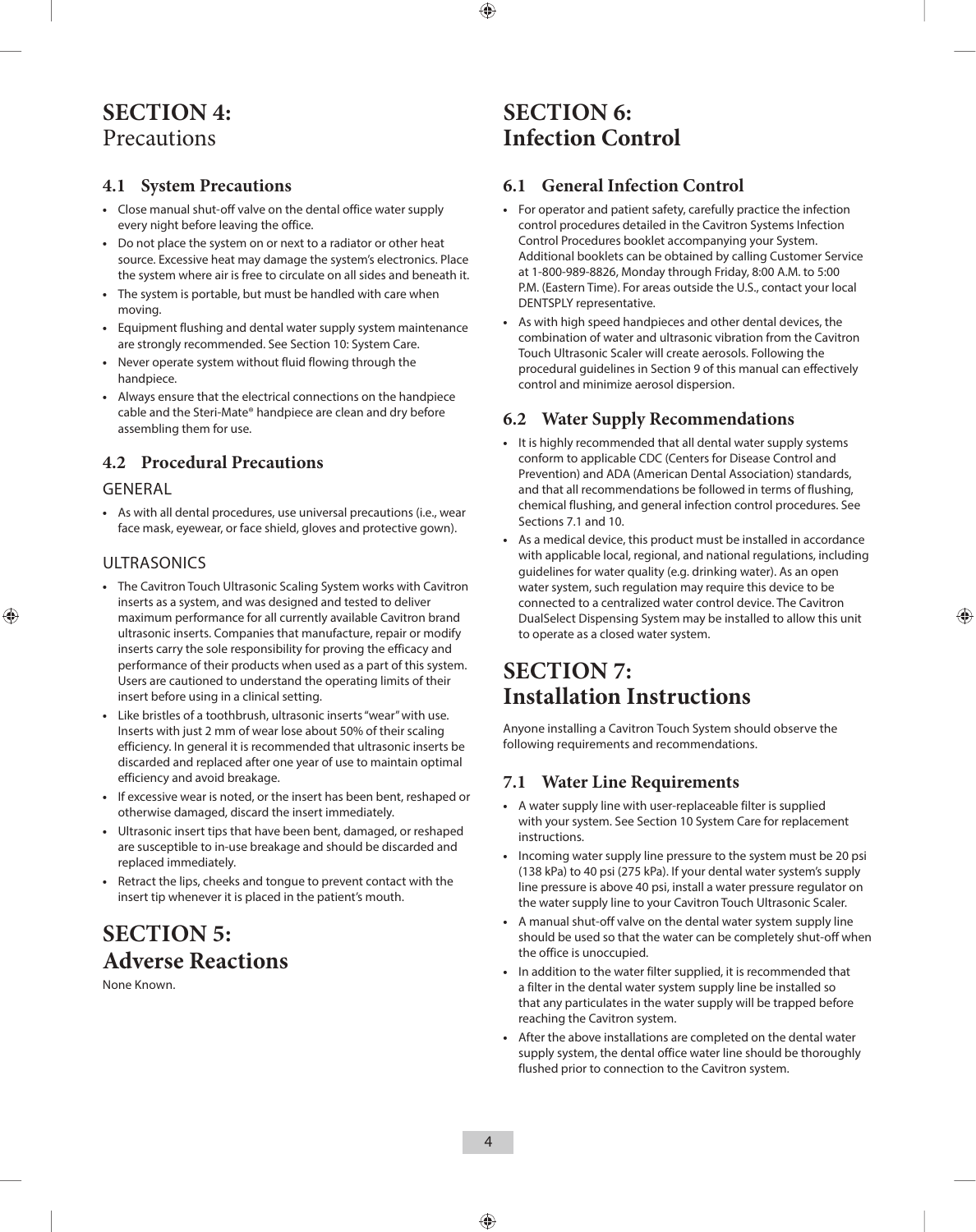# SECTION 4:
Precautions

## 4.1 System Precautions

- Close manual shut-off valve on the dental office water supply every night before leaving the office.
- Do not place the system on or next to a radiator or other heat source. Excessive heat may damage the system's electronics. Place the system where air is free to circulate on all sides and beneath it.
- The system is portable, but must be handled with care when moving.
- Equipment flushing and dental water supply system maintenance are strongly recommended. See Section 10: System Care.
- Never operate system without fluid flowing through the handpiece.
- Always ensure that the electrical connections on the handpiece cable and the Steri-Mate® handpiece are clean and dry before assembling them for use.

## 4.2 Procedural Precautions

### GENERAL

- As with all dental procedures, use universal precautions (i.e., wear face mask, eyewear, or face shield, gloves and protective gown).

### ULTRASONICS

- The Cavitron Touch Ultrasonic Scaling System works with Cavitron inserts as a system, and was designed and tested to deliver maximum performance for all currently available Cavitron brand ultrasonic inserts. Companies that manufacture, repair or modify inserts carry the sole responsibility for proving the efficacy and performance of their products when used as a part of this system. Users are cautioned to understand the operating limits of their insert before using in a clinical setting.
- Like bristles of a toothbrush, ultrasonic inserts "wear" with use. Inserts with just 2 mm of wear lose about 50% of their scaling efficiency. In general it is recommended that ultrasonic inserts be discarded and replaced after one year of use to maintain optimal efficiency and avoid breakage.
- If excessive wear is noted, or the insert has been bent, reshaped or otherwise damaged, discard the insert immediately.
- Ultrasonic insert tips that have been bent, damaged, or reshaped are susceptible to in-use breakage and should be discarded and replaced immediately.
- Retract the lips, cheeks and tongue to prevent contact with the insert tip whenever it is placed in the patient's mouth.

# SECTION 5: Adverse Reactions

None Known.

# SECTION 6: Infection Control

## 6.1 General Infection Control

- For operator and patient safety, carefully practice the infection control procedures detailed in the Cavitron Systems Infection Control Procedures booklet accompanying your System. Additional booklets can be obtained by calling Customer Service at 1-800-989-8826, Monday through Friday, 8:00 A.M. to 5:00 P.M. (Eastern Time). For areas outside the U.S., contact your local DENTSPLY representative.
- As with high speed handpieces and other dental devices, the combination of water and ultrasonic vibration from the Cavitron Touch Ultrasonic Scaler will create aerosols. Following the procedural guidelines in Section 9 of this manual can effectively control and minimize aerosol dispersion.

## 6.2 Water Supply Recommendations

- It is highly recommended that all dental water supply systems conform to applicable CDC (Centers for Disease Control and Prevention) and ADA (American Dental Association) standards, and that all recommendations be followed in terms of flushing, chemical flushing, and general infection control procedures. See Sections 7.1 and 10.
- As a medical device, this product must be installed in accordance with applicable local, regional, and national regulations, including guidelines for water quality (e.g. drinking water). As an open water system, such regulation may require this device to be connected to a centralized water control device. The Cavitron DualSelect Dispensing System may be installed to allow this unit to operate as a closed water system.

# SECTION 7: Installation Instructions

Anyone installing a Cavitron Touch System should observe the following requirements and recommendations.

## 7.1 Water Line Requirements

- A water supply line with user-replaceable filter is supplied with your system. See Section 10 System Care for replacement instructions.
- Incoming water supply line pressure to the system must be 20 psi (138 kPa) to 40 psi (275 kPa). If your dental water system's supply line pressure is above 40 psi, install a water pressure regulator on the water supply line to your Cavitron Touch Ultrasonic Scaler.
- A manual shut-off valve on the dental water system supply line should be used so that the water can be completely shut-off when the office is unoccupied.
- In addition to the water filter supplied, it is recommended that a filter in the dental water system supply line be installed so that any particulates in the water supply will be trapped before reaching the Cavitron system.
- After the above installations are completed on the dental water supply system, the dental office water line should be thoroughly flushed prior to connection to the Cavitron system.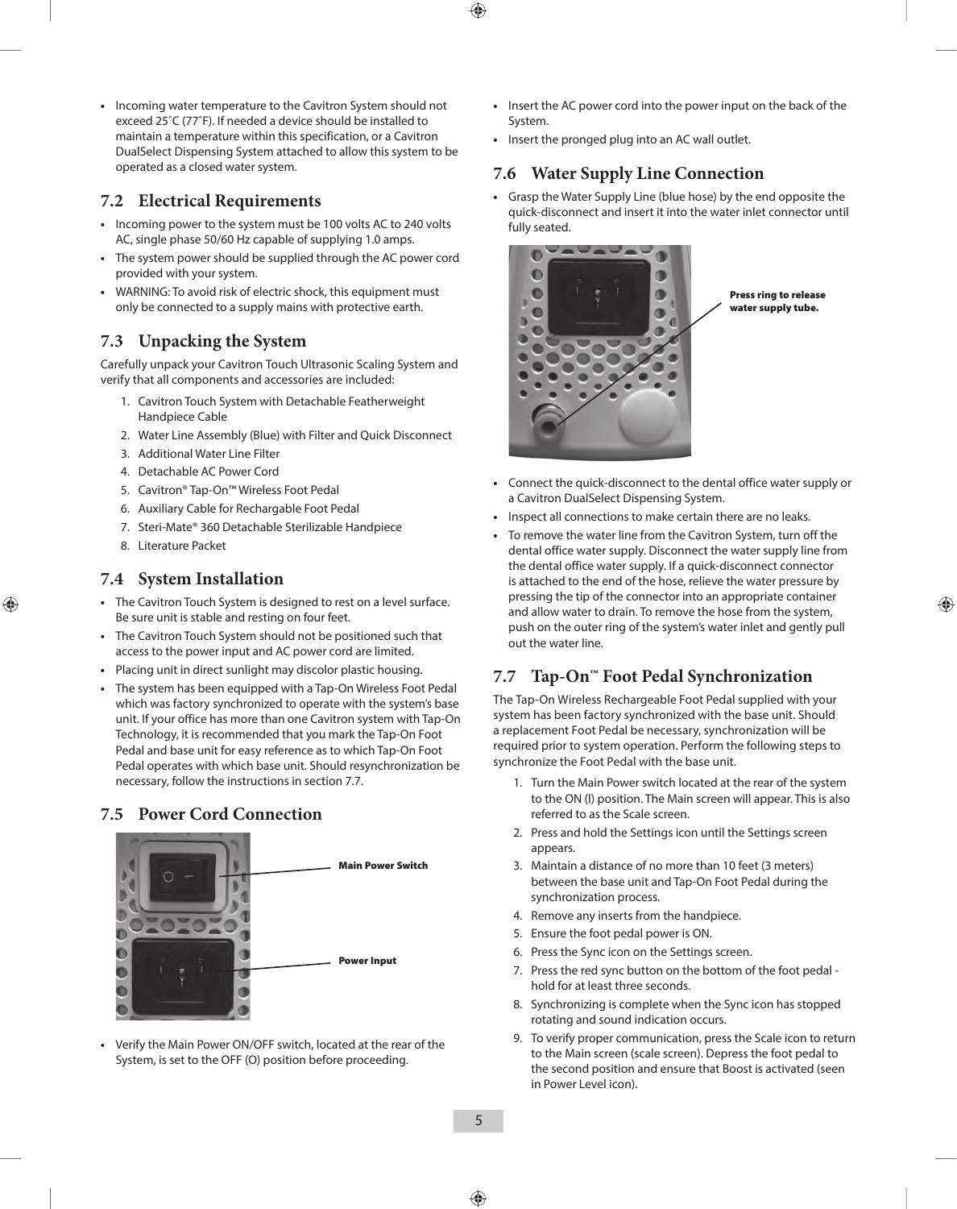- Incoming water temperature to the Cavitron System should not exceed 25˚C (77˚F). If needed a device should be installed to maintain a temperature within this specification, or a Cavitron DualSelect Dispensing System attached to allow this system to be operated as a closed water system.

## 7.2 Electrical Requirements

- Incoming power to the system must be 100 volts AC to 240 volts AC, single phase 50/60 Hz capable of supplying 1.0 amps.
- The system power should be supplied through the AC power cord provided with your system.
- WARNING: To avoid risk of electric shock, this equipment must only be connected to a supply mains with protective earth.

## 7.3 Unpacking the System

Carefully unpack your Cavitron Touch Ultrasonic Scaling System and verify that all components and accessories are included:

1. Cavitron Touch System with Detachable Featherweight Handpiece Cable
2. Water Line Assembly (Blue) with Filter and Quick Disconnect
3. Additional Water Line Filter
4. Detachable AC Power Cord
5. Cavitron® Tap-On™ Wireless Foot Pedal
6. Auxiliary Cable for Rechargable Foot Pedal
7. Steri-Mate® 360 Detachable Sterilizable Handpiece
8. Literature Packet

## 7.4 System Installation

- The Cavitron Touch System is designed to rest on a level surface. Be sure unit is stable and resting on four feet.
- The Cavitron Touch System should not be positioned such that access to the power input and AC power cord are limited.
- Placing unit in direct sunlight may discolor plastic housing.
- The system has been equipped with a Tap-On Wireless Foot Pedal which was factory synchronized to operate with the system's base unit. If your office has more than one Cavitron system with Tap-On Technology, it is recommended that you mark the Tap-On Foot Pedal and base unit for easy reference as to which Tap-On Foot Pedal operates with which base unit. Should resynchronization be necessary, follow the instructions in section 7.7.

## 7.5 Power Cord Connection

**Main Power Switch**

**Power Input**

- Verify the Main Power ON/OFF switch, located at the rear of the System, is set to the OFF (O) position before proceeding.
- Insert the AC power cord into the power input on the back of the System.
- Insert the pronged plug into an AC wall outlet.

## 7.6 Water Supply Line Connection

- Grasp the Water Supply Line (blue hose) by the end opposite the quick-disconnect and insert it into the water inlet connector until fully seated.

**Press ring to release water supply tube.**

- Connect the quick-disconnect to the dental office water supply or a Cavitron DualSelect Dispensing System.
- Inspect all connections to make certain there are no leaks.
- To remove the water line from the Cavitron System, turn off the dental office water supply. Disconnect the water supply line from the dental office water supply. If a quick-disconnect connector is attached to the end of the hose, relieve the water pressure by pressing the tip of the connector into an appropriate container and allow water to drain. To remove the hose from the system, push on the outer ring of the system's water inlet and gently pull out the water line.

## 7.7 Tap-On™ Foot Pedal Synchronization

The Tap-On Wireless Rechargeable Foot Pedal supplied with your system has been factory synchronized with the base unit. Should a replacement Foot Pedal be necessary, synchronization will be required prior to system operation. Perform the following steps to synchronize the Foot Pedal with the base unit.

1. Turn the Main Power switch located at the rear of the system to the ON (I) position. The Main screen will appear. This is also referred to as the Scale screen.
2. Press and hold the Settings icon until the Settings screen appears.
3. Maintain a distance of no more than 10 feet (3 meters) between the base unit and Tap-On Foot Pedal during the synchronization process.
4. Remove any inserts from the handpiece.
5. Ensure the foot pedal power is ON.
6. Press the Sync icon on the Settings screen.
7. Press the red sync button on the bottom of the foot pedal - hold for at least three seconds.
8. Synchronizing is complete when the Sync icon has stopped rotating and sound indication occurs.
9. To verify proper communication, press the Scale icon to return to the Main screen (scale screen). Depress the foot pedal to the second position and ensure that Boost is activated (seen in Power Level icon).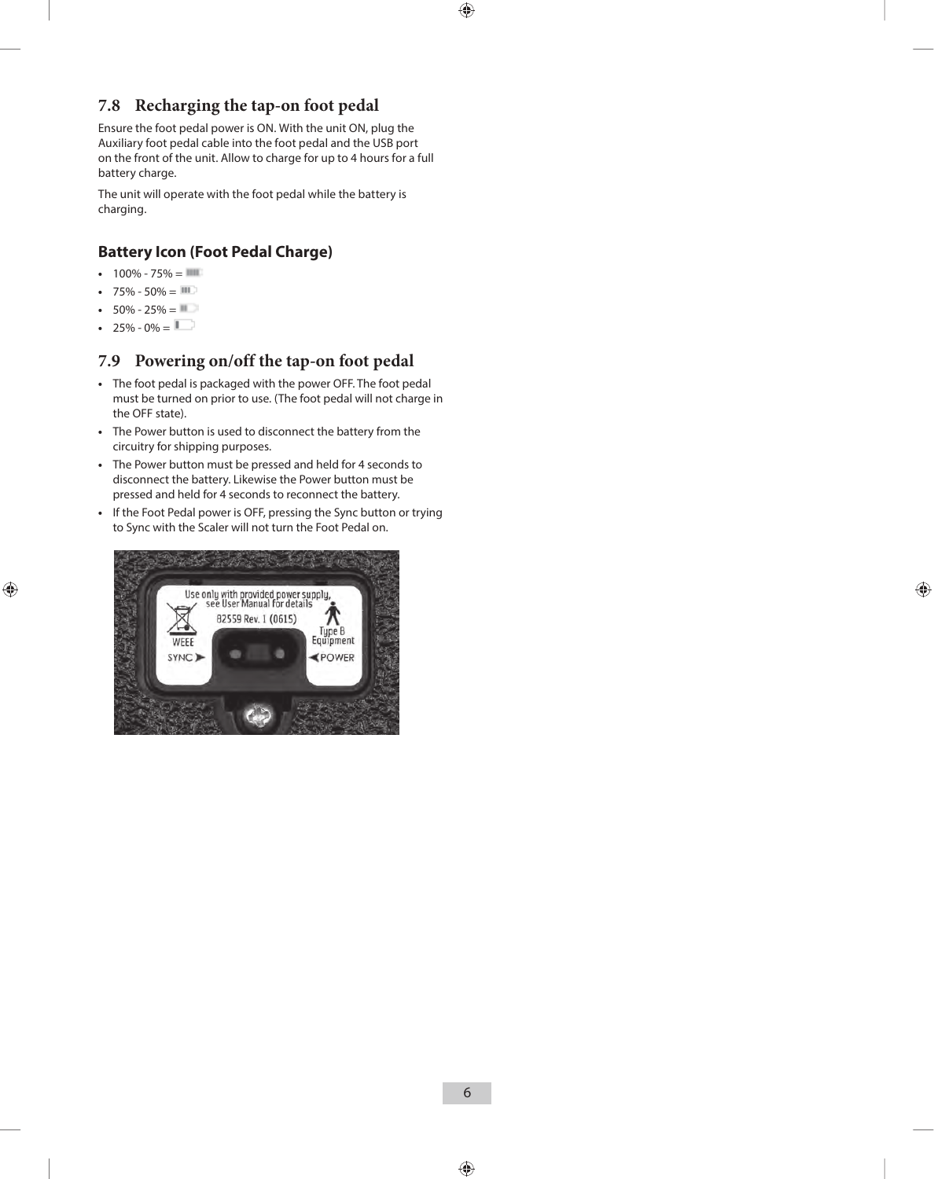## 7.8 Recharging the tap-on foot pedal

Ensure the foot pedal power is ON. With the unit ON, plug the Auxiliary foot pedal cable into the foot pedal and the USB port on the front of the unit. Allow to charge for up to 4 hours for a full battery charge.

The unit will operate with the foot pedal while the battery is charging.

### Battery Icon (Foot Pedal Charge)

- 100% - 75% =
- 75% - 50% =
- 50% - 25% =
- 25% - 0% =

## 7.9 Powering on/off the tap-on foot pedal

- The foot pedal is packaged with the power OFF. The foot pedal must be turned on prior to use. (The foot pedal will not charge in the OFF state).
- The Power button is used to disconnect the battery from the circuitry for shipping purposes.
- The Power button must be pressed and held for 4 seconds to disconnect the battery. Likewise the Power button must be pressed and held for 4 seconds to reconnect the battery.
- If the Foot Pedal power is OFF, pressing the Sync button or trying to Sync with the Scaler will not turn the Foot Pedal on.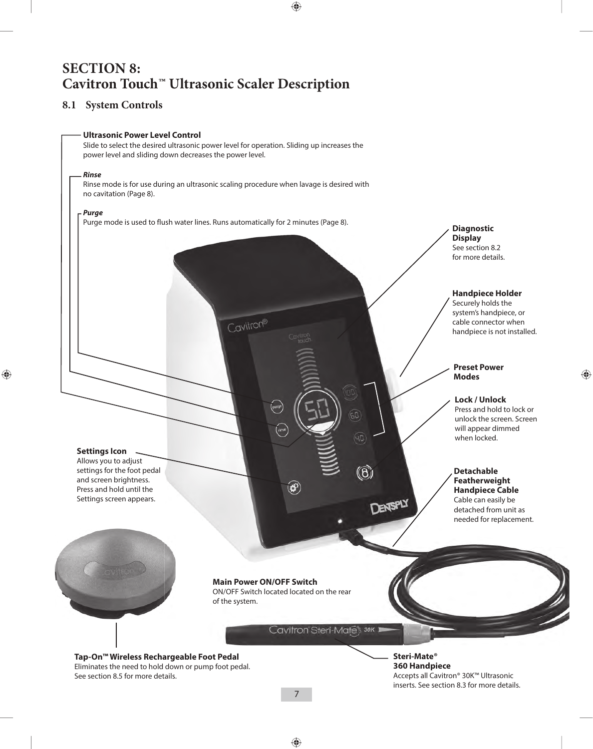# SECTION 8: Cavitron Touch™ Ultrasonic Scaler Description

## 8.1 System Controls

**Ultrasonic Power Level Control**
Slide to select the desired ultrasonic power level for operation. Sliding up increases the power level and sliding down decreases the power level.

***Rinse***
Rinse mode is for use during an ultrasonic scaling procedure when lavage is desired with no cavitation (Page 8).

***Purge***
Purge mode is used to flush water lines. Runs automatically for 2 minutes (Page 8).

**Diagnostic Display**
See section 8.2 for more details.

**Handpiece Holder**
Securely holds the system's handpiece, or cable connector when handpiece is not installed.

**Preset Power Modes**

**Lock / Unlock**
Press and hold to lock or unlock the screen. Screen will appear dimmed when locked.

**Settings Icon**
Allows you to adjust settings for the foot pedal and screen brightness. Press and hold until the Settings screen appears.

**Detachable Featherweight Handpiece Cable**
Cable can easily be detached from unit as needed for replacement.

**Main Power ON/OFF Switch**
ON/OFF Switch located located on the rear of the system.

**Tap-On™ Wireless Rechargeable Foot Pedal**
Eliminates the need to hold down or pump foot pedal. See section 8.5 for more details.

**Steri-Mate® 360 Handpiece**
Accepts all Cavitron® 30K™ Ultrasonic inserts. See section 8.3 for more details.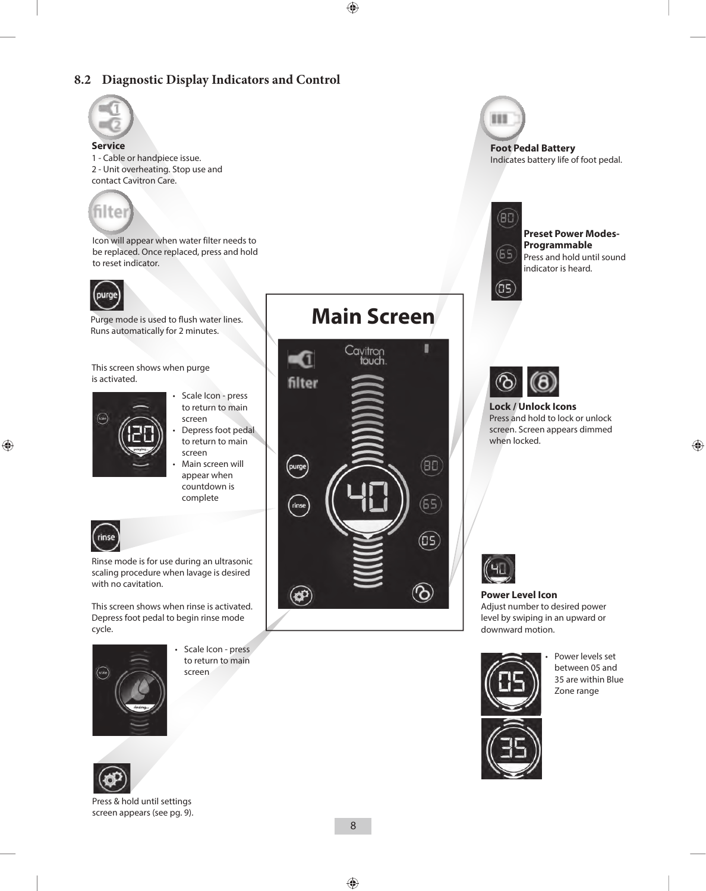## 8.2 Diagnostic Display Indicators and Control

**Service**
1 - Cable or handpiece issue.
2 - Unit overheating. Stop use and contact Cavitron Care.

Icon will appear when water filter needs to be replaced. Once replaced, press and hold to reset indicator.

Purge mode is used to flush water lines. Runs automatically for 2 minutes.

This screen shows when purge is activated.

- Scale Icon - press to return to main screen
- Depress foot pedal to return to main screen
- Main screen will appear when countdown is complete

Rinse mode is for use during an ultrasonic scaling procedure when lavage is desired with no cavitation.

This screen shows when rinse is activated. Depress foot pedal to begin rinse mode cycle.

- Scale Icon - press to return to main screen

Press & hold until settings screen appears (see pg. 9).

**Main Screen**

**Foot Pedal Battery**
Indicates battery life of foot pedal.

**Preset Power Modes- Programmable**
Press and hold until sound indicator is heard.

**Lock / Unlock Icons**
Press and hold to lock or unlock screen. Screen appears dimmed when locked.

**Power Level Icon**
Adjust number to desired power level by swiping in an upward or downward motion.

- Power levels set between 05 and 35 are within Blue Zone range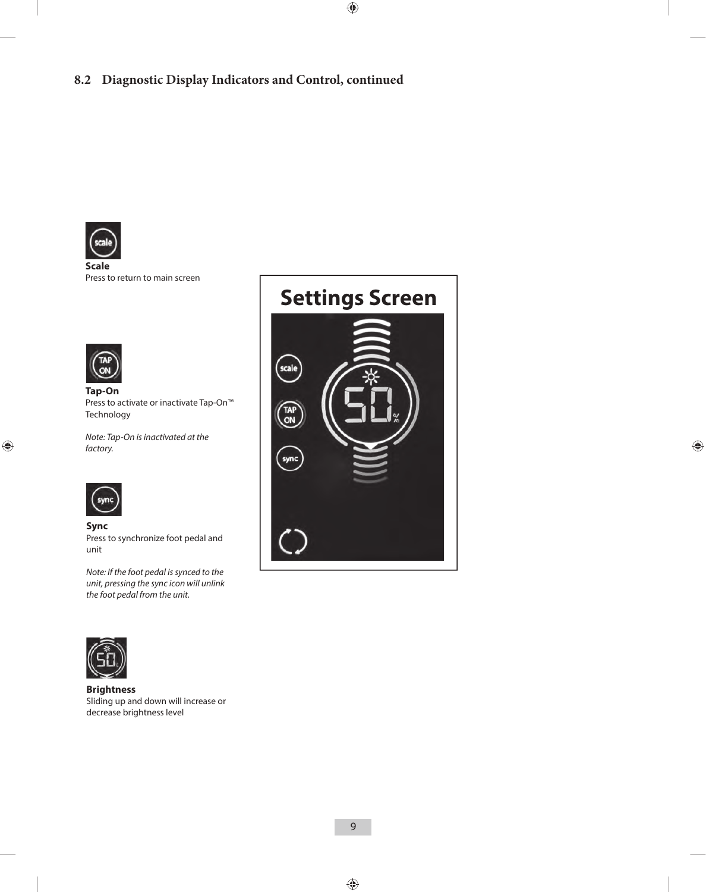## 8.2 Diagnostic Display Indicators and Control, continued

**Scale**
Press to return to main screen

**Tap-On**
Press to activate or inactivate Tap-On™ Technology

*Note: Tap-On is inactivated at the factory.*

**Sync**
Press to synchronize foot pedal and unit

*Note: If the foot pedal is synced to the unit, pressing the sync icon will unlink the foot pedal from the unit.*

**Brightness**
Sliding up and down will increase or decrease brightness level

**Settings Screen**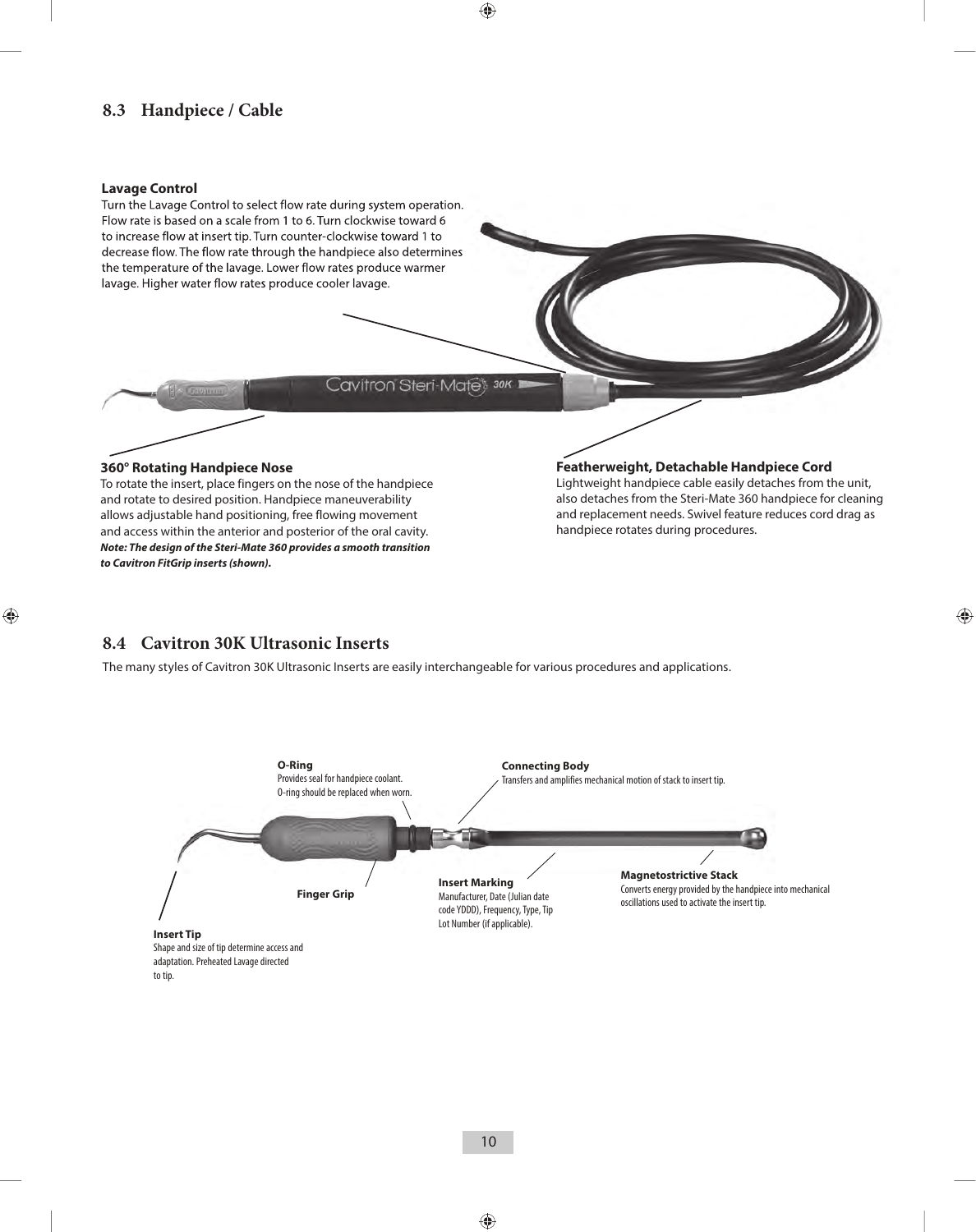## 8.3 Handpiece / Cable

**Lavage Control**

Turn the Lavage Control to select flow rate during system operation. Flow rate is based on a scale from 1 to 6. Turn clockwise toward 6 to increase flow at insert tip. Turn counter-clockwise toward 1 to decrease flow. The flow rate through the handpiece also determines the temperature of the lavage. Lower flow rates produce warmer lavage. Higher water flow rates produce cooler lavage.

**360° Rotating Handpiece Nose**

To rotate the insert, place fingers on the nose of the handpiece and rotate to desired position. Handpiece maneuverability allows adjustable hand positioning, free flowing movement and access within the anterior and posterior of the oral cavity.

***Note: The design of the Steri-Mate 360 provides a smooth transition to Cavitron FitGrip inserts (shown).***

**Featherweight, Detachable Handpiece Cord**

Lightweight handpiece cable easily detaches from the unit, also detaches from the Steri-Mate 360 handpiece for cleaning and replacement needs. Swivel feature reduces cord drag as handpiece rotates during procedures.

## 8.4 Cavitron 30K Ultrasonic Inserts

The many styles of Cavitron 30K Ultrasonic Inserts are easily interchangeable for various procedures and applications.

**O-Ring**
Provides seal for handpiece coolant. O-ring should be replaced when worn.

**Connecting Body**
Transfers and amplifies mechanical motion of stack to insert tip.

**Finger Grip**

**Insert Marking**
Manufacturer, Date (Julian date code YDDD), Frequency, Type, Tip Lot Number (if applicable).

**Magnetostrictive Stack**
Converts energy provided by the handpiece into mechanical oscillations used to activate the insert tip.

**Insert Tip**
Shape and size of tip determine access and adaptation. Preheated Lavage directed to tip.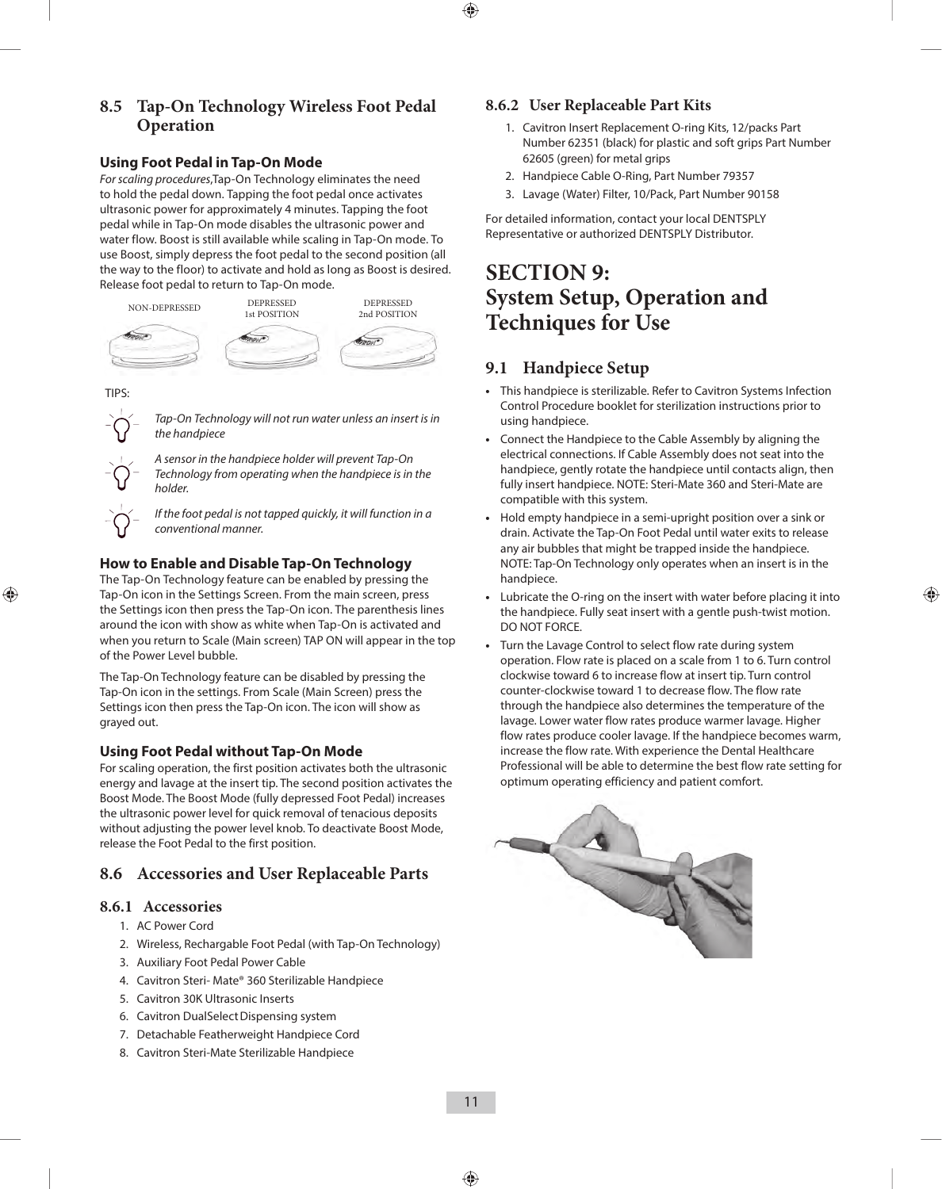## 8.5 Tap-On Technology Wireless Foot Pedal Operation

### Using Foot Pedal in Tap-On Mode

*For scaling procedures*,Tap-On Technology eliminates the need to hold the pedal down. Tapping the foot pedal once activates ultrasonic power for approximately 4 minutes. Tapping the foot pedal while in Tap-On mode disables the ultrasonic power and water flow. Boost is still available while scaling in Tap-On mode. To use Boost, simply depress the foot pedal to the second position (all the way to the floor) to activate and hold as long as Boost is desired. Release foot pedal to return to Tap-On mode.

NON-DEPRESSED | DEPRESSED 1st POSITION | DEPRESSED 2nd POSITION

TIPS:

*Tap-On Technology will not run water unless an insert is in the handpiece*

*A sensor in the handpiece holder will prevent Tap-On Technology from operating when the handpiece is in the holder.*

*If the foot pedal is not tapped quickly, it will function in a conventional manner.*

### How to Enable and Disable Tap-On Technology

The Tap-On Technology feature can be enabled by pressing the Tap-On icon in the Settings Screen. From the main screen, press the Settings icon then press the Tap-On icon. The parenthesis lines around the icon with show as white when Tap-On is activated and when you return to Scale (Main screen) TAP ON will appear in the top of the Power Level bubble.

The Tap-On Technology feature can be disabled by pressing the Tap-On icon in the settings. From Scale (Main Screen) press the Settings icon then press the Tap-On icon. The icon will show as grayed out.

### Using Foot Pedal without Tap-On Mode

For scaling operation, the first position activates both the ultrasonic energy and lavage at the insert tip. The second position activates the Boost Mode. The Boost Mode (fully depressed Foot Pedal) increases the ultrasonic power level for quick removal of tenacious deposits without adjusting the power level knob. To deactivate Boost Mode, release the Foot Pedal to the first position.

## 8.6 Accessories and User Replaceable Parts

### 8.6.1 Accessories

1. AC Power Cord
2. Wireless, Rechargable Foot Pedal (with Tap-On Technology)
3. Auxiliary Foot Pedal Power Cable
4. Cavitron Steri- Mate® 360 Sterilizable Handpiece
5. Cavitron 30K Ultrasonic Inserts
6. Cavitron DualSelect Dispensing system
7. Detachable Featherweight Handpiece Cord
8. Cavitron Steri-Mate Sterilizable Handpiece

### 8.6.2 User Replaceable Part Kits

1. Cavitron Insert Replacement O-ring Kits, 12/packs Part Number 62351 (black) for plastic and soft grips Part Number 62605 (green) for metal grips
2. Handpiece Cable O-Ring, Part Number 79357
3. Lavage (Water) Filter, 10/Pack, Part Number 90158

For detailed information, contact your local DENTSPLY Representative or authorized DENTSPLY Distributor.

# SECTION 9: System Setup, Operation and Techniques for Use

## 9.1 Handpiece Setup

- This handpiece is sterilizable. Refer to Cavitron Systems Infection Control Procedure booklet for sterilization instructions prior to using handpiece.
- Connect the Handpiece to the Cable Assembly by aligning the electrical connections. If Cable Assembly does not seat into the handpiece, gently rotate the handpiece until contacts align, then fully insert handpiece. NOTE: Steri-Mate 360 and Steri-Mate are compatible with this system.
- Hold empty handpiece in a semi-upright position over a sink or drain. Activate the Tap-On Foot Pedal until water exits to release any air bubbles that might be trapped inside the handpiece. NOTE: Tap-On Technology only operates when an insert is in the handpiece.
- Lubricate the O-ring on the insert with water before placing it into the handpiece. Fully seat insert with a gentle push-twist motion. DO NOT FORCE.
- Turn the Lavage Control to select flow rate during system operation. Flow rate is placed on a scale from 1 to 6. Turn control clockwise toward 6 to increase flow at insert tip. Turn control counter-clockwise toward 1 to decrease flow. The flow rate through the handpiece also determines the temperature of the lavage. Lower water flow rates produce warmer lavage. Higher flow rates produce cooler lavage. If the handpiece becomes warm, increase the flow rate. With experience the Dental Healthcare Professional will be able to determine the best flow rate setting for optimum operating efficiency and patient comfort.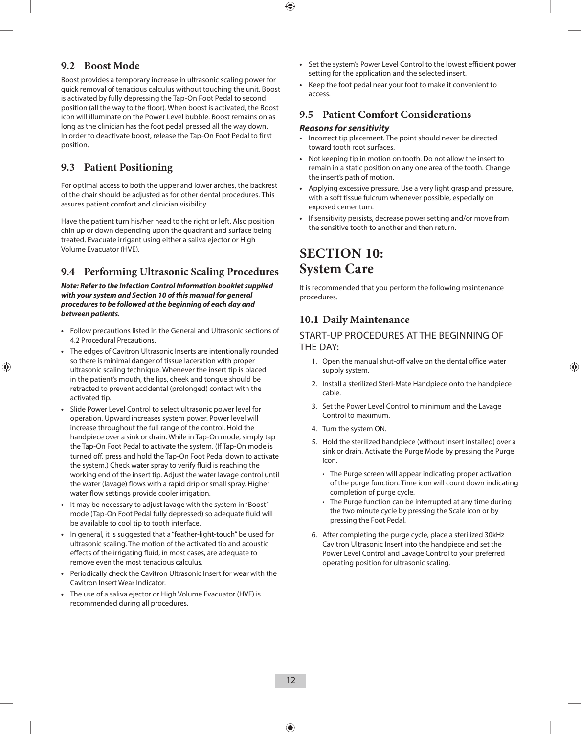## 9.2 Boost Mode

Boost provides a temporary increase in ultrasonic scaling power for quick removal of tenacious calculus without touching the unit. Boost is activated by fully depressing the Tap-On Foot Pedal to second position (all the way to the floor). When boost is activated, the Boost icon will illuminate on the Power Level bubble. Boost remains on as long as the clinician has the foot pedal pressed all the way down. In order to deactivate boost, release the Tap-On Foot Pedal to first position.

## 9.3 Patient Positioning

For optimal access to both the upper and lower arches, the backrest of the chair should be adjusted as for other dental procedures. This assures patient comfort and clinician visibility.

Have the patient turn his/her head to the right or left. Also position chin up or down depending upon the quadrant and surface being treated. Evacuate irrigant using either a saliva ejector or High Volume Evacuator (HVE).

## 9.4 Performing Ultrasonic Scaling Procedures

***Note: Refer to the Infection Control Information booklet supplied with your system and Section 10 of this manual for general procedures to be followed at the beginning of each day and between patients.***

- Follow precautions listed in the General and Ultrasonic sections of 4.2 Procedural Precautions.
- The edges of Cavitron Ultrasonic Inserts are intentionally rounded so there is minimal danger of tissue laceration with proper ultrasonic scaling technique. Whenever the insert tip is placed in the patient's mouth, the lips, cheek and tongue should be retracted to prevent accidental (prolonged) contact with the activated tip.
- Slide Power Level Control to select ultrasonic power level for operation. Upward increases system power. Power level will increase throughout the full range of the control. Hold the handpiece over a sink or drain. While in Tap-On mode, simply tap the Tap-On Foot Pedal to activate the system. (If Tap-On mode is turned off, press and hold the Tap-On Foot Pedal down to activate the system.) Check water spray to verify fluid is reaching the working end of the insert tip. Adjust the water lavage control until the water (lavage) flows with a rapid drip or small spray. Higher water flow settings provide cooler irrigation.
- It may be necessary to adjust lavage with the system in "Boost" mode (Tap-On Foot Pedal fully depressed) so adequate fluid will be available to cool tip to tooth interface.
- In general, it is suggested that a "feather-light-touch" be used for ultrasonic scaling. The motion of the activated tip and acoustic effects of the irrigating fluid, in most cases, are adequate to remove even the most tenacious calculus.
- Periodically check the Cavitron Ultrasonic Insert for wear with the Cavitron Insert Wear Indicator.
- The use of a saliva ejector or High Volume Evacuator (HVE) is recommended during all procedures.
- Set the system's Power Level Control to the lowest efficient power setting for the application and the selected insert.
- Keep the foot pedal near your foot to make it convenient to access.

## 9.5 Patient Comfort Considerations

***Reasons for sensitivity***

- Incorrect tip placement. The point should never be directed toward tooth root surfaces.
- Not keeping tip in motion on tooth. Do not allow the insert to remain in a static position on any one area of the tooth. Change the insert's path of motion.
- Applying excessive pressure. Use a very light grasp and pressure, with a soft tissue fulcrum whenever possible, especially on exposed cementum.
- If sensitivity persists, decrease power setting and/or move from the sensitive tooth to another and then return.

# SECTION 10: System Care

It is recommended that you perform the following maintenance procedures.

## 10.1 Daily Maintenance

### START-UP PROCEDURES AT THE BEGINNING OF THE DAY:

1. Open the manual shut-off valve on the dental office water supply system.
2. Install a sterilized Steri-Mate Handpiece onto the handpiece cable.
3. Set the Power Level Control to minimum and the Lavage Control to maximum.
4. Turn the system ON.
5. Hold the sterilized handpiece (without insert installed) over a sink or drain. Activate the Purge Mode by pressing the Purge icon.
   - The Purge screen will appear indicating proper activation of the purge function. Time icon will count down indicating completion of purge cycle.
   - The Purge function can be interrupted at any time during the two minute cycle by pressing the Scale icon or by pressing the Foot Pedal.
6. After completing the purge cycle, place a sterilized 30kHz Cavitron Ultrasonic Insert into the handpiece and set the Power Level Control and Lavage Control to your preferred operating position for ultrasonic scaling.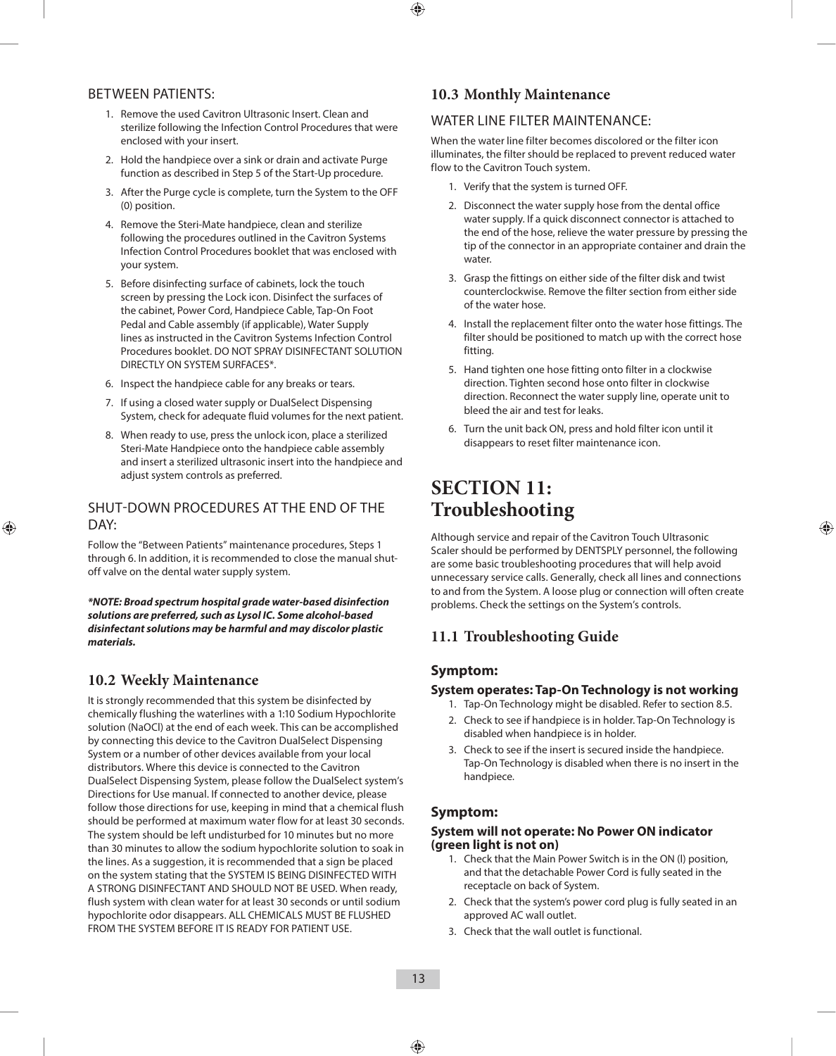### BETWEEN PATIENTS:

1. Remove the used Cavitron Ultrasonic Insert. Clean and sterilize following the Infection Control Procedures that were enclosed with your insert.
2. Hold the handpiece over a sink or drain and activate Purge function as described in Step 5 of the Start-Up procedure.
3. After the Purge cycle is complete, turn the System to the OFF (0) position.
4. Remove the Steri-Mate handpiece, clean and sterilize following the procedures outlined in the Cavitron Systems Infection Control Procedures booklet that was enclosed with your system.
5. Before disinfecting surface of cabinets, lock the touch screen by pressing the Lock icon. Disinfect the surfaces of the cabinet, Power Cord, Handpiece Cable, Tap-On Foot Pedal and Cable assembly (if applicable), Water Supply lines as instructed in the Cavitron Systems Infection Control Procedures booklet. DO NOT SPRAY DISINFECTANT SOLUTION DIRECTLY ON SYSTEM SURFACES*.
6. Inspect the handpiece cable for any breaks or tears.
7. If using a closed water supply or DualSelect Dispensing System, check for adequate fluid volumes for the next patient.
8. When ready to use, press the unlock icon, place a sterilized Steri-Mate Handpiece onto the handpiece cable assembly and insert a sterilized ultrasonic insert into the handpiece and adjust system controls as preferred.

### SHUT-DOWN PROCEDURES AT THE END OF THE DAY:

Follow the "Between Patients" maintenance procedures, Steps 1 through 6. In addition, it is recommended to close the manual shut-off valve on the dental water supply system.

***NOTE: Broad spectrum hospital grade water-based disinfection solutions are preferred, such as Lysol IC. Some alcohol-based disinfectant solutions may be harmful and may discolor plastic materials.***

## 10.2 Weekly Maintenance

It is strongly recommended that this system be disinfected by chemically flushing the waterlines with a 1:10 Sodium Hypochlorite solution (NaOCl) at the end of each week. This can be accomplished by connecting this device to the Cavitron DualSelect Dispensing System or a number of other devices available from your local distributors. Where this device is connected to the Cavitron DualSelect Dispensing System, please follow the DualSelect system's Directions for Use manual. If connected to another device, please follow those directions for use, keeping in mind that a chemical flush should be performed at maximum water flow for at least 30 seconds. The system should be left undisturbed for 10 minutes but no more than 30 minutes to allow the sodium hypochlorite solution to soak in the lines. As a suggestion, it is recommended that a sign be placed on the system stating that the SYSTEM IS BEING DISINFECTED WITH A STRONG DISINFECTANT AND SHOULD NOT BE USED. When ready, flush system with clean water for at least 30 seconds or until sodium hypochlorite odor disappears. ALL CHEMICALS MUST BE FLUSHED FROM THE SYSTEM BEFORE IT IS READY FOR PATIENT USE.

## 10.3 Monthly Maintenance

### WATER LINE FILTER MAINTENANCE:

When the water line filter becomes discolored or the filter icon illuminates, the filter should be replaced to prevent reduced water flow to the Cavitron Touch system.

1. Verify that the system is turned OFF.
2. Disconnect the water supply hose from the dental office water supply. If a quick disconnect connector is attached to the end of the hose, relieve the water pressure by pressing the tip of the connector in an appropriate container and drain the water.
3. Grasp the fittings on either side of the filter disk and twist counterclockwise. Remove the filter section from either side of the water hose.
4. Install the replacement filter onto the water hose fittings. The filter should be positioned to match up with the correct hose fitting.
5. Hand tighten one hose fitting onto filter in a clockwise direction. Tighten second hose onto filter in clockwise direction. Reconnect the water supply line, operate unit to bleed the air and test for leaks.
6. Turn the unit back ON, press and hold filter icon until it disappears to reset filter maintenance icon.

# SECTION 11: Troubleshooting

Although service and repair of the Cavitron Touch Ultrasonic Scaler should be performed by DENTSPLY personnel, the following are some basic troubleshooting procedures that will help avoid unnecessary service calls. Generally, check all lines and connections to and from the System. A loose plug or connection will often create problems. Check the settings on the System's controls.

## 11.1 Troubleshooting Guide

### Symptom:

**System operates: Tap-On Technology is not working**

1. Tap-On Technology might be disabled. Refer to section 8.5.
2. Check to see if handpiece is in holder. Tap-On Technology is disabled when handpiece is in holder.
3. Check to see if the insert is secured inside the handpiece. Tap-On Technology is disabled when there is no insert in the handpiece.

### Symptom:

**System will not operate: No Power ON indicator (green light is not on)**

1. Check that the Main Power Switch is in the ON (I) position, and that the detachable Power Cord is fully seated in the receptacle on back of System.
2. Check that the system's power cord plug is fully seated in an approved AC wall outlet.
3. Check that the wall outlet is functional.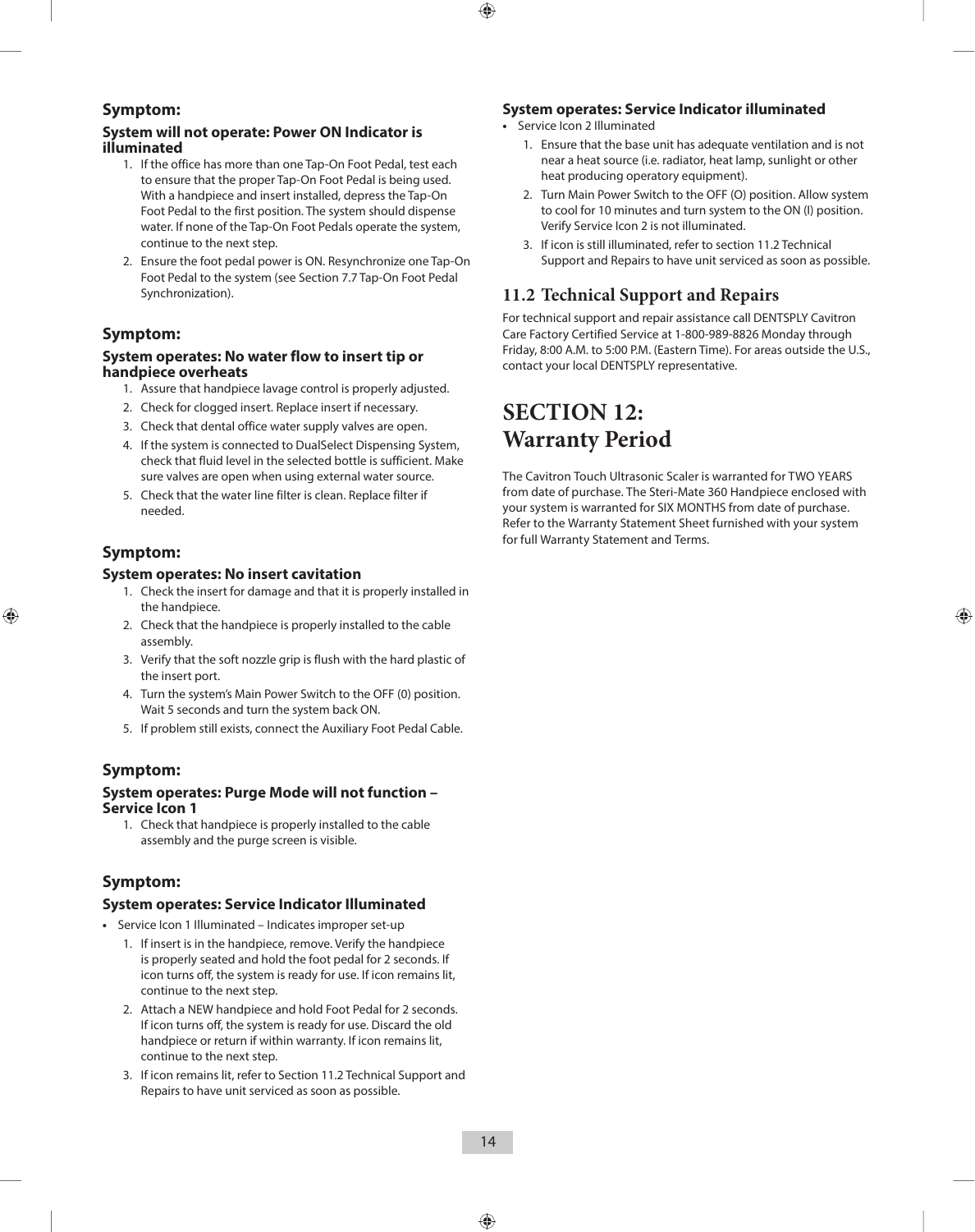### Symptom:

#### System will not operate: Power ON Indicator is illuminated

1. If the office has more than one Tap-On Foot Pedal, test each to ensure that the proper Tap-On Foot Pedal is being used. With a handpiece and insert installed, depress the Tap-On Foot Pedal to the first position. The system should dispense water. If none of the Tap-On Foot Pedals operate the system, continue to the next step.
2. Ensure the foot pedal power is ON. Resynchronize one Tap-On Foot Pedal to the system (see Section 7.7 Tap-On Foot Pedal Synchronization).

### Symptom:

#### System operates: No water flow to insert tip or handpiece overheats

1. Assure that handpiece lavage control is properly adjusted.
2. Check for clogged insert. Replace insert if necessary.
3. Check that dental office water supply valves are open.
4. If the system is connected to DualSelect Dispensing System, check that fluid level in the selected bottle is sufficient. Make sure valves are open when using external water source.
5. Check that the water line filter is clean. Replace filter if needed.

### Symptom:

#### System operates: No insert cavitation

1. Check the insert for damage and that it is properly installed in the handpiece.
2. Check that the handpiece is properly installed to the cable assembly.
3. Verify that the soft nozzle grip is flush with the hard plastic of the insert port.
4. Turn the system's Main Power Switch to the OFF (0) position. Wait 5 seconds and turn the system back ON.
5. If problem still exists, connect the Auxiliary Foot Pedal Cable.

### Symptom:

#### System operates: Purge Mode will not function – Service Icon 1

1. Check that handpiece is properly installed to the cable assembly and the purge screen is visible.

### Symptom:

#### System operates: Service Indicator Illuminated

- Service Icon 1 Illuminated – Indicates improper set-up
  1. If insert is in the handpiece, remove. Verify the handpiece is properly seated and hold the foot pedal for 2 seconds. If icon turns off, the system is ready for use. If icon remains lit, continue to the next step.
  2. Attach a NEW handpiece and hold Foot Pedal for 2 seconds. If icon turns off, the system is ready for use. Discard the old handpiece or return if within warranty. If icon remains lit, continue to the next step.
  3. If icon remains lit, refer to Section 11.2 Technical Support and Repairs to have unit serviced as soon as possible.

#### System operates: Service Indicator illuminated

- Service Icon 2 Illuminated
  1. Ensure that the base unit has adequate ventilation and is not near a heat source (i.e. radiator, heat lamp, sunlight or other heat producing operatory equipment).
  2. Turn Main Power Switch to the OFF (O) position. Allow system to cool for 10 minutes and turn system to the ON (I) position. Verify Service Icon 2 is not illuminated.
  3. If icon is still illuminated, refer to section 11.2 Technical Support and Repairs to have unit serviced as soon as possible.

## 11.2 Technical Support and Repairs

For technical support and repair assistance call DENTSPLY Cavitron Care Factory Certified Service at 1-800-989-8826 Monday through Friday, 8:00 A.M. to 5:00 P.M. (Eastern Time). For areas outside the U.S., contact your local DENTSPLY representative.

# SECTION 12: Warranty Period

The Cavitron Touch Ultrasonic Scaler is warranted for TWO YEARS from date of purchase. The Steri-Mate 360 Handpiece enclosed with your system is warranted for SIX MONTHS from date of purchase. Refer to the Warranty Statement Sheet furnished with your system for full Warranty Statement and Terms.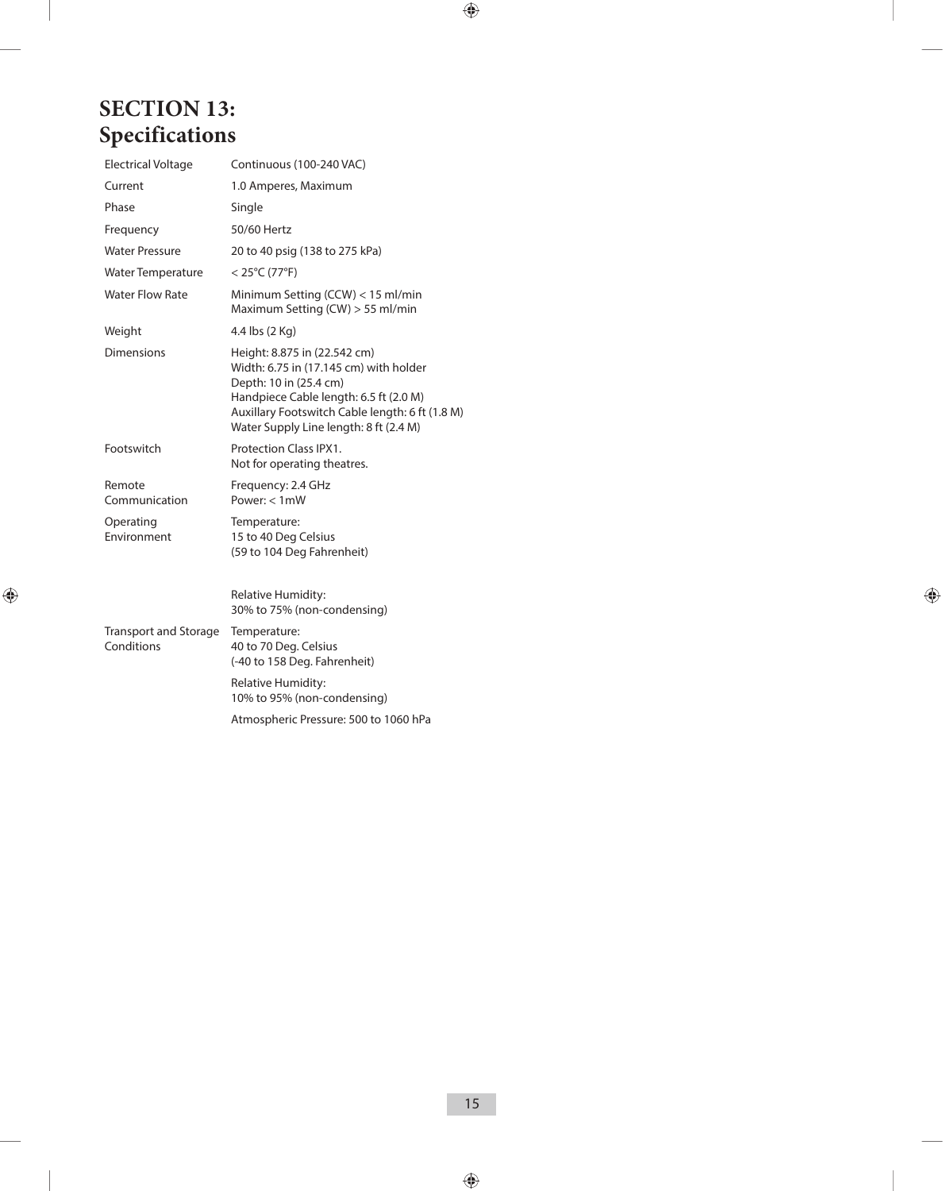# SECTION 13: Specifications

| | |
|---|---|
| Electrical Voltage | Continuous (100-240 VAC) |
| Current | 1.0 Amperes, Maximum |
| Phase | Single |
| Frequency | 50/60 Hertz |
| Water Pressure | 20 to 40 psig (138 to 275 kPa) |
| Water Temperature | < 25°C (77°F) |
| Water Flow Rate | Minimum Setting (CCW) < 15 ml/min<br>Maximum Setting (CW) > 55 ml/min |
| Weight | 4.4 lbs (2 Kg) |
| Dimensions | Height: 8.875 in (22.542 cm)<br>Width: 6.75 in (17.145 cm) with holder<br>Depth: 10 in (25.4 cm)<br>Handpiece Cable length: 6.5 ft (2.0 M)<br>Auxillary Footswitch Cable length: 6 ft (1.8 M)<br>Water Supply Line length: 8 ft (2.4 M) |
| Footswitch | Protection Class IPX1.<br>Not for operating theatres. |
| Remote Communication | Frequency: 2.4 GHz<br>Power: < 1mW |
| Operating Environment | Temperature:<br>15 to 40 Deg Celsius<br>(59 to 104 Deg Fahrenheit) |
| | Relative Humidity:<br>30% to 75% (non-condensing) |
| Transport and Storage Conditions | Temperature:<br>40 to 70 Deg. Celsius<br>(-40 to 158 Deg. Fahrenheit) |
| | Relative Humidity:<br>10% to 95% (non-condensing) |
| | Atmospheric Pressure: 500 to 1060 hPa |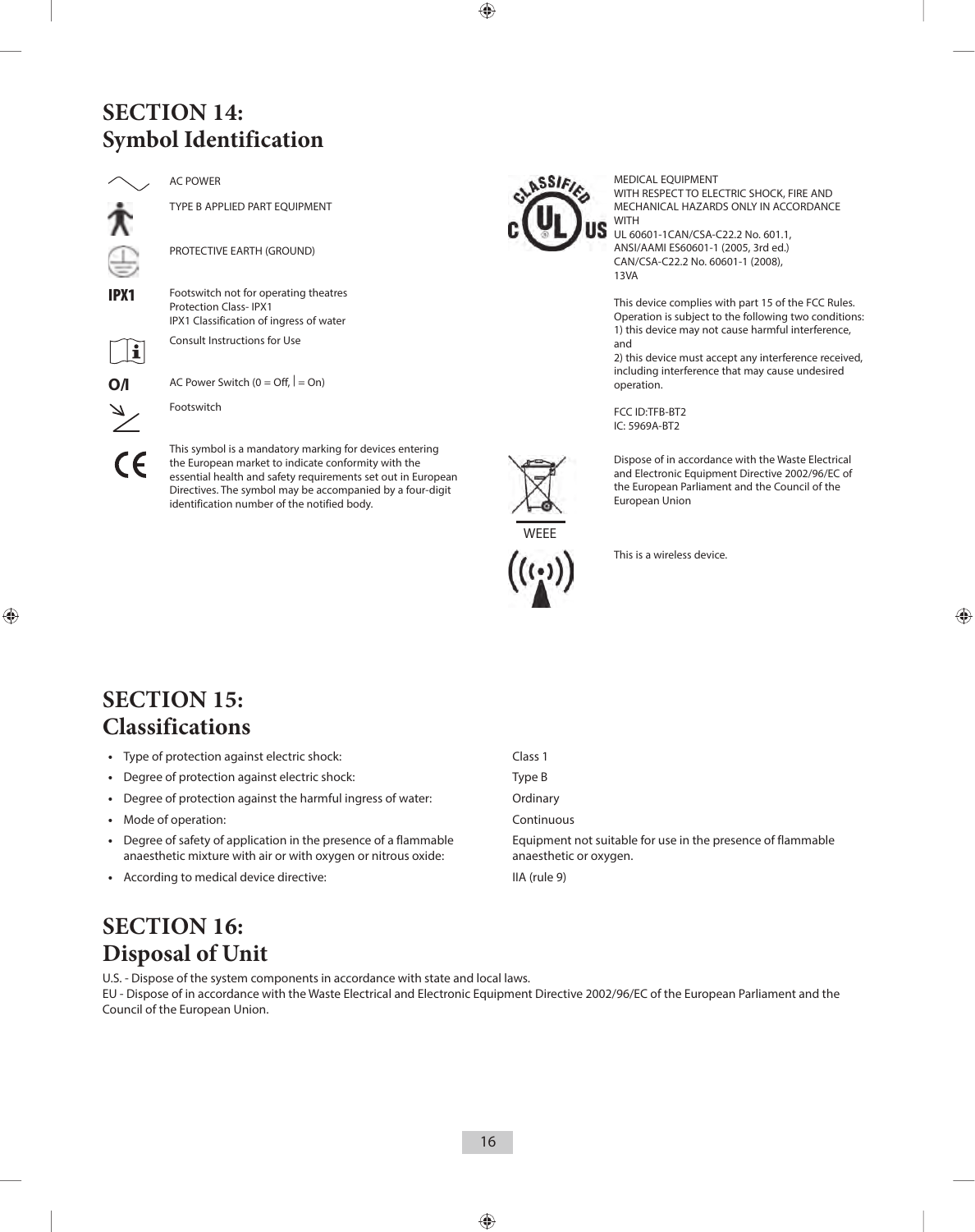## SECTION 14: Symbol Identification

| Symbol | Description |
|---|---|
| ∿ | AC POWER |
| | TYPE B APPLIED PART EQUIPMENT |
| | PROTECTIVE EARTH (GROUND) |
| IPX1 | Footswitch not for operating theatres<br>Protection Class- IPX1<br>IPX1 Classification of ingress of water |
| | Consult Instructions for Use |
| O/I | AC Power Switch (0 = Off, \| = On) |
| | Footswitch |
| CE | This symbol is a mandatory marking for devices entering the European market to indicate conformity with the essential health and safety requirements set out in European Directives. The symbol may be accompanied by a four-digit identification number of the notified body. |
| CLASSIFIED c UL US | MEDICAL EQUIPMENT<br>WITH RESPECT TO ELECTRIC SHOCK, FIRE AND MECHANICAL HAZARDS ONLY IN ACCORDANCE WITH<br>UL 60601-1CAN/CSA-C22.2 No. 601.1,<br>ANSI/AAMI ES60601-1 (2005, 3rd ed.)<br>CAN/CSA-C22.2 No. 60601-1 (2008),<br>13VA<br><br>This device complies with part 15 of the FCC Rules. Operation is subject to the following two conditions:<br>1) this device may not cause harmful interference, and<br>2) this device must accept any interference received, including interference that may cause undesired operation.<br><br>FCC ID:TFB-BT2<br>IC: 5969A-BT2 |
| WEEE | Dispose of in accordance with the Waste Electrical and Electronic Equipment Directive 2002/96/EC of the European Parliament and the Council of the European Union |
| | This is a wireless device. |

## SECTION 15: Classifications

- Type of protection against electric shock: Class 1
- Degree of protection against electric shock: Type B
- Degree of protection against the harmful ingress of water: Ordinary
- Mode of operation: Continuous
- Degree of safety of application in the presence of a flammable anaesthetic mixture with air or with oxygen or nitrous oxide: Equipment not suitable for use in the presence of flammable anaesthetic or oxygen.
- According to medical device directive: IIA (rule 9)

## SECTION 16: Disposal of Unit

U.S. - Dispose of the system components in accordance with state and local laws.
EU - Dispose of in accordance with the Waste Electrical and Electronic Equipment Directive 2002/96/EC of the European Parliament and the Council of the European Union.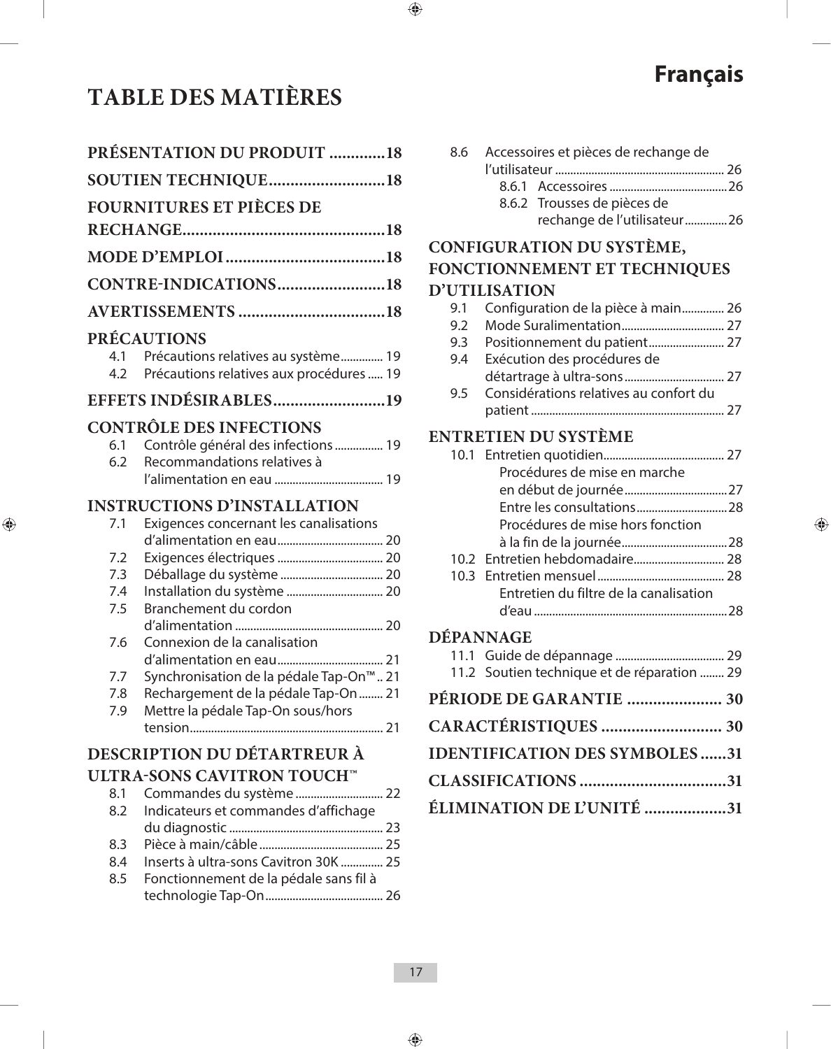# Français

# TABLE DES MATIÈRES

**PRÉSENTATION DU PRODUIT** ............. 18

**SOUTIEN TECHNIQUE** ........................... 18

**FOURNITURES ET PIÈCES DE RECHANGE** ............................................... 18

**MODE D'EMPLOI** ..................................... 18

**CONTRE-INDICATIONS** ......................... 18

**AVERTISSEMENTS** .................................. 18

**PRÉCAUTIONS**

- 4.1 Précautions relatives au système .............. 19
- 4.2 Précautions relatives aux procédures ..... 19

**EFFETS INDÉSIRABLES** .......................... 19

**CONTRÔLE DES INFECTIONS**

- 6.1 Contrôle général des infections ................ 19
- 6.2 Recommandations relatives à l'alimentation en eau .................................... 19

**INSTRUCTIONS D'INSTALLATION**

- 7.1 Exigences concernant les canalisations d'alimentation en eau ................................... 20
- 7.2 Exigences électriques ................................... 20
- 7.3 Déballage du système .................................. 20
- 7.4 Installation du système ................................ 20
- 7.5 Branchement du cordon d'alimentation ................................................. 20
- 7.6 Connexion de la canalisation d'alimentation en eau ................................... 21
- 7.7 Synchronisation de la pédale Tap-On™ .. 21
- 7.8 Rechargement de la pédale Tap-On ........ 21
- 7.9 Mettre la pédale Tap-On sous/hors tension ................................................................ 21

**DESCRIPTION DU DÉTARTREUR À ULTRA-SONS CAVITRON TOUCH™**

- 8.1 Commandes du système ............................. 22
- 8.2 Indicateurs et commandes d'affichage du diagnostic ................................................... 23
- 8.3 Pièce à main/câble ......................................... 25
- 8.4 Inserts à ultra-sons Cavitron 30K .............. 25
- 8.5 Fonctionnement de la pédale sans fil à technologie Tap-On ....................................... 26
- 8.6 Accessoires et pièces de rechange de l'utilisateur ........................................................ 26
  - 8.6.1 Accessoires ....................................... 26
  - 8.6.2 Trousses de pièces de rechange de l'utilisateur .............. 26

**CONFIGURATION DU SYSTÈME, FONCTIONNEMENT ET TECHNIQUES D'UTILISATION**

- 9.1 Configuration de la pièce à main .............. 26
- 9.2 Mode Suralimentation .................................. 27
- 9.3 Positionnement du patient ......................... 27
- 9.4 Exécution des procédures de détartrage à ultra-sons ................................. 27
- 9.5 Considérations relatives au confort du patient ................................................................ 27

**ENTRETIEN DU SYSTÈME**

- 10.1 Entretien quotidien........................................ 27
  - Procédures de mise en marche en début de journée .................................. 27
  - Entre les consultations .............................. 28
  - Procédures de mise hors fonction à la fin de la journée ................................... 28
- 10.2 Entretien hebdomadaire.............................. 28
- 10.3 Entretien mensuel .......................................... 28
  - Entretien du filtre de la canalisation d'eau ................................................................ 28

**DÉPANNAGE**

- 11.1 Guide de dépannage .................................... 29
- 11.2 Soutien technique et de réparation ........ 29

**PÉRIODE DE GARANTIE** ...................... 30

**CARACTÉRISTIQUES** ............................ 30

**IDENTIFICATION DES SYMBOLES** ...... 31

**CLASSIFICATIONS** .................................. 31

**ÉLIMINATION DE L'UNITÉ** ................... 31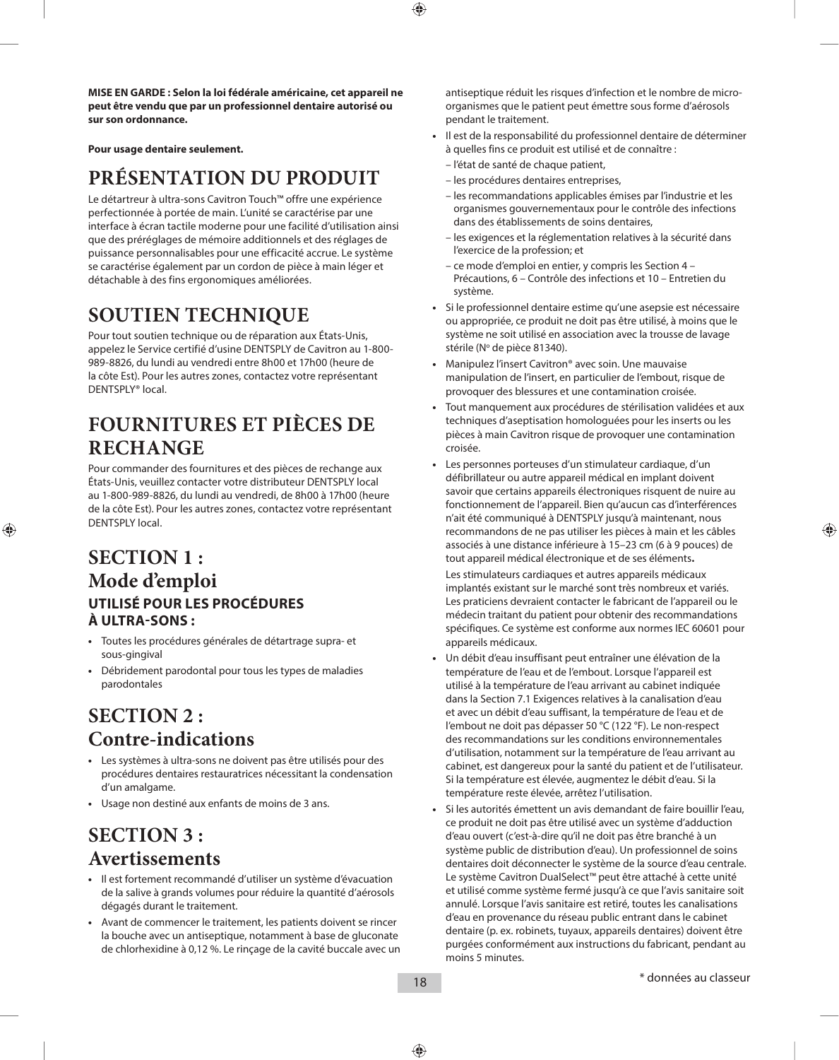**MISE EN GARDE : Selon la loi fédérale américaine, cet appareil ne peut être vendu que par un professionnel dentaire autorisé ou sur son ordonnance.**

**Pour usage dentaire seulement.**

# PRÉSENTATION DU PRODUIT

Le détartreur à ultra-sons Cavitron Touch™ offre une expérience perfectionnée à portée de main. L'unité se caractérise par une interface à écran tactile moderne pour une facilité d'utilisation ainsi que des préréglages de mémoire additionnels et des réglages de puissance personnalisables pour une efficacité accrue. Le système se caractérise également par un cordon de pièce à main léger et détachable à des fins ergonomiques améliorées.

# SOUTIEN TECHNIQUE

Pour tout soutien technique ou de réparation aux États-Unis, appelez le Service certifié d'usine DENTSPLY de Cavitron au 1-800-989-8826, du lundi au vendredi entre 8h00 et 17h00 (heure de la côte Est). Pour les autres zones, contactez votre représentant DENTSPLY® local.

# FOURNITURES ET PIÈCES DE RECHANGE

Pour commander des fournitures et des pièces de rechange aux États-Unis, veuillez contacter votre distributeur DENTSPLY local au 1-800-989-8826, du lundi au vendredi, de 8h00 à 17h00 (heure de la côte Est). Pour les autres zones, contactez votre représentant DENTSPLY local.

# SECTION 1 : Mode d'emploi

### UTILISÉ POUR LES PROCÉDURES À ULTRA-SONS :

- Toutes les procédures générales de détartrage supra- et sous-gingival
- Débridement parodontal pour tous les types de maladies parodontales

# SECTION 2 : Contre-indications

- Les systèmes à ultra-sons ne doivent pas être utilisés pour des procédures dentaires restauratrices nécessitant la condensation d'un amalgame.
- Usage non destiné aux enfants de moins de 3 ans.

# SECTION 3 : Avertissements

- Il est fortement recommandé d'utiliser un système d'évacuation de la salive à grands volumes pour réduire la quantité d'aérosols dégagés durant le traitement.
- Avant de commencer le traitement, les patients doivent se rincer la bouche avec un antiseptique, notamment à base de gluconate de chlorhexidine à 0,12 %. Le rinçage de la cavité buccale avec un antiseptique réduit les risques d'infection et le nombre de micro-organismes que le patient peut émettre sous forme d'aérosols pendant le traitement.
- Il est de la responsabilité du professionnel dentaire de déterminer à quelles fins ce produit est utilisé et de connaître :
  - l'état de santé de chaque patient,
  - les procédures dentaires entreprises,
  - les recommandations applicables émises par l'industrie et les organismes gouvernementaux pour le contrôle des infections dans des établissements de soins dentaires,
  - les exigences et la réglementation relatives à la sécurité dans l'exercice de la profession; et
  - ce mode d'emploi en entier, y compris les Section 4 – Précautions, 6 – Contrôle des infections et 10 – Entretien du système.
- Si le professionnel dentaire estime qu'une asepsie est nécessaire ou appropriée, ce produit ne doit pas être utilisé, à moins que le système ne soit utilisé en association avec la trousse de lavage stérile (N° de pièce 81340).
- Manipulez l'insert Cavitron® avec soin. Une mauvaise manipulation de l'insert, en particulier de l'embout, risque de provoquer des blessures et une contamination croisée.
- Tout manquement aux procédures de stérilisation validées et aux techniques d'aseptisation homologuées pour les inserts ou les pièces à main Cavitron risque de provoquer une contamination croisée.
- Les personnes porteuses d'un stimulateur cardiaque, d'un défibrillateur ou autre appareil médical en implant doivent savoir que certains appareils électroniques risquent de nuire au fonctionnement de l'appareil. Bien qu'aucun cas d'interférences n'ait été communiqué à DENTSPLY jusqu'à maintenant, nous recommandons de ne pas utiliser les pièces à main et les câbles associés à une distance inférieure à 15–23 cm (6 à 9 pouces) de tout appareil médical électronique et de ses éléments**.**

  Les stimulateurs cardiaques et autres appareils médicaux implantés existant sur le marché sont très nombreux et variés. Les praticiens devraient contacter le fabricant de l'appareil ou le médecin traitant du patient pour obtenir des recommandations spécifiques. Ce système est conforme aux normes IEC 60601 pour appareils médicaux.
- Un débit d'eau insuffisant peut entraîner une élévation de la température de l'eau et de l'embout. Lorsque l'appareil est utilisé à la température de l'eau arrivant au cabinet indiquée dans la Section 7.1 Exigences relatives à la canalisation d'eau et avec un débit d'eau suffisant, la température de l'eau et de l'embout ne doit pas dépasser 50 °C (122 °F). Le non-respect des recommandations sur les conditions environnementales d'utilisation, notamment sur la température de l'eau arrivant au cabinet, est dangereux pour la santé du patient et de l'utilisateur. Si la température est élevée, augmentez le débit d'eau. Si la température reste élevée, arrêtez l'utilisation.
- Si les autorités émettent un avis demandant de faire bouillir l'eau, ce produit ne doit pas être utilisé avec un système d'adduction d'eau ouvert (c'est-à-dire qu'il ne doit pas être branché à un système public de distribution d'eau). Un professionnel de soins dentaires doit déconnecter le système de la source d'eau centrale. Le système Cavitron DualSelect™ peut être attaché à cette unité et utilisé comme système fermé jusqu'à ce que l'avis sanitaire soit annulé. Lorsque l'avis sanitaire est retiré, toutes les canalisations d'eau en provenance du réseau public entrant dans le cabinet dentaire (p. ex. robinets, tuyaux, appareils dentaires) doivent être purgées conformément aux instructions du fabricant, pendant au moins 5 minutes.

\* données au classeur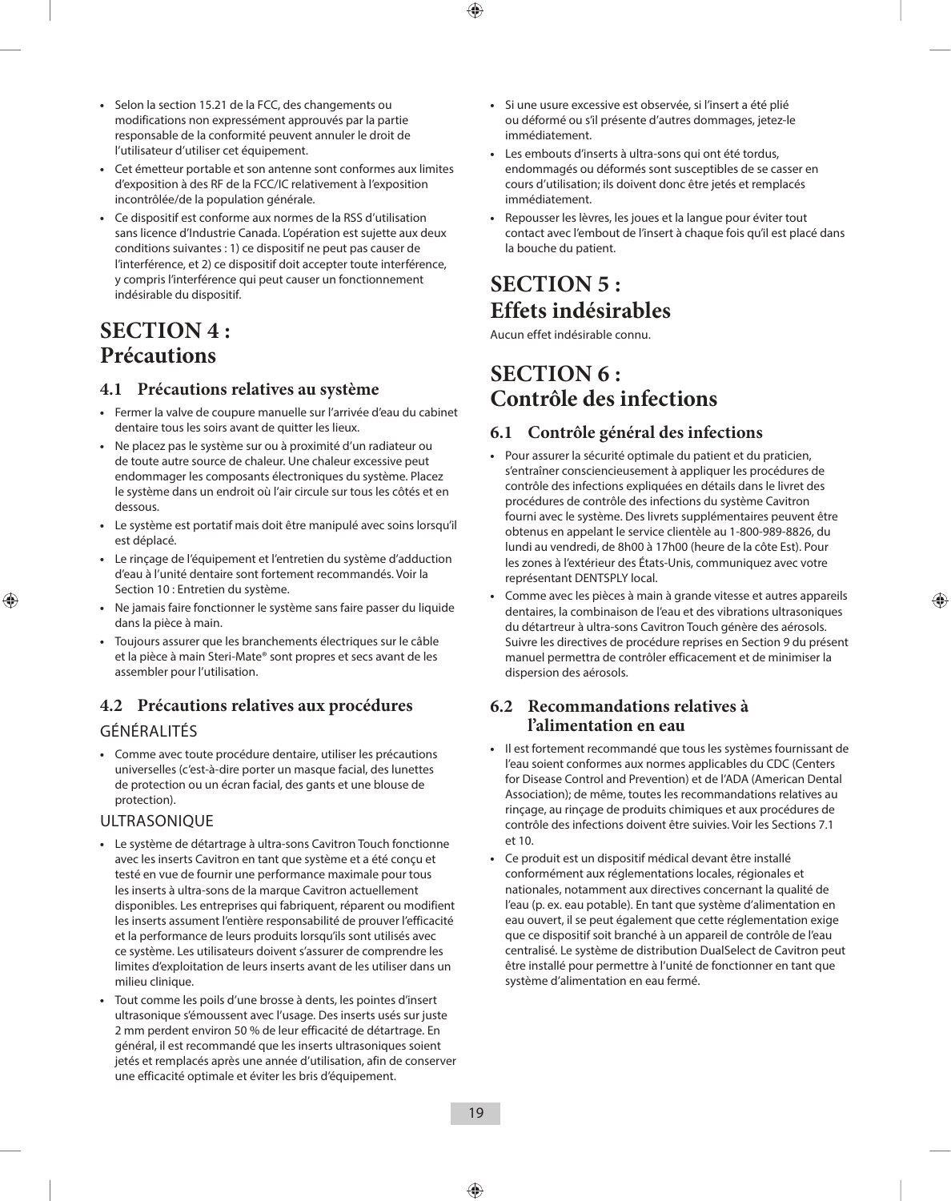- Selon la section 15.21 de la FCC, des changements ou modifications non expressément approuvés par la partie responsable de la conformité peuvent annuler le droit de l'utilisateur d'utiliser cet équipement.
- Cet émetteur portable et son antenne sont conformes aux limites d'exposition à des RF de la FCC/IC relativement à l'exposition incontrôlée/de la population générale.
- Ce dispositif est conforme aux normes de la RSS d'utilisation sans licence d'Industrie Canada. L'opération est sujette aux deux conditions suivantes : 1) ce dispositif ne peut pas causer de l'interférence, et 2) ce dispositif doit accepter toute interférence, y compris l'interférence qui peut causer un fonctionnement indésirable du dispositif.

# SECTION 4 : Précautions

## 4.1 Précautions relatives au système

- Fermer la valve de coupure manuelle sur l'arrivée d'eau du cabinet dentaire tous les soirs avant de quitter les lieux.
- Ne placez pas le système sur ou à proximité d'un radiateur ou de toute autre source de chaleur. Une chaleur excessive peut endommager les composants électroniques du système. Placez le système dans un endroit où l'air circule sur tous les côtés et en dessous.
- Le système est portatif mais doit être manipulé avec soins lorsqu'il est déplacé.
- Le rinçage de l'équipement et l'entretien du système d'adduction d'eau à l'unité dentaire sont fortement recommandés. Voir la Section 10 : Entretien du système.
- Ne jamais faire fonctionner le système sans faire passer du liquide dans la pièce à main.
- Toujours assurer que les branchements électriques sur le câble et la pièce à main Steri-Mate® sont propres et secs avant de les assembler pour l'utilisation.

## 4.2 Précautions relatives aux procédures

### GÉNÉRALITÉS

- Comme avec toute procédure dentaire, utiliser les précautions universelles (c'est-à-dire porter un masque facial, des lunettes de protection ou un écran facial, des gants et une blouse de protection).

### ULTRASONIQUE

- Le système de détartrage à ultra-sons Cavitron Touch fonctionne avec les inserts Cavitron en tant que système et a été conçu et testé en vue de fournir une performance maximale pour tous les inserts à ultra-sons de la marque Cavitron actuellement disponibles. Les entreprises qui fabriquent, réparent ou modifient les inserts assument l'entière responsabilité de prouver l'efficacité et la performance de leurs produits lorsqu'ils sont utilisés avec ce système. Les utilisateurs doivent s'assurer de comprendre les limites d'exploitation de leurs inserts avant de les utiliser dans un milieu clinique.
- Tout comme les poils d'une brosse à dents, les pointes d'insert ultrasonique s'émoussent avec l'usage. Des inserts usés sur juste 2 mm perdent environ 50 % de leur efficacité de détartrage. En général, il est recommandé que les inserts ultrasoniques soient jetés et remplacés après une année d'utilisation, afin de conserver une efficacité optimale et éviter les bris d'équipement.
- Si une usure excessive est observée, si l'insert a été plié ou déformé ou s'il présente d'autres dommages, jetez-le immédiatement.
- Les embouts d'inserts à ultra-sons qui ont été tordus, endommagés ou déformés sont susceptibles de se casser en cours d'utilisation; ils doivent donc être jetés et remplacés immédiatement.
- Repousser les lèvres, les joues et la langue pour éviter tout contact avec l'embout de l'insert à chaque fois qu'il est placé dans la bouche du patient.

# SECTION 5 : Effets indésirables

Aucun effet indésirable connu.

# SECTION 6 : Contrôle des infections

## 6.1 Contrôle général des infections

- Pour assurer la sécurité optimale du patient et du praticien, s'entraîner consciencieusement à appliquer les procédures de contrôle des infections expliquées en détails dans le livret des procédures de contrôle des infections du système Cavitron fourni avec le système. Des livrets supplémentaires peuvent être obtenus en appelant le service clientèle au 1-800-989-8826, du lundi au vendredi, de 8h00 à 17h00 (heure de la côte Est). Pour les zones à l'extérieur des États-Unis, communiquez avec votre représentant DENTSPLY local.
- Comme avec les pièces à main à grande vitesse et autres appareils dentaires, la combinaison de l'eau et des vibrations ultrasoniques du détartreur à ultra-sons Cavitron Touch génère des aérosols. Suivre les directives de procédure reprises en Section 9 du présent manuel permettra de contrôler efficacement et de minimiser la dispersion des aérosols.

## 6.2 Recommandations relatives à l'alimentation en eau

- Il est fortement recommandé que tous les systèmes fournissant de l'eau soient conformes aux normes applicables du CDC (Centers for Disease Control and Prevention) et de l'ADA (American Dental Association); de même, toutes les recommandations relatives au rinçage, au rinçage de produits chimiques et aux procédures de contrôle des infections doivent être suivies. Voir les Sections 7.1 et 10.
- Ce produit est un dispositif médical devant être installé conformément aux réglementations locales, régionales et nationales, notamment aux directives concernant la qualité de l'eau (p. ex. eau potable). En tant que système d'alimentation en eau ouvert, il se peut également que cette réglementation exige que ce dispositif soit branché à un appareil de contrôle de l'eau centralisé. Le système de distribution DualSelect de Cavitron peut être installé pour permettre à l'unité de fonctionner en tant que système d'alimentation en eau fermé.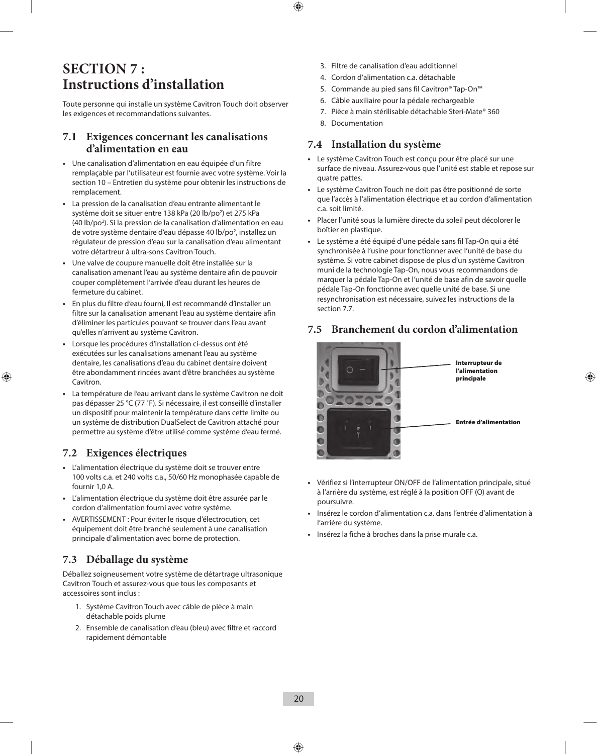# SECTION 7 : Instructions d'installation

Toute personne qui installe un système Cavitron Touch doit observer les exigences et recommandations suivantes.

## 7.1 Exigences concernant les canalisations d'alimentation en eau

- Une canalisation d'alimentation en eau équipée d'un filtre remplaçable par l'utilisateur est fournie avec votre système. Voir la section 10 – Entretien du système pour obtenir les instructions de remplacement.
- La pression de la canalisation d'eau entrante alimentant le système doit se situer entre 138 kPa (20 lb/po²) et 275 kPa (40 lb/po²). Si la pression de la canalisation d'alimentation en eau de votre système dentaire d'eau dépasse 40 lb/po², installez un régulateur de pression d'eau sur la canalisation d'eau alimentant votre détartreur à ultra-sons Cavitron Touch.
- Une valve de coupure manuelle doit être installée sur la canalisation amenant l'eau au système dentaire afin de pouvoir couper complètement l'arrivée d'eau durant les heures de fermeture du cabinet.
- En plus du filtre d'eau fourni, Il est recommandé d'installer un filtre sur la canalisation amenant l'eau au système dentaire afin d'éliminer les particules pouvant se trouver dans l'eau avant qu'elles n'arrivent au système Cavitron.
- Lorsque les procédures d'installation ci-dessus ont été exécutées sur les canalisations amenant l'eau au système dentaire, les canalisations d'eau du cabinet dentaire doivent être abondamment rincées avant d'être branchées au système Cavitron.
- La température de l'eau arrivant dans le système Cavitron ne doit pas dépasser 25 °C (77 °F). Si nécessaire, il est conseillé d'installer un dispositif pour maintenir la température dans cette limite ou un système de distribution DualSelect de Cavitron attaché pour permettre au système d'être utilisé comme système d'eau fermé.

## 7.2 Exigences électriques

- L'alimentation électrique du système doit se trouver entre 100 volts c.a. et 240 volts c.a., 50/60 Hz monophasée capable de fournir 1,0 A.
- L'alimentation électrique du système doit être assurée par le cordon d'alimentation fourni avec votre système.
- AVERTISSEMENT : Pour éviter le risque d'électrocution, cet équipement doit être branché seulement à une canalisation principale d'alimentation avec borne de protection.

## 7.3 Déballage du système

Déballez soigneusement votre système de détartrage ultrasonique Cavitron Touch et assurez-vous que tous les composants et accessoires sont inclus :

1. Système Cavitron Touch avec câble de pièce à main détachable poids plume
2. Ensemble de canalisation d'eau (bleu) avec filtre et raccord rapidement démontable
3. Filtre de canalisation d'eau additionnel
4. Cordon d'alimentation c.a. détachable
5. Commande au pied sans fil Cavitron® Tap-On™
6. Câble auxiliaire pour la pédale rechargeable
7. Pièce à main stérilisable détachable Steri-Mate® 360
8. Documentation

## 7.4 Installation du système

- Le système Cavitron Touch est conçu pour être placé sur une surface de niveau. Assurez-vous que l'unité est stable et repose sur quatre pattes.
- Le système Cavitron Touch ne doit pas être positionné de sorte que l'accès à l'alimentation électrique et au cordon d'alimentation c.a. soit limité.
- Placer l'unité sous la lumière directe du soleil peut décolorer le boîtier en plastique.
- Le système a été équipé d'une pédale sans fil Tap-On qui a été synchronisée à l'usine pour fonctionner avec l'unité de base du système. Si votre cabinet dispose de plus d'un système Cavitron muni de la technologie Tap-On, nous vous recommandons de marquer la pédale Tap-On et l'unité de base afin de savoir quelle pédale Tap-On fonctionne avec quelle unité de base. Si une resynchronisation est nécessaire, suivez les instructions de la section 7.7.

## 7.5 Branchement du cordon d'alimentation

Interrupteur de l'alimentation principale

Entrée d'alimentation

- Vérifiez si l'interrupteur ON/OFF de l'alimentation principale, situé à l'arrière du système, est réglé à la position OFF (O) avant de poursuivre.
- Insérez le cordon d'alimentation c.a. dans l'entrée d'alimentation à l'arrière du système.
- Insérez la fiche à broches dans la prise murale c.a.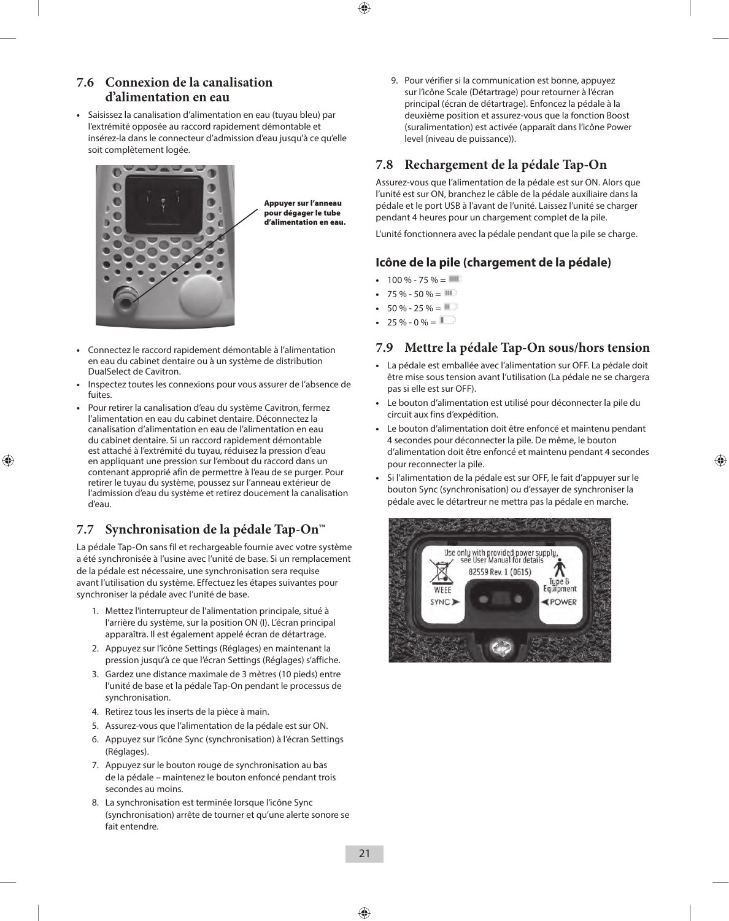## 7.6 Connexion de la canalisation d'alimentation en eau

- Saisissez la canalisation d'alimentation en eau (tuyau bleu) par l'extrémité opposée au raccord rapidement démontable et insérez-la dans le connecteur d'admission d'eau jusqu'à ce qu'elle soit complètement logée.

**Appuyer sur l'anneau pour dégager le tube d'alimentation en eau.**

- Connectez le raccord rapidement démontable à l'alimentation en eau du cabinet dentaire ou à un système de distribution DualSelect de Cavitron.
- Inspectez toutes les connexions pour vous assurer de l'absence de fuites.
- Pour retirer la canalisation d'eau du système Cavitron, fermez l'alimentation en eau du cabinet dentaire. Déconnectez la canalisation d'alimentation en eau de l'alimentation en eau du cabinet dentaire. Si un raccord rapidement démontable est attaché à l'extrémité du tuyau, réduisez la pression d'eau en appliquant une pression sur l'embout du raccord dans un contenant approprié afin de permettre à l'eau de se purger. Pour retirer le tuyau du système, poussez sur l'anneau extérieur de l'admission d'eau du système et retirez doucement la canalisation d'eau.

## 7.7 Synchronisation de la pédale Tap-On™

La pédale Tap-On sans fil et rechargeable fournie avec votre système a été synchronisée à l'usine avec l'unité de base. Si un remplacement de la pédale est nécessaire, une synchronisation sera requise avant l'utilisation du système. Effectuez les étapes suivantes pour synchroniser la pédale avec l'unité de base.

1. Mettez l'interrupteur de l'alimentation principale, situé à l'arrière du système, sur la position ON (I). L'écran principal apparaîtra. Il est également appelé écran de détartrage.
2. Appuyez sur l'icône Settings (Réglages) en maintenant la pression jusqu'à ce que l'écran Settings (Réglages) s'affiche.
3. Gardez une distance maximale de 3 mètres (10 pieds) entre l'unité de base et la pédale Tap-On pendant le processus de synchronisation.
4. Retirez tous les inserts de la pièce à main.
5. Assurez-vous que l'alimentation de la pédale est sur ON.
6. Appuyez sur l'icône Sync (synchronisation) à l'écran Settings (Réglages).
7. Appuyez sur le bouton rouge de synchronisation au bas de la pédale – maintenez le bouton enfoncé pendant trois secondes au moins.
8. La synchronisation est terminée lorsque l'icône Sync (synchronisation) arrête de tourner et qu'une alerte sonore se fait entendre.
9. Pour vérifier si la communication est bonne, appuyez sur l'icône Scale (Détartrage) pour retourner à l'écran principal (écran de détartrage). Enfoncez la pédale à la deuxième position et assurez-vous que la fonction Boost (suralimentation) est activée (apparaît dans l'icône Power level (niveau de puissance)).

## 7.8 Rechargement de la pédale Tap-On

Assurez-vous que l'alimentation de la pédale est sur ON. Alors que l'unité est sur ON, branchez le câble de la pédale auxiliaire dans la pédale et le port USB à l'avant de l'unité. Laissez l'unité se charger pendant 4 heures pour un chargement complet de la pile.

L'unité fonctionnera avec la pédale pendant que la pile se charge.

### Icône de la pile (chargement de la pédale)

- 100 % - 75 % =
- 75 % - 50 % =
- 50 % - 25 % =
- 25 % - 0 % =

## 7.9 Mettre la pédale Tap-On sous/hors tension

- La pédale est emballée avec l'alimentation sur OFF. La pédale doit être mise sous tension avant l'utilisation (La pédale ne se chargera pas si elle est sur OFF).
- Le bouton d'alimentation est utilisé pour déconnecter la pile du circuit aux fins d'expédition.
- Le bouton d'alimentation doit être enfoncé et maintenu pendant 4 secondes pour déconnecter la pile. De même, le bouton d'alimentation doit être enfoncé et maintenu pendant 4 secondes pour reconnecter la pile.
- Si l'alimentation de la pédale est sur OFF, le fait d'appuyer sur le bouton Sync (synchronisation) ou d'essayer de synchroniser la pédale avec le détartreur ne mettra pas la pédale en marche.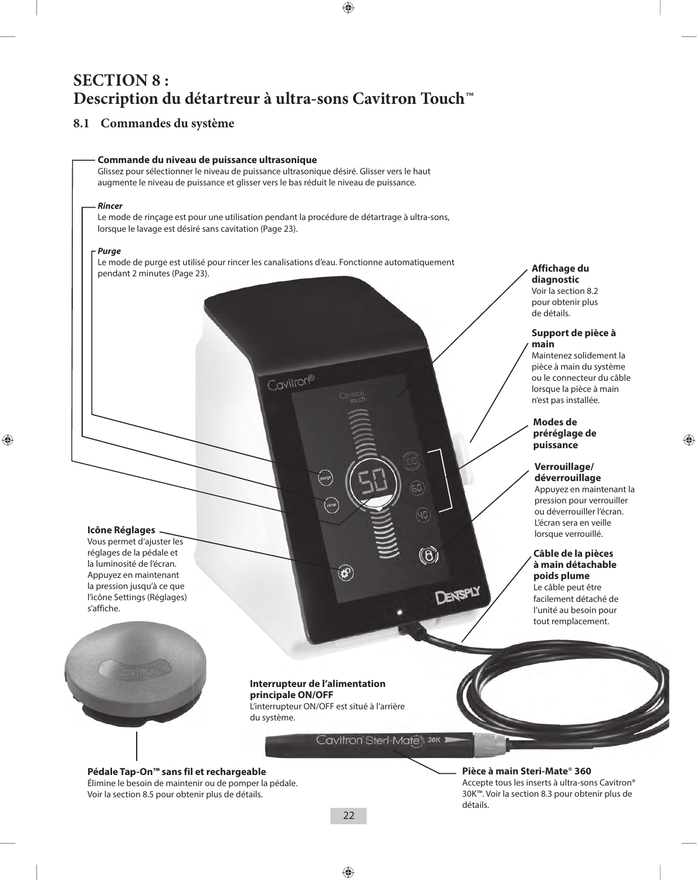# SECTION 8 : Description du détartreur à ultra-sons Cavitron Touch™

## 8.1 Commandes du système

**Commande du niveau de puissance ultrasonique**
Glissez pour sélectionner le niveau de puissance ultrasonique désiré. Glisser vers le haut augmente le niveau de puissance et glisser vers le bas réduit le niveau de puissance.

***Rincer***
Le mode de rinçage est pour une utilisation pendant la procédure de détartrage à ultra-sons, lorsque le lavage est désiré sans cavitation (Page 23).

***Purge***
Le mode de purge est utilisé pour rincer les canalisations d'eau. Fonctionne automatiquement pendant 2 minutes (Page 23).

**Affichage du diagnostic**
Voir la section 8.2 pour obtenir plus de détails.

**Support de pièce à main**
Maintenez solidement la pièce à main du système ou le connecteur du câble lorsque la pièce à main n'est pas installée.

**Modes de préréglage de puissance**

**Verrouillage/ déverrouillage**
Appuyez en maintenant la pression pour verrouiller ou déverrouiller l'écran. L'écran sera en veille lorsque verrouillé.

**Icône Réglages**
Vous permet d'ajuster les réglages de la pédale et la luminosité de l'écran. Appuyez en maintenant la pression jusqu'à ce que l'icône Settings (Réglages) s'affiche.

**Câble de la pièces à main détachable poids plume**
Le câble peut être facilement détaché de l'unité au besoin pour tout remplacement.

**Interrupteur de l'alimentation principale ON/OFF**
L'interrupteur ON/OFF est situé à l'arrière du système.

**Pédale Tap-On™ sans fil et rechargeable**
Élimine le besoin de maintenir ou de pomper la pédale. Voir la section 8.5 pour obtenir plus de détails.

**Pièce à main Steri-Mate® 360**
Accepte tous les inserts à ultra-sons Cavitron® 30K™. Voir la section 8.3 pour obtenir plus de détails.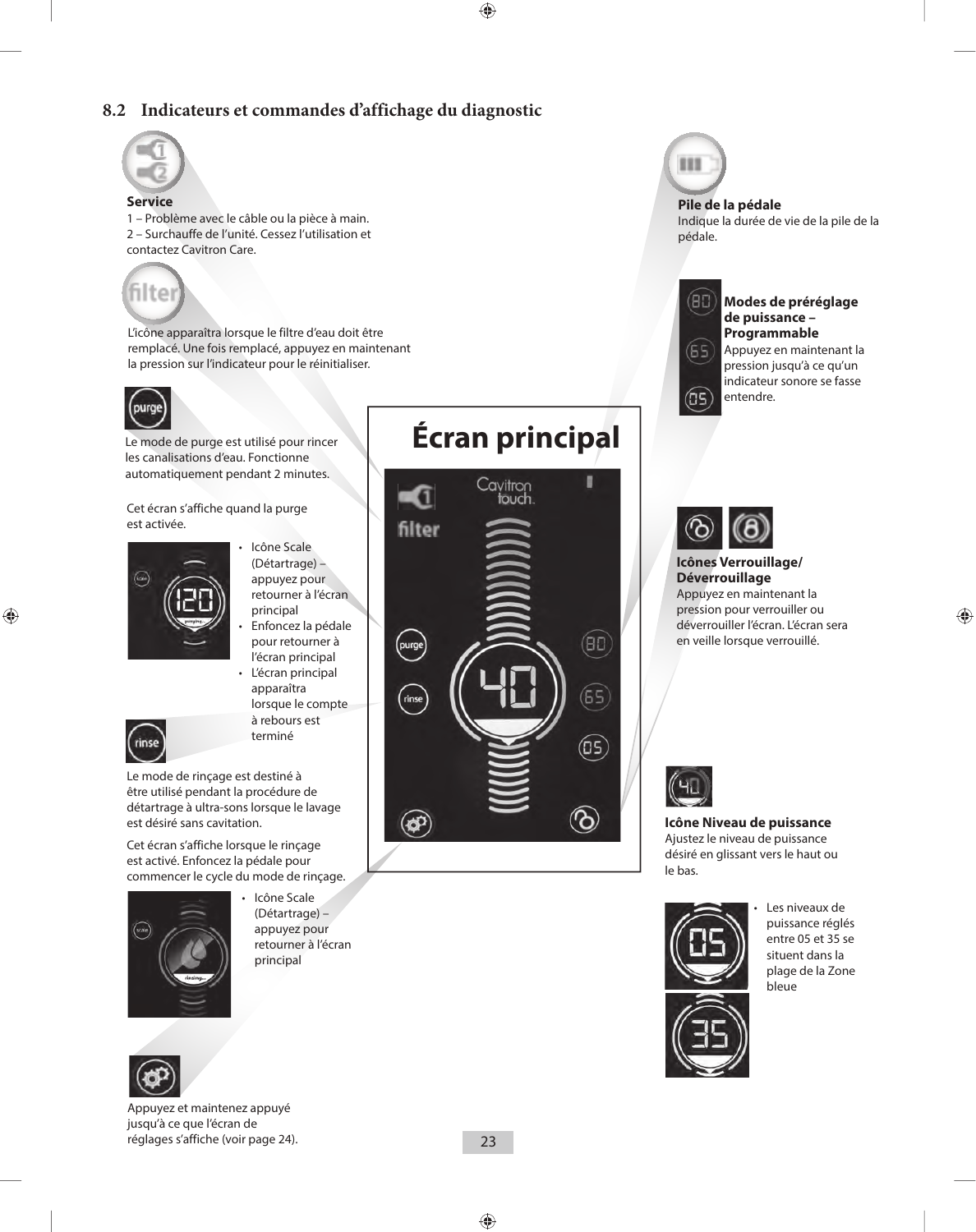## 8.2 Indicateurs et commandes d'affichage du diagnostic

**Service**
1 – Problème avec le câble ou la pièce à main.
2 – Surchauffe de l'unité. Cessez l'utilisation et contactez Cavitron Care.

L'icône apparaîtra lorsque le filtre d'eau doit être remplacé. Une fois remplacé, appuyez en maintenant la pression sur l'indicateur pour le réinitialiser.

Le mode de purge est utilisé pour rincer les canalisations d'eau. Fonctionne automatiquement pendant 2 minutes.

Cet écran s'affiche quand la purge est activée.

- Icône Scale (Détartrage) – appuyez pour retourner à l'écran principal
- Enfoncez la pédale pour retourner à l'écran principal
- L'écran principal apparaîtra lorsque le compte à rebours est terminé

Le mode de rinçage est destiné à être utilisé pendant la procédure de détartrage à ultra-sons lorsque le lavage est désiré sans cavitation.

Cet écran s'affiche lorsque le rinçage est activé. Enfoncez la pédale pour commencer le cycle du mode de rinçage.

- Icône Scale (Détartrage) – appuyez pour retourner à l'écran principal

Appuyez et maintenez appuyé jusqu'à ce que l'écran de réglages s'affiche (voir page 24).

**Écran principal**

**Pile de la pédale**
Indique la durée de vie de la pile de la pédale.

**Modes de préréglage de puissance – Programmable**
Appuyez en maintenant la pression jusqu'à ce qu'un indicateur sonore se fasse entendre.

**Icônes Verrouillage/ Déverrouillage**
Appuyez en maintenant la pression pour verrouiller ou déverrouiller l'écran. L'écran sera en veille lorsque verrouillé.

**Icône Niveau de puissance**
Ajustez le niveau de puissance désiré en glissant vers le haut ou le bas.

- Les niveaux de puissance réglés entre 05 et 35 se situent dans la plage de la Zone bleue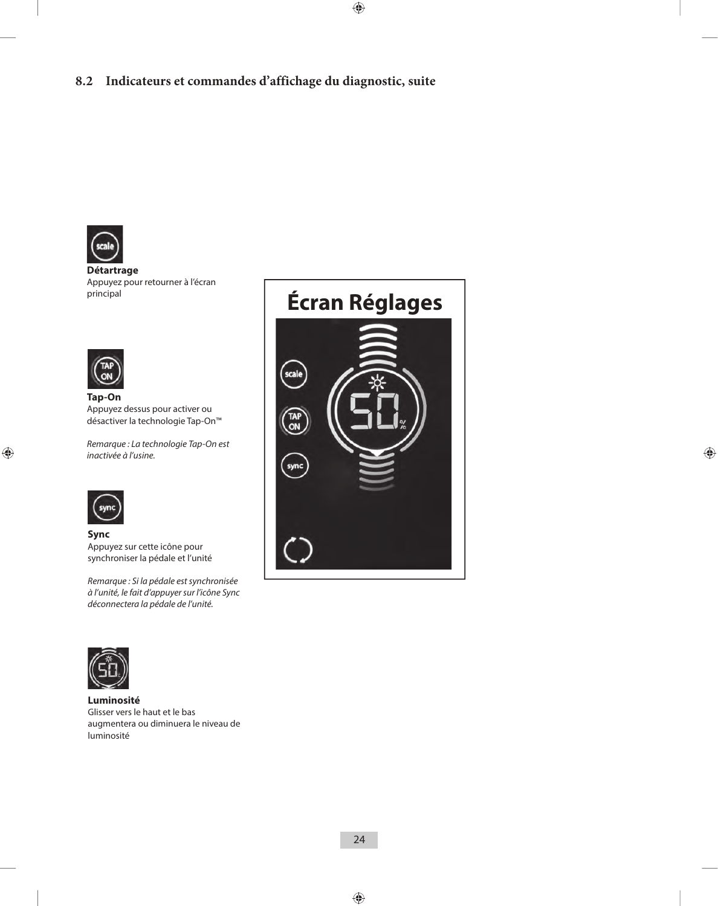## 8.2 Indicateurs et commandes d'affichage du diagnostic, suite

**Détartrage**
Appuyez pour retourner à l'écran principal

**Tap-On**
Appuyez dessus pour activer ou désactiver la technologie Tap-On™

*Remarque : La technologie Tap-On est inactivée à l'usine.*

**Sync**
Appuyez sur cette icône pour synchroniser la pédale et l'unité

*Remarque : Si la pédale est synchronisée à l'unité, le fait d'appuyer sur l'icône Sync déconnectera la pédale de l'unité.*

**Luminosité**
Glisser vers le haut et le bas augmentera ou diminuera le niveau de luminosité

**Écran Réglages**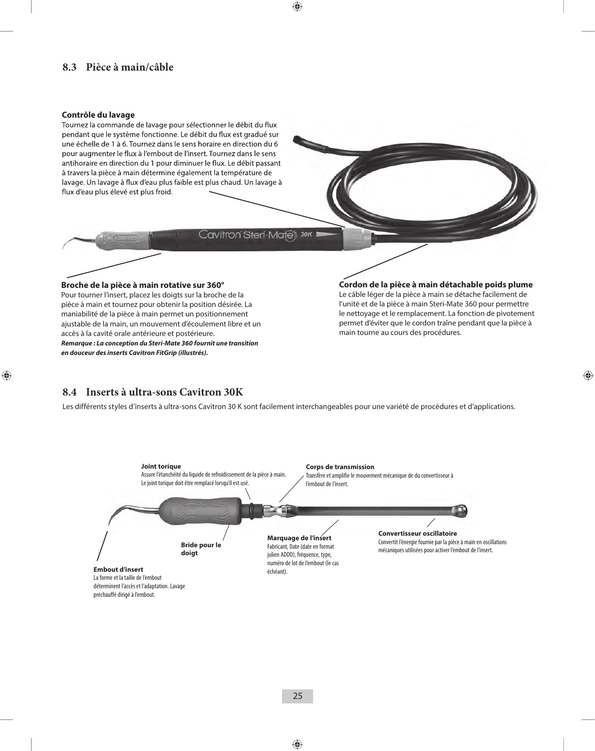## 8.3 Pièce à main/câble

**Contrôle du lavage**

Tournez la commande de lavage pour sélectionner le débit du flux pendant que le système fonctionne. Le débit du flux est gradué sur une échelle de 1 à 6. Tournez dans le sens horaire en direction du 6 pour augmenter le flux à l'embout de l'insert. Tournez dans le sens antihoraire en direction du 1 pour diminuer le flux. Le débit passant à travers la pièce à main détermine également la température de lavage. Un lavage à flux d'eau plus faible est plus chaud. Un lavage à flux d'eau plus élevé est plus froid.

**Broche de la pièce à main rotative sur 360°**

Pour tourner l'insert, placez les doigts sur la broche de la pièce à main et tournez pour obtenir la position désirée. La maniabilité de la pièce à main permet un positionnement ajustable de la main, un mouvement d'écoulement libre et un accès à la cavité orale antérieure et postérieure.

***Remarque : La conception du Steri-Mate 360 fournit une transition en douceur des inserts Cavitron FitGrip (illustrés).***

**Cordon de la pièce à main détachable poids plume**

Le câble léger de la pièce à main se détache facilement de l'unité et de la pièce à main Steri-Mate 360 pour permettre le nettoyage et le remplacement. La fonction de pivotement permet d'éviter que le cordon traîne pendant que la pièce à main tourne au cours des procédures.

## 8.4 Inserts à ultra-sons Cavitron 30K

Les différents styles d'inserts à ultra-sons Cavitron 30 K sont facilement interchangeables pour une variété de procédures et d'applications.

**Joint torique**
Assure l'étanchéité du liquide de refroidissement de la pièce à main. Le joint torique doit être remplacé lorsqu'il est usé.

**Corps de transmission**
Transfère et amplifie le mouvement mécanique de du convertisseur à l'embout de l'insert.

**Convertisseur oscillatoire**
Convertit l'énergie fournie par la pièce à main en oscillations mécaniques utilisées pour activer l'embout de l'insert.

**Marquage de l'insert**
Fabricant, Date (date en format julien ADDD), fréquence, type, numéro de lot de l'embout (le cas échéant).

**Bride pour le doigt**

**Embout d'insert**
La forme et la taille de l'embout déterminent l'accès et l'adaptation. Lavage préchauffé dirigé à l'embout.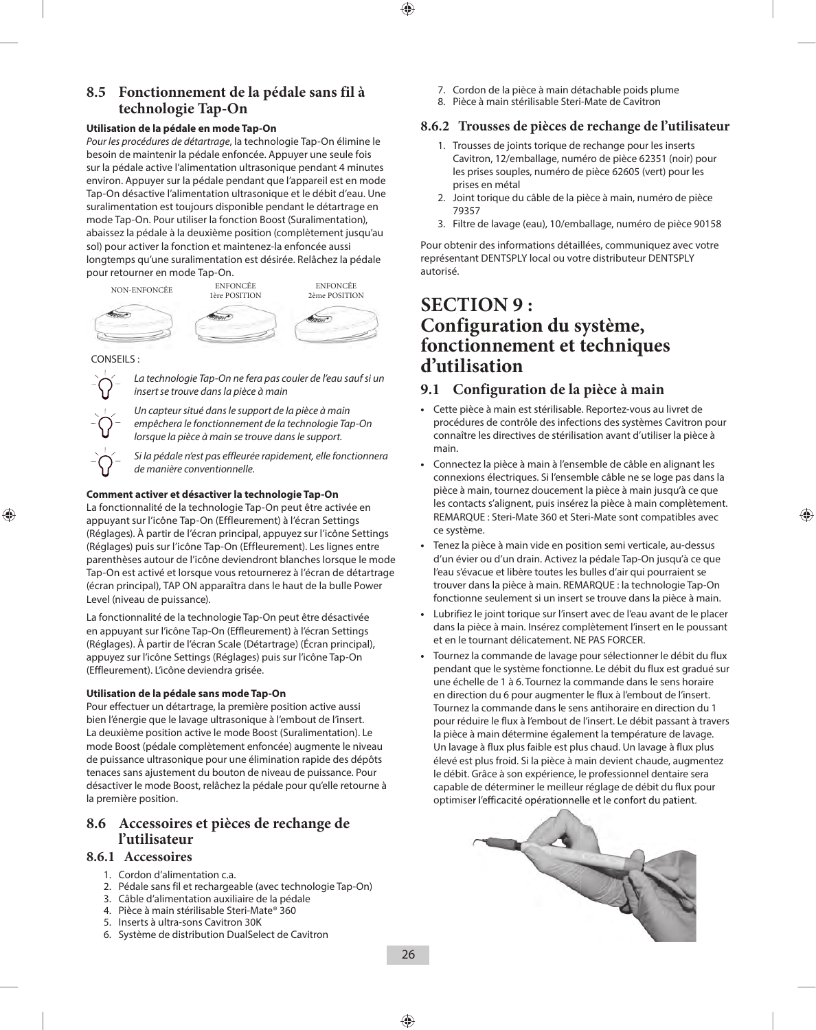## 8.5 Fonctionnement de la pédale sans fil à technologie Tap-On

**Utilisation de la pédale en mode Tap-On**

*Pour les procédures de détartrage*, la technologie Tap-On élimine le besoin de maintenir la pédale enfoncée. Appuyer une seule fois sur la pédale active l'alimentation ultrasonique pendant 4 minutes environ. Appuyer sur la pédale pendant que l'appareil est en mode Tap-On désactive l'alimentation ultrasonique et le débit d'eau. Une suralimentation est toujours disponible pendant le détartrage en mode Tap-On. Pour utiliser la fonction Boost (Suralimentation), abaissez la pédale à la deuxième position (complètement jusqu'au sol) pour activer la fonction et maintenez-la enfoncée aussi longtemps qu'une suralimentation est désirée. Relâchez la pédale pour retourner en mode Tap-On.

NON-ENFONCÉE — ENFONCÉE 1ère POSITION — ENFONCÉE 2ème POSITION

CONSEILS :

*La technologie Tap-On ne fera pas couler de l'eau sauf si un insert se trouve dans la pièce à main*

*Un capteur situé dans le support de la pièce à main empêchera le fonctionnement de la technologie Tap-On lorsque la pièce à main se trouve dans le support.*

*Si la pédale n'est pas effleurée rapidement, elle fonctionnera de manière conventionnelle.*

**Comment activer et désactiver la technologie Tap-On**

La fonctionnalité de la technologie Tap-On peut être activée en appuyant sur l'icône Tap-On (Effleurement) à l'écran Settings (Réglages). À partir de l'écran principal, appuyez sur l'icône Settings (Réglages) puis sur l'icône Tap-On (Effleurement). Les lignes entre parenthèses autour de l'icône deviendront blanches lorsque le mode Tap-On est activé et lorsque vous retournerez à l'écran de détartrage (écran principal), TAP ON apparaîtra dans le haut de la bulle Power Level (niveau de puissance).

La fonctionnalité de la technologie Tap-On peut être désactivée en appuyant sur l'icône Tap-On (Effleurement) à l'écran Settings (Réglages). À partir de l'écran Scale (Détartrage) (Écran principal), appuyez sur l'icône Settings (Réglages) puis sur l'icône Tap-On (Effleurement). L'icône deviendra grisée.

**Utilisation de la pédale sans mode Tap-On**

Pour effectuer un détartrage, la première position active aussi bien l'énergie que le lavage ultrasonique à l'embout de l'insert. La deuxième position active le mode Boost (Suralimentation). Le mode Boost (pédale complètement enfoncée) augmente le niveau de puissance ultrasonique pour une élimination rapide des dépôts tenaces sans ajustement du bouton de niveau de puissance. Pour désactiver le mode Boost, relâchez la pédale pour qu'elle retourne à la première position.

## 8.6 Accessoires et pièces de rechange de l'utilisateur

### 8.6.1 Accessoires

1. Cordon d'alimentation c.a.
2. Pédale sans fil et rechargeable (avec technologie Tap-On)
3. Câble d'alimentation auxiliaire de la pédale
4. Pièce à main stérilisable Steri-Mate® 360
5. Inserts à ultra-sons Cavitron 30K
6. Système de distribution DualSelect de Cavitron
7. Cordon de la pièce à main détachable poids plume
8. Pièce à main stérilisable Steri-Mate de Cavitron

### 8.6.2 Trousses de pièces de rechange de l'utilisateur

1. Trousses de joints torique de rechange pour les inserts Cavitron, 12/emballage, numéro de pièce 62351 (noir) pour les prises souples, numéro de pièce 62605 (vert) pour les prises en métal
2. Joint torique du câble de la pièce à main, numéro de pièce 79357
3. Filtre de lavage (eau), 10/emballage, numéro de pièce 90158

Pour obtenir des informations détaillées, communiquez avec votre représentant DENTSPLY local ou votre distributeur DENTSPLY autorisé.

# SECTION 9 : Configuration du système, fonctionnement et techniques d'utilisation

## 9.1 Configuration de la pièce à main

- Cette pièce à main est stérilisable. Reportez-vous au livret de procédures de contrôle des infections des systèmes Cavitron pour connaître les directives de stérilisation avant d'utiliser la pièce à main.
- Connectez la pièce à main à l'ensemble de câble en alignant les connexions électriques. Si l'ensemble câble ne se loge pas dans la pièce à main, tournez doucement la pièce à main jusqu'à ce que les contacts s'alignent, puis insérez la pièce à main complètement. REMARQUE : Steri-Mate 360 et Steri-Mate sont compatibles avec ce système.
- Tenez la pièce à main vide en position semi verticale, au-dessus d'un évier ou d'un drain. Activez la pédale Tap-On jusqu'à ce que l'eau s'évacue et libère toutes les bulles d'air qui pourraient se trouver dans la pièce à main. REMARQUE : la technologie Tap-On fonctionne seulement si un insert se trouve dans la pièce à main.
- Lubrifiez le joint torique sur l'insert avec de l'eau avant de le placer dans la pièce à main. Insérez complètement l'insert en le poussant et en le tournant délicatement. NE PAS FORCER.
- Tournez la commande de lavage pour sélectionner le débit du flux pendant que le système fonctionne. Le débit du flux est gradué sur une échelle de 1 à 6. Tournez la commande dans le sens horaire en direction du 6 pour augmenter le flux à l'embout de l'insert. Tournez la commande dans le sens antihoraire en direction du 1 pour réduire le flux à l'embout de l'insert. Le débit passant à travers la pièce à main détermine également la température de lavage. Un lavage à flux plus faible est plus chaud. Un lavage à flux plus élevé est plus froid. Si la pièce à main devient chaude, augmentez le débit. Grâce à son expérience, le professionnel dentaire sera capable de déterminer le meilleur réglage de débit du flux pour optimiser l'efficacité opérationnelle et le confort du patient.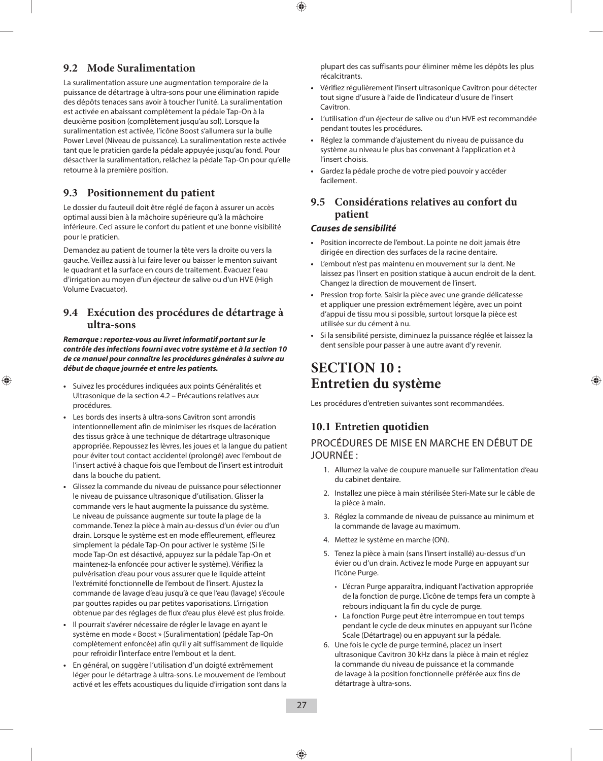## 9.2 Mode Suralimentation

La suralimentation assure une augmentation temporaire de la puissance de détartrage à ultra-sons pour une élimination rapide des dépôts tenaces sans avoir à toucher l'unité. La suralimentation est activée en abaissant complètement la pédale Tap-On à la deuxième position (complètement jusqu'au sol). Lorsque la suralimentation est activée, l'icône Boost s'allumera sur la bulle Power Level (Niveau de puissance). La suralimentation reste activée tant que le praticien garde la pédale appuyée jusqu'au fond. Pour désactiver la suralimentation, relâchez la pédale Tap-On pour qu'elle retourne à la première position.

## 9.3 Positionnement du patient

Le dossier du fauteuil doit être réglé de façon à assurer un accès optimal aussi bien à la mâchoire supérieure qu'à la mâchoire inférieure. Ceci assure le confort du patient et une bonne visibilité pour le praticien.

Demandez au patient de tourner la tête vers la droite ou vers la gauche. Veillez aussi à lui faire lever ou baisser le menton suivant le quadrant et la surface en cours de traitement. Évacuez l'eau d'irrigation au moyen d'un éjecteur de salive ou d'un HVE (High Volume Evacuator).

## 9.4 Exécution des procédures de détartrage à ultra-sons

***Remarque : reportez-vous au livret informatif portant sur le contrôle des infections fourni avec votre système et à la section 10 de ce manuel pour connaître les procédures générales à suivre au début de chaque journée et entre les patients.***

- Suivez les procédures indiquées aux points Généralités et Ultrasonique de la section 4.2 – Précautions relatives aux procédures.
- Les bords des inserts à ultra-sons Cavitron sont arrondis intentionnellement afin de minimiser les risques de lacération des tissus grâce à une technique de détartrage ultrasonique appropriée. Repoussez les lèvres, les joues et la langue du patient pour éviter tout contact accidentel (prolongé) avec l'embout de l'insert activé à chaque fois que l'embout de l'insert est introduit dans la bouche du patient.
- Glissez la commande du niveau de puissance pour sélectionner le niveau de puissance ultrasonique d'utilisation. Glisser la commande vers le haut augmente la puissance du système. Le niveau de puissance augmente sur toute la plage de la commande. Tenez la pièce à main au-dessus d'un évier ou d'un drain. Lorsque le système est en mode effleurement, effleurez simplement la pédale Tap-On pour activer le système (Si le mode Tap-On est désactivé, appuyez sur la pédale Tap-On et maintenez-la enfoncée pour activer le système). Vérifiez la pulvérisation d'eau pour vous assurer que le liquide atteint l'extrémité fonctionnelle de l'embout de l'insert. Ajustez la commande de lavage d'eau jusqu'à ce que l'eau (lavage) s'écoule par gouttes rapides ou par petites vaporisations. L'irrigation obtenue par des réglages de flux d'eau plus élevé est plus froide.
- Il pourrait s'avérer nécessaire de régler le lavage en ayant le système en mode « Boost » (Suralimentation) (pédale Tap-On complètement enfoncée) afin qu'il y ait suffisamment de liquide pour refroidir l'interface entre l'embout et la dent.
- En général, on suggère l'utilisation d'un doigté extrêmement léger pour le détartrage à ultra-sons. Le mouvement de l'embout activé et les effets acoustiques du liquide d'irrigation sont dans la plupart des cas suffisants pour éliminer même les dépôts les plus récalcitrants.
- Vérifiez régulièrement l'insert ultrasonique Cavitron pour détecter tout signe d'usure à l'aide de l'indicateur d'usure de l'insert Cavitron.
- L'utilisation d'un éjecteur de salive ou d'un HVE est recommandée pendant toutes les procédures.
- Réglez la commande d'ajustement du niveau de puissance du système au niveau le plus bas convenant à l'application et à l'insert choisis.
- Gardez la pédale proche de votre pied pouvoir y accéder facilement.

## 9.5 Considérations relatives au confort du patient

***Causes de sensibilité***

- Position incorrecte de l'embout. La pointe ne doit jamais être dirigée en direction des surfaces de la racine dentaire.
- L'embout n'est pas maintenu en mouvement sur la dent. Ne laissez pas l'insert en position statique à aucun endroit de la dent. Changez la direction de mouvement de l'insert.
- Pression trop forte. Saisir la pièce avec une grande délicatesse et appliquer une pression extrêmement légère, avec un point d'appui de tissu mou si possible, surtout lorsque la pièce est utilisée sur du cément à nu.
- Si la sensibilité persiste, diminuez la puissance réglée et laissez la dent sensible pour passer à une autre avant d'y revenir.

# SECTION 10 : Entretien du système

Les procédures d'entretien suivantes sont recommandées.

## 10.1 Entretien quotidien

### PROCÉDURES DE MISE EN MARCHE EN DÉBUT DE JOURNÉE :

1. Allumez la valve de coupure manuelle sur l'alimentation d'eau du cabinet dentaire.
2. Installez une pièce à main stérilisée Steri-Mate sur le câble de la pièce à main.
3. Réglez la commande de niveau de puissance au minimum et la commande de lavage au maximum.
4. Mettez le système en marche (ON).
5. Tenez la pièce à main (sans l'insert installé) au-dessus d'un évier ou d'un drain. Activez le mode Purge en appuyant sur l'icône Purge.
   - L'écran Purge apparaîtra, indiquant l'activation appropriée de la fonction de purge. L'icône de temps fera un compte à rebours indiquant la fin du cycle de purge.
   - La fonction Purge peut être interrompue en tout temps pendant le cycle de deux minutes en appuyant sur l'icône Scale (Détartrage) ou en appuyant sur la pédale.
6. Une fois le cycle de purge terminé, placez un insert ultrasonique Cavitron 30 kHz dans la pièce à main et réglez la commande du niveau de puissance et la commande de lavage à la position fonctionnelle préférée aux fins de détartrage à ultra-sons.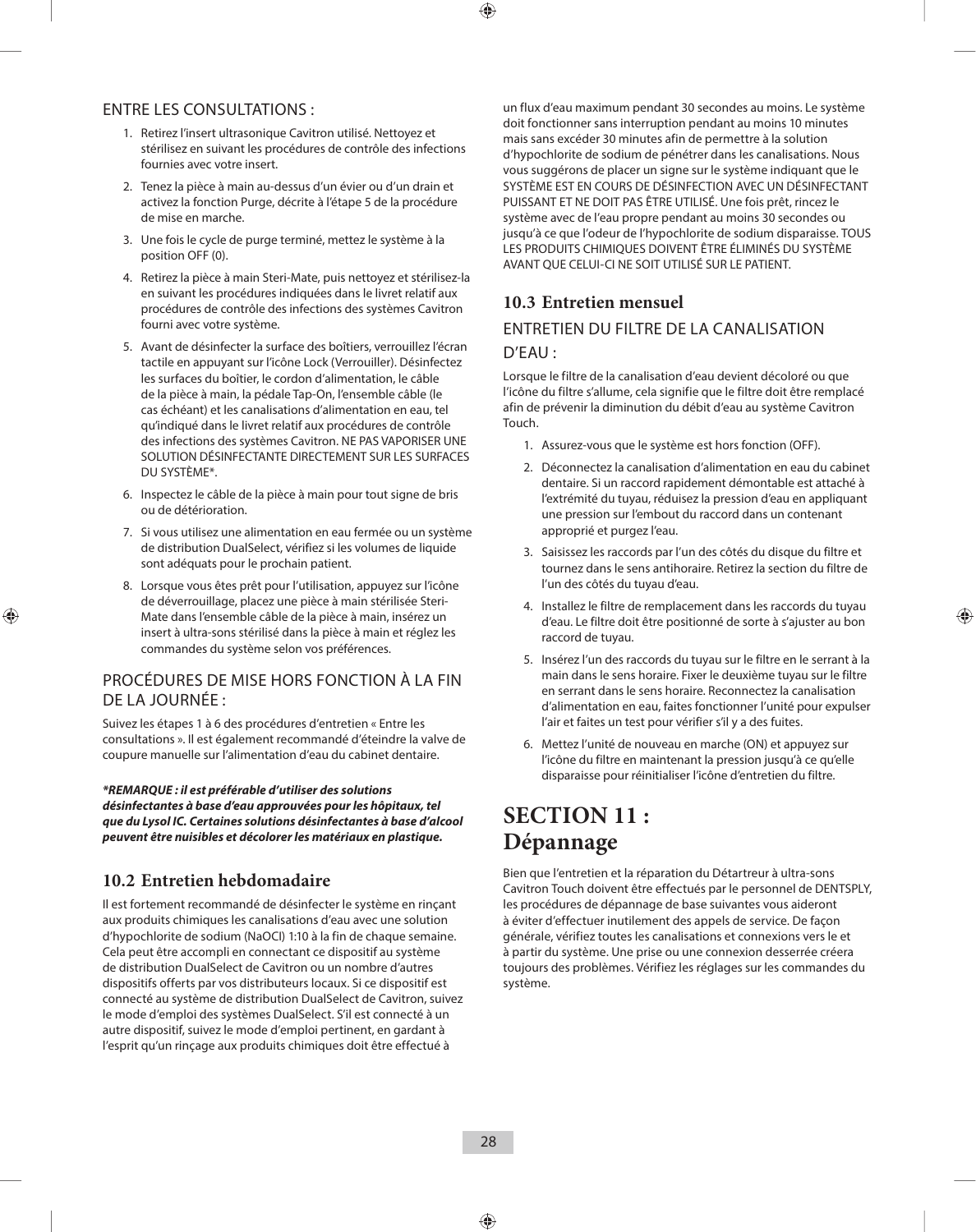ENTRE LES CONSULTATIONS :

1. Retirez l'insert ultrasonique Cavitron utilisé. Nettoyez et stérilisez en suivant les procédures de contrôle des infections fournies avec votre insert.
2. Tenez la pièce à main au-dessus d'un évier ou d'un drain et activez la fonction Purge, décrite à l'étape 5 de la procédure de mise en marche.
3. Une fois le cycle de purge terminé, mettez le système à la position OFF (0).
4. Retirez la pièce à main Steri-Mate, puis nettoyez et stérilisez-la en suivant les procédures indiquées dans le livret relatif aux procédures de contrôle des infections des systèmes Cavitron fourni avec votre système.
5. Avant de désinfecter la surface des boîtiers, verrouillez l'écran tactile en appuyant sur l'icône Lock (Verrouiller). Désinfectez les surfaces du boîtier, le cordon d'alimentation, le câble de la pièce à main, la pédale Tap-On, l'ensemble câble (le cas échéant) et les canalisations d'alimentation en eau, tel qu'indiqué dans le livret relatif aux procédures de contrôle des infections des systèmes Cavitron. NE PAS VAPORISER UNE SOLUTION DÉSINFECTANTE DIRECTEMENT SUR LES SURFACES DU SYSTÈME*.
6. Inspectez le câble de la pièce à main pour tout signe de bris ou de détérioration.
7. Si vous utilisez une alimentation en eau fermée ou un système de distribution DualSelect, vérifiez si les volumes de liquide sont adéquats pour le prochain patient.
8. Lorsque vous êtes prêt pour l'utilisation, appuyez sur l'icône de déverrouillage, placez une pièce à main stérilisée Steri-Mate dans l'ensemble câble de la pièce à main, insérez un insert à ultra-sons stérilisé dans la pièce à main et réglez les commandes du système selon vos préférences.

PROCÉDURES DE MISE HORS FONCTION À LA FIN DE LA JOURNÉE :

Suivez les étapes 1 à 6 des procédures d'entretien « Entre les consultations ». Il est également recommandé d'éteindre la valve de coupure manuelle sur l'alimentation d'eau du cabinet dentaire.

***REMARQUE : il est préférable d'utiliser des solutions désinfectantes à base d'eau approuvées pour les hôpitaux, tel que du Lysol IC. Certaines solutions désinfectantes à base d'alcool peuvent être nuisibles et décolorer les matériaux en plastique.***

## 10.2 Entretien hebdomadaire

Il est fortement recommandé de désinfecter le système en rinçant aux produits chimiques les canalisations d'eau avec une solution d'hypochlorite de sodium (NaOCl) 1:10 à la fin de chaque semaine. Cela peut être accompli en connectant ce dispositif au système de distribution DualSelect de Cavitron ou un nombre d'autres dispositifs offerts par vos distributeurs locaux. Si ce dispositif est connecté au système de distribution DualSelect de Cavitron, suivez le mode d'emploi des systèmes DualSelect. S'il est connecté à un autre dispositif, suivez le mode d'emploi pertinent, en gardant à l'esprit qu'un rinçage aux produits chimiques doit être effectué à un flux d'eau maximum pendant 30 secondes au moins. Le système doit fonctionner sans interruption pendant au moins 10 minutes mais sans excéder 30 minutes afin de permettre à la solution d'hypochlorite de sodium de pénétrer dans les canalisations. Nous vous suggérons de placer un signe sur le système indiquant que le SYSTÈME EST EN COURS DE DÉSINFECTION AVEC UN DÉSINFECTANT PUISSANT ET NE DOIT PAS ÊTRE UTILISÉ. Une fois prêt, rincez le système avec de l'eau propre pendant au moins 30 secondes ou jusqu'à ce que l'odeur de l'hypochlorite de sodium disparaisse. TOUS LES PRODUITS CHIMIQUES DOIVENT ÊTRE ÉLIMINÉS DU SYSTÈME AVANT QUE CELUI-CI NE SOIT UTILISÉ SUR LE PATIENT.

## 10.3 Entretien mensuel

ENTRETIEN DU FILTRE DE LA CANALISATION D'EAU :

Lorsque le filtre de la canalisation d'eau devient décoloré ou que l'icône du filtre s'allume, cela signifie que le filtre doit être remplacé afin de prévenir la diminution du débit d'eau au système Cavitron Touch.

1. Assurez-vous que le système est hors fonction (OFF).
2. Déconnectez la canalisation d'alimentation en eau du cabinet dentaire. Si un raccord rapidement démontable est attaché à l'extrémité du tuyau, réduisez la pression d'eau en appliquant une pression sur l'embout du raccord dans un contenant approprié et purgez l'eau.
3. Saisissez les raccords par l'un des côtés du disque du filtre et tournez dans le sens antihoraire. Retirez la section du filtre de l'un des côtés du tuyau d'eau.
4. Installez le filtre de remplacement dans les raccords du tuyau d'eau. Le filtre doit être positionné de sorte à s'ajuster au bon raccord de tuyau.
5. Insérez l'un des raccords du tuyau sur le filtre en le serrant à la main dans le sens horaire. Fixer le deuxième tuyau sur le filtre en serrant dans le sens horaire. Reconnectez la canalisation d'alimentation en eau, faites fonctionner l'unité pour expulser l'air et faites un test pour vérifier s'il y a des fuites.
6. Mettez l'unité de nouveau en marche (ON) et appuyez sur l'icône du filtre en maintenant la pression jusqu'à ce qu'elle disparaisse pour réinitialiser l'icône d'entretien du filtre.

# SECTION 11 : Dépannage

Bien que l'entretien et la réparation du Détartreur à ultra-sons Cavitron Touch doivent être effectués par le personnel de DENTSPLY, les procédures de dépannage de base suivantes vous aideront à éviter d'effectuer inutilement des appels de service. De façon générale, vérifiez toutes les canalisations et connexions vers le et à partir du système. Une prise ou une connexion desserrée créera toujours des problèmes. Vérifiez les réglages sur les commandes du système.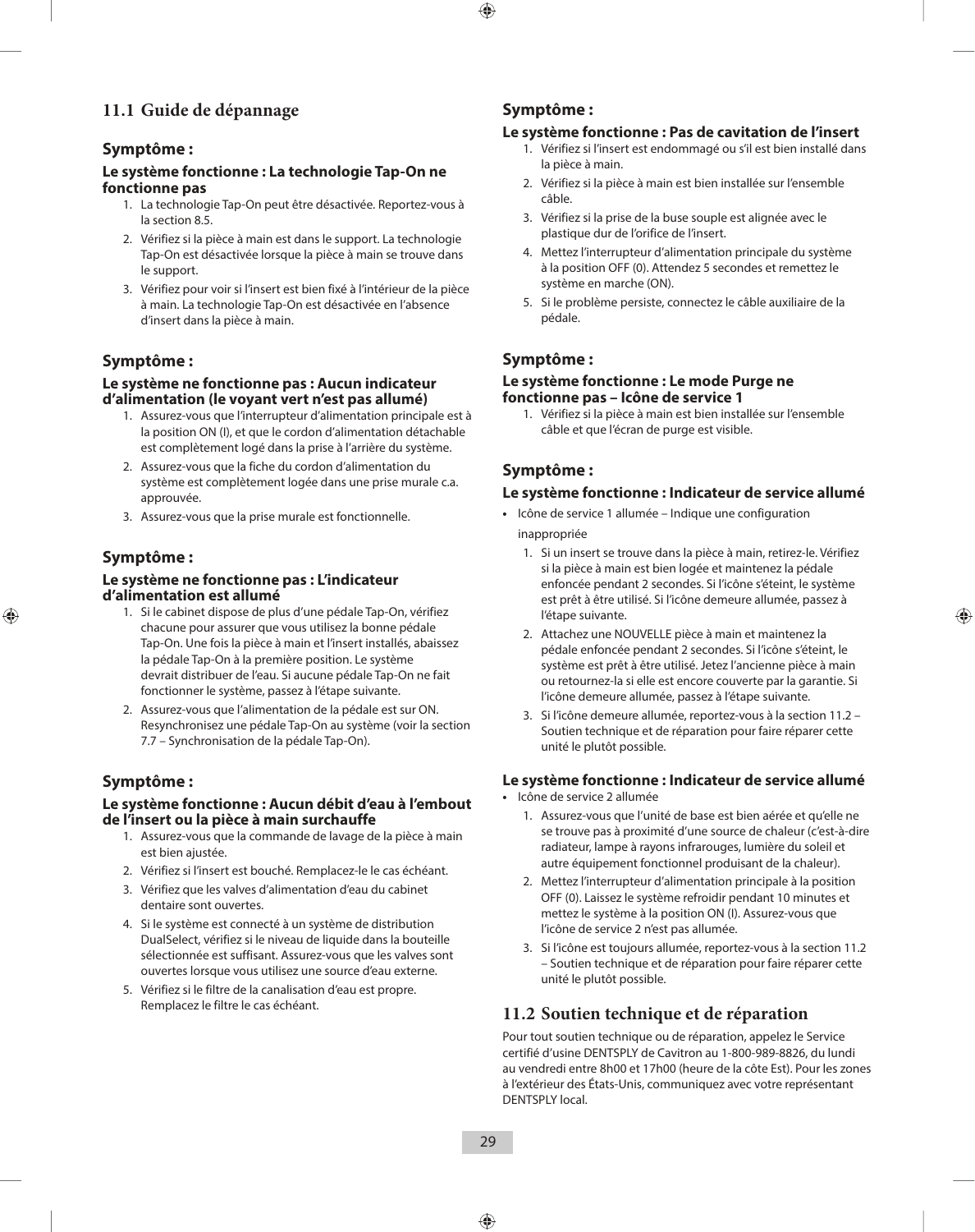## 11.1 Guide de dépannage

### Symptôme :

**Le système fonctionne : La technologie Tap-On ne fonctionne pas**

1. La technologie Tap-On peut être désactivée. Reportez-vous à la section 8.5.
2. Vérifiez si la pièce à main est dans le support. La technologie Tap-On est désactivée lorsque la pièce à main se trouve dans le support.
3. Vérifiez pour voir si l'insert est bien fixé à l'intérieur de la pièce à main. La technologie Tap-On est désactivée en l'absence d'insert dans la pièce à main.

### Symptôme :

**Le système ne fonctionne pas : Aucun indicateur d'alimentation (le voyant vert n'est pas allumé)**

1. Assurez-vous que l'interrupteur d'alimentation principale est à la position ON (I), et que le cordon d'alimentation détachable est complètement logé dans la prise à l'arrière du système.
2. Assurez-vous que la fiche du cordon d'alimentation du système est complètement logée dans une prise murale c.a. approuvée.
3. Assurez-vous que la prise murale est fonctionnelle.

### Symptôme :

**Le système ne fonctionne pas : L'indicateur d'alimentation est allumé**

1. Si le cabinet dispose de plus d'une pédale Tap-On, vérifiez chacune pour assurer que vous utilisez la bonne pédale Tap-On. Une fois la pièce à main et l'insert installés, abaissez la pédale Tap-On à la première position. Le système devrait distribuer de l'eau. Si aucune pédale Tap-On ne fait fonctionner le système, passez à l'étape suivante.
2. Assurez-vous que l'alimentation de la pédale est sur ON. Resynchronisez une pédale Tap-On au système (voir la section 7.7 – Synchronisation de la pédale Tap-On).

### Symptôme :

**Le système fonctionne : Aucun débit d'eau à l'embout de l'insert ou la pièce à main surchauffe**

1. Assurez-vous que la commande de lavage de la pièce à main est bien ajustée.
2. Vérifiez si l'insert est bouché. Remplacez-le le cas échéant.
3. Vérifiez que les valves d'alimentation d'eau du cabinet dentaire sont ouvertes.
4. Si le système est connecté à un système de distribution DualSelect, vérifiez si le niveau de liquide dans la bouteille sélectionnée est suffisant. Assurez-vous que les valves sont ouvertes lorsque vous utilisez une source d'eau externe.
5. Vérifiez si le filtre de la canalisation d'eau est propre. Remplacez le filtre le cas échéant.

### Symptôme :

**Le système fonctionne : Pas de cavitation de l'insert**

1. Vérifiez si l'insert est endommagé ou s'il est bien installé dans la pièce à main.
2. Vérifiez si la pièce à main est bien installée sur l'ensemble câble.
3. Vérifiez si la prise de la buse souple est alignée avec le plastique dur de l'orifice de l'insert.
4. Mettez l'interrupteur d'alimentation principale du système à la position OFF (0). Attendez 5 secondes et remettez le système en marche (ON).
5. Si le problème persiste, connectez le câble auxiliaire de la pédale.

### Symptôme :

**Le système fonctionne : Le mode Purge ne fonctionne pas – Icône de service 1**

1. Vérifiez si la pièce à main est bien installée sur l'ensemble câble et que l'écran de purge est visible.

### Symptôme :

**Le système fonctionne : Indicateur de service allumé**

- Icône de service 1 allumée – Indique une configuration inappropriée
  1. Si un insert se trouve dans la pièce à main, retirez-le. Vérifiez si la pièce à main est bien logée et maintenez la pédale enfoncée pendant 2 secondes. Si l'icône s'éteint, le système est prêt à être utilisé. Si l'icône demeure allumée, passez à l'étape suivante.
  2. Attachez une NOUVELLE pièce à main et maintenez la pédale enfoncée pendant 2 secondes. Si l'icône s'éteint, le système est prêt à être utilisé. Jetez l'ancienne pièce à main ou retournez-la si elle est encore couverte par la garantie. Si l'icône demeure allumée, passez à l'étape suivante.
  3. Si l'icône demeure allumée, reportez-vous à la section 11.2 – Soutien technique et de réparation pour faire réparer cette unité le plutôt possible.

**Le système fonctionne : Indicateur de service allumé**

- Icône de service 2 allumée
  1. Assurez-vous que l'unité de base est bien aérée et qu'elle ne se trouve pas à proximité d'une source de chaleur (c'est-à-dire radiateur, lampe à rayons infrarouges, lumière du soleil et autre équipement fonctionnel produisant de la chaleur).
  2. Mettez l'interrupteur d'alimentation principale à la position OFF (0). Laissez le système refroidir pendant 10 minutes et mettez le système à la position ON (I). Assurez-vous que l'icône de service 2 n'est pas allumée.
  3. Si l'icône est toujours allumée, reportez-vous à la section 11.2 – Soutien technique et de réparation pour faire réparer cette unité le plutôt possible.

## 11.2 Soutien technique et de réparation

Pour tout soutien technique ou de réparation, appelez le Service certifié d'usine DENTSPLY de Cavitron au 1-800-989-8826, du lundi au vendredi entre 8h00 et 17h00 (heure de la côte Est). Pour les zones à l'extérieur des États-Unis, communiquez avec votre représentant DENTSPLY local.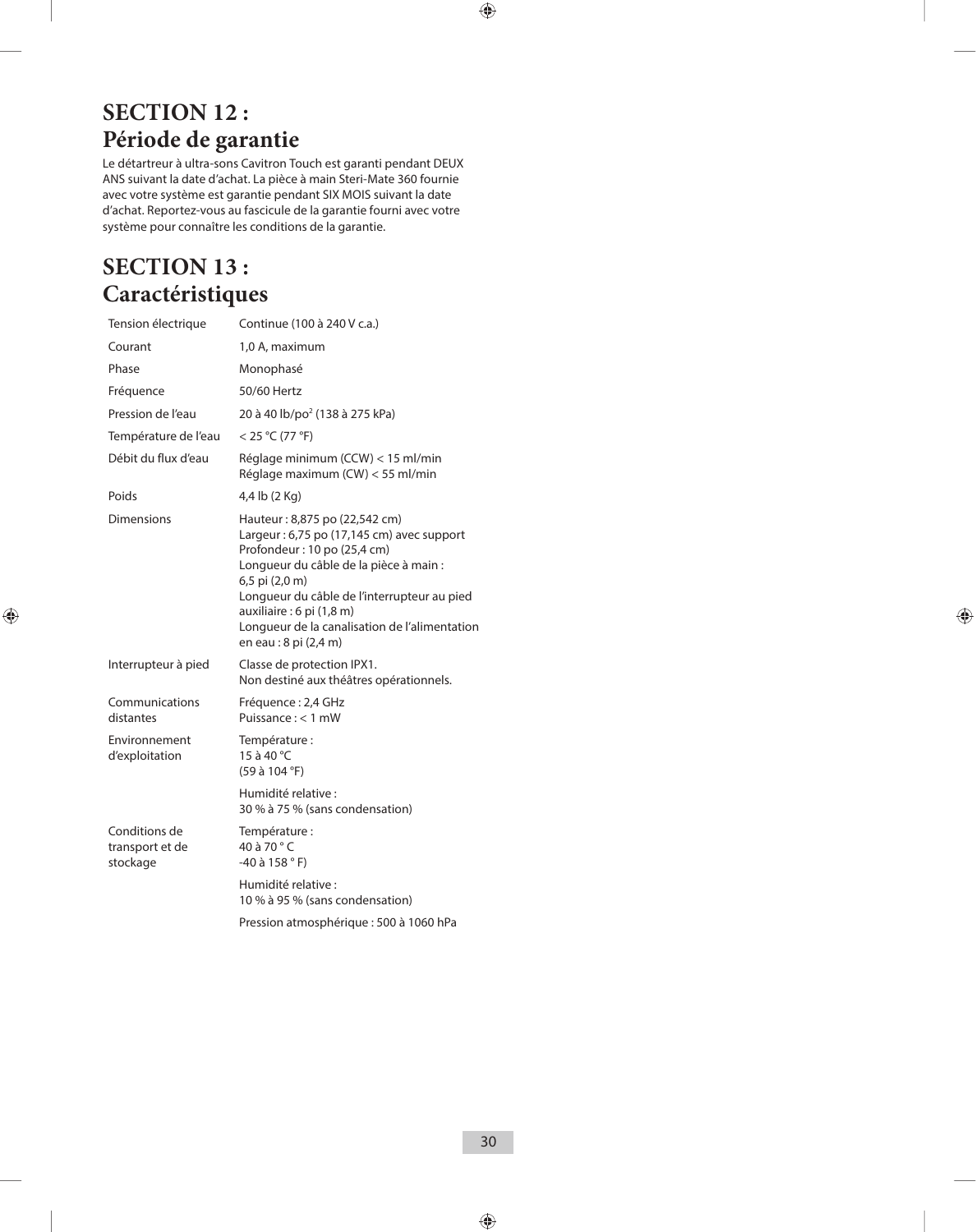# SECTION 12 : Période de garantie

Le détartreur à ultra-sons Cavitron Touch est garanti pendant DEUX ANS suivant la date d'achat. La pièce à main Steri-Mate 360 fournie avec votre système est garantie pendant SIX MOIS suivant la date d'achat. Reportez-vous au fascicule de la garantie fourni avec votre système pour connaître les conditions de la garantie.

# SECTION 13 : Caractéristiques

| | |
|---|---|
| Tension électrique | Continue (100 à 240 V c.a.) |
| Courant | 1,0 A, maximum |
| Phase | Monophasé |
| Fréquence | 50/60 Hertz |
| Pression de l'eau | 20 à 40 lb/po² (138 à 275 kPa) |
| Température de l'eau | < 25 °C (77 °F) |
| Débit du flux d'eau | Réglage minimum (CCW) < 15 ml/min<br>Réglage maximum (CW) < 55 ml/min |
| Poids | 4,4 lb (2 Kg) |
| Dimensions | Hauteur : 8,875 po (22,542 cm)<br>Largeur : 6,75 po (17,145 cm) avec support<br>Profondeur : 10 po (25,4 cm)<br>Longueur du câble de la pièce à main : 6,5 pi (2,0 m)<br>Longueur du câble de l'interrupteur au pied auxiliaire : 6 pi (1,8 m)<br>Longueur de la canalisation de l'alimentation en eau : 8 pi (2,4 m) |
| Interrupteur à pied | Classe de protection IPX1.<br>Non destiné aux théâtres opérationnels. |
| Communications distantes | Fréquence : 2,4 GHz<br>Puissance : < 1 mW |
| Environnement d'exploitation | Température :<br>15 à 40 °C<br>(59 à 104 °F) |
| | Humidité relative :<br>30 % à 75 % (sans condensation) |
| Conditions de transport et de stockage | Température :<br>40 à 70 ° C<br>-40 à 158 ° F) |
| | Humidité relative :<br>10 % à 95 % (sans condensation) |
| | Pression atmosphérique : 500 à 1060 hPa |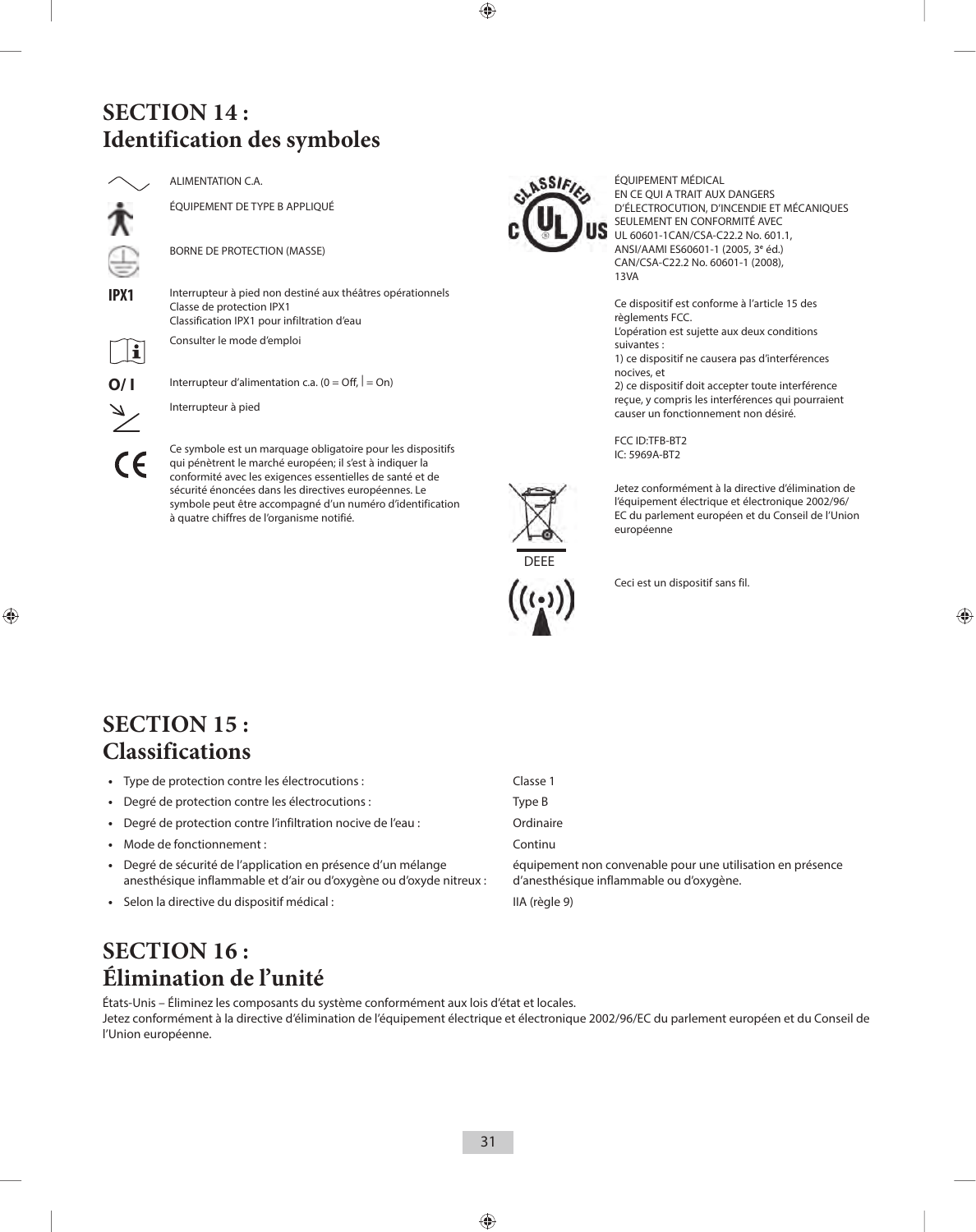## SECTION 14 : Identification des symboles

| Symbole | Description |
|---|---|
| ∿ | ALIMENTATION C.A. |
| | ÉQUIPEMENT DE TYPE B APPLIQUÉ |
| | BORNE DE PROTECTION (MASSE) |
| IPX1 | Interrupteur à pied non destiné aux théâtres opérationnels<br>Classe de protection IPX1<br>Classification IPX1 pour infiltration d'eau |
| | Consulter le mode d'emploi |
| O/ I | Interrupteur d'alimentation c.a. (0 = Off, \| = On) |
| | Interrupteur à pied |
| CE | Ce symbole est un marquage obligatoire pour les dispositifs qui pénètrent le marché européen; il s'est à indiquer la conformité avec les exigences essentielles de santé et de sécurité énoncées dans les directives européennes. Le symbole peut être accompagné d'un numéro d'identification à quatre chiffres de l'organisme notifié. |
| CLASSIFIED c UL US | ÉQUIPEMENT MÉDICAL<br>EN CE QUI A TRAIT AUX DANGERS D'ÉLECTROCUTION, D'INCENDIE ET MÉCANIQUES SEULEMENT EN CONFORMITÉ AVEC UL 60601-1CAN/CSA-C22.2 No. 601.1, ANSI/AAMI ES60601-1 (2005, 3e éd.) CAN/CSA-C22.2 No. 60601-1 (2008), 13VA<br><br>Ce dispositif est conforme à l'article 15 des règlements FCC.<br>L'opération est sujette aux deux conditions suivantes :<br>1) ce dispositif ne causera pas d'interférences nocives, et<br>2) ce dispositif doit accepter toute interférence reçue, y compris les interférences qui pourraient causer un fonctionnement non désiré.<br><br>FCC ID:TFB-BT2<br>IC: 5969A-BT2 |
| DEEE | Jetez conformément à la directive d'élimination de l'équipement électrique et électronique 2002/96/EC du parlement européen et du Conseil de l'Union européenne |
| | Ceci est un dispositif sans fil. |

## SECTION 15 : Classifications

- Type de protection contre les électrocutions : Classe 1
- Degré de protection contre les électrocutions : Type B
- Degré de protection contre l'infiltration nocive de l'eau : Ordinaire
- Mode de fonctionnement : Continu
- Degré de sécurité de l'application en présence d'un mélange anesthésique inflammable et d'air ou d'oxygène ou d'oxyde nitreux : équipement non convenable pour une utilisation en présence d'anesthésique inflammable ou d'oxygène.
- Selon la directive du dispositif médical : IIA (règle 9)

## SECTION 16 : Élimination de l'unité

États-Unis – Éliminez les composants du système conformément aux lois d'état et locales.
Jetez conformément à la directive d'élimination de l'équipement électrique et électronique 2002/96/EC du parlement européen et du Conseil de l'Union européenne.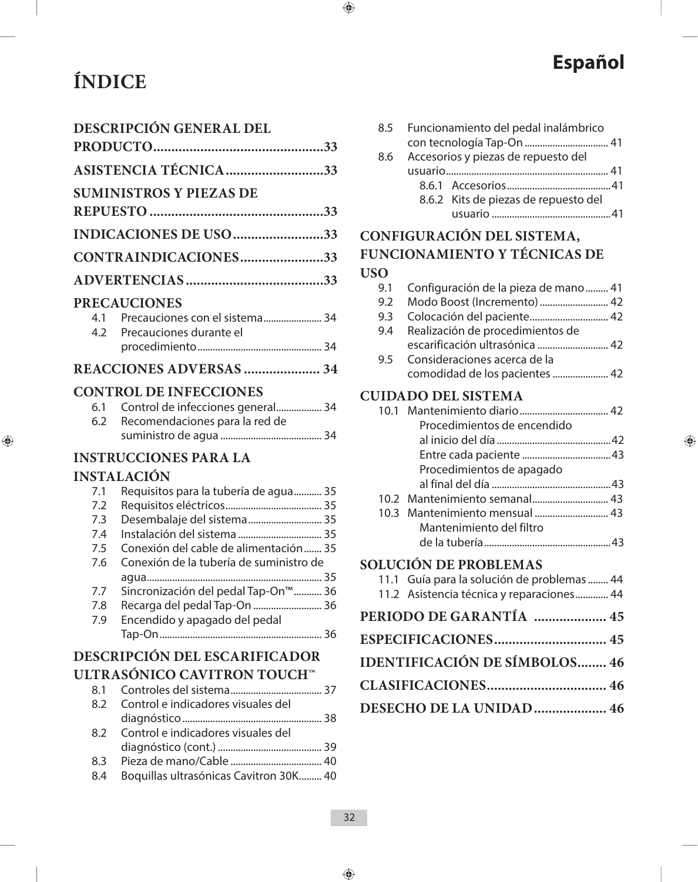# Español

# ÍNDICE

**DESCRIPCIÓN GENERAL DEL PRODUCTO** ....................................... 33

**ASISTENCIA TÉCNICA** ....................................... 33

**SUMINISTROS Y PIEZAS DE REPUESTO** ....................................... 33

**INDICACIONES DE USO** ....................................... 33

**CONTRAINDICACIONES** ....................................... 33

**ADVERTENCIAS** ....................................... 33

**PRECAUCIONES**

- 4.1 Precauciones con el sistema ....................... 34
- 4.2 Precauciones durante el procedimiento ....................... 34

**REACCIONES ADVERSAS** ....................... 34

**CONTROL DE INFECCIONES**

- 6.1 Control de infecciones general ....................... 34
- 6.2 Recomendaciones para la red de suministro de agua ....................... 34

**INSTRUCCIONES PARA LA INSTALACIÓN**

- 7.1 Requisitos para la tubería de agua ....................... 35
- 7.2 Requisitos eléctricos ....................... 35
- 7.3 Desembalaje del sistema ....................... 35
- 7.4 Instalación del sistema ....................... 35
- 7.5 Conexión del cable de alimentación ....................... 35
- 7.6 Conexión de la tubería de suministro de agua ....................... 35
- 7.7 Sincronización del pedal Tap-On™ ....................... 36
- 7.8 Recarga del pedal Tap-On ....................... 36
- 7.9 Encendido y apagado del pedal Tap-On ....................... 36

**DESCRIPCIÓN DEL ESCARIFICADOR ULTRASÓNICO CAVITRON TOUCH™**

- 8.1 Controles del sistema ....................... 37
- 8.2 Control e indicadores visuales del diagnóstico ....................... 38
- 8.2 Control e indicadores visuales del diagnóstico (cont.) ....................... 39
- 8.3 Pieza de mano/Cable ....................... 40
- 8.4 Boquillas ultrasónicas Cavitron 30K ....................... 40
- 8.5 Funcionamiento del pedal inalámbrico con tecnología Tap-On ....................... 41
- 8.6 Accesorios y piezas de repuesto del usuario ....................... 41
  - 8.6.1 Accesorios ....................... 41
  - 8.6.2 Kits de piezas de repuesto del usuario ....................... 41

**CONFIGURACIÓN DEL SISTEMA, FUNCIONAMIENTO Y TÉCNICAS DE USO**

- 9.1 Configuración de la pieza de mano ....................... 41
- 9.2 Modo Boost (Incremento) ....................... 42
- 9.3 Colocación del paciente ....................... 42
- 9.4 Realización de procedimientos de escarificación ultrasónica ....................... 42
- 9.5 Consideraciones acerca de la comodidad de los pacientes ....................... 42

**CUIDADO DEL SISTEMA**

- 10.1 Mantenimiento diario ....................... 42
  - Procedimientos de encendido al inicio del día ....................... 42
  - Entre cada paciente ....................... 43
  - Procedimientos de apagado al final del día ....................... 43
- 10.2 Mantenimiento semanal ....................... 43
- 10.3 Mantenimiento mensual ....................... 43
  - Mantenimiento del filtro de la tubería ....................... 43

**SOLUCIÓN DE PROBLEMAS**

- 11.1 Guía para la solución de problemas ....................... 44
- 11.2 Asistencia técnica y reparaciones ....................... 44

**PERIODO DE GARANTÍA** ....................... 45

**ESPECIFICACIONES** ....................... 45

**IDENTIFICACIÓN DE SÍMBOLOS** ....................... 46

**CLASIFICACIONES** ....................... 46

**DESECHO DE LA UNIDAD** ....................... 46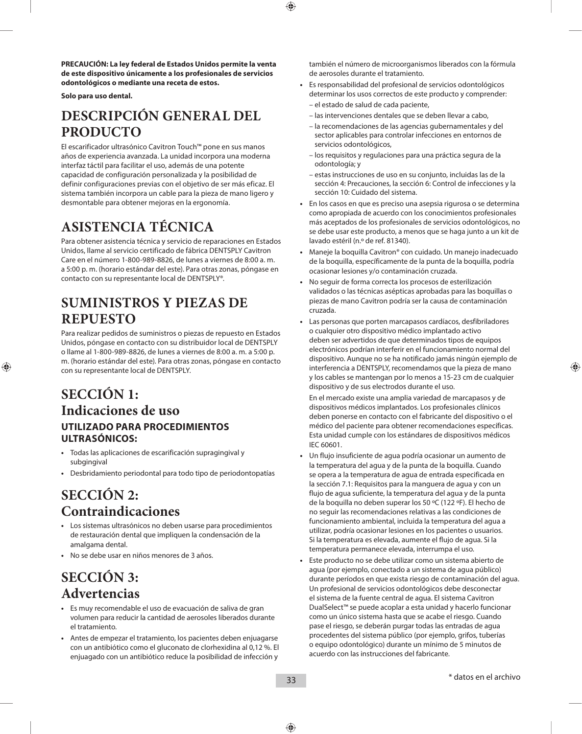**PRECAUCIÓN: La ley federal de Estados Unidos permite la venta de este dispositivo únicamente a los profesionales de servicios odontológicos o mediante una receta de estos.**

**Solo para uso dental.**

# DESCRIPCIÓN GENERAL DEL PRODUCTO

El escarificador ultrasónico Cavitron Touch™ pone en sus manos años de experiencia avanzada. La unidad incorpora una moderna interfaz táctil para facilitar el uso, además de una potente capacidad de configuración personalizada y la posibilidad de definir configuraciones previas con el objetivo de ser más eficaz. El sistema también incorpora un cable para la pieza de mano ligero y desmontable para obtener mejoras en la ergonomía.

# ASISTENCIA TÉCNICA

Para obtener asistencia técnica y servicio de reparaciones en Estados Unidos, llame al servicio certificado de fábrica DENTSPLY Cavitron Care en el número 1-800-989-8826, de lunes a viernes de 8:00 a. m. a 5:00 p. m. (horario estándar del este). Para otras zonas, póngase en contacto con su representante local de DENTSPLY®.

# SUMINISTROS Y PIEZAS DE REPUESTO

Para realizar pedidos de suministros o piezas de repuesto en Estados Unidos, póngase en contacto con su distribuidor local de DENTSPLY o llame al 1-800-989-8826, de lunes a viernes de 8:00 a. m. a 5:00 p. m. (horario estándar del este). Para otras zonas, póngase en contacto con su representante local de DENTSPLY.

# SECCIÓN 1: Indicaciones de uso

### UTILIZADO PARA PROCEDIMIENTOS ULTRASÓNICOS:

- Todas las aplicaciones de escarificación supragingival y subgingival
- Desbridamiento periodontal para todo tipo de periodontopatías

# SECCIÓN 2: Contraindicaciones

- Los sistemas ultrasónicos no deben usarse para procedimientos de restauración dental que impliquen la condensación de la amalgama dental.
- No se debe usar en niños menores de 3 años.

# SECCIÓN 3: Advertencias

- Es muy recomendable el uso de evacuación de saliva de gran volumen para reducir la cantidad de aerosoles liberados durante el tratamiento.
- Antes de empezar el tratamiento, los pacientes deben enjuagarse con un antibiótico como el gluconato de clorhexidina al 0,12 %. El enjuagado con un antibiótico reduce la posibilidad de infección y también el número de microorganismos liberados con la fórmula de aerosoles durante el tratamiento.
- Es responsabilidad del profesional de servicios odontológicos determinar los usos correctos de este producto y comprender:
  - el estado de salud de cada paciente,
  - las intervenciones dentales que se deben llevar a cabo,
  - la recomendaciones de las agencias gubernamentales y del sector aplicables para controlar infecciones en entornos de servicios odontológicos,
  - los requisitos y regulaciones para una práctica segura de la odontología; y
  - estas instrucciones de uso en su conjunto, incluidas las de la sección 4: Precauciones, la sección 6: Control de infecciones y la sección 10: Cuidado del sistema.
- En los casos en que es preciso una asepsia rigurosa o se determina como apropiada de acuerdo con los conocimientos profesionales más aceptados de los profesionales de servicios odontológicos, no se debe usar este producto, a menos que se haga junto a un kit de lavado estéril (n.º de ref. 81340).
- Maneje la boquilla Cavitron® con cuidado. Un manejo inadecuado de la boquilla, específicamente de la punta de la boquilla, podría ocasionar lesiones y/o contaminación cruzada.
- No seguir de forma correcta los procesos de esterilización validados o las técnicas asépticas aprobadas para las boquillas o piezas de mano Cavitron podría ser la causa de contaminación cruzada.
- Las personas que porten marcapasos cardíacos, desfibriladores o cualquier otro dispositivo médico implantado activo deben ser advertidos de que determinados tipos de equipos electrónicos podrían interferir en el funcionamiento normal del dispositivo. Aunque no se ha notificado jamás ningún ejemplo de interferencia a DENTSPLY, recomendamos que la pieza de mano y los cables se mantengan por lo menos a 15-23 cm de cualquier dispositivo y de sus electrodos durante el uso.

  En el mercado existe una amplia variedad de marcapasos y de dispositivos médicos implantados. Los profesionales clínicos deben ponerse en contacto con el fabricante del dispositivo o el médico del paciente para obtener recomendaciones específicas. Esta unidad cumple con los estándares de dispositivos médicos IEC 60601.
- Un flujo insuficiente de agua podría ocasionar un aumento de la temperatura del agua y de la punta de la boquilla. Cuando se opera a la temperatura de agua de entrada especificada en la sección 7.1: Requisitos para la manguera de agua y con un flujo de agua suficiente, la temperatura del agua y de la punta de la boquilla no deben superar los 50 ºC (122 ºF). El hecho de no seguir las recomendaciones relativas a las condiciones de funcionamiento ambiental, incluida la temperatura del agua a utilizar, podría ocasionar lesiones en los pacientes o usuarios. Si la temperatura es elevada, aumente el flujo de agua. Si la temperatura permanece elevada, interrumpa el uso.
- Este producto no se debe utilizar como un sistema abierto de agua (por ejemplo, conectado a un sistema de agua público) durante períodos en que exista riesgo de contaminación del agua. Un profesional de servicios odontológicos debe desconectar el sistema de la fuente central de agua. El sistema Cavitron DualSelect™ se puede acoplar a esta unidad y hacerlo funcionar como un único sistema hasta que se acabe el riesgo. Cuando pase el riesgo, se deberán purgar todas las entradas de agua procedentes del sistema público (por ejemplo, grifos, tuberías o equipo odontológico) durante un mínimo de 5 minutos de acuerdo con las instrucciones del fabricante.

\* datos en el archivo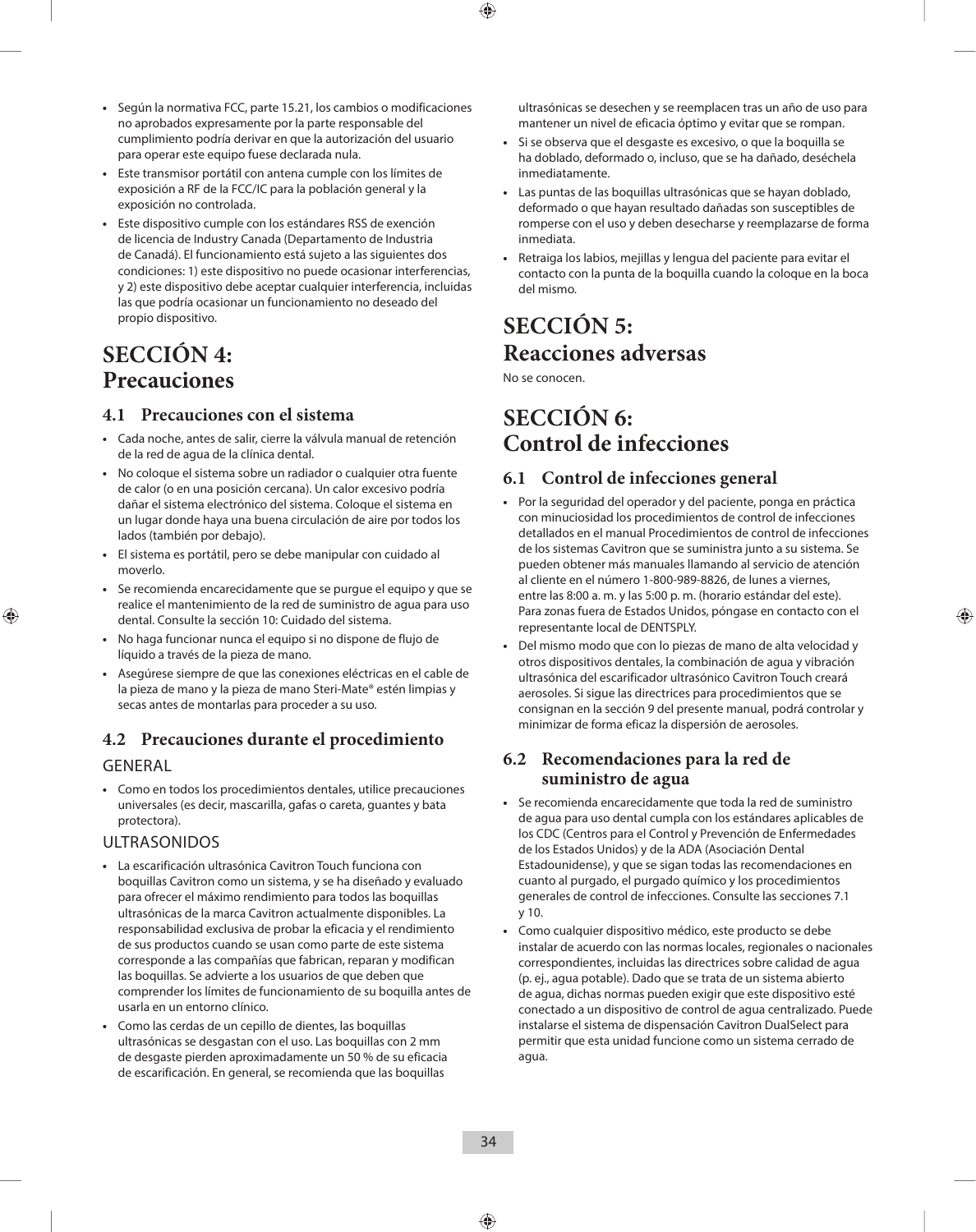- Según la normativa FCC, parte 15.21, los cambios o modificaciones no aprobados expresamente por la parte responsable del cumplimiento podría derivar en que la autorización del usuario para operar este equipo fuese declarada nula.
- Este transmisor portátil con antena cumple con los límites de exposición a RF de la FCC/IC para la población general y la exposición no controlada.
- Este dispositivo cumple con los estándares RSS de exención de licencia de Industry Canada (Departamento de Industria de Canadá). El funcionamiento está sujeto a las siguientes dos condiciones: 1) este dispositivo no puede ocasionar interferencias, y 2) este dispositivo debe aceptar cualquier interferencia, incluidas las que podría ocasionar un funcionamiento no deseado del propio dispositivo.

# SECCIÓN 4: Precauciones

## 4.1 Precauciones con el sistema

- Cada noche, antes de salir, cierre la válvula manual de retención de la red de agua de la clínica dental.
- No coloque el sistema sobre un radiador o cualquier otra fuente de calor (o en una posición cercana). Un calor excesivo podría dañar el sistema electrónico del sistema. Coloque el sistema en un lugar donde haya una buena circulación de aire por todos los lados (también por debajo).
- El sistema es portátil, pero se debe manipular con cuidado al moverlo.
- Se recomienda encarecidamente que se purgue el equipo y que se realice el mantenimiento de la red de suministro de agua para uso dental. Consulte la sección 10: Cuidado del sistema.
- No haga funcionar nunca el equipo si no dispone de flujo de líquido a través de la pieza de mano.
- Asegúrese siempre de que las conexiones eléctricas en el cable de la pieza de mano y la pieza de mano Steri-Mate® estén limpias y secas antes de montarlas para proceder a su uso.

## 4.2 Precauciones durante el procedimiento

GENERAL

- Como en todos los procedimientos dentales, utilice precauciones universales (es decir, mascarilla, gafas o careta, guantes y bata protectora).

ULTRASONIDOS

- La escarificación ultrasónica Cavitron Touch funciona con boquillas Cavitron como un sistema, y se ha diseñado y evaluado para ofrecer el máximo rendimiento para todos las boquillas ultrasónicas de la marca Cavitron actualmente disponibles. La responsabilidad exclusiva de probar la eficacia y el rendimiento de sus productos cuando se usan como parte de este sistema corresponde a las compañías que fabrican, reparan y modifican las boquillas. Se advierte a los usuarios de que deben que comprender los límites de funcionamiento de su boquilla antes de usarla en un entorno clínico.
- Como las cerdas de un cepillo de dientes, las boquillas ultrasónicas se desgastan con el uso. Las boquillas con 2 mm de desgaste pierden aproximadamente un 50 % de su eficacia de escarificación. En general, se recomienda que las boquillas ultrasónicas se desechen y se reemplacen tras un año de uso para mantener un nivel de eficacia óptimo y evitar que se rompan.
- Si se observa que el desgaste es excesivo, o que la boquilla se ha doblado, deformado o, incluso, que se ha dañado, deséchela inmediatamente.
- Las puntas de las boquillas ultrasónicas que se hayan doblado, deformado o que hayan resultado dañadas son susceptibles de romperse con el uso y deben desecharse y reemplazarse de forma inmediata.
- Retraiga los labios, mejillas y lengua del paciente para evitar el contacto con la punta de la boquilla cuando la coloque en la boca del mismo.

# SECCIÓN 5: Reacciones adversas

No se conocen.

# SECCIÓN 6: Control de infecciones

## 6.1 Control de infecciones general

- Por la seguridad del operador y del paciente, ponga en práctica con minuciosidad los procedimientos de control de infecciones detallados en el manual Procedimientos de control de infecciones de los sistemas Cavitron que se suministra junto a su sistema. Se pueden obtener más manuales llamando al servicio de atención al cliente en el número 1-800-989-8826, de lunes a viernes, entre las 8:00 a. m. y las 5:00 p. m. (horario estándar del este). Para zonas fuera de Estados Unidos, póngase en contacto con el representante local de DENTSPLY.
- Del mismo modo que con lo piezas de mano de alta velocidad y otros dispositivos dentales, la combinación de agua y vibración ultrasónica del escarificador ultrasónico Cavitron Touch creará aerosoles. Si sigue las directrices para procedimientos que se consignan en la sección 9 del presente manual, podrá controlar y minimizar de forma eficaz la dispersión de aerosoles.

## 6.2 Recomendaciones para la red de suministro de agua

- Se recomienda encarecidamente que toda la red de suministro de agua para uso dental cumpla con los estándares aplicables de los CDC (Centros para el Control y Prevención de Enfermedades de los Estados Unidos) y de la ADA (Asociación Dental Estadounidense), y que se sigan todas las recomendaciones en cuanto al purgado, el purgado químico y los procedimientos generales de control de infecciones. Consulte las secciones 7.1 y 10.
- Como cualquier dispositivo médico, este producto se debe instalar de acuerdo con las normas locales, regionales o nacionales correspondientes, incluidas las directrices sobre calidad de agua (p. ej., agua potable). Dado que se trata de un sistema abierto de agua, dichas normas pueden exigir que este dispositivo esté conectado a un dispositivo de control de agua centralizado. Puede instalarse el sistema de dispensación Cavitron DualSelect para permitir que esta unidad funcione como un sistema cerrado de agua.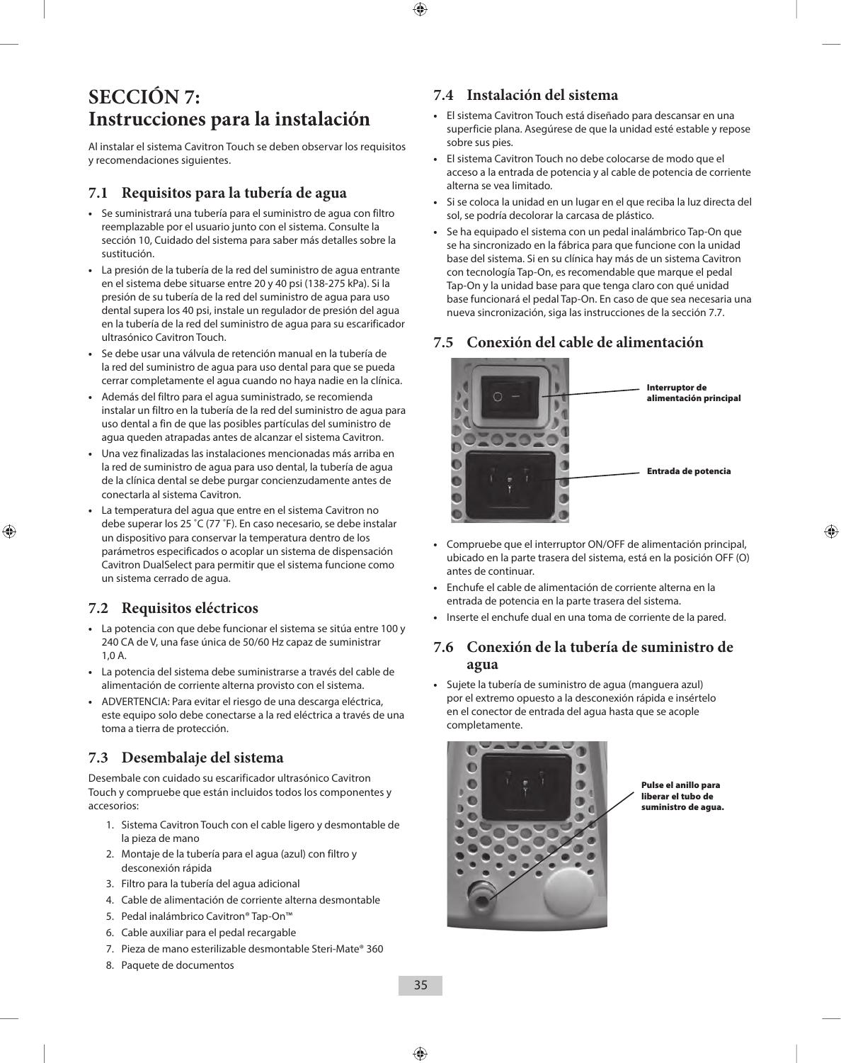# SECCIÓN 7: Instrucciones para la instalación

Al instalar el sistema Cavitron Touch se deben observar los requisitos y recomendaciones siguientes.

## 7.1 Requisitos para la tubería de agua

- Se suministrará una tubería para el suministro de agua con filtro reemplazable por el usuario junto con el sistema. Consulte la sección 10, Cuidado del sistema para saber más detalles sobre la sustitución.
- La presión de la tubería de la red del suministro de agua entrante en el sistema debe situarse entre 20 y 40 psi (138-275 kPa). Si la presión de su tubería de la red del suministro de agua para uso dental supera los 40 psi, instale un regulador de presión del agua en la tubería de la red del suministro de agua para su escarificador ultrasónico Cavitron Touch.
- Se debe usar una válvula de retención manual en la tubería de la red del suministro de agua para uso dental para que se pueda cerrar completamente el agua cuando no haya nadie en la clínica.
- Además del filtro para el agua suministrado, se recomienda instalar un filtro en la tubería de la red del suministro de agua para uso dental a fin de que las posibles partículas del suministro de agua queden atrapadas antes de alcanzar el sistema Cavitron.
- Una vez finalizadas las instalaciones mencionadas más arriba en la red de suministro de agua para uso dental, la tubería de agua de la clínica dental se debe purgar concienzudamente antes de conectarla al sistema Cavitron.
- La temperatura del agua que entre en el sistema Cavitron no debe superar los 25 ˚C (77 ˚F). En caso necesario, se debe instalar un dispositivo para conservar la temperatura dentro de los parámetros especificados o acoplar un sistema de dispensación Cavitron DualSelect para permitir que el sistema funcione como un sistema cerrado de agua.

## 7.2 Requisitos eléctricos

- La potencia con que debe funcionar el sistema se sitúa entre 100 y 240 CA de V, una fase única de 50/60 Hz capaz de suministrar 1,0 A.
- La potencia del sistema debe suministrarse a través del cable de alimentación de corriente alterna provisto con el sistema.
- ADVERTENCIA: Para evitar el riesgo de una descarga eléctrica, este equipo solo debe conectarse a la red eléctrica a través de una toma a tierra de protección.

## 7.3 Desembalaje del sistema

Desembale con cuidado su escarificador ultrasónico Cavitron Touch y compruebe que están incluidos todos los componentes y accesorios:

1. Sistema Cavitron Touch con el cable ligero y desmontable de la pieza de mano
2. Montaje de la tubería para el agua (azul) con filtro y desconexión rápida
3. Filtro para la tubería del agua adicional
4. Cable de alimentación de corriente alterna desmontable
5. Pedal inalámbrico Cavitron® Tap-On™
6. Cable auxiliar para el pedal recargable
7. Pieza de mano esterilizable desmontable Steri-Mate® 360
8. Paquete de documentos

## 7.4 Instalación del sistema

- El sistema Cavitron Touch está diseñado para descansar en una superficie plana. Asegúrese de que la unidad esté estable y repose sobre sus pies.
- El sistema Cavitron Touch no debe colocarse de modo que el acceso a la entrada de potencia y al cable de potencia de corriente alterna se vea limitado.
- Si se coloca la unidad en un lugar en el que reciba la luz directa del sol, se podría decolorar la carcasa de plástico.
- Se ha equipado el sistema con un pedal inalámbrico Tap-On que se ha sincronizado en la fábrica para que funcione con la unidad base del sistema. Si en su clínica hay más de un sistema Cavitron con tecnología Tap-On, es recomendable que marque el pedal Tap-On y la unidad base para que tenga claro con qué unidad base funcionará el pedal Tap-On. En caso de que sea necesaria una nueva sincronización, siga las instrucciones de la sección 7.7.

## 7.5 Conexión del cable de alimentación

**Interruptor de alimentación principal**

**Entrada de potencia**

- Compruebe que el interruptor ON/OFF de alimentación principal, ubicado en la parte trasera del sistema, está en la posición OFF (O) antes de continuar.
- Enchufe el cable de alimentación de corriente alterna en la entrada de potencia en la parte trasera del sistema.
- Inserte el enchufe dual en una toma de corriente de la pared.

## 7.6 Conexión de la tubería de suministro de agua

- Sujete la tubería de suministro de agua (manguera azul) por el extremo opuesto a la desconexión rápida e insértelo en el conector de entrada del agua hasta que se acople completamente.

**Pulse el anillo para liberar el tubo de suministro de agua.**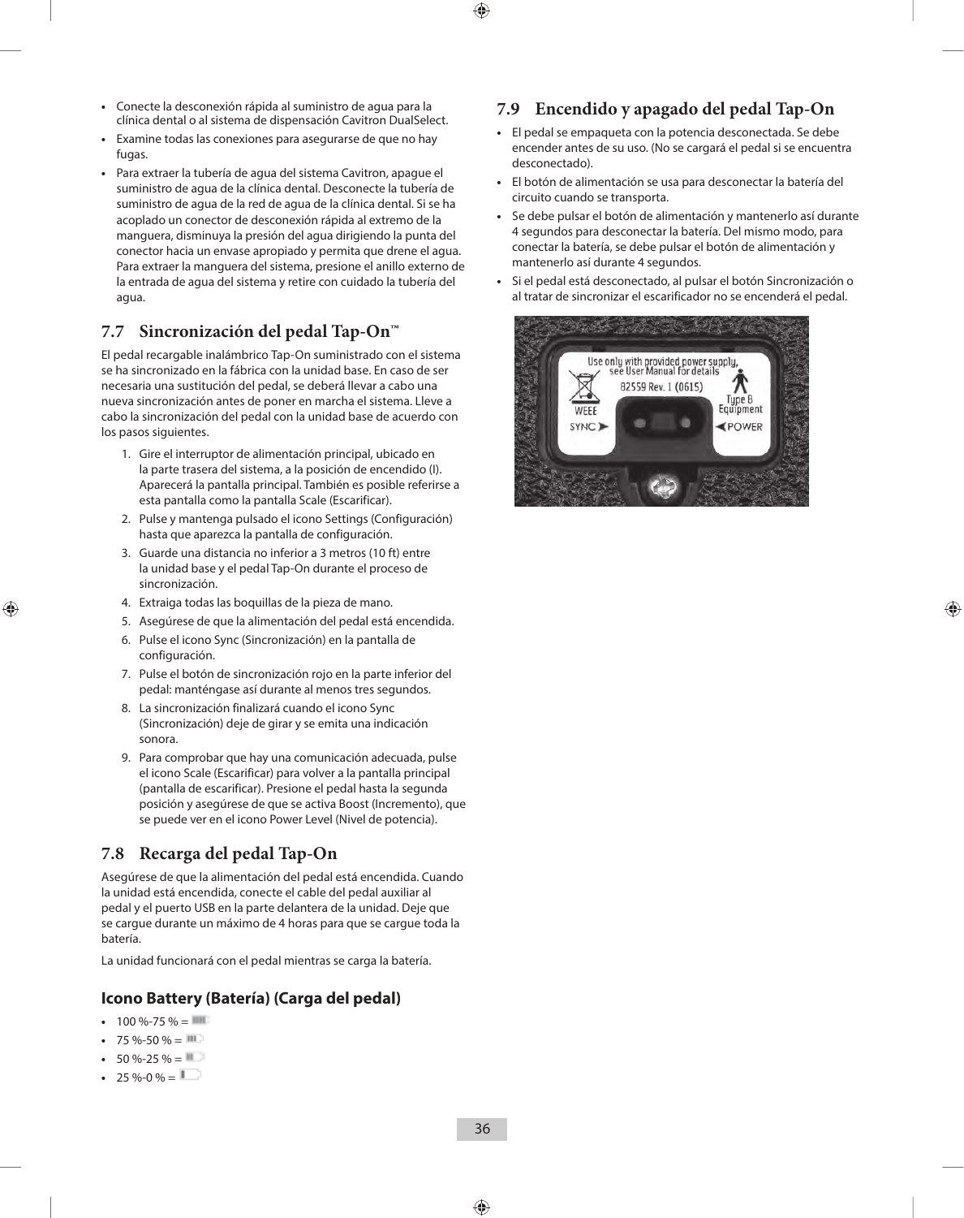- Conecte la desconexión rápida al suministro de agua para la clínica dental o al sistema de dispensación Cavitron DualSelect.
- Examine todas las conexiones para asegurarse de que no hay fugas.
- Para extraer la tubería de agua del sistema Cavitron, apague el suministro de agua de la clínica dental. Desconecte la tubería de suministro de agua de la red de agua de la clínica dental. Si se ha acoplado un conector de desconexión rápida al extremo de la manguera, disminuya la presión del agua dirigiendo la punta del conector hacia un envase apropiado y permita que drene el agua. Para extraer la manguera del sistema, presione el anillo externo de la entrada de agua del sistema y retire con cuidado la tubería del agua.

## 7.7 Sincronización del pedal Tap-On™

El pedal recargable inalámbrico Tap-On suministrado con el sistema se ha sincronizado en la fábrica con la unidad base. En caso de ser necesaria una sustitución del pedal, se deberá llevar a cabo una nueva sincronización antes de poner en marcha el sistema. Lleve a cabo la sincronización del pedal con la unidad base de acuerdo con los pasos siguientes.

1. Gire el interruptor de alimentación principal, ubicado en la parte trasera del sistema, a la posición de encendido (I). Aparecerá la pantalla principal. También es posible referirse a esta pantalla como la pantalla Scale (Escarificar).
2. Pulse y mantenga pulsado el icono Settings (Configuración) hasta que aparezca la pantalla de configuración.
3. Guarde una distancia no inferior a 3 metros (10 ft) entre la unidad base y el pedal Tap-On durante el proceso de sincronización.
4. Extraiga todas las boquillas de la pieza de mano.
5. Asegúrese de que la alimentación del pedal está encendida.
6. Pulse el icono Sync (Sincronización) en la pantalla de configuración.
7. Pulse el botón de sincronización rojo en la parte inferior del pedal: manténgase así durante al menos tres segundos.
8. La sincronización finalizará cuando el icono Sync (Sincronización) deje de girar y se emita una indicación sonora.
9. Para comprobar que hay una comunicación adecuada, pulse el icono Scale (Escarificar) para volver a la pantalla principal (pantalla de escarificar). Presione el pedal hasta la segunda posición y asegúrese de que se activa Boost (Incremento), que se puede ver en el icono Power Level (Nivel de potencia).

## 7.8 Recarga del pedal Tap-On

Asegúrese de que la alimentación del pedal está encendida. Cuando la unidad está encendida, conecte el cable del pedal auxiliar al pedal y el puerto USB en la parte delantera de la unidad. Deje que se cargue durante un máximo de 4 horas para que se cargue toda la batería.

La unidad funcionará con el pedal mientras se carga la batería.

### Icono Battery (Batería) (Carga del pedal)

- 100 %-75 % =
- 75 %-50 % =
- 50 %-25 % =
- 25 %-0 % =

## 7.9 Encendido y apagado del pedal Tap-On

- El pedal se empaqueta con la potencia desconectada. Se debe encender antes de su uso. (No se cargará el pedal si se encuentra desconectado).
- El botón de alimentación se usa para desconectar la batería del circuito cuando se transporta.
- Se debe pulsar el botón de alimentación y mantenerlo así durante 4 segundos para desconectar la batería. Del mismo modo, para conectar la batería, se debe pulsar el botón de alimentación y mantenerlo así durante 4 segundos.
- Si el pedal está desconectado, al pulsar el botón Sincronización o al tratar de sincronizar el escarificador no se encenderá el pedal.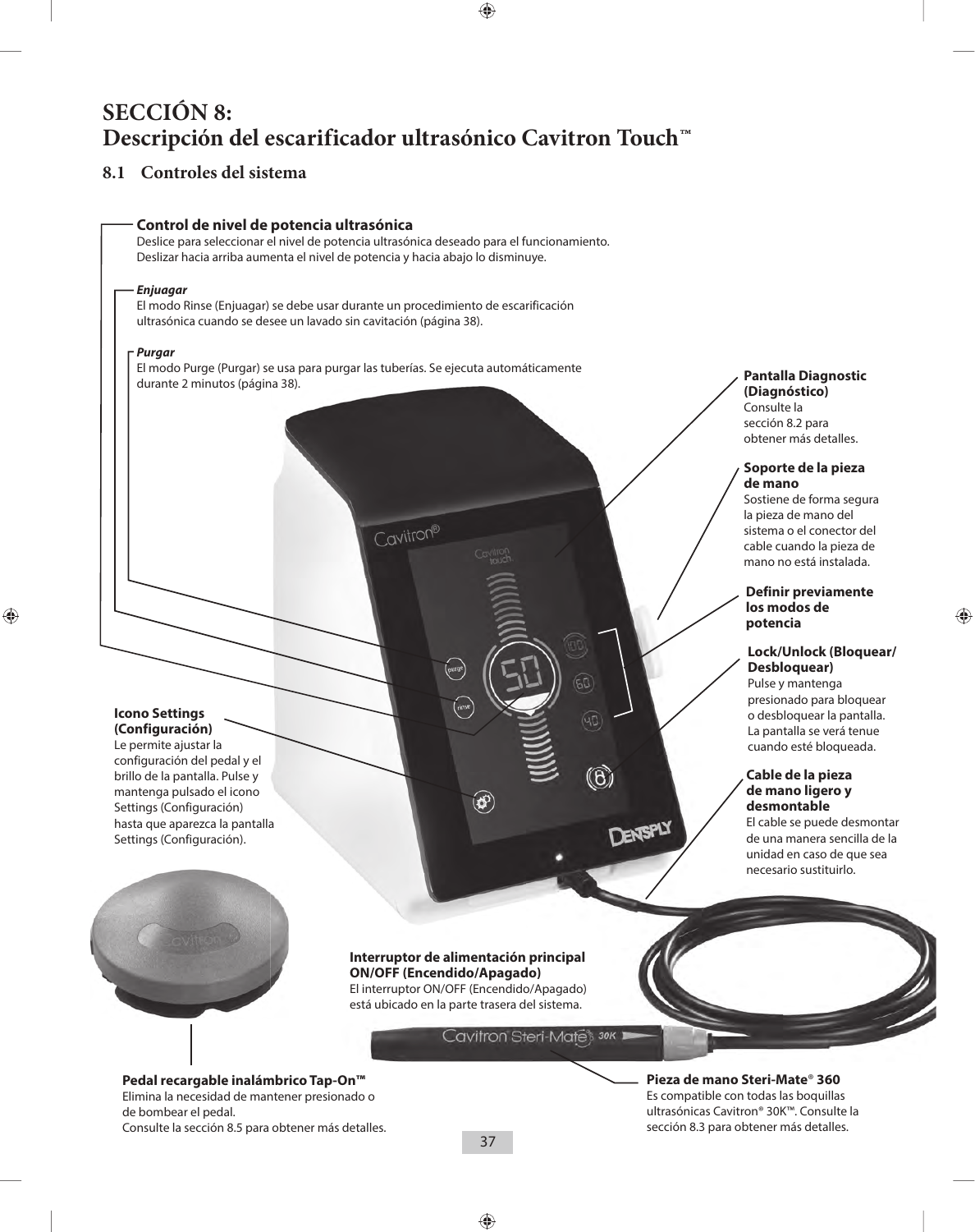# SECCIÓN 8: Descripción del escarificador ultrasónico Cavitron Touch™

## 8.1 Controles del sistema

**Control de nivel de potencia ultrasónica**
Deslice para seleccionar el nivel de potencia ultrasónica deseado para el funcionamiento. Deslizar hacia arriba aumenta el nivel de potencia y hacia abajo lo disminuye.

***Enjuagar***
El modo Rinse (Enjuagar) se debe usar durante un procedimiento de escarificación ultrasónica cuando se desee un lavado sin cavitación (página 38).

***Purgar***
El modo Purge (Purgar) se usa para purgar las tuberías. Se ejecuta automáticamente durante 2 minutos (página 38).

**Pantalla Diagnostic (Diagnóstico)**
Consulte la sección 8.2 para obtener más detalles.

**Soporte de la pieza de mano**
Sostiene de forma segura la pieza de mano del sistema o el conector del cable cuando la pieza de mano no está instalada.

**Definir previamente los modos de potencia**

**Lock/Unlock (Bloquear/Desbloquear)**
Pulse y mantenga presionado para bloquear o desbloquear la pantalla. La pantalla se verá tenue cuando esté bloqueada.

**Icono Settings (Configuración)**
Le permite ajustar la configuración del pedal y el brillo de la pantalla. Pulse y mantenga pulsado el icono Settings (Configuración) hasta que aparezca la pantalla Settings (Configuración).

**Cable de la pieza de mano ligero y desmontable**
El cable se puede desmontar de una manera sencilla de la unidad en caso de que sea necesario sustituirlo.

**Interruptor de alimentación principal ON/OFF (Encendido/Apagado)**
El interruptor ON/OFF (Encendido/Apagado) está ubicado en la parte trasera del sistema.

**Pedal recargable inalámbrico Tap-On™**
Elimina la necesidad de mantener presionado o de bombear el pedal.
Consulte la sección 8.5 para obtener más detalles.

**Pieza de mano Steri-Mate® 360**
Es compatible con todas las boquillas ultrasónicas Cavitron® 30K™. Consulte la sección 8.3 para obtener más detalles.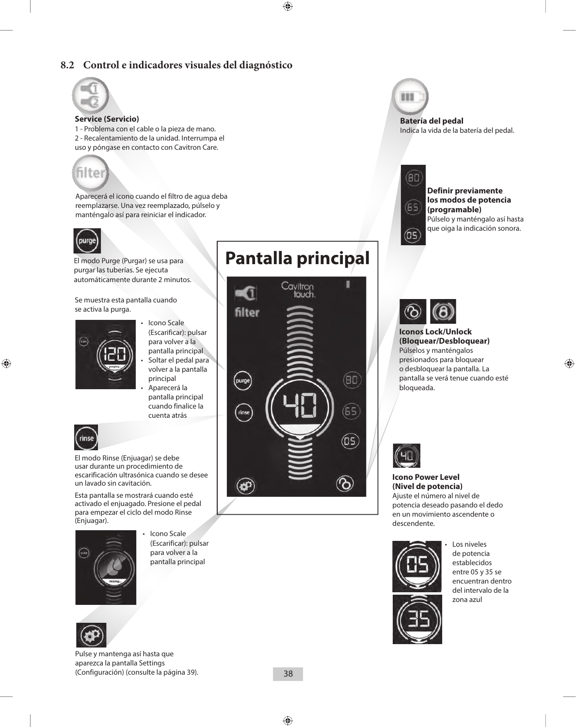## 8.2 Control e indicadores visuales del diagnóstico

**Service (Servicio)**
1 - Problema con el cable o la pieza de mano.
2 - Recalentamiento de la unidad. Interrumpa el uso y póngase en contacto con Cavitron Care.

Aparecerá el icono cuando el filtro de agua deba reemplazarse. Una vez reemplazado, púlselo y manténgalo así para reiniciar el indicador.

El modo Purge (Purgar) se usa para purgar las tuberías. Se ejecuta automáticamente durante 2 minutos.

Se muestra esta pantalla cuando se activa la purga.

- Icono Scale (Escarificar): pulsar para volver a la pantalla principal
- Soltar el pedal para volver a la pantalla principal
- Aparecerá la pantalla principal cuando finalice la cuenta atrás

El modo Rinse (Enjuagar) se debe usar durante un procedimiento de escarificación ultrasónica cuando se desee un lavado sin cavitación.

Esta pantalla se mostrará cuando esté activado el enjuagado. Presione el pedal para empezar el ciclo del modo Rinse (Enjuagar).

- Icono Scale (Escarificar): pulsar para volver a la pantalla principal

Pulse y mantenga así hasta que aparezca la pantalla Settings (Configuración) (consulte la página 39).

**Pantalla principal**

**Batería del pedal**
Indica la vida de la batería del pedal.

**Definir previamente los modos de potencia (programable)**
Púlselo y manténgalo así hasta que oiga la indicación sonora.

**Iconos Lock/Unlock (Bloquear/Desbloquear)**
Púlselos y manténgalos presionados para bloquear o desbloquear la pantalla. La pantalla se verá tenue cuando esté bloqueada.

**Icono Power Level (Nivel de potencia)**
Ajuste el número al nivel de potencia deseado pasando el dedo en un movimiento ascendente o descendente.

- Los niveles de potencia establecidos entre 05 y 35 se encuentran dentro del intervalo de la zona azul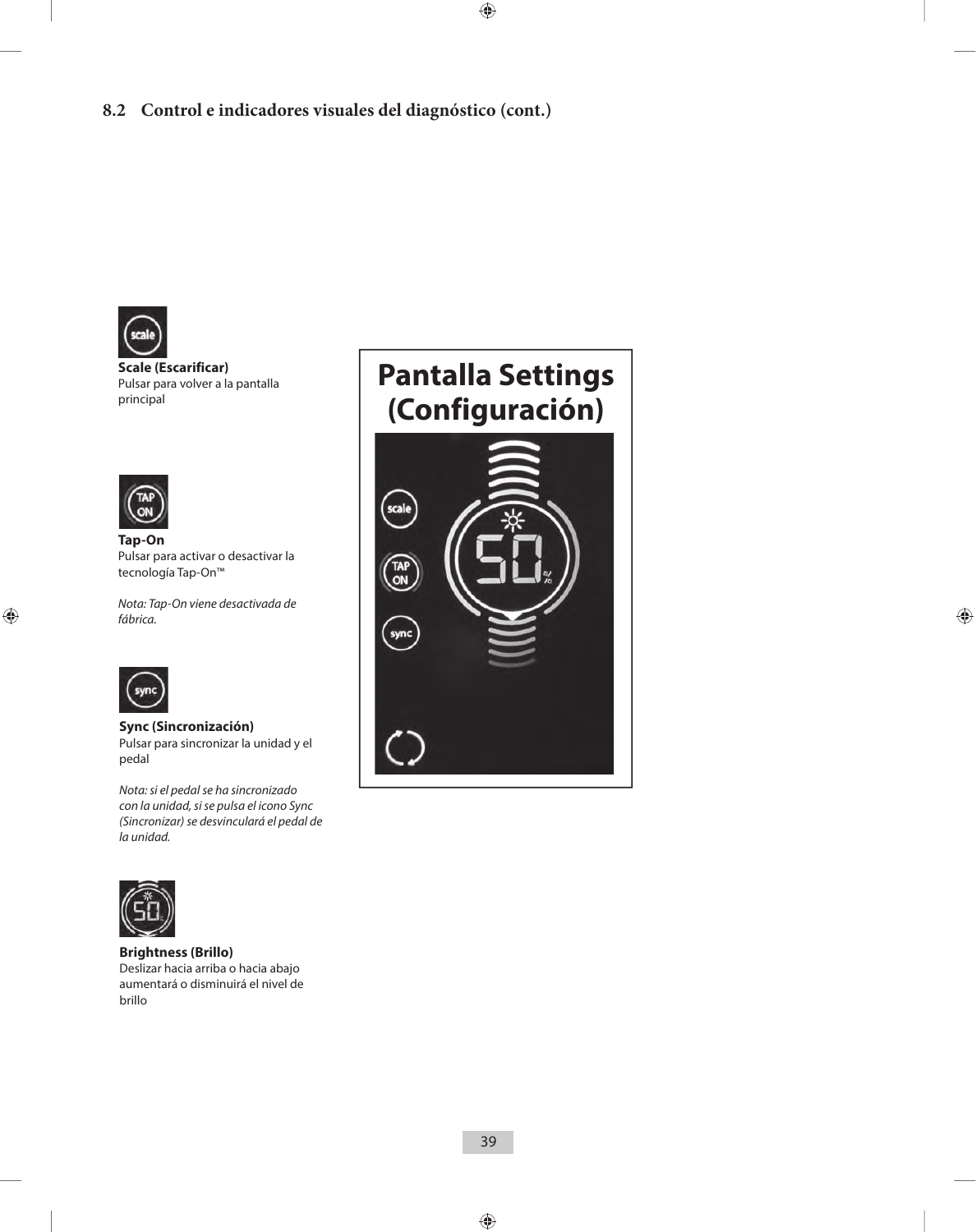## 8.2 Control e indicadores visuales del diagnóstico (cont.)

**Scale (Escarificar)**
Pulsar para volver a la pantalla principal

**Tap-On**
Pulsar para activar o desactivar la tecnología Tap-On™

*Nota: Tap-On viene desactivada de fábrica.*

**Sync (Sincronización)**
Pulsar para sincronizar la unidad y el pedal

*Nota: si el pedal se ha sincronizado con la unidad, si se pulsa el icono Sync (Sincronizar) se desvinculará el pedal de la unidad.*

**Brightness (Brillo)**
Deslizar hacia arriba o hacia abajo aumentará o disminuirá el nivel de brillo

**Pantalla Settings (Configuración)**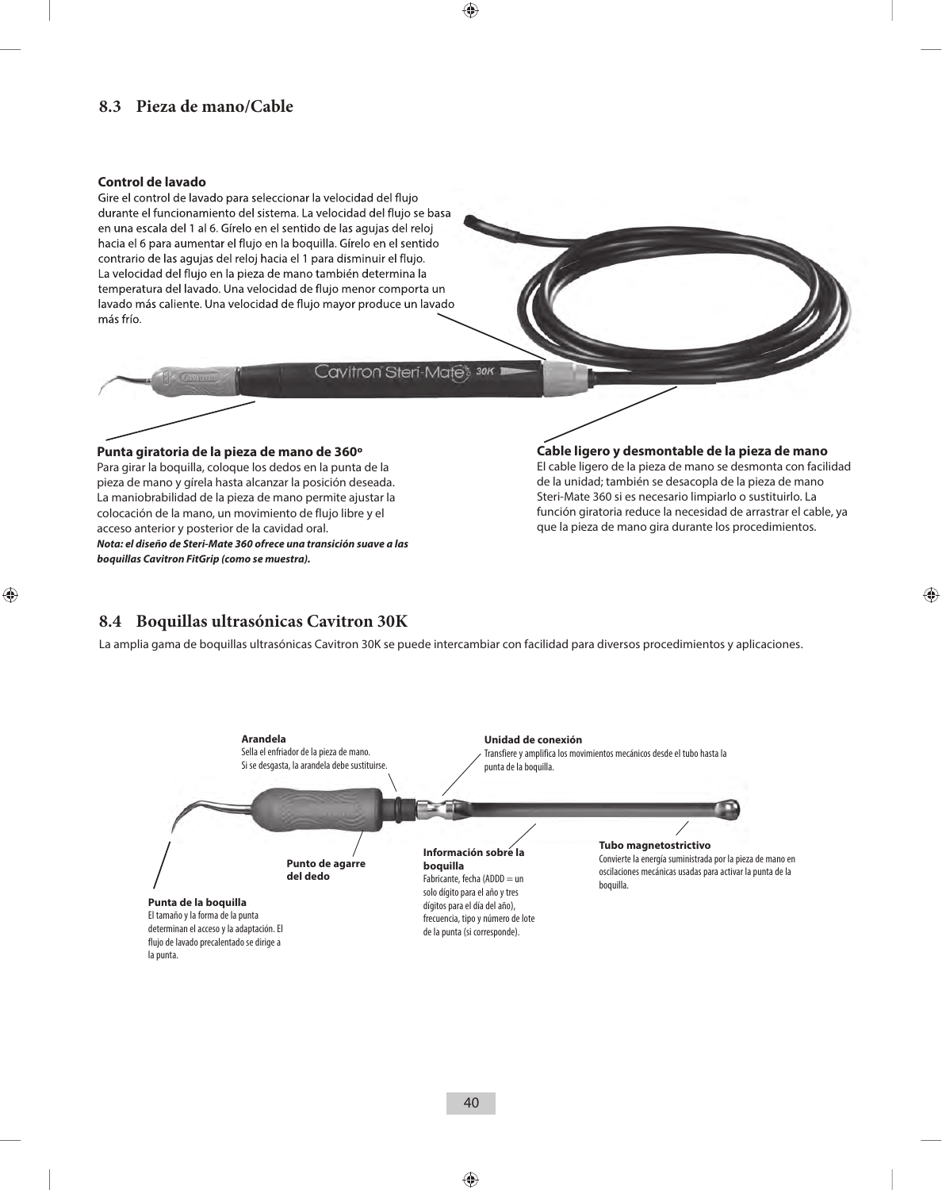## 8.3 Pieza de mano/Cable

**Control de lavado**

Gire el control de lavado para seleccionar la velocidad del flujo durante el funcionamiento del sistema. La velocidad del flujo se basa en una escala del 1 al 6. Gírelo en el sentido de las agujas del reloj hacia el 6 para aumentar el flujo en la boquilla. Gírelo en el sentido contrario de las agujas del reloj hacia el 1 para disminuir el flujo. La velocidad del flujo en la pieza de mano también determina la temperatura del lavado. Una velocidad de flujo menor comporta un lavado más caliente. Una velocidad de flujo mayor produce un lavado más frío.

**Punta giratoria de la pieza de mano de 360º**

Para girar la boquilla, coloque los dedos en la punta de la pieza de mano y gírela hasta alcanzar la posición deseada. La maniobrabilidad de la pieza de mano permite ajustar la colocación de la mano, un movimiento de flujo libre y el acceso anterior y posterior de la cavidad oral.

***Nota: el diseño de Steri-Mate 360 ofrece una transición suave a las boquillas Cavitron FitGrip (como se muestra).***

**Cable ligero y desmontable de la pieza de mano**

El cable ligero de la pieza de mano se desmonta con facilidad de la unidad; también se desacopla de la pieza de mano Steri-Mate 360 si es necesario limpiarlo o sustituirlo. La función giratoria reduce la necesidad de arrastrar el cable, ya que la pieza de mano gira durante los procedimientos.

## 8.4 Boquillas ultrasónicas Cavitron 30K

La amplia gama de boquillas ultrasónicas Cavitron 30K se puede intercambiar con facilidad para diversos procedimientos y aplicaciones.

**Arandela**
Sella el enfriador de la pieza de mano.
Si se desgasta, la arandela debe sustituirse.

**Unidad de conexión**
Transfiere y amplifica los movimientos mecánicos desde el tubo hasta la punta de la boquilla.

**Punto de agarre del dedo**

**Información sobre la boquilla**
Fabricante, fecha (ADDD = un solo dígito para el año y tres dígitos para el día del año), frecuencia, tipo y número de lote de la punta (si corresponde).

**Tubo magnetostrictivo**
Convierte la energía suministrada por la pieza de mano en oscilaciones mecánicas usadas para activar la punta de la boquilla.

**Punta de la boquilla**
El tamaño y la forma de la punta determinan el acceso y la adaptación. El flujo de lavado precalentado se dirige a la punta.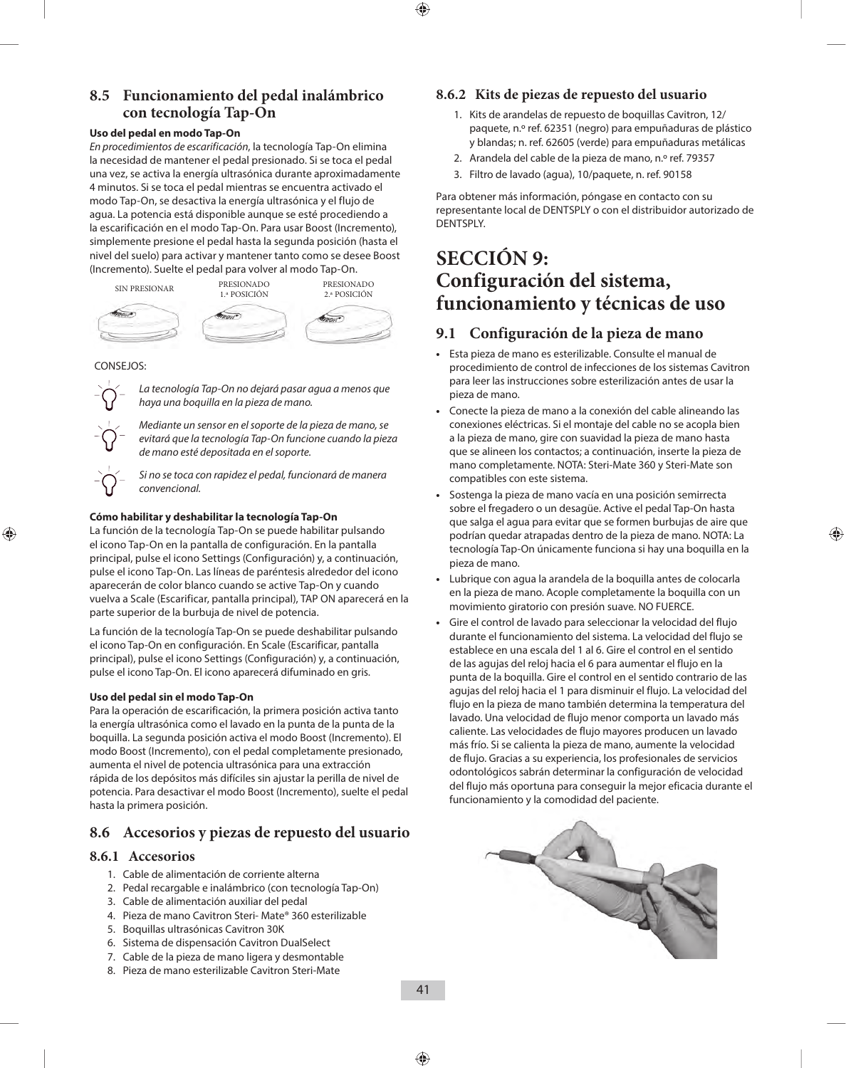## 8.5 Funcionamiento del pedal inalámbrico con tecnología Tap-On

**Uso del pedal en modo Tap-On**

*En procedimientos de escarificación*, la tecnología Tap-On elimina la necesidad de mantener el pedal presionado. Si se toca el pedal una vez, se activa la energía ultrasónica durante aproximadamente 4 minutos. Si se toca el pedal mientras se encuentra activado el modo Tap-On, se desactiva la energía ultrasónica y el flujo de agua. La potencia está disponible aunque se esté procediendo a la escarificación en el modo Tap-On. Para usar Boost (Incremento), simplemente presione el pedal hasta la segunda posición (hasta el nivel del suelo) para activar y mantener tanto como se desee Boost (Incremento). Suelte el pedal para volver al modo Tap-On.

SIN PRESIONAR — PRESIONADO 1.ª POSICIÓN — PRESIONADO 2.ª POSICIÓN

CONSEJOS:

*La tecnología Tap-On no dejará pasar agua a menos que haya una boquilla en la pieza de mano.*

*Mediante un sensor en el soporte de la pieza de mano, se evitará que la tecnología Tap-On funcione cuando la pieza de mano esté depositada en el soporte.*

*Si no se toca con rapidez el pedal, funcionará de manera convencional.*

**Cómo habilitar y deshabilitar la tecnología Tap-On**

La función de la tecnología Tap-On se puede habilitar pulsando el icono Tap-On en la pantalla de configuración. En la pantalla principal, pulse el icono Settings (Configuración) y, a continuación, pulse el icono Tap-On. Las líneas de paréntesis alrededor del icono aparecerán de color blanco cuando se active Tap-On y cuando vuelva a Scale (Escarificar, pantalla principal), TAP ON aparecerá en la parte superior de la burbuja de nivel de potencia.

La función de la tecnología Tap-On se puede deshabilitar pulsando el icono Tap-On en configuración. En Scale (Escarificar, pantalla principal), pulse el icono Settings (Configuración) y, a continuación, pulse el icono Tap-On. El icono aparecerá difuminado en gris.

**Uso del pedal sin el modo Tap-On**

Para la operación de escarificación, la primera posición activa tanto la energía ultrasónica como el lavado en la punta de la punta de la boquilla. La segunda posición activa el modo Boost (Incremento). El modo Boost (Incremento), con el pedal completamente presionado, aumenta el nivel de potencia ultrasónica para una extracción rápida de los depósitos más difíciles sin ajustar la perilla de nivel de potencia. Para desactivar el modo Boost (Incremento), suelte el pedal hasta la primera posición.

## 8.6 Accesorios y piezas de repuesto del usuario

### 8.6.1 Accesorios

1. Cable de alimentación de corriente alterna
2. Pedal recargable e inalámbrico (con tecnología Tap-On)
3. Cable de alimentación auxiliar del pedal
4. Pieza de mano Cavitron Steri- Mate® 360 esterilizable
5. Boquillas ultrasónicas Cavitron 30K
6. Sistema de dispensación Cavitron DualSelect
7. Cable de la pieza de mano ligera y desmontable
8. Pieza de mano esterilizable Cavitron Steri-Mate

### 8.6.2 Kits de piezas de repuesto del usuario

1. Kits de arandelas de repuesto de boquillas Cavitron, 12/ paquete, n.º ref. 62351 (negro) para empuñaduras de plástico y blandas; n. ref. 62605 (verde) para empuñaduras metálicas
2. Arandela del cable de la pieza de mano, n.º ref. 79357
3. Filtro de lavado (agua), 10/paquete, n. ref. 90158

Para obtener más información, póngase en contacto con su representante local de DENTSPLY o con el distribuidor autorizado de DENTSPLY.

# SECCIÓN 9: Configuración del sistema, funcionamiento y técnicas de uso

## 9.1 Configuración de la pieza de mano

- Esta pieza de mano es esterilizable. Consulte el manual de procedimiento de control de infecciones de los sistemas Cavitron para leer las instrucciones sobre esterilización antes de usar la pieza de mano.
- Conecte la pieza de mano a la conexión del cable alineando las conexiones eléctricas. Si el montaje del cable no se acopla bien a la pieza de mano, gire con suavidad la pieza de mano hasta que se alineen los contactos; a continuación, inserte la pieza de mano completamente. NOTA: Steri-Mate 360 y Steri-Mate son compatibles con este sistema.
- Sostenga la pieza de mano vacía en una posición semirrecta sobre el fregadero o un desagüe. Active el pedal Tap-On hasta que salga el agua para evitar que se formen burbujas de aire que podrían quedar atrapadas dentro de la pieza de mano. NOTA: La tecnología Tap-On únicamente funciona si hay una boquilla en la pieza de mano.
- Lubrique con agua la arandela de la boquilla antes de colocarla en la pieza de mano. Acople completamente la boquilla con un movimiento giratorio con presión suave. NO FUERCE.
- Gire el control de lavado para seleccionar la velocidad del flujo durante el funcionamiento del sistema. La velocidad del flujo se establece en una escala del 1 al 6. Gire el control en el sentido de las agujas del reloj hacia el 6 para aumentar el flujo en la punta de la boquilla. Gire el control en el sentido contrario de las agujas del reloj hacia el 1 para disminuir el flujo. La velocidad del flujo en la pieza de mano también determina la temperatura del lavado. Una velocidad de flujo menor comporta un lavado más caliente. Las velocidades de flujo mayores producen un lavado más frío. Si se calienta la pieza de mano, aumente la velocidad de flujo. Gracias a su experiencia, los profesionales de servicios odontológicos sabrán determinar la configuración de velocidad del flujo más oportuna para conseguir la mejor eficacia durante el funcionamiento y la comodidad del paciente.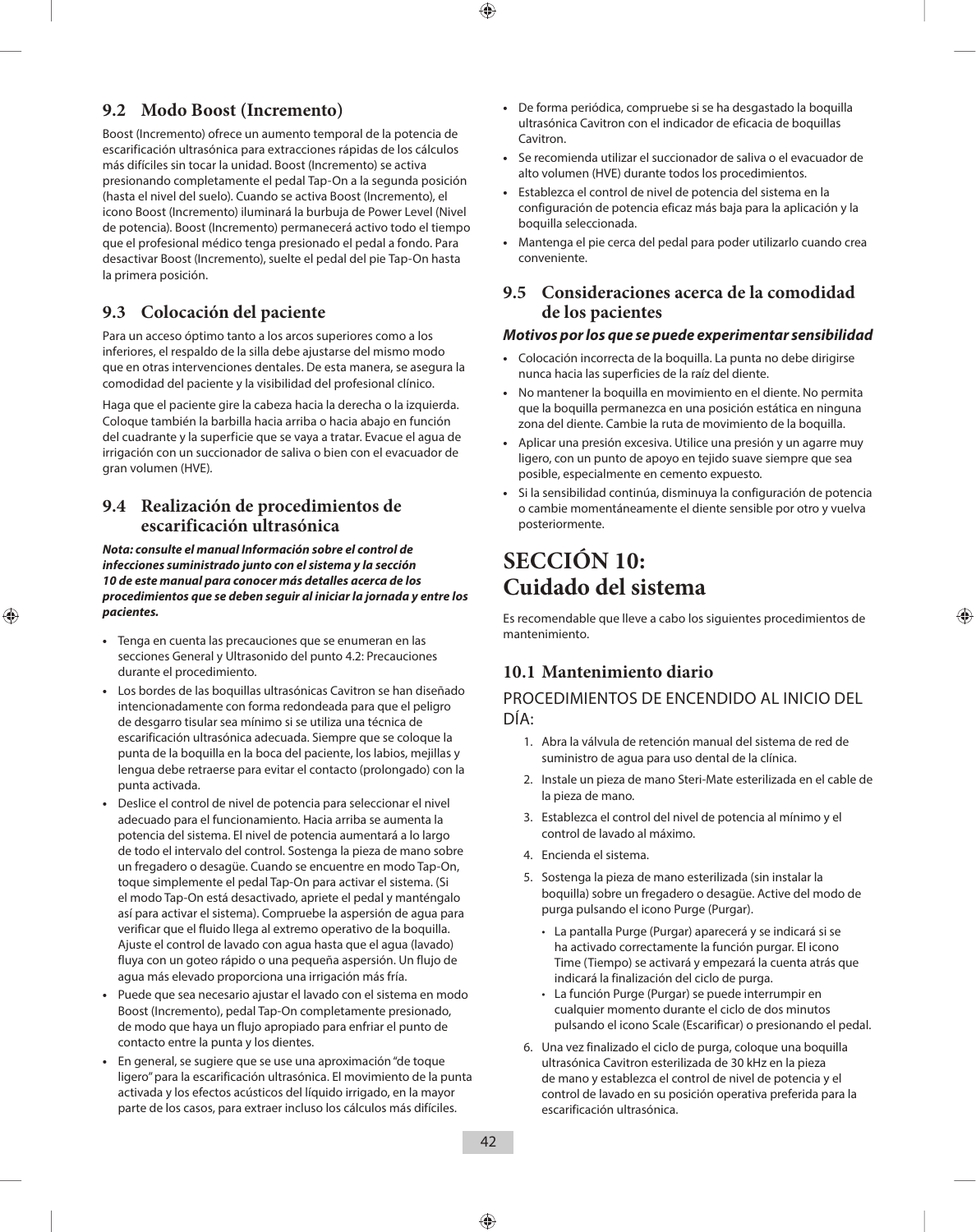## 9.2 Modo Boost (Incremento)

Boost (Incremento) ofrece un aumento temporal de la potencia de escarificación ultrasónica para extracciones rápidas de los cálculos más difíciles sin tocar la unidad. Boost (Incremento) se activa presionando completamente el pedal Tap-On a la segunda posición (hasta el nivel del suelo). Cuando se activa Boost (Incremento), el icono Boost (Incremento) iluminará la burbuja de Power Level (Nivel de potencia). Boost (Incremento) permanecerá activo todo el tiempo que el profesional médico tenga presionado el pedal a fondo. Para desactivar Boost (Incremento), suelte el pedal del pie Tap-On hasta la primera posición.

## 9.3 Colocación del paciente

Para un acceso óptimo tanto a los arcos superiores como a los inferiores, el respaldo de la silla debe ajustarse del mismo modo que en otras intervenciones dentales. De esta manera, se asegura la comodidad del paciente y la visibilidad del profesional clínico.

Haga que el paciente gire la cabeza hacia la derecha o la izquierda. Coloque también la barbilla hacia arriba o hacia abajo en función del cuadrante y la superficie que se vaya a tratar. Evacue el agua de irrigación con un succionador de saliva o bien con el evacuador de gran volumen (HVE).

## 9.4 Realización de procedimientos de escarificación ultrasónica

***Nota: consulte el manual Información sobre el control de infecciones suministrado junto con el sistema y la sección 10 de este manual para conocer más detalles acerca de los procedimientos que se deben seguir al iniciar la jornada y entre los pacientes.***

- Tenga en cuenta las precauciones que se enumeran en las secciones General y Ultrasonido del punto 4.2: Precauciones durante el procedimiento.
- Los bordes de las boquillas ultrasónicas Cavitron se han diseñado intencionadamente con forma redondeada para que el peligro de desgarro tisular sea mínimo si se utiliza una técnica de escarificación ultrasónica adecuada. Siempre que se coloque la punta de la boquilla en la boca del paciente, los labios, mejillas y lengua debe retraerse para evitar el contacto (prolongado) con la punta activada.
- Deslice el control de nivel de potencia para seleccionar el nivel adecuado para el funcionamiento. Hacia arriba se aumenta la potencia del sistema. El nivel de potencia aumentará a lo largo de todo el intervalo del control. Sostenga la pieza de mano sobre un fregadero o desagüe. Cuando se encuentre en modo Tap-On, toque simplemente el pedal Tap-On para activar el sistema. (Si el modo Tap-On está desactivado, apriete el pedal y manténgalo así para activar el sistema). Compruebe la aspersión de agua para verificar que el fluido llega al extremo operativo de la boquilla. Ajuste el control de lavado con agua hasta que el agua (lavado) fluya con un goteo rápido o una pequeña aspersión. Un flujo de agua más elevado proporciona una irrigación más fría.
- Puede que sea necesario ajustar el lavado con el sistema en modo Boost (Incremento), pedal Tap-On completamente presionado, de modo que haya un flujo apropiado para enfriar el punto de contacto entre la punta y los dientes.
- En general, se sugiere que se use una aproximación "de toque ligero" para la escarificación ultrasónica. El movimiento de la punta activada y los efectos acústicos del líquido irrigado, en la mayor parte de los casos, para extraer incluso los cálculos más difíciles.
- De forma periódica, compruebe si se ha desgastado la boquilla ultrasónica Cavitron con el indicador de eficacia de boquillas Cavitron.
- Se recomienda utilizar el succionador de saliva o el evacuador de alto volumen (HVE) durante todos los procedimientos.
- Establezca el control de nivel de potencia del sistema en la configuración de potencia eficaz más baja para la aplicación y la boquilla seleccionada.
- Mantenga el pie cerca del pedal para poder utilizarlo cuando crea conveniente.

## 9.5 Consideraciones acerca de la comodidad de los pacientes

***Motivos por los que se puede experimentar sensibilidad***

- Colocación incorrecta de la boquilla. La punta no debe dirigirse nunca hacia las superficies de la raíz del diente.
- No mantener la boquilla en movimiento en el diente. No permita que la boquilla permanezca en una posición estática en ninguna zona del diente. Cambie la ruta de movimiento de la boquilla.
- Aplicar una presión excesiva. Utilice una presión y un agarre muy ligero, con un punto de apoyo en tejido suave siempre que sea posible, especialmente en cemento expuesto.
- Si la sensibilidad continúa, disminuya la configuración de potencia o cambie momentáneamente el diente sensible por otro y vuelva posteriormente.

# SECCIÓN 10: Cuidado del sistema

Es recomendable que lleve a cabo los siguientes procedimientos de mantenimiento.

## 10.1 Mantenimiento diario

### PROCEDIMIENTOS DE ENCENDIDO AL INICIO DEL DÍA:

1. Abra la válvula de retención manual del sistema de red de suministro de agua para uso dental de la clínica.
2. Instale un pieza de mano Steri-Mate esterilizada en el cable de la pieza de mano.
3. Establezca el control del nivel de potencia al mínimo y el control de lavado al máximo.
4. Encienda el sistema.
5. Sostenga la pieza de mano esterilizada (sin instalar la boquilla) sobre un fregadero o desagüe. Active del modo de purga pulsando el icono Purge (Purgar).
   - La pantalla Purge (Purgar) aparecerá y se indicará si se ha activado correctamente la función purgar. El icono Time (Tiempo) se activará y empezará la cuenta atrás que indicará la finalización del ciclo de purga.
   - La función Purge (Purgar) se puede interrumpir en cualquier momento durante el ciclo de dos minutos pulsando el icono Scale (Escarificar) o presionando el pedal.
6. Una vez finalizado el ciclo de purga, coloque una boquilla ultrasónica Cavitron esterilizada de 30 kHz en la pieza de mano y establezca el control de nivel de potencia y el control de lavado en su posición operativa preferida para la escarificación ultrasónica.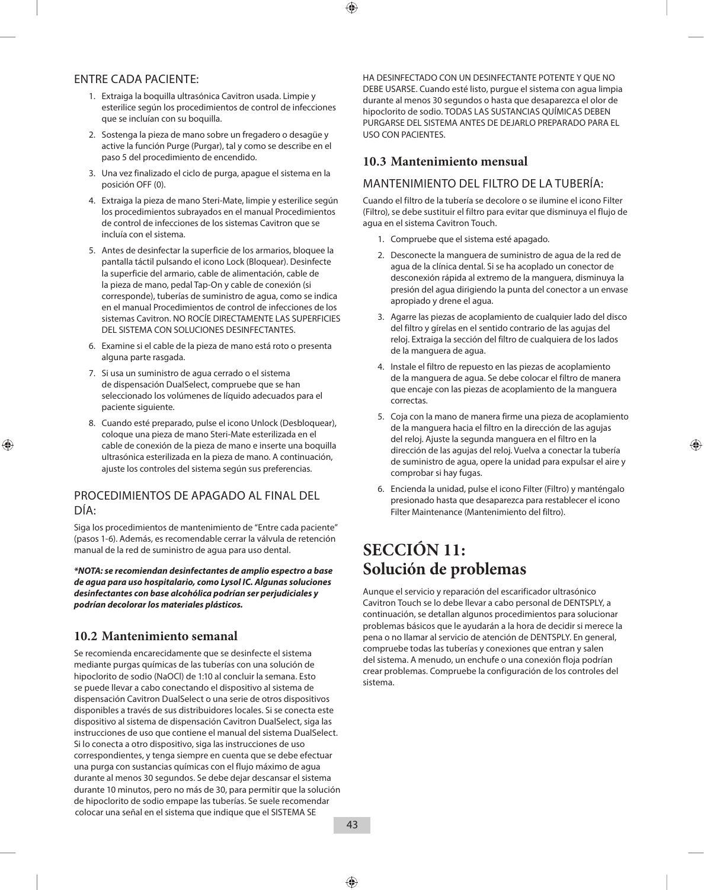### ENTRE CADA PACIENTE:

1. Extraiga la boquilla ultrasónica Cavitron usada. Limpie y esterilice según los procedimientos de control de infecciones que se incluían con su boquilla.
2. Sostenga la pieza de mano sobre un fregadero o desagüe y active la función Purge (Purgar), tal y como se describe en el paso 5 del procedimiento de encendido.
3. Una vez finalizado el ciclo de purga, apague el sistema en la posición OFF (0).
4. Extraiga la pieza de mano Steri-Mate, limpie y esterilice según los procedimientos subrayados en el manual Procedimientos de control de infecciones de los sistemas Cavitron que se incluía con el sistema.
5. Antes de desinfectar la superficie de los armarios, bloquee la pantalla táctil pulsando el icono Lock (Bloquear). Desinfecte la superficie del armario, cable de alimentación, cable de la pieza de mano, pedal Tap-On y cable de conexión (si corresponde), tuberías de suministro de agua, como se indica en el manual Procedimientos de control de infecciones de los sistemas Cavitron. NO ROCÍE DIRECTAMENTE LAS SUPERFICIES DEL SISTEMA CON SOLUCIONES DESINFECTANTES.
6. Examine si el cable de la pieza de mano está roto o presenta alguna parte rasgada.
7. Si usa un suministro de agua cerrado o el sistema de dispensación DualSelect, compruebe que se han seleccionado los volúmenes de líquido adecuados para el paciente siguiente.
8. Cuando esté preparado, pulse el icono Unlock (Desbloquear), coloque una pieza de mano Steri-Mate esterilizada en el cable de conexión de la pieza de mano e inserte una boquilla ultrasónica esterilizada en la pieza de mano. A continuación, ajuste los controles del sistema según sus preferencias.

### PROCEDIMIENTOS DE APAGADO AL FINAL DEL DÍA:

Siga los procedimientos de mantenimiento de “Entre cada paciente” (pasos 1-6). Además, es recomendable cerrar la válvula de retención manual de la red de suministro de agua para uso dental.

***NOTA: se recomiendan desinfectantes de amplio espectro a base de agua para uso hospitalario, como Lysol IC. Algunas soluciones desinfectantes con base alcohólica podrían ser perjudiciales y podrían decolorar los materiales plásticos.**

## 10.2 Mantenimiento semanal

Se recomienda encarecidamente que se desinfecte el sistema mediante purgas químicas de las tuberías con una solución de hipoclorito de sodio (NaOCl) de 1:10 al concluir la semana. Esto se puede llevar a cabo conectando el dispositivo al sistema de dispensación Cavitron DualSelect o una serie de otros dispositivos disponibles a través de sus distribuidores locales. Si se conecta este dispositivo al sistema de dispensación Cavitron DualSelect, siga las instrucciones de uso que contiene el manual del sistema DualSelect. Si lo conecta a otro dispositivo, siga las instrucciones de uso correspondientes, y tenga siempre en cuenta que se debe efectuar una purga con sustancias químicas con el flujo máximo de agua durante al menos 30 segundos. Se debe dejar descansar el sistema durante 10 minutos, pero no más de 30, para permitir que la solución de hipoclorito de sodio empape las tuberías. Se suele recomendar colocar una señal en el sistema que indique que el SISTEMA SE HA DESINFECTADO CON UN DESINFECTANTE POTENTE Y QUE NO DEBE USARSE. Cuando esté listo, purgue el sistema con agua limpia durante al menos 30 segundos o hasta que desaparezca el olor de hipoclorito de sodio. TODAS LAS SUSTANCIAS QUÍMICAS DEBEN PURGARSE DEL SISTEMA ANTES DE DEJARLO PREPARADO PARA EL USO CON PACIENTES.

## 10.3 Mantenimiento mensual

### MANTENIMIENTO DEL FILTRO DE LA TUBERÍA:

Cuando el filtro de la tubería se decolore o se ilumine el icono Filter (Filtro), se debe sustituir el filtro para evitar que disminuya el flujo de agua en el sistema Cavitron Touch.

1. Compruebe que el sistema esté apagado.
2. Desconecte la manguera de suministro de agua de la red de agua de la clínica dental. Si se ha acoplado un conector de desconexión rápida al extremo de la manguera, disminuya la presión del agua dirigiendo la punta del conector a un envase apropiado y drene el agua.
3. Agarre las piezas de acoplamiento de cualquier lado del disco del filtro y gírelas en el sentido contrario de las agujas del reloj. Extraiga la sección del filtro de cualquiera de los lados de la manguera de agua.
4. Instale el filtro de repuesto en las piezas de acoplamiento de la manguera de agua. Se debe colocar el filtro de manera que encaje con las piezas de acoplamiento de la manguera correctas.
5. Coja con la mano de manera firme una pieza de acoplamiento de la manguera hacia el filtro en la dirección de las agujas del reloj. Ajuste la segunda manguera en el filtro en la dirección de las agujas del reloj. Vuelva a conectar la tubería de suministro de agua, opere la unidad para expulsar el aire y comprobar si hay fugas.
6. Encienda la unidad, pulse el icono Filter (Filtro) y manténgalo presionado hasta que desaparezca para restablecer el icono Filter Maintenance (Mantenimiento del filtro).

# SECCIÓN 11: Solución de problemas

Aunque el servicio y reparación del escarificador ultrasónico Cavitron Touch se lo debe llevar a cabo personal de DENTSPLY, a continuación, se detallan algunos procedimientos para solucionar problemas básicos que le ayudarán a la hora de decidir si merece la pena o no llamar al servicio de atención de DENTSPLY. En general, compruebe todas las tuberías y conexiones que entran y salen del sistema. A menudo, un enchufe o una conexión floja podrían crear problemas. Compruebe la configuración de los controles del sistema.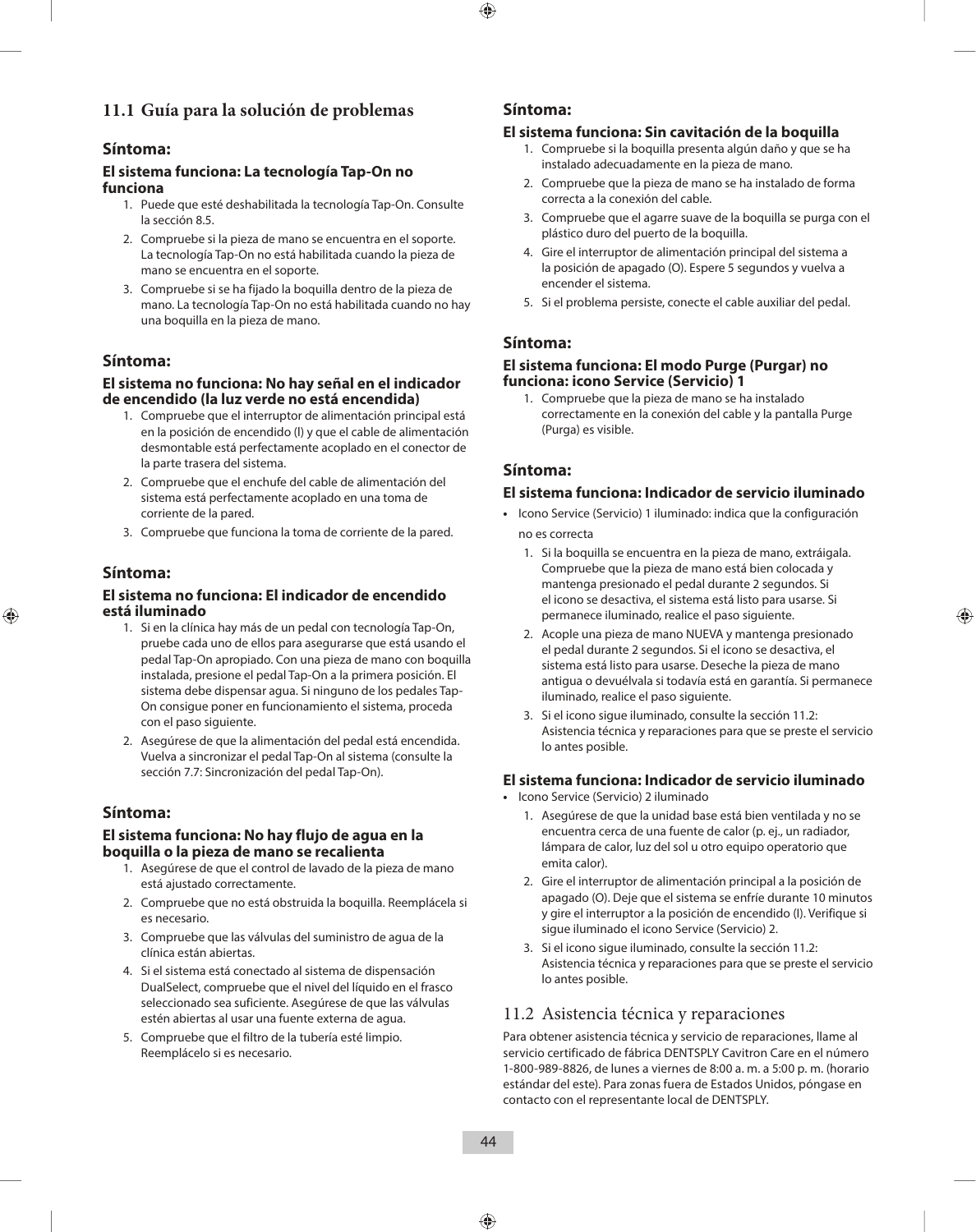## 11.1 Guía para la solución de problemas

### Síntoma:

**El sistema funciona: La tecnología Tap-On no funciona**

1. Puede que esté deshabilitada la tecnología Tap-On. Consulte la sección 8.5.
2. Compruebe si la pieza de mano se encuentra en el soporte. La tecnología Tap-On no está habilitada cuando la pieza de mano se encuentra en el soporte.
3. Compruebe si se ha fijado la boquilla dentro de la pieza de mano. La tecnología Tap-On no está habilitada cuando no hay una boquilla en la pieza de mano.

### Síntoma:

**El sistema no funciona: No hay señal en el indicador de encendido (la luz verde no está encendida)**

1. Compruebe que el interruptor de alimentación principal está en la posición de encendido (I) y que el cable de alimentación desmontable está perfectamente acoplado en el conector de la parte trasera del sistema.
2. Compruebe que el enchufe del cable de alimentación del sistema está perfectamente acoplado en una toma de corriente de la pared.
3. Compruebe que funciona la toma de corriente de la pared.

### Síntoma:

**El sistema no funciona: El indicador de encendido está iluminado**

1. Si en la clínica hay más de un pedal con tecnología Tap-On, pruebe cada uno de ellos para asegurarse que está usando el pedal Tap-On apropiado. Con una pieza de mano con boquilla instalada, presione el pedal Tap-On a la primera posición. El sistema debe dispensar agua. Si ninguno de los pedales Tap-On consigue poner en funcionamiento el sistema, proceda con el paso siguiente.
2. Asegúrese de que la alimentación del pedal está encendida. Vuelva a sincronizar el pedal Tap-On al sistema (consulte la sección 7.7: Sincronización del pedal Tap-On).

### Síntoma:

**El sistema funciona: No hay flujo de agua en la boquilla o la pieza de mano se recalienta**

1. Asegúrese de que el control de lavado de la pieza de mano está ajustado correctamente.
2. Compruebe que no está obstruida la boquilla. Reemplácela si es necesario.
3. Compruebe que las válvulas del suministro de agua de la clínica están abiertas.
4. Si el sistema está conectado al sistema de dispensación DualSelect, compruebe que el nivel del líquido en el frasco seleccionado sea suficiente. Asegúrese de que las válvulas estén abiertas al usar una fuente externa de agua.
5. Compruebe que el filtro de la tubería esté limpio. Reemplácelo si es necesario.

### Síntoma:

**El sistema funciona: Sin cavitación de la boquilla**

1. Compruebe si la boquilla presenta algún daño y que se ha instalado adecuadamente en la pieza de mano.
2. Compruebe que la pieza de mano se ha instalado de forma correcta a la conexión del cable.
3. Compruebe que el agarre suave de la boquilla se purga con el plástico duro del puerto de la boquilla.
4. Gire el interruptor de alimentación principal del sistema a la posición de apagado (O). Espere 5 segundos y vuelva a encender el sistema.
5. Si el problema persiste, conecte el cable auxiliar del pedal.

### Síntoma:

**El sistema funciona: El modo Purge (Purgar) no funciona: icono Service (Servicio) 1**

1. Compruebe que la pieza de mano se ha instalado correctamente en la conexión del cable y la pantalla Purge (Purga) es visible.

### Síntoma:

**El sistema funciona: Indicador de servicio iluminado**

- Icono Service (Servicio) 1 iluminado: indica que la configuración no es correcta

1. Si la boquilla se encuentra en la pieza de mano, extráigala. Compruebe que la pieza de mano está bien colocada y mantenga presionado el pedal durante 2 segundos. Si el icono se desactiva, el sistema está listo para usarse. Si permanece iluminado, realice el paso siguiente.
2. Acople una pieza de mano NUEVA y mantenga presionado el pedal durante 2 segundos. Si el icono se desactiva, el sistema está listo para usarse. Deseche la pieza de mano antigua o devuélvala si todavía está en garantía. Si permanece iluminado, realice el paso siguiente.
3. Si el icono sigue iluminado, consulte la sección 11.2: Asistencia técnica y reparaciones para que se preste el servicio lo antes posible.

**El sistema funciona: Indicador de servicio iluminado**

- Icono Service (Servicio) 2 iluminado

1. Asegúrese de que la unidad base está bien ventilada y no se encuentra cerca de una fuente de calor (p. ej., un radiador, lámpara de calor, luz del sol u otro equipo operatorio que emita calor).
2. Gire el interruptor de alimentación principal a la posición de apagado (O). Deje que el sistema se enfríe durante 10 minutos y gire el interruptor a la posición de encendido (I). Verifique si sigue iluminado el icono Service (Servicio) 2.
3. Si el icono sigue iluminado, consulte la sección 11.2: Asistencia técnica y reparaciones para que se preste el servicio lo antes posible.

## 11.2 Asistencia técnica y reparaciones

Para obtener asistencia técnica y servicio de reparaciones, llame al servicio certificado de fábrica DENTSPLY Cavitron Care en el número 1-800-989-8826, de lunes a viernes de 8:00 a. m. a 5:00 p. m. (horario estándar del este). Para zonas fuera de Estados Unidos, póngase en contacto con el representante local de DENTSPLY.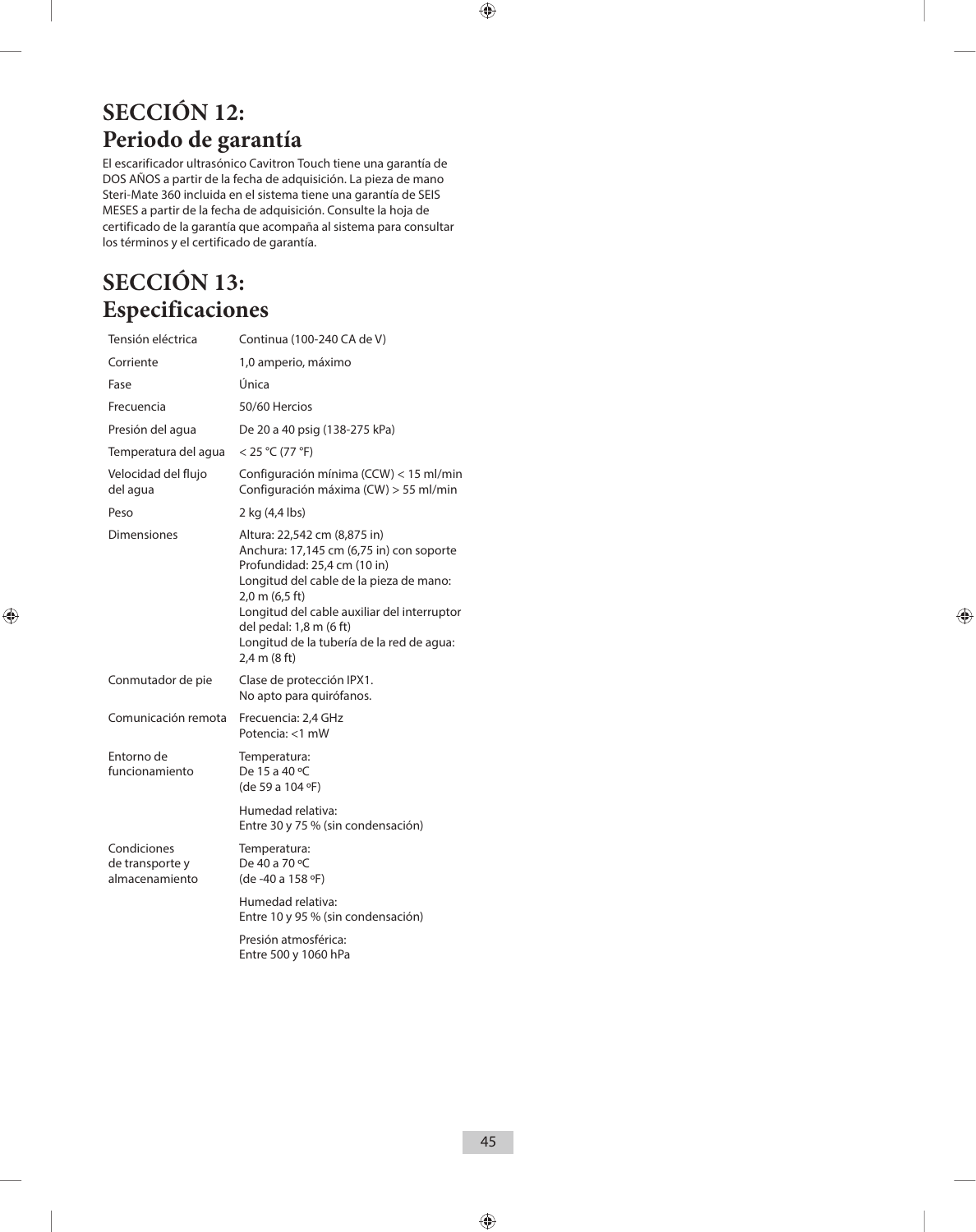# SECCIÓN 12: Periodo de garantía

El escarificador ultrasónico Cavitron Touch tiene una garantía de DOS AÑOS a partir de la fecha de adquisición. La pieza de mano Steri-Mate 360 incluida en el sistema tiene una garantía de SEIS MESES a partir de la fecha de adquisición. Consulte la hoja de certificado de la garantía que acompaña al sistema para consultar los términos y el certificado de garantía.

# SECCIÓN 13: Especificaciones

| | |
|---|---|
| Tensión eléctrica | Continua (100-240 CA de V) |
| Corriente | 1,0 amperio, máximo |
| Fase | Única |
| Frecuencia | 50/60 Hercios |
| Presión del agua | De 20 a 40 psig (138-275 kPa) |
| Temperatura del agua | < 25 °C (77 °F) |
| Velocidad del flujo del agua | Configuración mínima (CCW) < 15 ml/min<br>Configuración máxima (CW) > 55 ml/min |
| Peso | 2 kg (4,4 lbs) |
| Dimensiones | Altura: 22,542 cm (8,875 in)<br>Anchura: 17,145 cm (6,75 in) con soporte<br>Profundidad: 25,4 cm (10 in)<br>Longitud del cable de la pieza de mano: 2,0 m (6,5 ft)<br>Longitud del cable auxiliar del interruptor del pedal: 1,8 m (6 ft)<br>Longitud de la tubería de la red de agua: 2,4 m (8 ft) |
| Conmutador de pie | Clase de protección IPX1.<br>No apto para quirófanos. |
| Comunicación remota | Frecuencia: 2,4 GHz<br>Potencia: <1 mW |
| Entorno de funcionamiento | Temperatura:<br>De 15 a 40 ºC<br>(de 59 a 104 ºF)<br><br>Humedad relativa:<br>Entre 30 y 75 % (sin condensación) |
| Condiciones de transporte y almacenamiento | Temperatura:<br>De 40 a 70 ºC<br>(de -40 a 158 ºF)<br><br>Humedad relativa:<br>Entre 10 y 95 % (sin condensación)<br><br>Presión atmosférica:<br>Entre 500 y 1060 hPa |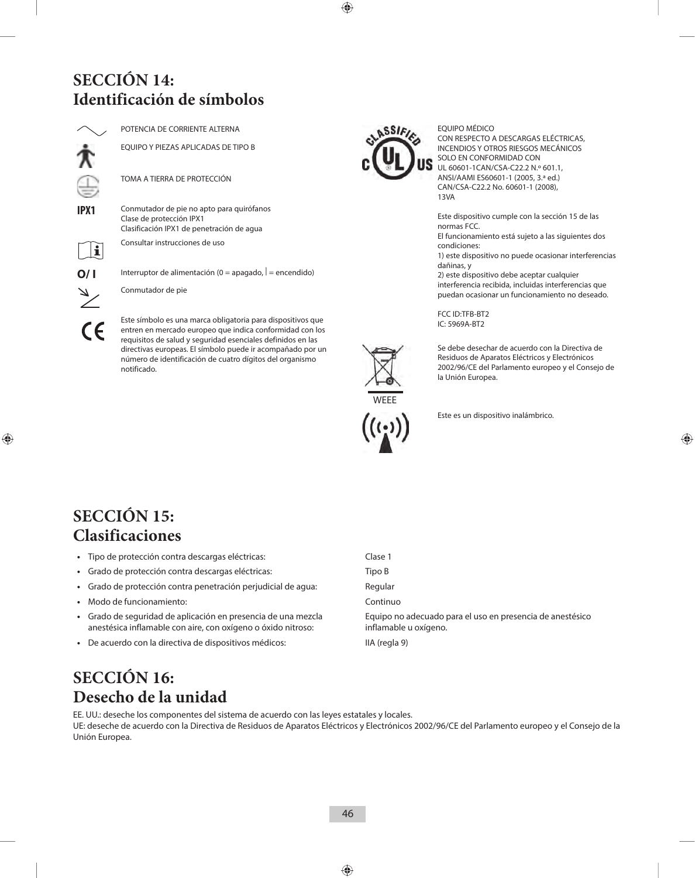# SECCIÓN 14: Identificación de símbolos

| Símbolo | Descripción |
| --- | --- |
| | POTENCIA DE CORRIENTE ALTERNA |
| | EQUIPO Y PIEZAS APLICADAS DE TIPO B |
| | TOMA A TIERRA DE PROTECCIÓN |
| IPX1 | Conmutador de pie no apto para quirófanos<br>Clase de protección IPX1<br>Clasificación IPX1 de penetración de agua |
| | Consultar instrucciones de uso |
| O/ I | Interruptor de alimentación (0 = apagado, I = encendido) |
| | Conmutador de pie |
| | Este símbolo es una marca obligatoria para dispositivos que entren en mercado europeo que indica conformidad con los requisitos de salud y seguridad esenciales definidos en las directivas europeas. El símbolo puede ir acompañado por un número de identificación de cuatro dígitos del organismo notificado. |
| | EQUIPO MÉDICO<br>CON RESPECTO A DESCARGAS ELÉCTRICAS, INCENDIOS Y OTROS RIESGOS MECÁNICOS SOLO EN CONFORMIDAD CON UL 60601-1CAN/CSA-C22.2 N.º 601.1, ANSI/AAMI ES60601-1 (2005, 3.ª ed.) CAN/CSA-C22.2 No. 60601-1 (2008), 13VA<br><br>Este dispositivo cumple con la sección 15 de las normas FCC.<br>El funcionamiento está sujeto a las siguientes dos condiciones:<br>1) este dispositivo no puede ocasionar interferencias dañinas, y<br>2) este dispositivo debe aceptar cualquier interferencia recibida, incluidas interferencias que puedan ocasionar un funcionamiento no deseado.<br><br>FCC ID:TFB-BT2<br>IC: 5969A-BT2 |
| WEEE | Se debe desechar de acuerdo con la Directiva de Residuos de Aparatos Eléctricos y Electrónicos 2002/96/CE del Parlamento europeo y el Consejo de la Unión Europea. |
| | Este es un dispositivo inalámbrico. |

# SECCIÓN 15: Clasificaciones

- Tipo de protección contra descargas eléctricas: Clase 1
- Grado de protección contra descargas eléctricas: Tipo B
- Grado de protección contra penetración perjudicial de agua: Regular
- Modo de funcionamiento: Continuo
- Grado de seguridad de aplicación en presencia de una mezcla anestésica inflamable con aire, con oxígeno o óxido nitroso: Equipo no adecuado para el uso en presencia de anestésico inflamable u oxígeno.
- De acuerdo con la directiva de dispositivos médicos: IIA (regla 9)

# SECCIÓN 16: Desecho de la unidad

EE. UU.: deseche los componentes del sistema de acuerdo con las leyes estatales y locales.
UE: deseche de acuerdo con la Directiva de Residuos de Aparatos Eléctricos y Electrónicos 2002/96/CE del Parlamento europeo y el Consejo de la Unión Europea.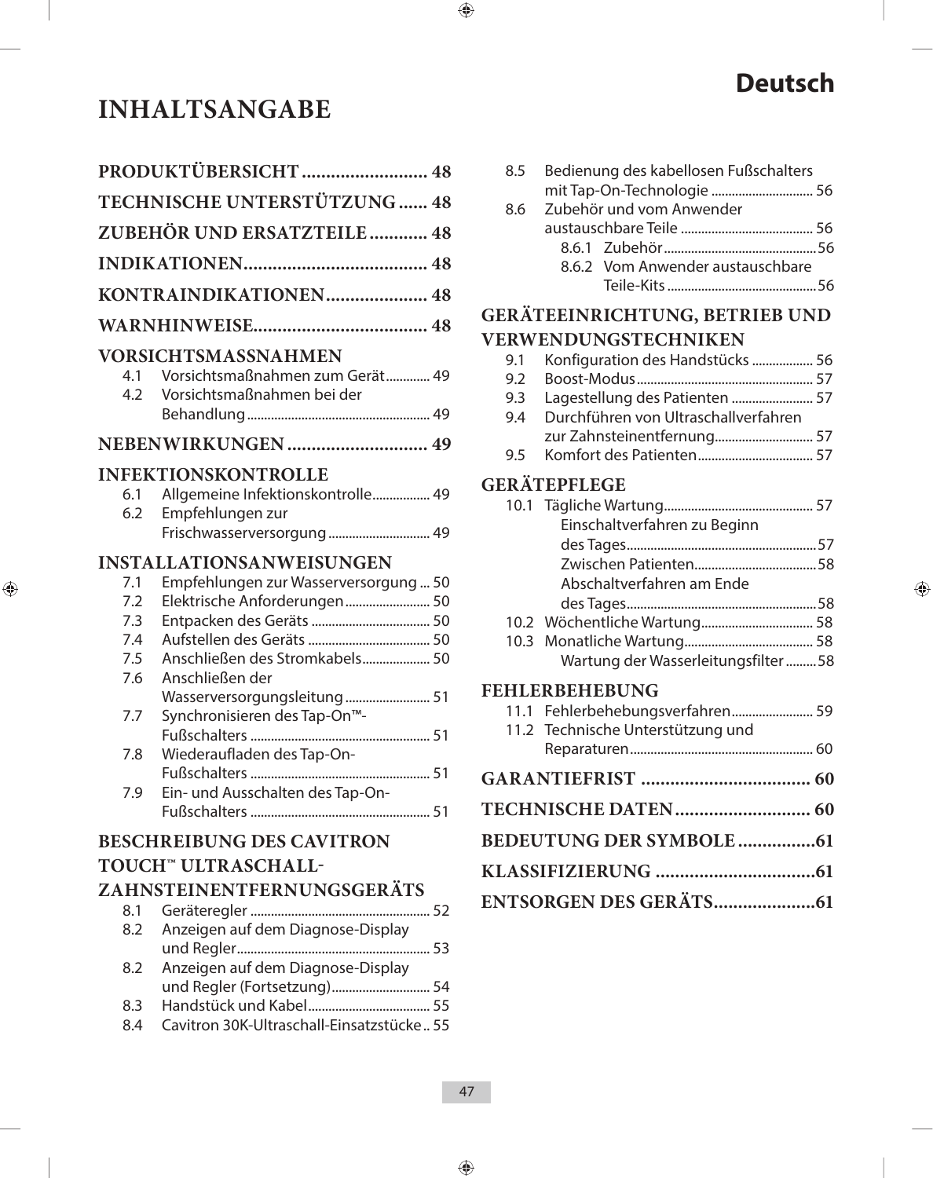Deutsch

# INHALTSANGABE

**PRODUKTÜBERSICHT .......................... 48**

**TECHNISCHE UNTERSTÜTZUNG ...... 48**

**ZUBEHÖR UND ERSATZTEILE ............ 48**

**INDIKATIONEN...................................... 48**

**KONTRAINDIKATIONEN..................... 48**

**WARNHINWEISE.................................... 48**

**VORSICHTSMASSNAHMEN**

- 4.1 Vorsichtsmaßnahmen zum Gerät............. 49
- 4.2 Vorsichtsmaßnahmen bei der Behandlung...................................................... 49

**NEBENWIRKUNGEN ............................. 49**

**INFEKTIONSKONTROLLE**

- 6.1 Allgemeine Infektionskontrolle................. 49
- 6.2 Empfehlungen zur Frischwasserversorgung .............................. 49

**INSTALLATIONSANWEISUNGEN**

- 7.1 Empfehlungen zur Wasserversorgung ... 50
- 7.2 Elektrische Anforderungen......................... 50
- 7.3 Entpacken des Geräts ................................... 50
- 7.4 Aufstellen des Geräts .................................... 50
- 7.5 Anschließen des Stromkabels.................... 50
- 7.6 Anschließen der Wasserversorgungsleitung ......................... 51
- 7.7 Synchronisieren des Tap-On™-Fußschalters ..................................................... 51
- 7.8 Wiederaufladen des Tap-On-Fußschalters ..................................................... 51
- 7.9 Ein- und Ausschalten des Tap-On-Fußschalters ..................................................... 51

**BESCHREIBUNG DES CAVITRON TOUCH™ ULTRASCHALL-ZAHNSTEINENTFERNUNGSGERÄTS**

- 8.1 Geräteregler ..................................................... 52
- 8.2 Anzeigen auf dem Diagnose-Display und Regler......................................................... 53
- 8.2 Anzeigen auf dem Diagnose-Display und Regler (Fortsetzung)............................. 54
- 8.3 Handstück und Kabel.................................... 55
- 8.4 Cavitron 30K-Ultraschall-Einsatzstücke .. 55
- 8.5 Bedienung des kabellosen Fußschalters mit Tap-On-Technologie .............................. 56
- 8.6 Zubehör und vom Anwender austauschbare Teile ....................................... 56
  - 8.6.1 Zubehör.............................................56
  - 8.6.2 Vom Anwender austauschbare Teile-Kits ............................................56

**GERÄTEEINRICHTUNG, BETRIEB UND VERWENDUNGSTECHNIKEN**

- 9.1 Konfiguration des Handstücks .................. 56
- 9.2 Boost-Modus.................................................... 57
- 9.3 Lagestellung des Patienten ........................ 57
- 9.4 Durchführen von Ultraschallverfahren zur Zahnsteinentfernung............................. 57
- 9.5 Komfort des Patienten.................................. 57

**GERÄTEPFLEGE**

- 10.1 Tägliche Wartung............................................ 57
  - Einschaltverfahren zu Beginn des Tages........................................................57
  - Zwischen Patienten....................................58
  - Abschaltverfahren am Ende des Tages........................................................58
- 10.2 Wöchentliche Wartung................................. 58
- 10.3 Monatliche Wartung...................................... 58
  - Wartung der Wasserleitungsfilter .........58

**FEHLERBEHEBUNG**

- 11.1 Fehlerbehebungsverfahren........................ 59
- 11.2 Technische Unterstützung und Reparaturen...................................................... 60

**GARANTIEFRIST ................................... 60**

**TECHNISCHE DATEN............................ 60**

**BEDEUTUNG DER SYMBOLE ................61**

**KLASSIFIZIERUNG .................................61**

**ENTSORGEN DES GERÄTS.....................61**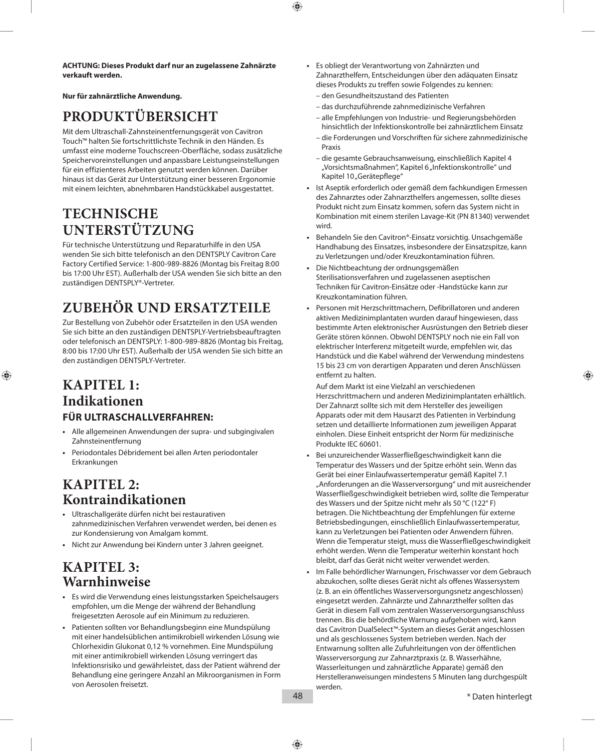**ACHTUNG: Dieses Produkt darf nur an zugelassene Zahnärzte verkauft werden.**

**Nur für zahnärztliche Anwendung.**

# PRODUKTÜBERSICHT

Mit dem Ultraschall-Zahnsteinentfernungsgerät von Cavitron Touch™ halten Sie fortschrittlichste Technik in den Händen. Es umfasst eine moderne Touchscreen-Oberfläche, sodass zusätzliche Speichervoreinstellungen und anpassbare Leistungseinstellungen für ein effizienteres Arbeiten genutzt werden können. Darüber hinaus ist das Gerät zur Unterstützung einer besseren Ergonomie mit einem leichten, abnehmbaren Handstückkabel ausgestattet.

# TECHNISCHE UNTERSTÜTZUNG

Für technische Unterstützung und Reparaturhilfe in den USA wenden Sie sich bitte telefonisch an den DENTSPLY Cavitron Care Factory Certified Service: 1-800-989-8826 (Montag bis Freitag 8:00 bis 17:00 Uhr EST). Außerhalb der USA wenden Sie sich bitte an den zuständigen DENTSPLY®-Vertreter.

# ZUBEHÖR UND ERSATZTEILE

Zur Bestellung von Zubehör oder Ersatzteilen in den USA wenden Sie sich bitte an den zuständigen DENTSPLY-Vertriebsbeauftragten oder telefonisch an DENTSPLY: 1-800-989-8826 (Montag bis Freitag, 8:00 bis 17:00 Uhr EST). Außerhalb der USA wenden Sie sich bitte an den zuständigen DENTSPLY-Vertreter.

# KAPITEL 1: Indikationen

### FÜR ULTRASCHALLVERFAHREN:

- Alle allgemeinen Anwendungen der supra- und subgingivalen Zahnsteinentfernung
- Periodontales Débridement bei allen Arten periodontaler Erkrankungen

# KAPITEL 2: Kontraindikationen

- Ultraschallgeräte dürfen nicht bei restaurativen zahnmedizinischen Verfahren verwendet werden, bei denen es zur Kondensierung von Amalgam kommt.
- Nicht zur Anwendung bei Kindern unter 3 Jahren geeignet.

# KAPITEL 3: Warnhinweise

- Es wird die Verwendung eines leistungsstarken Speichelsaugers empfohlen, um die Menge der während der Behandlung freigesetzten Aerosole auf ein Minimum zu reduzieren.
- Patienten sollten vor Behandlungsbeginn eine Mundspülung mit einer handelsüblichen antimikrobiell wirkenden Lösung wie Chlorhexidin Glukonat 0,12 % vornehmen. Eine Mundspülung mit einer antimikrobiell wirkenden Lösung verringert das Infektionsrisiko und gewährleistet, dass der Patient während der Behandlung eine geringere Anzahl an Mikroorganismen in Form von Aerosolen freisetzt.
- Es obliegt der Verantwortung von Zahnärzten und Zahnarzthelfern, Entscheidungen über den adäquaten Einsatz dieses Produkts zu treffen sowie Folgendes zu kennen:
  - den Gesundheitszustand des Patienten
  - das durchzuführende zahnmedizinische Verfahren
  - alle Empfehlungen von Industrie- und Regierungsbehörden hinsichtlich der Infektionskontrolle bei zahnärztlichem Einsatz
  - die Forderungen und Vorschriften für sichere zahnmedizinische Praxis
  - die gesamte Gebrauchsanweisung, einschließlich Kapitel 4 „Vorsichtsmaßnahmen", Kapitel 6 „Infektionskontrolle" und Kapitel 10 „Gerätepflege"
- Ist Aseptik erforderlich oder gemäß dem fachkundigen Ermessen des Zahnarztes oder Zahnarzthelfers angemessen, sollte dieses Produkt nicht zum Einsatz kommen, sofern das System nicht in Kombination mit einem sterilen Lavage-Kit (PN 81340) verwendet wird.
- Behandeln Sie den Cavitron®-Einsatz vorsichtig. Unsachgemäße Handhabung des Einsatzes, insbesondere der Einsatzspitze, kann zu Verletzungen und/oder Kreuzkontamination führen.
- Die Nichtbeachtung der ordnungsgemäßen Sterilisationsverfahren und zugelassenen aseptischen Techniken für Cavitron-Einsätze oder -Handstücke kann zur Kreuzkontamination führen.
- Personen mit Herzschrittmachern, Defibrillatoren und anderen aktiven Medizinimplantaten wurden darauf hingewiesen, dass bestimmte Arten elektronischer Ausrüstungen den Betrieb dieser Geräte stören können. Obwohl DENTSPLY noch nie ein Fall von elektrischer Interferenz mitgeteilt wurde, empfehlen wir, das Handstück und die Kabel während der Verwendung mindestens 15 bis 23 cm von derartigen Apparaten und deren Anschlüssen entfernt zu halten.

  Auf dem Markt ist eine Vielzahl an verschiedenen Herzschrittmachern und anderen Medizinimplantaten erhältlich. Der Zahnarzt sollte sich mit dem Hersteller des jeweiligen Apparats oder mit dem Hausarzt des Patienten in Verbindung setzen und detaillierte Informationen zum jeweiligen Apparat einholen. Diese Einheit entspricht der Norm für medizinische Produkte IEC 60601.
- Bei unzureichender Wasserfließgeschwindigkeit kann die Temperatur des Wassers und der Spitze erhöht sein. Wenn das Gerät bei einer Einlaufwassertemperatur gemäß Kapitel 7.1 „Anforderungen an die Wasserversorgung" und mit ausreichender Wasserfließgeschwindigkeit betrieben wird, sollte die Temperatur des Wassers und der Spitze nicht mehr als 50 °C (122° F) betragen. Die Nichtbeachtung der Empfehlungen für externe Betriebsbedingungen, einschließlich Einlaufwassertemperatur, kann zu Verletzungen bei Patienten oder Anwendern führen. Wenn die Temperatur steigt, muss die Wasserfließgeschwindigkeit erhöht werden. Wenn die Temperatur weiterhin konstant hoch bleibt, darf das Gerät nicht weiter verwendet werden.
- Im Falle behördlicher Warnungen, Frischwasser vor dem Gebrauch abzukochen, sollte dieses Gerät nicht als offenes Wassersystem (z. B. an ein öffentliches Wasserversorgungsnetz angeschlossen) eingesetzt werden. Zahnärzte und Zahnarzthelfer sollten das Gerät in diesem Fall vom zentralen Wasserversorgungsanschluss trennen. Bis die behördliche Warnung aufgehoben wird, kann das Cavitron DualSelect™-System an dieses Gerät angeschlossen und als geschlossenes System betrieben werden. Nach der Entwarnung sollten alle Zufuhrleitungen von der öffentlichen Wasserversorgung zur Zahnarztpraxis (z. B. Wasserhähne, Wasserleitungen und zahnärztliche Apparate) gemäß den Herstelleranweisungen mindestens 5 Minuten lang durchgespült werden.

\* Daten hinterlegt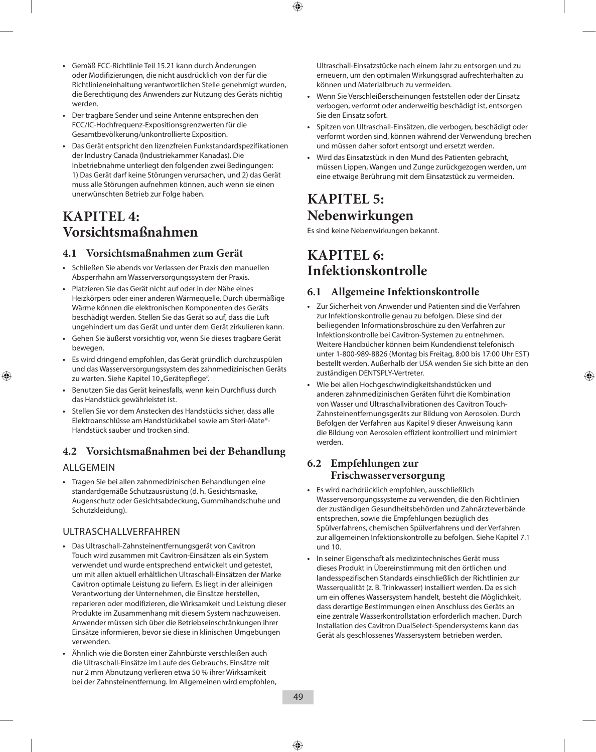- Gemäß FCC-Richtlinie Teil 15.21 kann durch Änderungen oder Modifizierungen, die nicht ausdrücklich von der für die Richtlinieneinhaltung verantwortlichen Stelle genehmigt wurden, die Berechtigung des Anwenders zur Nutzung des Geräts nichtig werden.
- Der tragbare Sender und seine Antenne entsprechen den FCC/IC-Hochfrequenz-Expositionsgrenzwerten für die Gesamtbevölkerung/unkontrollierte Exposition.
- Das Gerät entspricht den lizenzfreien Funkstandardspezifikationen der Industry Canada (Industriekammer Kanadas). Die Inbetriebnahme unterliegt den folgenden zwei Bedingungen: 1) Das Gerät darf keine Störungen verursachen, und 2) das Gerät muss alle Störungen aufnehmen können, auch wenn sie einen unerwünschten Betrieb zur Folge haben.

# KAPITEL 4: Vorsichtsmaßnahmen

## 4.1 Vorsichtsmaßnahmen zum Gerät

- Schließen Sie abends vor Verlassen der Praxis den manuellen Absperrhahn am Wasserversorgungssystem der Praxis.
- Platzieren Sie das Gerät nicht auf oder in der Nähe eines Heizkörpers oder einer anderen Wärmequelle. Durch übermäßige Wärme können die elektronischen Komponenten des Geräts beschädigt werden. Stellen Sie das Gerät so auf, dass die Luft ungehindert um das Gerät und unter dem Gerät zirkulieren kann.
- Gehen Sie äußerst vorsichtig vor, wenn Sie dieses tragbare Gerät bewegen.
- Es wird dringend empfohlen, das Gerät gründlich durchzuspülen und das Wasserversorgungssystem des zahnmedizinischen Geräts zu warten. Siehe Kapitel 10 „Gerätepflege".
- Benutzen Sie das Gerät keinesfalls, wenn kein Durchfluss durch das Handstück gewährleistet ist.
- Stellen Sie vor dem Anstecken des Handstücks sicher, dass alle Elektroanschlüsse am Handstückkabel sowie am Steri-Mate®-Handstück sauber und trocken sind.

## 4.2 Vorsichtsmaßnahmen bei der Behandlung

### ALLGEMEIN

- Tragen Sie bei allen zahnmedizinischen Behandlungen eine standardgemäße Schutzausrüstung (d. h. Gesichtsmaske, Augenschutz oder Gesichtsabdeckung, Gummihandschuhe und Schutzkleidung).

### ULTRASCHALLVERFAHREN

- Das Ultraschall-Zahnsteinentfernungsgerät von Cavitron Touch wird zusammen mit Cavitron-Einsätzen als ein System verwendet und wurde entsprechend entwickelt und getestet, um mit allen aktuell erhältlichen Ultraschall-Einsätzen der Marke Cavitron optimale Leistung zu liefern. Es liegt in der alleinigen Verantwortung der Unternehmen, die Einsätze herstellen, reparieren oder modifizieren, die Wirksamkeit und Leistung dieser Produkte im Zusammenhang mit diesem System nachzuweisen. Anwender müssen sich über die Betriebseinschränkungen ihrer Einsätze informieren, bevor sie diese in klinischen Umgebungen verwenden.
- Ähnlich wie die Borsten einer Zahnbürste verschleißen auch die Ultraschall-Einsätze im Laufe des Gebrauchs. Einsätze mit nur 2 mm Abnutzung verlieren etwa 50 % ihrer Wirksamkeit bei der Zahnsteinentfernung. Im Allgemeinen wird empfohlen, Ultraschall-Einsatzstücke nach einem Jahr zu entsorgen und zu erneuern, um den optimalen Wirkungsgrad aufrechterhalten zu können und Materialbruch zu vermeiden.
- Wenn Sie Verschleißerscheinungen feststellen oder der Einsatz verbogen, verformt oder anderweitig beschädigt ist, entsorgen Sie den Einsatz sofort.
- Spitzen von Ultraschall-Einsätzen, die verbogen, beschädigt oder verformt worden sind, können während der Verwendung brechen und müssen daher sofort entsorgt und ersetzt werden.
- Wird das Einsatzstück in den Mund des Patienten gebracht, müssen Lippen, Wangen und Zunge zurückgezogen werden, um eine etwaige Berührung mit dem Einsatzstück zu vermeiden.

# KAPITEL 5: Nebenwirkungen

Es sind keine Nebenwirkungen bekannt.

# KAPITEL 6: Infektionskontrolle

## 6.1 Allgemeine Infektionskontrolle

- Zur Sicherheit von Anwender und Patienten sind die Verfahren zur Infektionskontrolle genau zu befolgen. Diese sind der beiliegenden Informationsbroschüre zu den Verfahren zur Infektionskontrolle bei Cavitron-Systemen zu entnehmen. Weitere Handbücher können beim Kundendienst telefonisch unter 1-800-989-8826 (Montag bis Freitag, 8:00 bis 17:00 Uhr EST) bestellt werden. Außerhalb der USA wenden Sie sich bitte an den zuständigen DENTSPLY-Vertreter.
- Wie bei allen Hochgeschwindigkeitshandstücken und anderen zahnmedizinischen Geräten führt die Kombination von Wasser und Ultraschallvibrationen des Cavitron Touch-Zahnsteinentfernungsgeräts zur Bildung von Aerosolen. Durch Befolgen der Verfahren aus Kapitel 9 dieser Anweisung kann die Bildung von Aerosolen effizient kontrolliert und minimiert werden.

## 6.2 Empfehlungen zur Frischwasserversorgung

- Es wird nachdrücklich empfohlen, ausschließlich Wasserversorgungssysteme zu verwenden, die den Richtlinien der zuständigen Gesundheitsbehörden und Zahnärzteverbände entsprechen, sowie die Empfehlungen bezüglich des Spülverfahrens, chemischen Spülverfahrens und der Verfahren zur allgemeinen Infektionskontrolle zu befolgen. Siehe Kapitel 7.1 und 10.
- In seiner Eigenschaft als medizintechnisches Gerät muss dieses Produkt in Übereinstimmung mit den örtlichen und landesspezifischen Standards einschließlich der Richtlinien zur Wasserqualität (z. B. Trinkwasser) installiert werden. Da es sich um ein offenes Wassersystem handelt, besteht die Möglichkeit, dass derartige Bestimmungen einen Anschluss des Geräts an eine zentrale Wasserkontrollstation erforderlich machen. Durch Installation des Cavitron DualSelect-Spendersystems kann das Gerät als geschlossenes Wassersystem betrieben werden.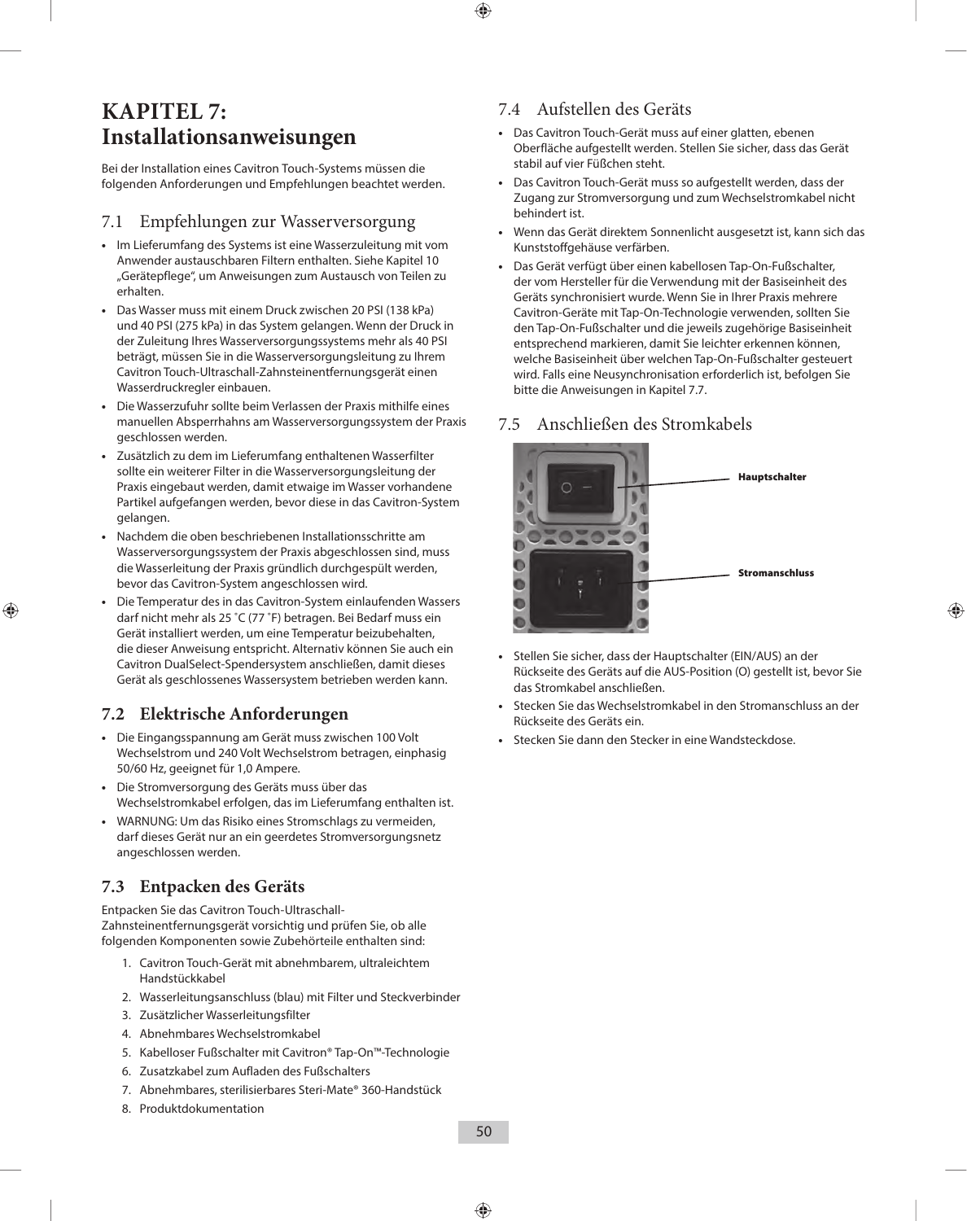# KAPITEL 7: Installationsanweisungen

Bei der Installation eines Cavitron Touch-Systems müssen die folgenden Anforderungen und Empfehlungen beachtet werden.

## 7.1 Empfehlungen zur Wasserversorgung

- Im Lieferumfang des Systems ist eine Wasserzuleitung mit vom Anwender austauschbaren Filtern enthalten. Siehe Kapitel 10 „Gerätepflege", um Anweisungen zum Austausch von Teilen zu erhalten.
- Das Wasser muss mit einem Druck zwischen 20 PSI (138 kPa) und 40 PSI (275 kPa) in das System gelangen. Wenn der Druck in der Zuleitung Ihres Wasserversorgungssystems mehr als 40 PSI beträgt, müssen Sie in die Wasserversorgungsleitung zu Ihrem Cavitron Touch-Ultraschall-Zahnsteinentfernungsgerät einen Wasserdruckregler einbauen.
- Die Wasserzufuhr sollte beim Verlassen der Praxis mithilfe eines manuellen Absperrhahns am Wasserversorgungssystem der Praxis geschlossen werden.
- Zusätzlich zu dem im Lieferumfang enthaltenen Wasserfilter sollte ein weiterer Filter in die Wasserversorgungsleitung der Praxis eingebaut werden, damit etwaige im Wasser vorhandene Partikel aufgefangen werden, bevor diese in das Cavitron-System gelangen.
- Nachdem die oben beschriebenen Installationsschritte am Wasserversorgungssystem der Praxis abgeschlossen sind, muss die Wasserleitung der Praxis gründlich durchgespült werden, bevor das Cavitron-System angeschlossen wird.
- Die Temperatur des in das Cavitron-System einlaufenden Wassers darf nicht mehr als 25 ˚C (77 ˚F) betragen. Bei Bedarf muss ein Gerät installiert werden, um eine Temperatur beizubehalten, die dieser Anweisung entspricht. Alternativ können Sie auch ein Cavitron DualSelect-Spendersystem anschließen, damit dieses Gerät als geschlossenes Wassersystem betrieben werden kann.

## 7.2 Elektrische Anforderungen

- Die Eingangsspannung am Gerät muss zwischen 100 Volt Wechselstrom und 240 Volt Wechselstrom betragen, einphasig 50/60 Hz, geeignet für 1,0 Ampere.
- Die Stromversorgung des Geräts muss über das Wechselstromkabel erfolgen, das im Lieferumfang enthalten ist.
- WARNUNG: Um das Risiko eines Stromschlags zu vermeiden, darf dieses Gerät nur an ein geerdetes Stromversorgungsnetz angeschlossen werden.

## 7.3 Entpacken des Geräts

Entpacken Sie das Cavitron Touch-Ultraschall-Zahnsteinentfernungsgerät vorsichtig und prüfen Sie, ob alle folgenden Komponenten sowie Zubehörteile enthalten sind:

1. Cavitron Touch-Gerät mit abnehmbarem, ultraleichtem Handstückkabel
2. Wasserleitungsanschluss (blau) mit Filter und Steckverbinder
3. Zusätzlicher Wasserleitungsfilter
4. Abnehmbares Wechselstromkabel
5. Kabelloser Fußschalter mit Cavitron® Tap-On™-Technologie
6. Zusatzkabel zum Aufladen des Fußschalters
7. Abnehmbares, sterilisierbares Steri-Mate® 360-Handstück
8. Produktdokumentation

## 7.4 Aufstellen des Geräts

- Das Cavitron Touch-Gerät muss auf einer glatten, ebenen Oberfläche aufgestellt werden. Stellen Sie sicher, dass das Gerät stabil auf vier Füßchen steht.
- Das Cavitron Touch-Gerät muss so aufgestellt werden, dass der Zugang zur Stromversorgung und zum Wechselstromkabel nicht behindert ist.
- Wenn das Gerät direktem Sonnenlicht ausgesetzt ist, kann sich das Kunststoffgehäuse verfärben.
- Das Gerät verfügt über einen kabellosen Tap-On-Fußschalter, der vom Hersteller für die Verwendung mit der Basiseinheit des Geräts synchronisiert wurde. Wenn Sie in Ihrer Praxis mehrere Cavitron-Geräte mit Tap-On-Technologie verwenden, sollten Sie den Tap-On-Fußschalter und die jeweils zugehörige Basiseinheit entsprechend markieren, damit Sie leichter erkennen können, welche Basiseinheit über welchen Tap-On-Fußschalter gesteuert wird. Falls eine Neusynchronisation erforderlich ist, befolgen Sie bitte die Anweisungen in Kapitel 7.7.

## 7.5 Anschließen des Stromkabels

Hauptschalter

Stromanschluss

- Stellen Sie sicher, dass der Hauptschalter (EIN/AUS) an der Rückseite des Geräts auf die AUS-Position (O) gestellt ist, bevor Sie das Stromkabel anschließen.
- Stecken Sie das Wechselstromkabel in den Stromanschluss an der Rückseite des Geräts ein.
- Stecken Sie dann den Stecker in eine Wandsteckdose.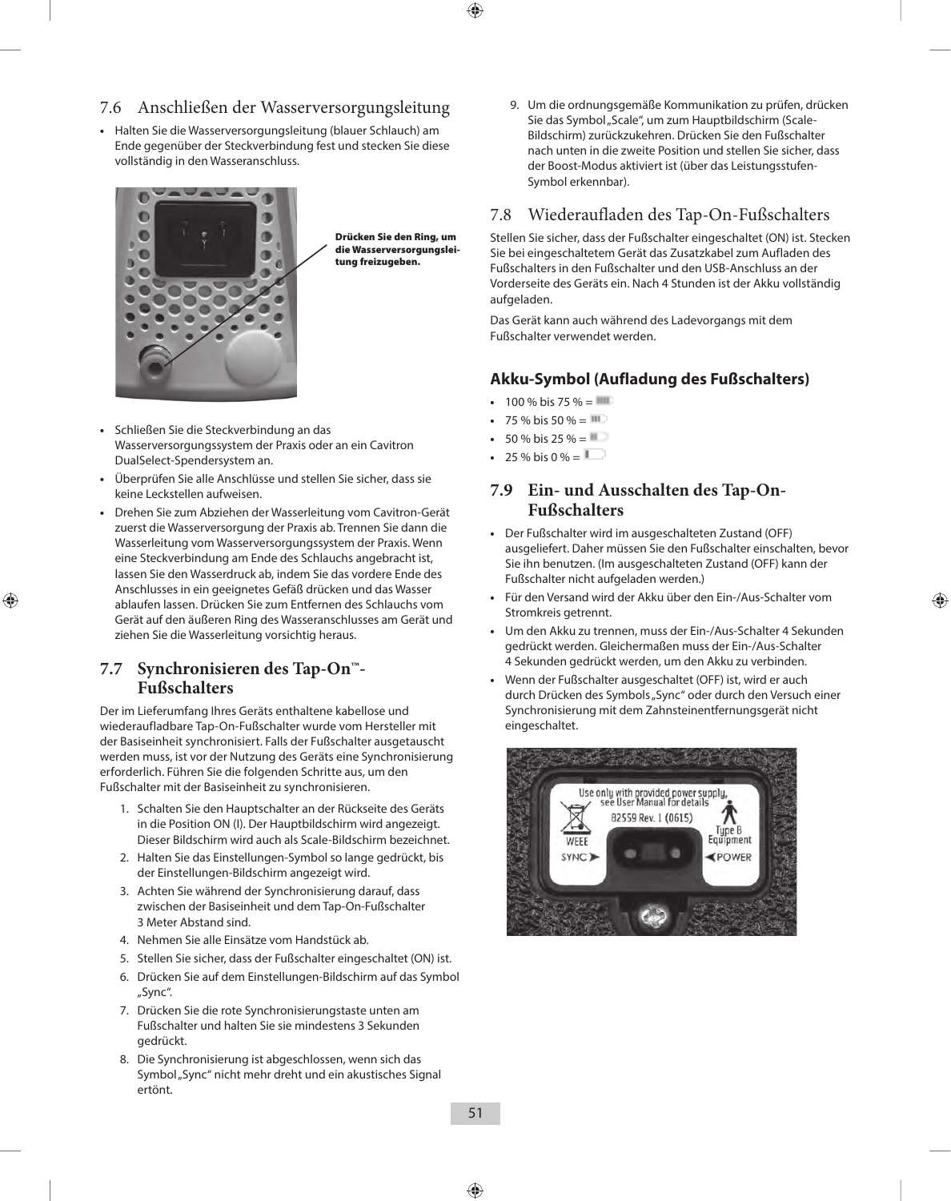## 7.6 Anschließen der Wasserversorgungsleitung

- Halten Sie die Wasserversorgungsleitung (blauer Schlauch) am Ende gegenüber der Steckverbindung fest und stecken Sie diese vollständig in den Wasseranschluss.

**Drücken Sie den Ring, um die Wasserversorgungsleitung freizugeben.**

- Schließen Sie die Steckverbindung an das Wasserversorgungssystem der Praxis oder an ein Cavitron DualSelect-Spendersystem an.
- Überprüfen Sie alle Anschlüsse und stellen Sie sicher, dass sie keine Leckstellen aufweisen.
- Drehen Sie zum Abziehen der Wasserleitung vom Cavitron-Gerät zuerst die Wasserversorgung der Praxis ab. Trennen Sie dann die Wasserleitung vom Wasserversorgungssystem der Praxis. Wenn eine Steckverbindung am Ende des Schlauchs angebracht ist, lassen Sie den Wasserdruck ab, indem Sie das vordere Ende des Anschlusses in ein geeignetes Gefäß drücken und das Wasser ablaufen lassen. Drücken Sie zum Entfernen des Schlauchs vom Gerät auf den äußeren Ring des Wasseranschlusses am Gerät und ziehen Sie die Wasserleitung vorsichtig heraus.

## 7.7 Synchronisieren des Tap-On™-Fußschalters

Der im Lieferumfang Ihres Geräts enthaltene kabellose und wiederaufladbare Tap-On-Fußschalter wurde vom Hersteller mit der Basiseinheit synchronisiert. Falls der Fußschalter ausgetauscht werden muss, ist vor der Nutzung des Geräts eine Synchronisierung erforderlich. Führen Sie die folgenden Schritte aus, um den Fußschalter mit der Basiseinheit zu synchronisieren.

1. Schalten Sie den Hauptschalter an der Rückseite des Geräts in die Position ON (I). Der Hauptbildschirm wird angezeigt. Dieser Bildschirm wird auch als Scale-Bildschirm bezeichnet.
2. Halten Sie das Einstellungen-Symbol so lange gedrückt, bis der Einstellungen-Bildschirm angezeigt wird.
3. Achten Sie während der Synchronisierung darauf, dass zwischen der Basiseinheit und dem Tap-On-Fußschalter 3 Meter Abstand sind.
4. Nehmen Sie alle Einsätze vom Handstück ab.
5. Stellen Sie sicher, dass der Fußschalter eingeschaltet (ON) ist.
6. Drücken Sie auf dem Einstellungen-Bildschirm auf das Symbol „Sync".
7. Drücken Sie die rote Synchronisierungstaste unten am Fußschalter und halten Sie sie mindestens 3 Sekunden gedrückt.
8. Die Synchronisierung ist abgeschlossen, wenn sich das Symbol „Sync" nicht mehr dreht und ein akustisches Signal ertönt.
9. Um die ordnungsgemäße Kommunikation zu prüfen, drücken Sie das Symbol „Scale", um zum Hauptbildschirm (Scale-Bildschirm) zurückzukehren. Drücken Sie den Fußschalter nach unten in die zweite Position und stellen Sie sicher, dass der Boost-Modus aktiviert ist (über das Leistungsstufen-Symbol erkennbar).

## 7.8 Wiederaufladen des Tap-On-Fußschalters

Stellen Sie sicher, dass der Fußschalter eingeschaltet (ON) ist. Stecken Sie bei eingeschaltetem Gerät das Zusatzkabel zum Aufladen des Fußschalters in den Fußschalter und den USB-Anschluss an der Vorderseite des Geräts ein. Nach 4 Stunden ist der Akku vollständig aufgeladen.

Das Gerät kann auch während des Ladevorgangs mit dem Fußschalter verwendet werden.

### Akku-Symbol (Aufladung des Fußschalters)

- 100 % bis 75 % =
- 75 % bis 50 % =
- 50 % bis 25 % =
- 25 % bis 0 % =

## 7.9 Ein- und Ausschalten des Tap-On-Fußschalters

- Der Fußschalter wird im ausgeschalteten Zustand (OFF) ausgeliefert. Daher müssen Sie den Fußschalter einschalten, bevor Sie ihn benutzen. (Im ausgeschalteten Zustand (OFF) kann der Fußschalter nicht aufgeladen werden.)
- Für den Versand wird der Akku über den Ein-/Aus-Schalter vom Stromkreis getrennt.
- Um den Akku zu trennen, muss der Ein-/Aus-Schalter 4 Sekunden gedrückt werden. Gleichermaßen muss der Ein-/Aus-Schalter 4 Sekunden gedrückt werden, um den Akku zu verbinden.
- Wenn der Fußschalter ausgeschaltet (OFF) ist, wird er auch durch Drücken des Symbols „Sync" oder durch den Versuch einer Synchronisierung mit dem Zahnsteinentfernungsgerät nicht eingeschaltet.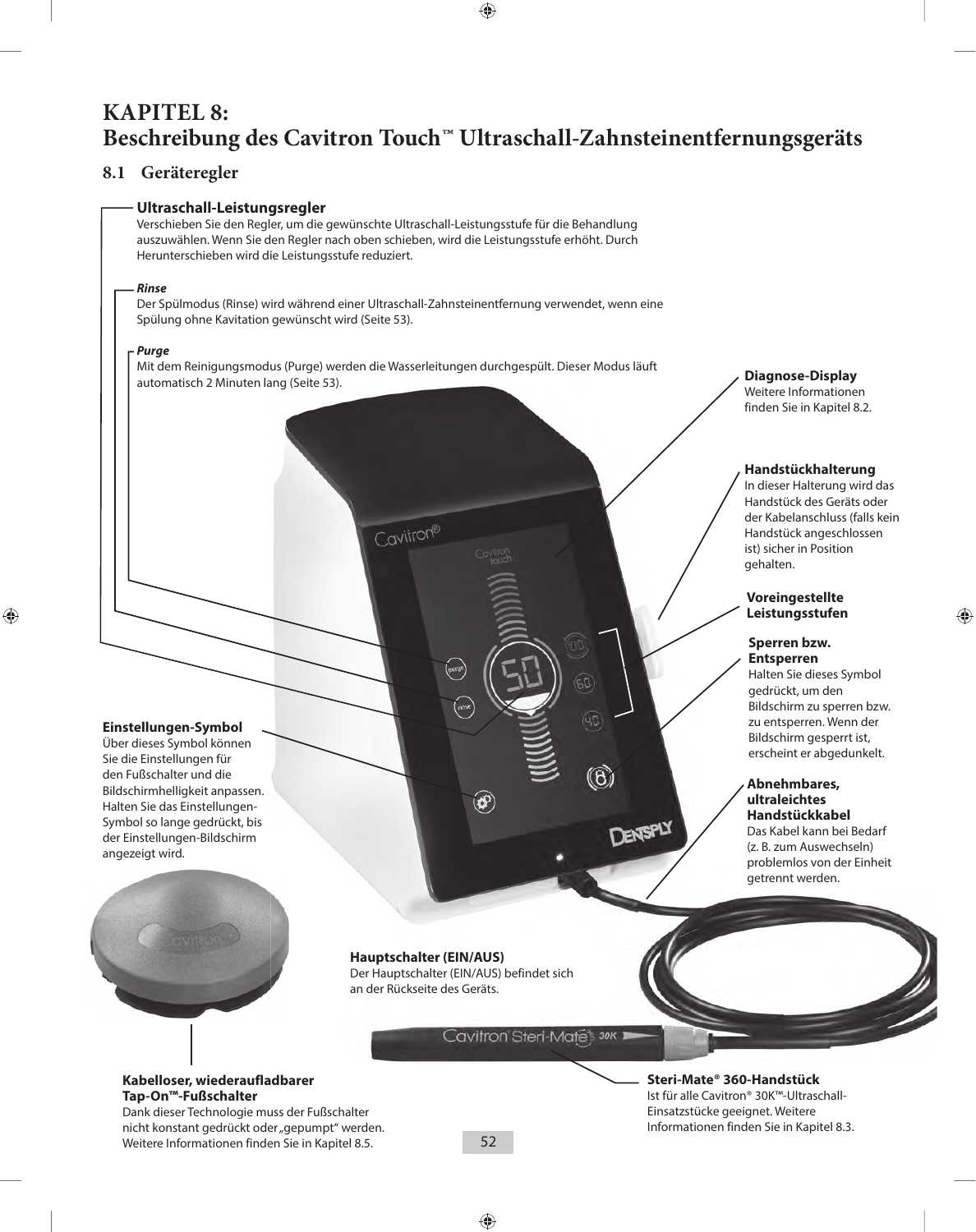# KAPITEL 8: Beschreibung des Cavitron Touch™ Ultraschall-Zahnsteinentfernungsgeräts

## 8.1 Geräteregler

**Ultraschall-Leistungsregler**
Verschieben Sie den Regler, um die gewünschte Ultraschall-Leistungsstufe für die Behandlung auszuwählen. Wenn Sie den Regler nach oben schieben, wird die Leistungsstufe erhöht. Durch Herunterschieben wird die Leistungsstufe reduziert.

***Rinse***
Der Spülmodus (Rinse) wird während einer Ultraschall-Zahnsteinentfernung verwendet, wenn eine Spülung ohne Kavitation gewünscht wird (Seite 53).

***Purge***
Mit dem Reinigungsmodus (Purge) werden die Wasserleitungen durchgespült. Dieser Modus läuft automatisch 2 Minuten lang (Seite 53).

**Diagnose-Display**
Weitere Informationen finden Sie in Kapitel 8.2.

**Handstückhalterung**
In dieser Halterung wird das Handstück des Geräts oder der Kabelanschluss (falls kein Handstück angeschlossen ist) sicher in Position gehalten.

**Voreingestellte Leistungsstufen**

**Sperren bzw. Entsperren**
Halten Sie dieses Symbol gedrückt, um den Bildschirm zu sperren bzw. zu entsperren. Wenn der Bildschirm gesperrt ist, erscheint er abgedunkelt.

**Einstellungen-Symbol**
Über dieses Symbol können Sie die Einstellungen für den Fußschalter und die Bildschirmhelligkeit anpassen. Halten Sie das Einstellungen-Symbol so lange gedrückt, bis der Einstellungen-Bildschirm angezeigt wird.

**Abnehmbares, ultraleichtes Handstückkabel**
Das Kabel kann bei Bedarf (z. B. zum Auswechseln) problemlos von der Einheit getrennt werden.

**Hauptschalter (EIN/AUS)**
Der Hauptschalter (EIN/AUS) befindet sich an der Rückseite des Geräts.

**Kabelloser, wiederaufladbarer Tap-On™-Fußschalter**
Dank dieser Technologie muss der Fußschalter nicht konstant gedrückt oder „gepumpt" werden. Weitere Informationen finden Sie in Kapitel 8.5.

**Steri-Mate® 360-Handstück**
Ist für alle Cavitron® 30K™-Ultraschall-Einsatzstücke geeignet. Weitere Informationen finden Sie in Kapitel 8.3.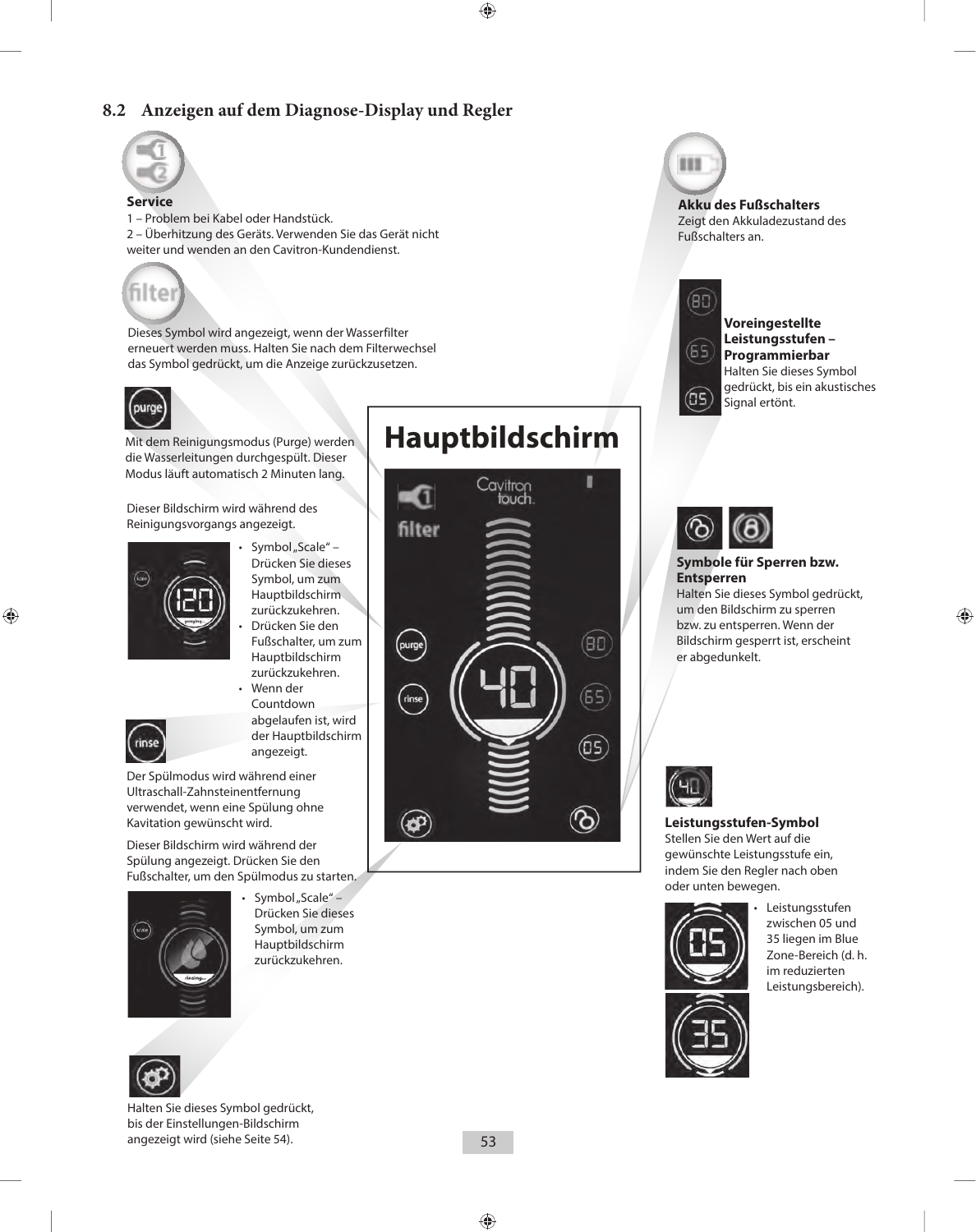## 8.2 Anzeigen auf dem Diagnose-Display und Regler

**Service**

1 – Problem bei Kabel oder Handstück.

2 – Überhitzung des Geräts. Verwenden Sie das Gerät nicht weiter und wenden an den Cavitron-Kundendienst.

Dieses Symbol wird angezeigt, wenn der Wasserfilter erneuert werden muss. Halten Sie nach dem Filterwechsel das Symbol gedrückt, um die Anzeige zurückzusetzen.

Mit dem Reinigungsmodus (Purge) werden die Wasserleitungen durchgespült. Dieser Modus läuft automatisch 2 Minuten lang.

Dieser Bildschirm wird während des Reinigungsvorgangs angezeigt.

- Symbol „Scale" – Drücken Sie dieses Symbol, um zum Hauptbildschirm zurückzukehren.
- Drücken Sie den Fußschalter, um zum Hauptbildschirm zurückzukehren.
- Wenn der Countdown abgelaufen ist, wird der Hauptbildschirm angezeigt.

Der Spülmodus wird während einer Ultraschall-Zahnsteinentfernung verwendet, wenn eine Spülung ohne Kavitation gewünscht wird.

Dieser Bildschirm wird während der Spülung angezeigt. Drücken Sie den Fußschalter, um den Spülmodus zu starten.

- Symbol „Scale" – Drücken Sie dieses Symbol, um zum Hauptbildschirm zurückzukehren.

Halten Sie dieses Symbol gedrückt, bis der Einstellungen-Bildschirm angezeigt wird (siehe Seite 54).

**Hauptbildschirm**

**Akku des Fußschalters**

Zeigt den Akkuladezustand des Fußschalters an.

**Voreingestellte Leistungsstufen – Programmierbar**

Halten Sie dieses Symbol gedrückt, bis ein akustisches Signal ertönt.

**Symbole für Sperren bzw. Entsperren**

Halten Sie dieses Symbol gedrückt, um den Bildschirm zu sperren bzw. zu entsperren. Wenn der Bildschirm gesperrt ist, erscheint er abgedunkelt.

**Leistungsstufen-Symbol**

Stellen Sie den Wert auf die gewünschte Leistungsstufe ein, indem Sie den Regler nach oben oder unten bewegen.

- Leistungsstufen zwischen 05 und 35 liegen im Blue Zone-Bereich (d. h. im reduzierten Leistungsbereich).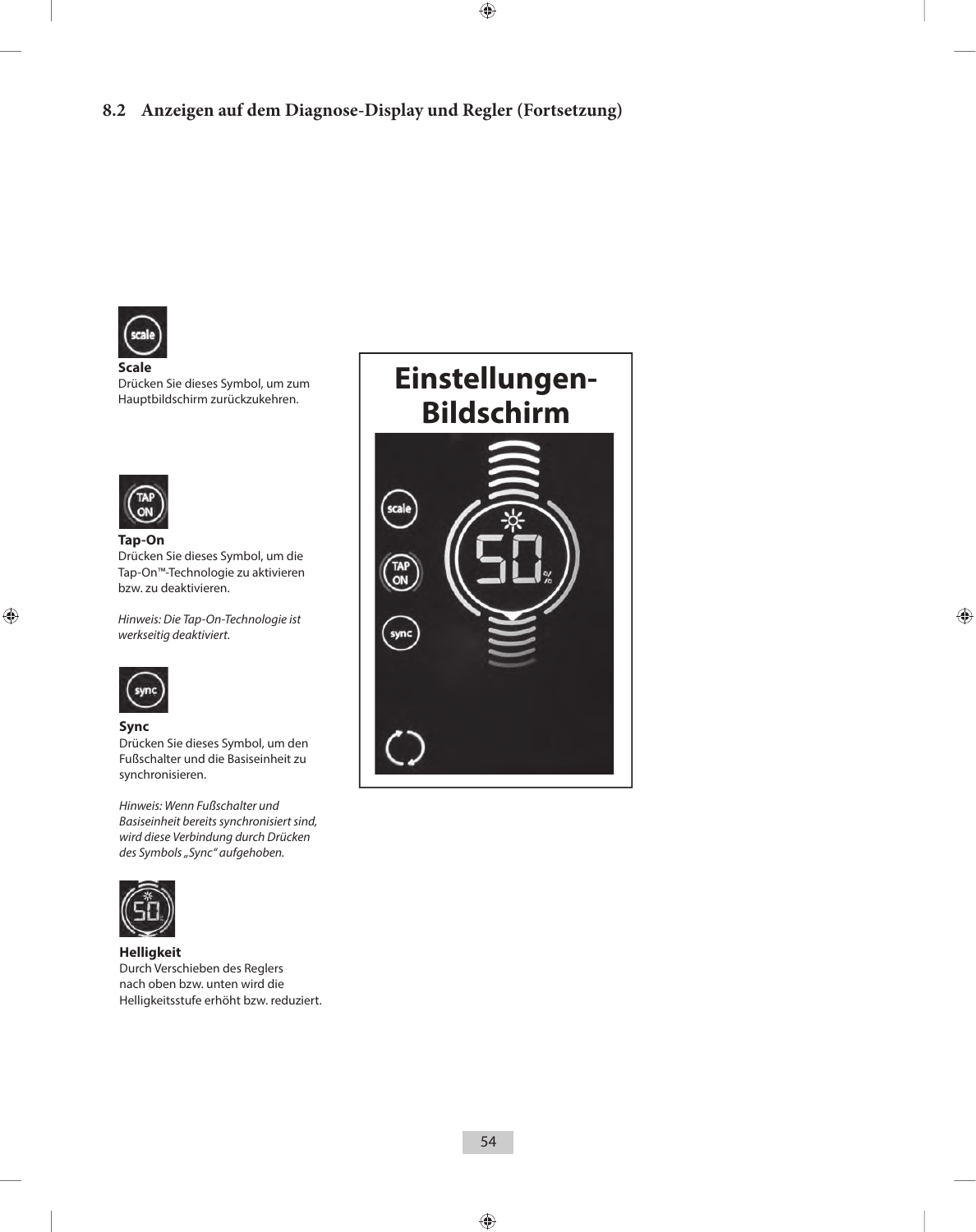## 8.2 Anzeigen auf dem Diagnose-Display und Regler (Fortsetzung)

**Scale**
Drücken Sie dieses Symbol, um zum Hauptbildschirm zurückzukehren.

**Tap-On**
Drücken Sie dieses Symbol, um die Tap-On™-Technologie zu aktivieren bzw. zu deaktivieren.

*Hinweis: Die Tap-On-Technologie ist werkseitig deaktiviert.*

**Sync**
Drücken Sie dieses Symbol, um den Fußschalter und die Basiseinheit zu synchronisieren.

*Hinweis: Wenn Fußschalter und Basiseinheit bereits synchronisiert sind, wird diese Verbindung durch Drücken des Symbols „Sync“ aufgehoben.*

**Helligkeit**
Durch Verschieben des Reglers nach oben bzw. unten wird die Helligkeitsstufe erhöht bzw. reduziert.

**Einstellungen-Bildschirm**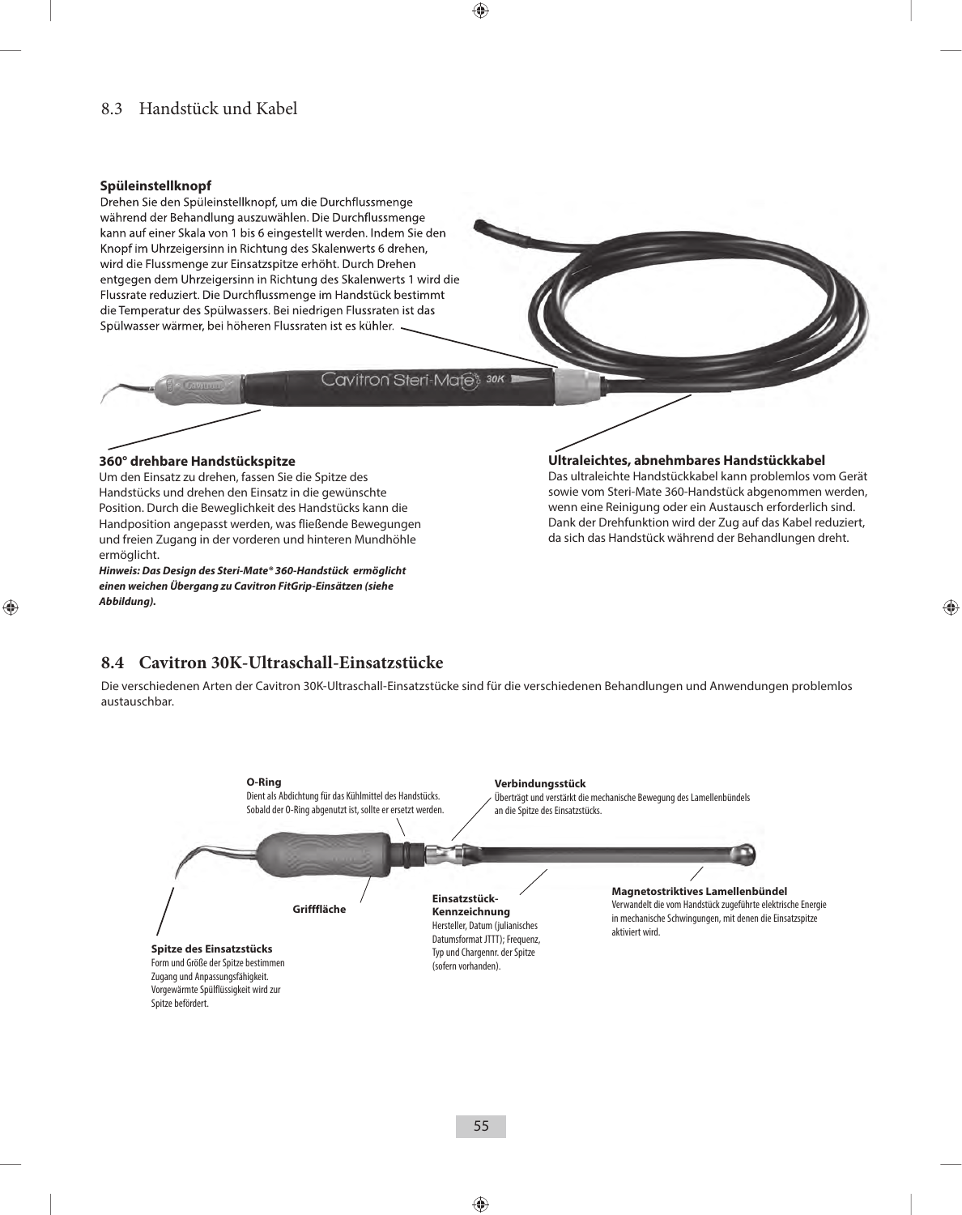## 8.3 Handstück und Kabel

**Spüleinstellknopf**
Drehen Sie den Spüleinstellknopf, um die Durchflussmenge während der Behandlung auszuwählen. Die Durchflussmenge kann auf einer Skala von 1 bis 6 eingestellt werden. Indem Sie den Knopf im Uhrzeigersinn in Richtung des Skalenwerts 6 drehen, wird die Flussmenge zur Einsatzspitze erhöht. Durch Drehen entgegen dem Uhrzeigersinn in Richtung des Skalenwerts 1 wird die Flussrate reduziert. Die Durchflussmenge im Handstück bestimmt die Temperatur des Spülwassers. Bei niedrigen Flussraten ist das Spülwasser wärmer, bei höheren Flussraten ist es kühler.

**360° drehbare Handstückspitze**
Um den Einsatz zu drehen, fassen Sie die Spitze des Handstücks und drehen den Einsatz in die gewünschte Position. Durch die Beweglichkeit des Handstücks kann die Handposition angepasst werden, was fließende Bewegungen und freien Zugang in der vorderen und hinteren Mundhöhle ermöglicht.
***Hinweis: Das Design des Steri-Mate® 360-Handstück ermöglicht einen weichen Übergang zu Cavitron FitGrip-Einsätzen (siehe Abbildung).***

**Ultraleichtes, abnehmbares Handstückkabel**
Das ultraleichte Handstückkabel kann problemlos vom Gerät sowie vom Steri-Mate 360-Handstück abgenommen werden, wenn eine Reinigung oder ein Austausch erforderlich sind. Dank der Drehfunktion wird der Zug auf das Kabel reduziert, da sich das Handstück während der Behandlungen dreht.

## 8.4 Cavitron 30K-Ultraschall-Einsatzstücke

Die verschiedenen Arten der Cavitron 30K-Ultraschall-Einsatzstücke sind für die verschiedenen Behandlungen und Anwendungen problemlos austauschbar.

**O-Ring**
Dient als Abdichtung für das Kühlmittel des Handstücks. Sobald der O-Ring abgenutzt ist, sollte er ersetzt werden.

**Verbindungsstück**
Überträgt und verstärkt die mechanische Bewegung des Lamellenbündels an die Spitze des Einsatzstücks.

**Grifffläche**

**Einsatzstück-Kennzeichnung**
Hersteller, Datum (julianisches Datumsformat JTTT); Frequenz, Typ und Chargennr. der Spitze (sofern vorhanden).

**Magnetostriktives Lamellenbündel**
Verwandelt die vom Handstück zugeführte elektrische Energie in mechanische Schwingungen, mit denen die Einsatzspitze aktiviert wird.

**Spitze des Einsatzstücks**
Form und Größe der Spitze bestimmen Zugang und Anpassungsfähigkeit. Vorgewärmte Spülflüssigkeit wird zur Spitze befördert.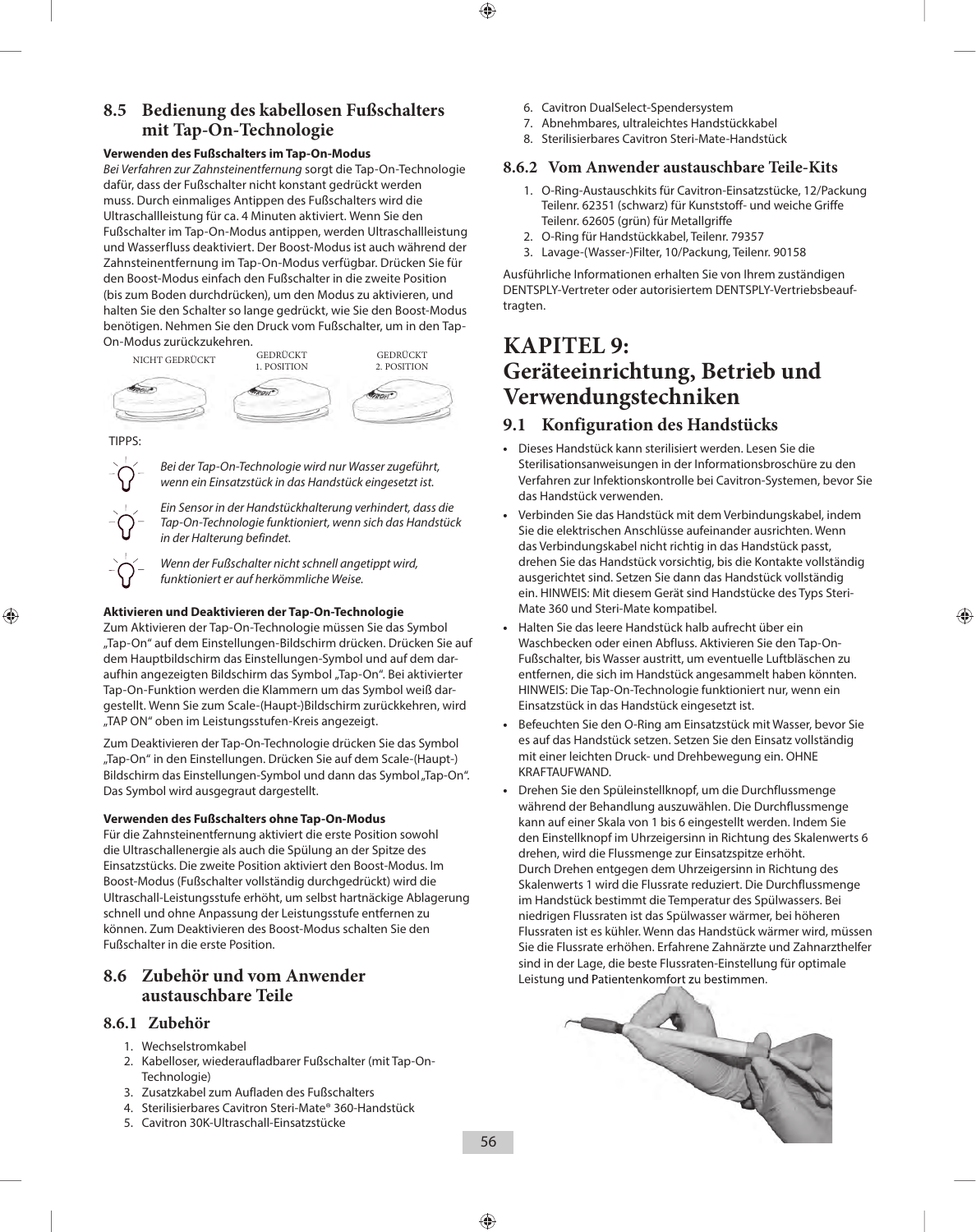## 8.5 Bedienung des kabellosen Fußschalters mit Tap-On-Technologie

**Verwenden des Fußschalters im Tap-On-Modus**

*Bei Verfahren zur Zahnsteinentfernung* sorgt die Tap-On-Technologie dafür, dass der Fußschalter nicht konstant gedrückt werden muss. Durch einmaliges Antippen des Fußschalters wird die Ultraschallleistung für ca. 4 Minuten aktiviert. Wenn Sie den Fußschalter im Tap-On-Modus antippen, werden Ultraschallleistung und Wasserfluss deaktiviert. Der Boost-Modus ist auch während der Zahnsteinentfernung im Tap-On-Modus verfügbar. Drücken Sie für den Boost-Modus einfach den Fußschalter in die zweite Position (bis zum Boden durchdrücken), um den Modus zu aktivieren, und halten Sie den Schalter so lange gedrückt, wie Sie den Boost-Modus benötigen. Nehmen Sie den Druck vom Fußschalter, um in den Tap-On-Modus zurückzukehren.

NICHT GEDRÜCKT | GEDRÜCKT 1. POSITION | GEDRÜCKT 2. POSITION

TIPPS:

*Bei der Tap-On-Technologie wird nur Wasser zugeführt, wenn ein Einsatzstück in das Handstück eingesetzt ist.*

*Ein Sensor in der Handstückhalterung verhindert, dass die Tap-On-Technologie funktioniert, wenn sich das Handstück in der Halterung befindet.*

*Wenn der Fußschalter nicht schnell angetippt wird, funktioniert er auf herkömmliche Weise.*

**Aktivieren und Deaktivieren der Tap-On-Technologie**

Zum Aktivieren der Tap-On-Technologie müssen Sie das Symbol „Tap-On" auf dem Einstellungen-Bildschirm drücken. Drücken Sie auf dem Hauptbildschirm das Einstellungen-Symbol und auf dem daraufhin angezeigten Bildschirm das Symbol „Tap-On". Bei aktivierter Tap-On-Funktion werden die Klammern um das Symbol weiß dargestellt. Wenn Sie zum Scale-(Haupt-)Bildschirm zurückkehren, wird „TAP ON" oben im Leistungsstufen-Kreis angezeigt.

Zum Deaktivieren der Tap-On-Technologie drücken Sie das Symbol „Tap-On" in den Einstellungen. Drücken Sie auf dem Scale-(Haupt-) Bildschirm das Einstellungen-Symbol und dann das Symbol „Tap-On". Das Symbol wird ausgegraut dargestellt.

**Verwenden des Fußschalters ohne Tap-On-Modus**

Für die Zahnsteinentfernung aktiviert die erste Position sowohl die Ultraschallenergie als auch die Spülung an der Spitze des Einsatzstücks. Die zweite Position aktiviert den Boost-Modus. Im Boost-Modus (Fußschalter vollständig durchgedrückt) wird die Ultraschall-Leistungsstufe erhöht, um selbst hartnäckige Ablagerung schnell und ohne Anpassung der Leistungsstufe entfernen zu können. Zum Deaktivieren des Boost-Modus schalten Sie den Fußschalter in die erste Position.

## 8.6 Zubehör und vom Anwender austauschbare Teile

### 8.6.1 Zubehör

1. Wechselstromkabel
2. Kabelloser, wiederaufladbarer Fußschalter (mit Tap-On-Technologie)
3. Zusatzkabel zum Aufladen des Fußschalters
4. Sterilisierbares Cavitron Steri-Mate® 360-Handstück
5. Cavitron 30K-Ultraschall-Einsatzstücke
6. Cavitron DualSelect-Spendersystem
7. Abnehmbares, ultraleichtes Handstückkabel
8. Sterilisierbares Cavitron Steri-Mate-Handstück

### 8.6.2 Vom Anwender austauschbare Teile-Kits

1. O-Ring-Austauschkits für Cavitron-Einsatzstücke, 12/Packung Teilenr. 62351 (schwarz) für Kunststoff- und weiche Griffe Teilenr. 62605 (grün) für Metallgriffe
2. O-Ring für Handstückkabel, Teilenr. 79357
3. Lavage-(Wasser-)Filter, 10/Packung, Teilenr. 90158

Ausführliche Informationen erhalten Sie von Ihrem zuständigen DENTSPLY-Vertreter oder autorisiertem DENTSPLY-Vertriebsbeauftragten.

# KAPITEL 9: Geräteeinrichtung, Betrieb und Verwendungstechniken

## 9.1 Konfiguration des Handstücks

- Dieses Handstück kann sterilisiert werden. Lesen Sie die Sterilisationsanweisungen in der Informationsbroschüre zu den Verfahren zur Infektionskontrolle bei Cavitron-Systemen, bevor Sie das Handstück verwenden.
- Verbinden Sie das Handstück mit dem Verbindungskabel, indem Sie die elektrischen Anschlüsse aufeinander ausrichten. Wenn das Verbindungskabel nicht richtig in das Handstück passt, drehen Sie das Handstück vorsichtig, bis die Kontakte vollständig ausgerichtet sind. Setzen Sie dann das Handstück vollständig ein. HINWEIS: Mit diesem Gerät sind Handstücke des Typs Steri-Mate 360 und Steri-Mate kompatibel.
- Halten Sie das leere Handstück halb aufrecht über ein Waschbecken oder einen Abfluss. Aktivieren Sie den Tap-On-Fußschalter, bis Wasser austritt, um eventuelle Luftbläschen zu entfernen, die sich im Handstück angesammelt haben könnten. HINWEIS: Die Tap-On-Technologie funktioniert nur, wenn ein Einsatzstück in das Handstück eingesetzt ist.
- Befeuchten Sie den O-Ring am Einsatzstück mit Wasser, bevor Sie es auf das Handstück setzen. Setzen Sie den Einsatz vollständig mit einer leichten Druck- und Drehbewegung ein. OHNE KRAFTAUFWAND.
- Drehen Sie den Spüleinstellknopf, um die Durchflussmenge während der Behandlung auszuwählen. Die Durchflussmenge kann auf einer Skala von 1 bis 6 eingestellt werden. Indem Sie den Einstellknopf im Uhrzeigersinn in Richtung des Skalenwerts 6 drehen, wird die Flussmenge zur Einsatzspitze erhöht. Durch Drehen entgegen dem Uhrzeigersinn in Richtung des Skalenwerts 1 wird die Flussrate reduziert. Die Durchflussmenge im Handstück bestimmt die Temperatur des Spülwassers. Bei niedrigen Flussraten ist das Spülwasser wärmer, bei höheren Flussraten ist es kühler. Wenn das Handstück wärmer wird, müssen Sie die Flussrate erhöhen. Erfahrene Zahnärzte und Zahnarzthelfer sind in der Lage, die beste Flussraten-Einstellung für optimale Leistung und Patientenkomfort zu bestimmen.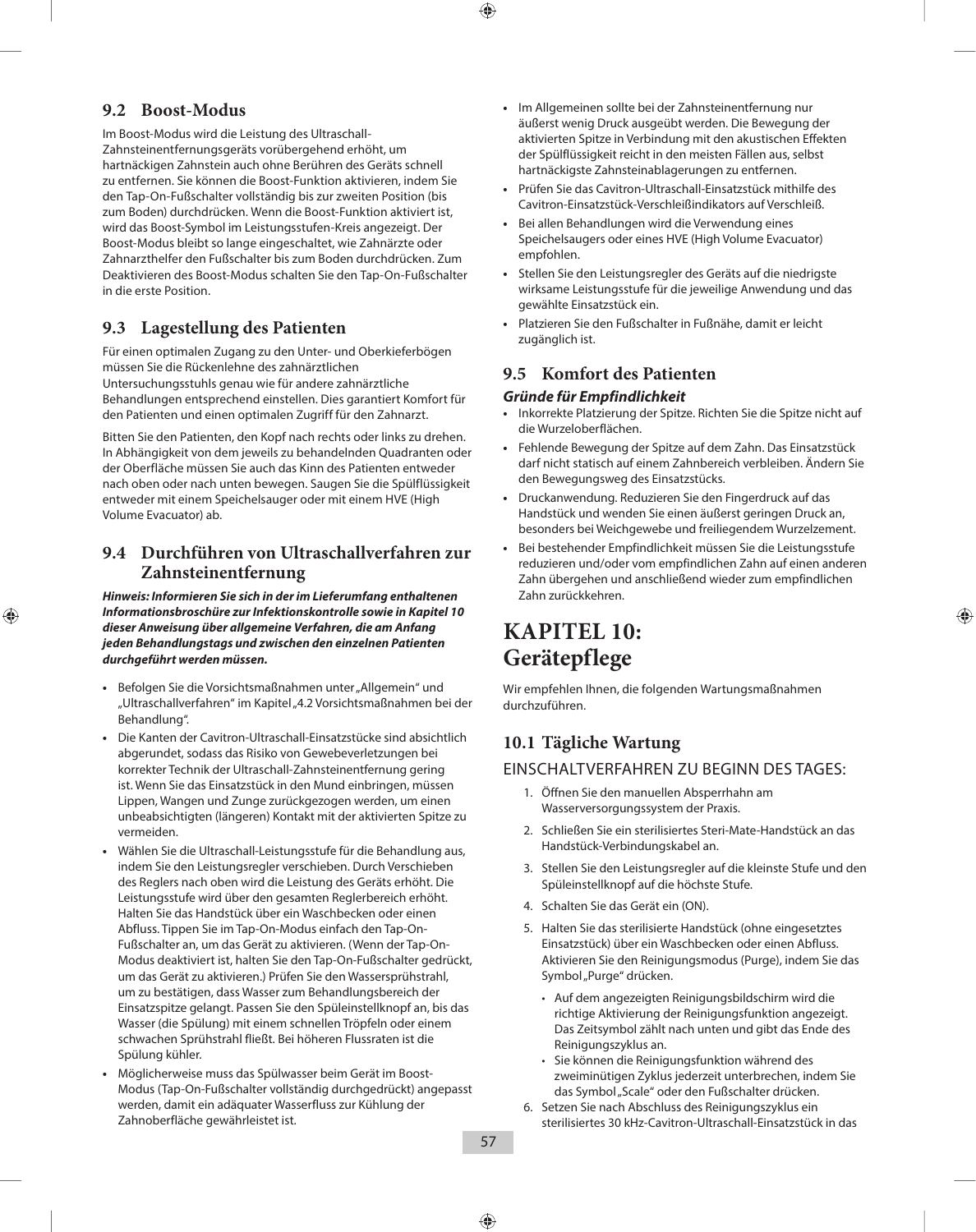## 9.2 Boost-Modus

Im Boost-Modus wird die Leistung des Ultraschall-Zahnsteinentfernungsgeräts vorübergehend erhöht, um hartnäckigen Zahnstein auch ohne Berühren des Geräts schnell zu entfernen. Sie können die Boost-Funktion aktivieren, indem Sie den Tap-On-Fußschalter vollständig bis zur zweiten Position (bis zum Boden) durchdrücken. Wenn die Boost-Funktion aktiviert ist, wird das Boost-Symbol im Leistungsstufen-Kreis angezeigt. Der Boost-Modus bleibt so lange eingeschaltet, wie Zahnärzte oder Zahnarzthelfer den Fußschalter bis zum Boden durchdrücken. Zum Deaktivieren des Boost-Modus schalten Sie den Tap-On-Fußschalter in die erste Position.

## 9.3 Lagestellung des Patienten

Für einen optimalen Zugang zu den Unter- und Oberkieferbögen müssen Sie die Rückenlehne des zahnärztlichen Untersuchungsstuhls genau wie für andere zahnärztliche Behandlungen entsprechend einstellen. Dies garantiert Komfort für den Patienten und einen optimalen Zugriff für den Zahnarzt.

Bitten Sie den Patienten, den Kopf nach rechts oder links zu drehen. In Abhängigkeit von dem jeweils zu behandelnden Quadranten oder der Oberfläche müssen Sie auch das Kinn des Patienten entweder nach oben oder nach unten bewegen. Saugen Sie die Spülflüssigkeit entweder mit einem Speichelsauger oder mit einem HVE (High Volume Evacuator) ab.

## 9.4 Durchführen von Ultraschallverfahren zur Zahnsteinentfernung

***Hinweis: Informieren Sie sich in der im Lieferumfang enthaltenen Informationsbroschüre zur Infektionskontrolle sowie in Kapitel 10 dieser Anweisung über allgemeine Verfahren, die am Anfang jeden Behandlungstags und zwischen den einzelnen Patienten durchgeführt werden müssen.***

- Befolgen Sie die Vorsichtsmaßnahmen unter „Allgemein“ und „Ultraschallverfahren“ im Kapitel „4.2 Vorsichtsmaßnahmen bei der Behandlung“.
- Die Kanten der Cavitron-Ultraschall-Einsatzstücke sind absichtlich abgerundet, sodass das Risiko von Gewebeverletzungen bei korrekter Technik der Ultraschall-Zahnsteinentfernung gering ist. Wenn Sie das Einsatzstück in den Mund einbringen, müssen Lippen, Wangen und Zunge zurückgezogen werden, um einen unbeabsichtigten (längeren) Kontakt mit der aktivierten Spitze zu vermeiden.
- Wählen Sie die Ultraschall-Leistungsstufe für die Behandlung aus, indem Sie den Leistungsregler verschieben. Durch Verschieben des Reglers nach oben wird die Leistung des Geräts erhöht. Die Leistungsstufe wird über den gesamten Reglerbereich erhöht. Halten Sie das Handstück über ein Waschbecken oder einen Abfluss. Tippen Sie im Tap-On-Modus einfach den Tap-On-Fußschalter an, um das Gerät zu aktivieren. (Wenn der Tap-On-Modus deaktiviert ist, halten Sie den Tap-On-Fußschalter gedrückt, um das Gerät zu aktivieren.) Prüfen Sie den Wassersprühstrahl, um zu bestätigen, dass Wasser zum Behandlungsbereich der Einsatzspitze gelangt. Passen Sie den Spüleinstellknopf an, bis das Wasser (die Spülung) mit einem schnellen Tröpfeln oder einem schwachen Sprühstrahl fließt. Bei höheren Flussraten ist die Spülung kühler.
- Möglicherweise muss das Spülwasser beim Gerät im Boost-Modus (Tap-On-Fußschalter vollständig durchgedrückt) angepasst werden, damit ein adäquater Wasserfluss zur Kühlung der Zahnoberfläche gewährleistet ist.
- Im Allgemeinen sollte bei der Zahnsteinentfernung nur äußerst wenig Druck ausgeübt werden. Die Bewegung der aktivierten Spitze in Verbindung mit den akustischen Effekten der Spülflüssigkeit reicht in den meisten Fällen aus, selbst hartnäckigste Zahnsteinablagerungen zu entfernen.
- Prüfen Sie das Cavitron-Ultraschall-Einsatzstück mithilfe des Cavitron-Einsatzstück-Verschleißindikators auf Verschleiß.
- Bei allen Behandlungen wird die Verwendung eines Speichelsaugers oder eines HVE (High Volume Evacuator) empfohlen.
- Stellen Sie den Leistungsregler des Geräts auf die niedrigste wirksame Leistungsstufe für die jeweilige Anwendung und das gewählte Einsatzstück ein.
- Platzieren Sie den Fußschalter in Fußnähe, damit er leicht zugänglich ist.

## 9.5 Komfort des Patienten

***Gründe für Empfindlichkeit***

- Inkorrekte Platzierung der Spitze. Richten Sie die Spitze nicht auf die Wurzeloberflächen.
- Fehlende Bewegung der Spitze auf dem Zahn. Das Einsatzstück darf nicht statisch auf einem Zahnbereich verbleiben. Ändern Sie den Bewegungsweg des Einsatzstücks.
- Druckanwendung. Reduzieren Sie den Fingerdruck auf das Handstück und wenden Sie einen äußerst geringen Druck an, besonders bei Weichgewebe und freiliegendem Wurzelzement.
- Bei bestehender Empfindlichkeit müssen Sie die Leistungsstufe reduzieren und/oder vom empfindlichen Zahn auf einen anderen Zahn übergehen und anschließend wieder zum empfindlichen Zahn zurückkehren.

# KAPITEL 10: Gerätepflege

Wir empfehlen Ihnen, die folgenden Wartungsmaßnahmen durchzuführen.

## 10.1 Tägliche Wartung

### EINSCHALTVERFAHREN ZU BEGINN DES TAGES:

1. Öffnen Sie den manuellen Absperrhahn am Wasserversorgungssystem der Praxis.
2. Schließen Sie ein sterilisiertes Steri-Mate-Handstück an das Handstück-Verbindungskabel an.
3. Stellen Sie den Leistungsregler auf die kleinste Stufe und den Spüleinstellknopf auf die höchste Stufe.
4. Schalten Sie das Gerät ein (ON).
5. Halten Sie das sterilisierte Handstück (ohne eingesetztes Einsatzstück) über ein Waschbecken oder einen Abfluss. Aktivieren Sie den Reinigungsmodus (Purge), indem Sie das Symbol „Purge“ drücken.
   - Auf dem angezeigten Reinigungsbildschirm wird die richtige Aktivierung der Reinigungsfunktion angezeigt. Das Zeitsymbol zählt nach unten und gibt das Ende des Reinigungszyklus an.
   - Sie können die Reinigungsfunktion während des zweiminütigen Zyklus jederzeit unterbrechen, indem Sie das Symbol „Scale“ oder den Fußschalter drücken.
6. Setzen Sie nach Abschluss des Reinigungszyklus ein sterilisiertes 30 kHz-Cavitron-Ultraschall-Einsatzstück in das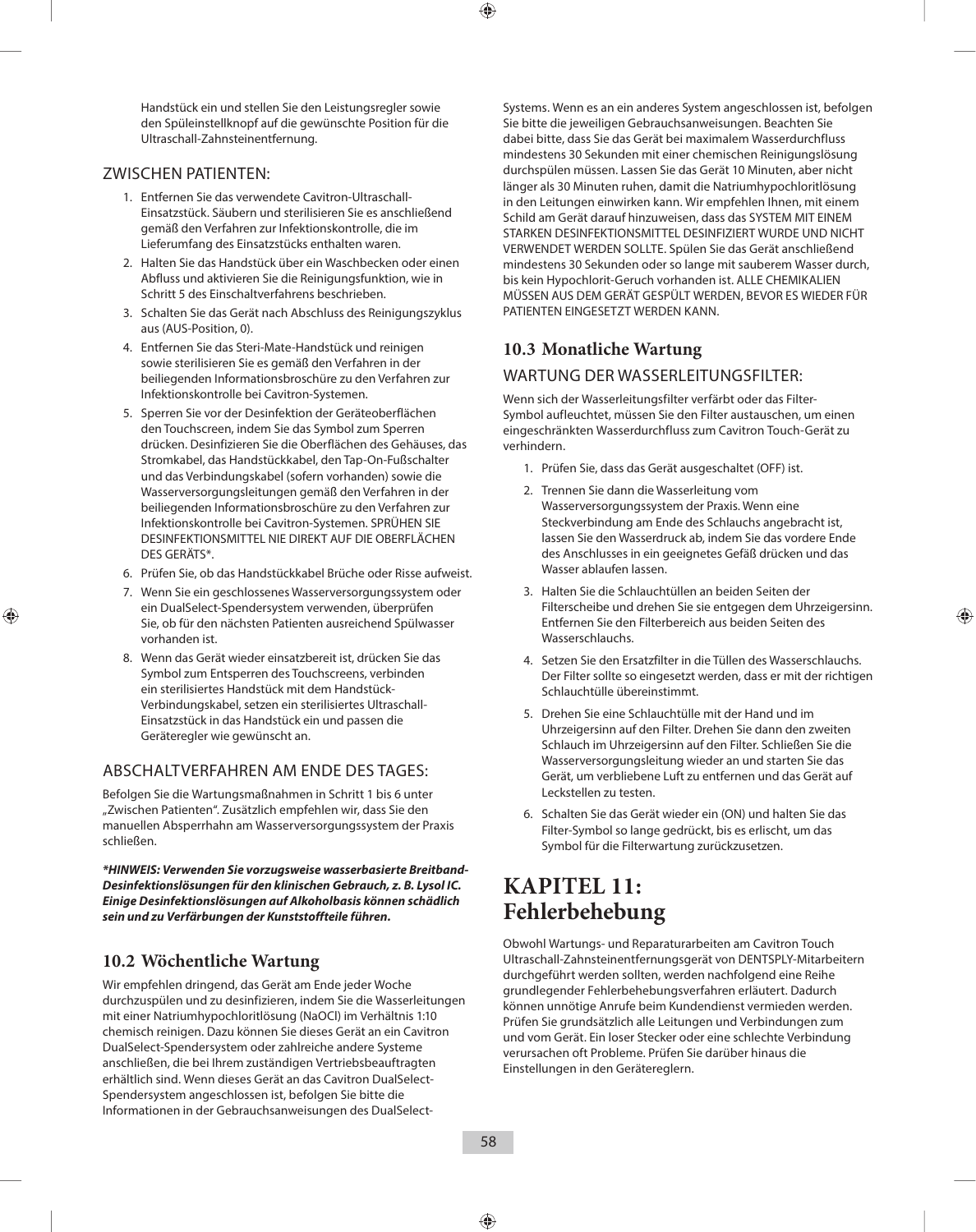Handstück ein und stellen Sie den Leistungsregler sowie den Spüleinstellknopf auf die gewünschte Position für die Ultraschall-Zahnsteinentfernung.

### ZWISCHEN PATIENTEN:

1. Entfernen Sie das verwendete Cavitron-Ultraschall-Einsatzstück. Säubern und sterilisieren Sie es anschließend gemäß den Verfahren zur Infektionskontrolle, die im Lieferumfang des Einsatzstücks enthalten waren.
2. Halten Sie das Handstück über ein Waschbecken oder einen Abfluss und aktivieren Sie die Reinigungsfunktion, wie in Schritt 5 des Einschaltverfahrens beschrieben.
3. Schalten Sie das Gerät nach Abschluss des Reinigungszyklus aus (AUS-Position, 0).
4. Entfernen Sie das Steri-Mate-Handstück und reinigen sowie sterilisieren Sie es gemäß den Verfahren in der beiliegenden Informationsbroschüre zu den Verfahren zur Infektionskontrolle bei Cavitron-Systemen.
5. Sperren Sie vor der Desinfektion der Geräteoberflächen den Touchscreen, indem Sie das Symbol zum Sperren drücken. Desinfizieren Sie die Oberflächen des Gehäuses, das Stromkabel, das Handstückkabel, den Tap-On-Fußschalter und das Verbindungskabel (sofern vorhanden) sowie die Wasserversorgungsleitungen gemäß den Verfahren in der beiliegenden Informationsbroschüre zu den Verfahren zur Infektionskontrolle bei Cavitron-Systemen. SPRÜHEN SIE DESINFEKTIONSMITTEL NIE DIREKT AUF DIE OBERFLÄCHEN DES GERÄTS*.
6. Prüfen Sie, ob das Handstückkabel Brüche oder Risse aufweist.
7. Wenn Sie ein geschlossenes Wasserversorgungssystem oder ein DualSelect-Spendersystem verwenden, überprüfen Sie, ob für den nächsten Patienten ausreichend Spülwasser vorhanden ist.
8. Wenn das Gerät wieder einsatzbereit ist, drücken Sie das Symbol zum Entsperren des Touchscreens, verbinden ein sterilisiertes Handstück mit dem Handstück-Verbindungskabel, setzen ein sterilisiertes Ultraschall-Einsatzstück in das Handstück ein und passen die Geräteregler wie gewünscht an.

### ABSCHALTVERFAHREN AM ENDE DES TAGES:

Befolgen Sie die Wartungsmaßnahmen in Schritt 1 bis 6 unter „Zwischen Patienten". Zusätzlich empfehlen wir, dass Sie den manuellen Absperrhahn am Wasserversorgungssystem der Praxis schließen.

***HINWEIS: Verwenden Sie vorzugsweise wasserbasierte Breitband-Desinfektionslösungen für den klinischen Gebrauch, z. B. Lysol IC. Einige Desinfektionslösungen auf Alkoholbasis können schädlich sein und zu Verfärbungen der Kunststoffteile führen.***

## 10.2 Wöchentliche Wartung

Wir empfehlen dringend, das Gerät am Ende jeder Woche durchzuspülen und zu desinfizieren, indem Sie die Wasserleitungen mit einer Natriumhypochloritlösung (NaOCl) im Verhältnis 1:10 chemisch reinigen. Dazu können Sie dieses Gerät an ein Cavitron DualSelect-Spendersystem oder zahlreiche andere Systeme anschließen, die bei Ihrem zuständigen Vertriebsbeauftragten erhältlich sind. Wenn dieses Gerät an das Cavitron DualSelect-Spendersystem angeschlossen ist, befolgen Sie bitte die Informationen in der Gebrauchsanweisungen des DualSelect-Systems. Wenn es an ein anderes System angeschlossen ist, befolgen Sie bitte die jeweiligen Gebrauchsanweisungen. Beachten Sie dabei bitte, dass Sie das Gerät bei maximalem Wasserdurchfluss mindestens 30 Sekunden mit einer chemischen Reinigungslösung durchspülen müssen. Lassen Sie das Gerät 10 Minuten, aber nicht länger als 30 Minuten ruhen, damit die Natriumhypochloritlösung in den Leitungen einwirken kann. Wir empfehlen Ihnen, mit einem Schild am Gerät darauf hinzuweisen, dass das SYSTEM MIT EINEM STARKEN DESINFEKTIONSMITTEL DESINFIZIERT WURDE UND NICHT VERWENDET WERDEN SOLLTE. Spülen Sie das Gerät anschließend mindestens 30 Sekunden oder so lange mit sauberem Wasser durch, bis kein Hypochlorit-Geruch vorhanden ist. ALLE CHEMIKALIEN MÜSSEN AUS DEM GERÄT GESPÜLT WERDEN, BEVOR ES WIEDER FÜR PATIENTEN EINGESETZT WERDEN KANN.

## 10.3 Monatliche Wartung

### WARTUNG DER WASSERLEITUNGSFILTER:

Wenn sich der Wasserleitungsfilter verfärbt oder das Filter-Symbol aufleuchtet, müssen Sie den Filter austauschen, um einen eingeschränkten Wasserdurchfluss zum Cavitron Touch-Gerät zu verhindern.

1. Prüfen Sie, dass das Gerät ausgeschaltet (OFF) ist.
2. Trennen Sie dann die Wasserleitung vom Wasserversorgungssystem der Praxis. Wenn eine Steckverbindung am Ende des Schlauchs angebracht ist, lassen Sie den Wasserdruck ab, indem Sie das vordere Ende des Anschlusses in ein geeignetes Gefäß drücken und das Wasser ablaufen lassen.
3. Halten Sie die Schlauchtüllen an beiden Seiten der Filterscheibe und drehen Sie sie entgegen dem Uhrzeigersinn. Entfernen Sie den Filterbereich aus beiden Seiten des Wasserschlauchs.
4. Setzen Sie den Ersatzfilter in die Tüllen des Wasserschlauchs. Der Filter sollte so eingesetzt werden, dass er mit der richtigen Schlauchtülle übereinstimmt.
5. Drehen Sie eine Schlauchtülle mit der Hand und im Uhrzeigersinn auf den Filter. Drehen Sie dann den zweiten Schlauch im Uhrzeigersinn auf den Filter. Schließen Sie die Wasserversorgungsleitung wieder an und starten Sie das Gerät, um verbliebene Luft zu entfernen und das Gerät auf Leckstellen zu testen.
6. Schalten Sie das Gerät wieder ein (ON) und halten Sie das Filter-Symbol so lange gedrückt, bis es erlischt, um das Symbol für die Filterwartung zurückzusetzen.

# KAPITEL 11: Fehlerbehebung

Obwohl Wartungs- und Reparaturarbeiten am Cavitron Touch Ultraschall-Zahnsteinentfernungsgerät von DENTSPLY-Mitarbeitern durchgeführt werden sollten, werden nachfolgend eine Reihe grundlegender Fehlerbehebungsverfahren erläutert. Dadurch können unnötige Anrufe beim Kundendienst vermieden werden. Prüfen Sie grundsätzlich alle Leitungen und Verbindungen zum und vom Gerät. Ein loser Stecker oder eine schlechte Verbindung verursachen oft Probleme. Prüfen Sie darüber hinaus die Einstellungen in den Gerätereglern.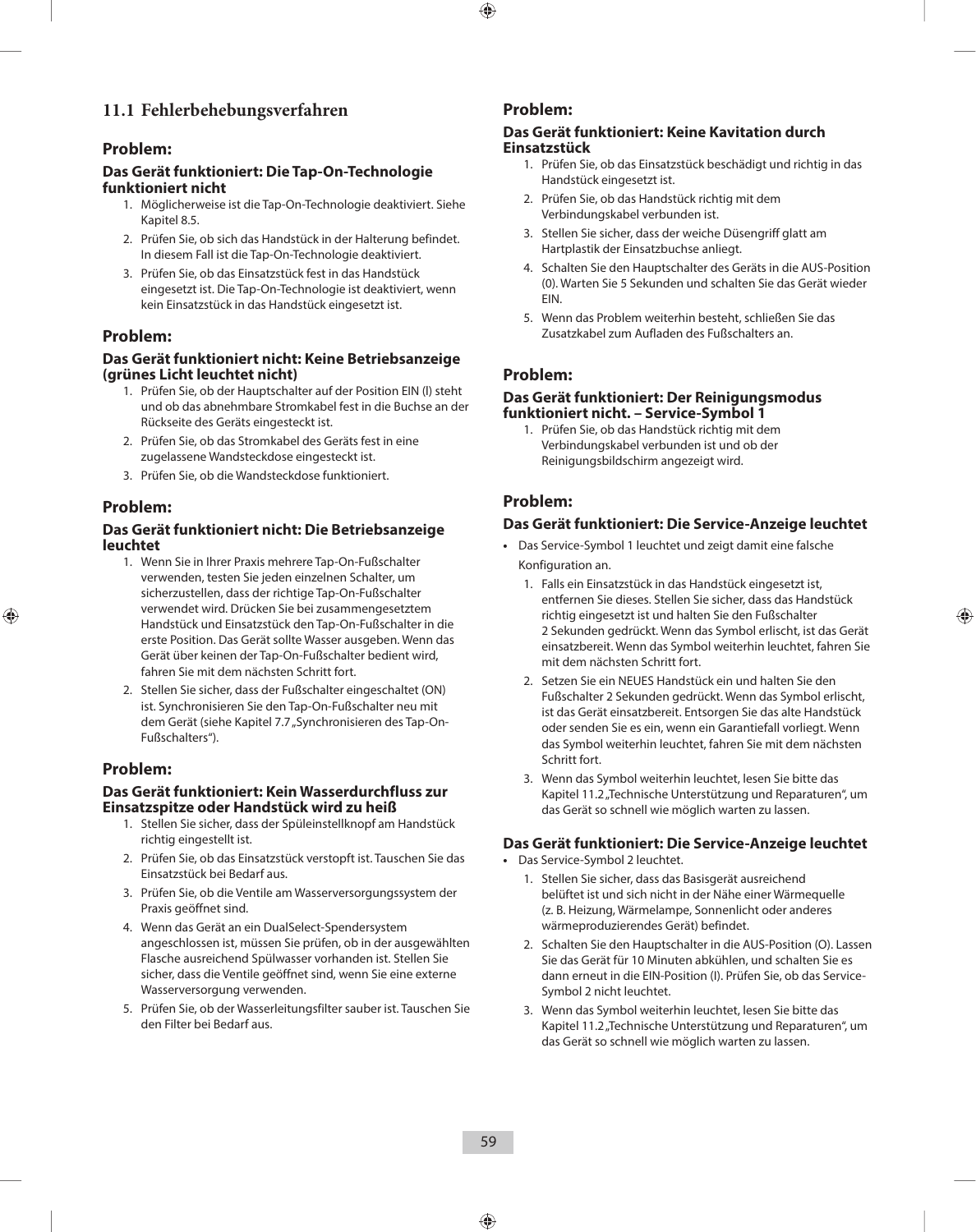## 11.1 Fehlerbehebungsverfahren

### Problem:

**Das Gerät funktioniert: Die Tap-On-Technologie funktioniert nicht**

1. Möglicherweise ist die Tap-On-Technologie deaktiviert. Siehe Kapitel 8.5.
2. Prüfen Sie, ob sich das Handstück in der Halterung befindet. In diesem Fall ist die Tap-On-Technologie deaktiviert.
3. Prüfen Sie, ob das Einsatzstück fest in das Handstück eingesetzt ist. Die Tap-On-Technologie ist deaktiviert, wenn kein Einsatzstück in das Handstück eingesetzt ist.

### Problem:

**Das Gerät funktioniert nicht: Keine Betriebsanzeige (grünes Licht leuchtet nicht)**

1. Prüfen Sie, ob der Hauptschalter auf der Position EIN (I) steht und ob das abnehmbare Stromkabel fest in die Buchse an der Rückseite des Geräts eingesteckt ist.
2. Prüfen Sie, ob das Stromkabel des Geräts fest in eine zugelassene Wandsteckdose eingesteckt ist.
3. Prüfen Sie, ob die Wandsteckdose funktioniert.

### Problem:

**Das Gerät funktioniert nicht: Die Betriebsanzeige leuchtet**

1. Wenn Sie in Ihrer Praxis mehrere Tap-On-Fußschalter verwenden, testen Sie jeden einzelnen Schalter, um sicherzustellen, dass der richtige Tap-On-Fußschalter verwendet wird. Drücken Sie bei zusammengesetztem Handstück und Einsatzstück den Tap-On-Fußschalter in die erste Position. Das Gerät sollte Wasser ausgeben. Wenn das Gerät über keinen der Tap-On-Fußschalter bedient wird, fahren Sie mit dem nächsten Schritt fort.
2. Stellen Sie sicher, dass der Fußschalter eingeschaltet (ON) ist. Synchronisieren Sie den Tap-On-Fußschalter neu mit dem Gerät (siehe Kapitel 7.7 „Synchronisieren des Tap-On-Fußschalters“).

### Problem:

**Das Gerät funktioniert: Kein Wasserdurchfluss zur Einsatzspitze oder Handstück wird zu heiß**

1. Stellen Sie sicher, dass der Spüleinstellknopf am Handstück richtig eingestellt ist.
2. Prüfen Sie, ob das Einsatzstück verstopft ist. Tauschen Sie das Einsatzstück bei Bedarf aus.
3. Prüfen Sie, ob die Ventile am Wasserversorgungssystem der Praxis geöffnet sind.
4. Wenn das Gerät an ein DualSelect-Spendersystem angeschlossen ist, müssen Sie prüfen, ob in der ausgewählten Flasche ausreichend Spülwasser vorhanden ist. Stellen Sie sicher, dass die Ventile geöffnet sind, wenn Sie eine externe Wasserversorgung verwenden.
5. Prüfen Sie, ob der Wasserleitungsfilter sauber ist. Tauschen Sie den Filter bei Bedarf aus.

### Problem:

**Das Gerät funktioniert: Keine Kavitation durch Einsatzstück**

1. Prüfen Sie, ob das Einsatzstück beschädigt und richtig in das Handstück eingesetzt ist.
2. Prüfen Sie, ob das Handstück richtig mit dem Verbindungskabel verbunden ist.
3. Stellen Sie sicher, dass der weiche Düsengriff glatt am Hartplastik der Einsatzbuchse anliegt.
4. Schalten Sie den Hauptschalter des Geräts in die AUS-Position (0). Warten Sie 5 Sekunden und schalten Sie das Gerät wieder EIN.
5. Wenn das Problem weiterhin besteht, schließen Sie das Zusatzkabel zum Aufladen des Fußschalters an.

### Problem:

**Das Gerät funktioniert: Der Reinigungsmodus funktioniert nicht. – Service-Symbol 1**

1. Prüfen Sie, ob das Handstück richtig mit dem Verbindungskabel verbunden ist und ob der Reinigungsbildschirm angezeigt wird.

### Problem:

**Das Gerät funktioniert: Die Service-Anzeige leuchtet**

- Das Service-Symbol 1 leuchtet und zeigt damit eine falsche Konfiguration an.
  1. Falls ein Einsatzstück in das Handstück eingesetzt ist, entfernen Sie dieses. Stellen Sie sicher, dass das Handstück richtig eingesetzt ist und halten Sie den Fußschalter 2 Sekunden gedrückt. Wenn das Symbol erlischt, ist das Gerät einsatzbereit. Wenn das Symbol weiterhin leuchtet, fahren Sie mit dem nächsten Schritt fort.
  2. Setzen Sie ein NEUES Handstück ein und halten Sie den Fußschalter 2 Sekunden gedrückt. Wenn das Symbol erlischt, ist das Gerät einsatzbereit. Entsorgen Sie das alte Handstück oder senden Sie es ein, wenn ein Garantiefall vorliegt. Wenn das Symbol weiterhin leuchtet, fahren Sie mit dem nächsten Schritt fort.
  3. Wenn das Symbol weiterhin leuchtet, lesen Sie bitte das Kapitel 11.2 „Technische Unterstützung und Reparaturen“, um das Gerät so schnell wie möglich warten zu lassen.

**Das Gerät funktioniert: Die Service-Anzeige leuchtet**

- Das Service-Symbol 2 leuchtet.
  1. Stellen Sie sicher, dass das Basisgerät ausreichend belüftet ist und sich nicht in der Nähe einer Wärmequelle (z. B. Heizung, Wärmelampe, Sonnenlicht oder anderes wärmeproduzierendes Gerät) befindet.
  2. Schalten Sie den Hauptschalter in die AUS-Position (O). Lassen Sie das Gerät für 10 Minuten abkühlen, und schalten Sie es dann erneut in die EIN-Position (I). Prüfen Sie, ob das Service-Symbol 2 nicht leuchtet.
  3. Wenn das Symbol weiterhin leuchtet, lesen Sie bitte das Kapitel 11.2 „Technische Unterstützung und Reparaturen“, um das Gerät so schnell wie möglich warten zu lassen.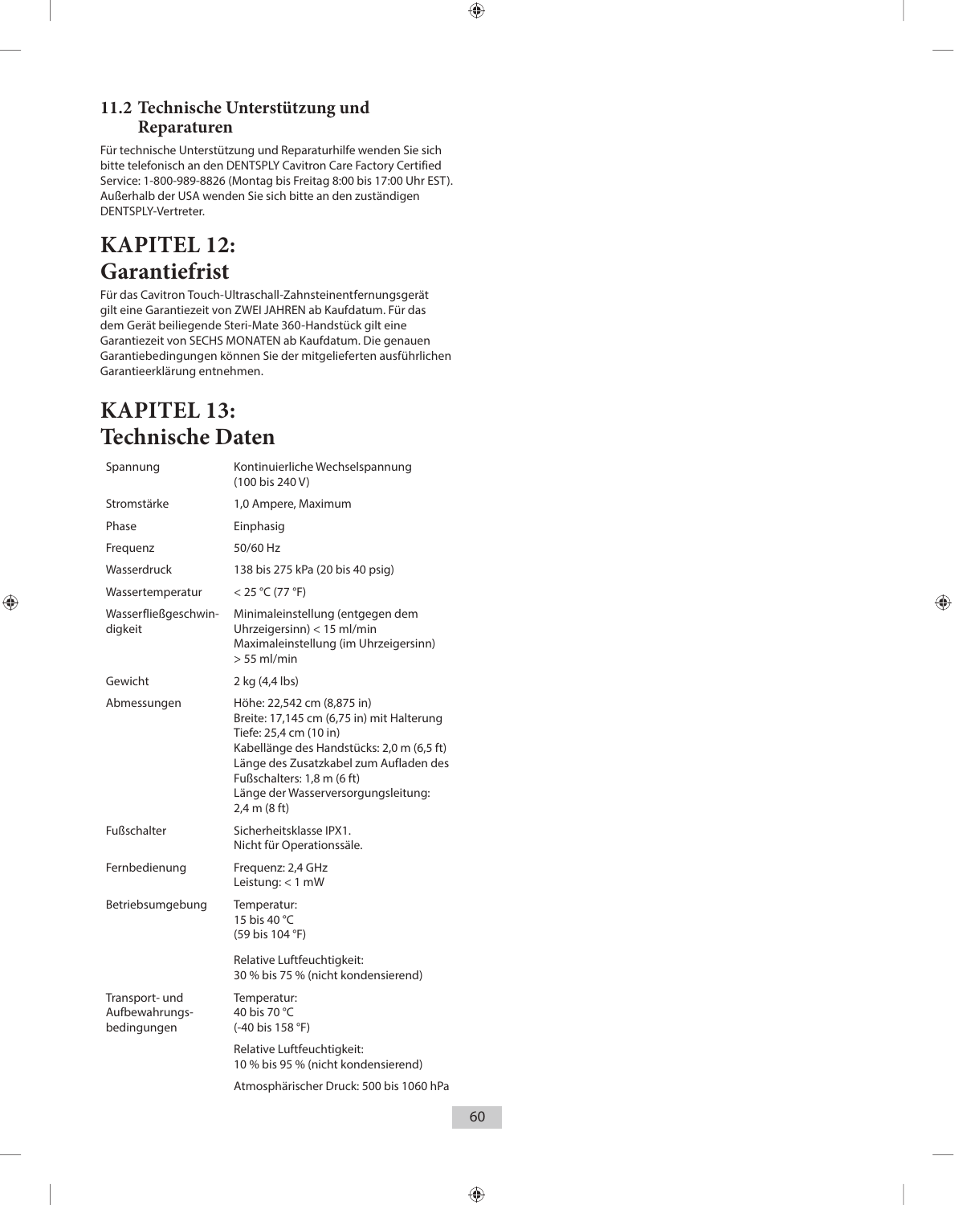### 11.2 Technische Unterstützung und Reparaturen

Für technische Unterstützung und Reparaturhilfe wenden Sie sich bitte telefonisch an den DENTSPLY Cavitron Care Factory Certified Service: 1-800-989-8826 (Montag bis Freitag 8:00 bis 17:00 Uhr EST). Außerhalb der USA wenden Sie sich bitte an den zuständigen DENTSPLY-Vertreter.

## KAPITEL 12: Garantiefrist

Für das Cavitron Touch-Ultraschall-Zahnsteinentfernungsgerät gilt eine Garantiezeit von ZWEI JAHREN ab Kaufdatum. Für das dem Gerät beiliegende Steri-Mate 360-Handstück gilt eine Garantiezeit von SECHS MONATEN ab Kaufdatum. Die genauen Garantiebedingungen können Sie der mitgelieferten ausführlichen Garantieerklärung entnehmen.

## KAPITEL 13: Technische Daten

| | |
|---|---|
| Spannung | Kontinuierliche Wechselspannung (100 bis 240 V) |
| Stromstärke | 1,0 Ampere, Maximum |
| Phase | Einphasig |
| Frequenz | 50/60 Hz |
| Wasserdruck | 138 bis 275 kPa (20 bis 40 psig) |
| Wassertemperatur | < 25 °C (77 °F) |
| Wasserfließgeschwindigkeit | Minimaleinstellung (entgegen dem Uhrzeigersinn) < 15 ml/min<br>Maximaleinstellung (im Uhrzeigersinn) > 55 ml/min |
| Gewicht | 2 kg (4,4 lbs) |
| Abmessungen | Höhe: 22,542 cm (8,875 in)<br>Breite: 17,145 cm (6,75 in) mit Halterung<br>Tiefe: 25,4 cm (10 in)<br>Kabellänge des Handstücks: 2,0 m (6,5 ft)<br>Länge des Zusatzkabel zum Aufladen des Fußschalters: 1,8 m (6 ft)<br>Länge der Wasserversorgungsleitung: 2,4 m (8 ft) |
| Fußschalter | Sicherheitsklasse IPX1.<br>Nicht für Operationssäle. |
| Fernbedienung | Frequenz: 2,4 GHz<br>Leistung: < 1 mW |
| Betriebsumgebung | Temperatur:<br>15 bis 40 °C<br>(59 bis 104 °F)<br><br>Relative Luftfeuchtigkeit:<br>30 % bis 75 % (nicht kondensierend) |
| Transport- und Aufbewahrungsbedingungen | Temperatur:<br>40 bis 70 °C<br>(-40 bis 158 °F)<br><br>Relative Luftfeuchtigkeit:<br>10 % bis 95 % (nicht kondensierend)<br><br>Atmosphärischer Druck: 500 bis 1060 hPa |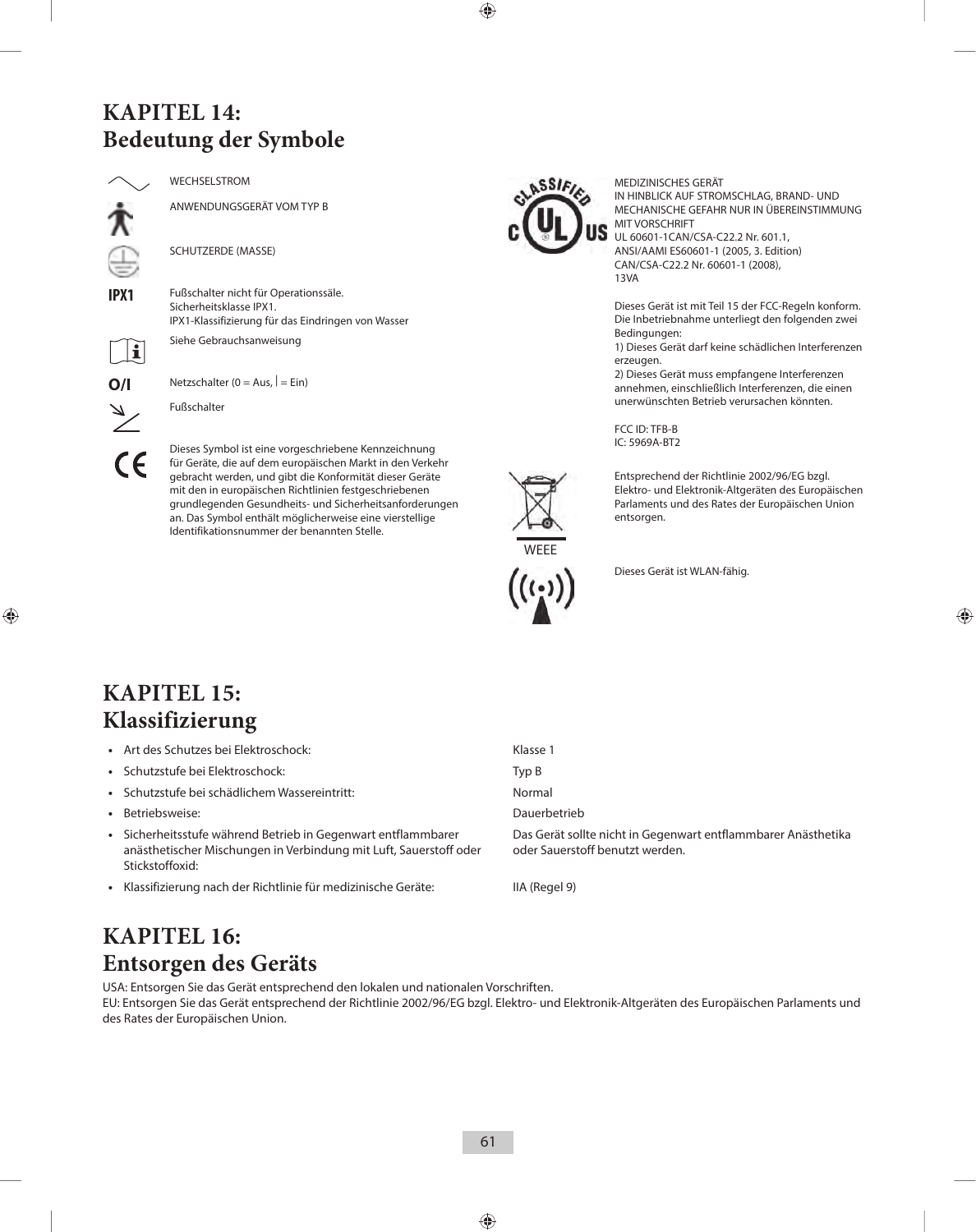## KAPITEL 14: Bedeutung der Symbole

| Symbol | Bedeutung |
|---|---|
| ∿ | WECHSELSTROM |
| | ANWENDUNGSGERÄT VOM TYP B |
| | SCHUTZERDE (MASSE) |
| IPX1 | Fußschalter nicht für Operationssäle.<br>Sicherheitsklasse IPX1.<br>IPX1-Klassifizierung für das Eindringen von Wasser |
| | Siehe Gebrauchsanweisung |
| O/I | Netzschalter (0 = Aus, \| = Ein) |
| | Fußschalter |
| CE | Dieses Symbol ist eine vorgeschriebene Kennzeichnung für Geräte, die auf dem europäischen Markt in den Verkehr gebracht werden, und gibt die Konformität dieser Geräte mit den in europäischen Richtlinien festgeschriebenen grundlegenden Gesundheits- und Sicherheitsanforderungen an. Das Symbol enthält möglicherweise eine vierstellige Identifikationsnummer der benannten Stelle. |
| CLASSIFIED c UL US | MEDIZINISCHES GERÄT<br>IN HINBLICK AUF STROMSCHLAG, BRAND- UND MECHANISCHE GEFAHR NUR IN ÜBEREINSTIMMUNG MIT VORSCHRIFT<br>UL 60601-1CAN/CSA-C22.2 Nr. 601.1,<br>ANSI/AAMI ES60601-1 (2005, 3. Edition)<br>CAN/CSA-C22.2 Nr. 60601-1 (2008),<br>13VA<br><br>Dieses Gerät ist mit Teil 15 der FCC-Regeln konform. Die Inbetriebnahme unterliegt den folgenden zwei Bedingungen:<br>1) Dieses Gerät darf keine schädlichen Interferenzen erzeugen.<br>2) Dieses Gerät muss empfangene Interferenzen annehmen, einschließlich Interferenzen, die einen unerwünschten Betrieb verursachen könnten.<br><br>FCC ID: TFB-B<br>IC: 5969A-BT2 |
| WEEE | Entsprechend der Richtlinie 2002/96/EG bzgl. Elektro- und Elektronik-Altgeräten des Europäischen Parlaments und des Rates der Europäischen Union entsorgen. |
| | Dieses Gerät ist WLAN-fähig. |

## KAPITEL 15: Klassifizierung

| | |
|---|---|
| • Art des Schutzes bei Elektroschock: | Klasse 1 |
| • Schutzstufe bei Elektroschock: | Typ B |
| • Schutzstufe bei schädlichem Wassereintritt: | Normal |
| • Betriebsweise: | Dauerbetrieb |
| • Sicherheitsstufe während Betrieb in Gegenwart entflammbarer anästhetischer Mischungen in Verbindung mit Luft, Sauerstoff oder Stickstoffoxid: | Das Gerät sollte nicht in Gegenwart entflammbarer Anästhetika oder Sauerstoff benutzt werden. |
| • Klassifizierung nach der Richtlinie für medizinische Geräte: | IIA (Regel 9) |

## KAPITEL 16: Entsorgen des Geräts

USA: Entsorgen Sie das Gerät entsprechend den lokalen und nationalen Vorschriften.
EU: Entsorgen Sie das Gerät entsprechend der Richtlinie 2002/96/EG bzgl. Elektro- und Elektronik-Altgeräten des Europäischen Parlaments und des Rates der Europäischen Union.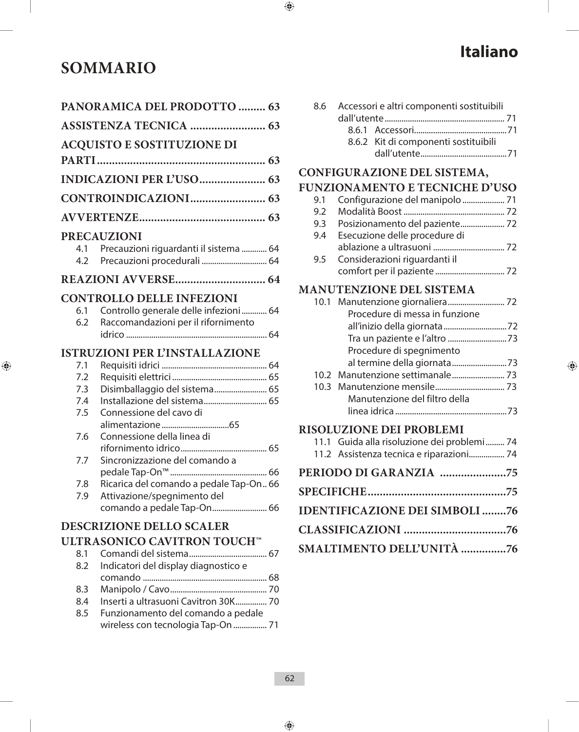# Italiano

# SOMMARIO

**PANORAMICA DEL PRODOTTO ......... 63**

**ASSISTENZA TECNICA ......................... 63**

**ACQUISTO E SOSTITUZIONE DI PARTI ........................................................ 63**

**INDICAZIONI PER L'USO..................... 63**

**CONTROINDICAZIONI......................... 63**

**AVVERTENZE.......................................... 63**

**PRECAUZIONI**

- 4.1 Precauzioni riguardanti il sistema ............ 64
- 4.2 Precauzioni procedurali ............................... 64

**REAZIONI AVVERSE.............................. 64**

**CONTROLLO DELLE INFEZIONI**

- 6.1 Controllo generale delle infezioni ............ 64
- 6.2 Raccomandazioni per il rifornimento idrico ................................................................... 64

**ISTRUZIONI PER L'INSTALLAZIONE**

- 7.1 Requisiti idrici .................................................. 64
- 7.2 Requisiti elettrici ............................................. 65
- 7.3 Disimballaggio del sistema......................... 65
- 7.4 Installazione del sistema.............................. 65
- 7.5 Connessione del cavo di alimentazione ................................65
- 7.6 Connessione della linea di rifornimento idrico......................................... 65
- 7.7 Sincronizzazione del comando a pedale Tap-On™ .............................................. 66
- 7.8 Ricarica del comando a pedale Tap-On.. 66
- 7.9 Attivazione/spegnimento del comando a pedale Tap-On.......................... 66

**DESCRIZIONE DELLO SCALER ULTRASONICO CAVITRON TOUCH™**

- 8.1 Comandi del sistema..................................... 67
- 8.2 Indicatori del display diagnostico e comando ........................................................... 68
- 8.3 Manipolo / Cavo.............................................. 70
- 8.4 Inserti a ultrasuoni Cavitron 30K............... 70
- 8.5 Funzionamento del comando a pedale wireless con tecnologia Tap-On ................ 71
- 8.6 Accessori e altri componenti sostituibili dall'utente......................................................... 71
  - 8.6.1 Accessori............................................71
  - 8.6.2 Kit di componenti sostituibili dall'utente.........................................71

**CONFIGURAZIONE DEL SISTEMA, FUNZIONAMENTO E TECNICHE D'USO**

- 9.1 Configurazione del manipolo .................... 71
- 9.2 Modalità Boost ................................................ 72
- 9.3 Posizionamento del paziente..................... 72
- 9.4 Esecuzione delle procedure di ablazione a ultrasuoni .................................. 72
- 9.5 Considerazioni riguardanti il comfort per il paziente................................. 72

**MANUTENZIONE DEL SISTEMA**

- 10.1 Manutenzione giornaliera........................... 72
  - Procedure di messa in funzione all'inizio della giornata..............................72
  - Tra un paziente e l'altro ............................73
  - Procedure di spegnimento al termine della giornata..........................73
- 10.2 Manutenzione settimanale......................... 73
- 10.3 Manutenzione mensile................................. 73
  - Manutenzione del filtro della linea idrica .....................................................73

**RISOLUZIONE DEI PROBLEMI**

- 11.1 Guida alla risoluzione dei problemi......... 74
- 11.2 Assistenza tecnica e riparazioni................. 74

**PERIODO DI GARANZIA ......................75**

**SPECIFICHE..............................................75**

**IDENTIFICAZIONE DEI SIMBOLI ........76**

**CLASSIFICAZIONI ..................................76**

**SMALTIMENTO DELL'UNITÀ ...............76**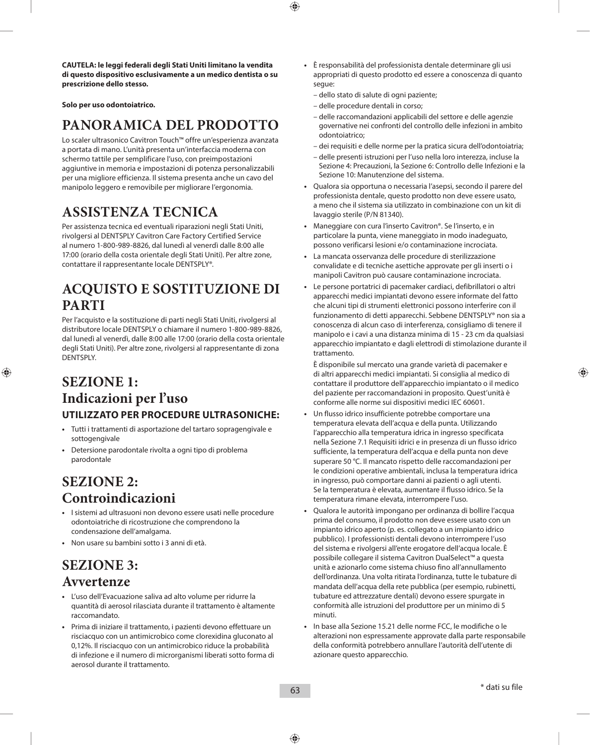**CAUTELA: le leggi federali degli Stati Uniti limitano la vendita di questo dispositivo esclusivamente a un medico dentista o su prescrizione dello stesso.**

**Solo per uso odontoiatrico.**

# PANORAMICA DEL PRODOTTO

Lo scaler ultrasonico Cavitron Touch™ offre un'esperienza avanzata a portata di mano. L'unità presenta un'interfaccia moderna con schermo tattile per semplificare l'uso, con preimpostazioni aggiuntive in memoria e impostazioni di potenza personalizzabili per una migliore efficienza. Il sistema presenta anche un cavo del manipolo leggero e removibile per migliorare l'ergonomia.

# ASSISTENZA TECNICA

Per assistenza tecnica ed eventuali riparazioni negli Stati Uniti, rivolgersi al DENTSPLY Cavitron Care Factory Certified Service al numero 1-800-989-8826, dal lunedì al venerdì dalle 8:00 alle 17:00 (orario della costa orientale degli Stati Uniti). Per altre zone, contattare il rappresentante locale DENTSPLY®.

# ACQUISTO E SOSTITUZIONE DI PARTI

Per l'acquisto e la sostituzione di parti negli Stati Uniti, rivolgersi al distributore locale DENTSPLY o chiamare il numero 1-800-989-8826, dal lunedì al venerdì, dalle 8:00 alle 17:00 (orario della costa orientale degli Stati Uniti). Per altre zone, rivolgersi al rappresentante di zona DENTSPLY.

# SEZIONE 1: Indicazioni per l'uso

## UTILIZZATO PER PROCEDURE ULTRASONICHE:

- Tutti i trattamenti di asportazione del tartaro sopragengivale e sottogengivale
- Detersione parodontale rivolta a ogni tipo di problema parodontale

# SEZIONE 2: Controindicazioni

- I sistemi ad ultrasuoni non devono essere usati nelle procedure odontoiatriche di ricostruzione che comprendono la condensazione dell'amalgama.
- Non usare su bambini sotto i 3 anni di età.

# SEZIONE 3: Avvertenze

- L'uso dell'Evacuazione saliva ad alto volume per ridurre la quantità di aerosol rilasciata durante il trattamento è altamente raccomandato.
- Prima di iniziare il trattamento, i pazienti devono effettuare un risciacquo con un antimicrobico come clorexidina gluconato al 0,12%. Il risciacquo con un antimicrobico riduce la probabilità di infezione e il numero di microrganismi liberati sotto forma di aerosol durante il trattamento.
- È responsabilità del professionista dentale determinare gli usi appropriati di questo prodotto ed essere a conoscenza di quanto segue:
  - dello stato di salute di ogni paziente;
  - delle procedure dentali in corso;
  - delle raccomandazioni applicabili del settore e delle agenzie governative nei confronti del controllo delle infezioni in ambito odontoiatrico;
  - dei requisiti e delle norme per la pratica sicura dell'odontoiatria;
  - delle presenti istruzioni per l'uso nella loro interezza, incluse la Sezione 4: Precauzioni, la Sezione 6: Controllo delle Infezioni e la Sezione 10: Manutenzione del sistema.
- Qualora sia opportuna o necessaria l'asepsi, secondo il parere del professionista dentale, questo prodotto non deve essere usato, a meno che il sistema sia utilizzato in combinazione con un kit di lavaggio sterile (P/N 81340).
- Maneggiare con cura l'inserto Cavitron®. Se l'inserto, e in particolare la punta, viene maneggiato in modo inadeguato, possono verificarsi lesioni e/o contaminazione incrociata.
- La mancata osservanza delle procedure di sterilizzazione convalidate e di tecniche asettiche approvate per gli inserti o i manipoli Cavitron può causare contaminazione incrociata.
- Le persone portatrici di pacemaker cardiaci, defibrillatori o altri apparecchi medici impiantati devono essere informate del fatto che alcuni tipi di strumenti elettronici possono interferire con il funzionamento di detti apparecchi. Sebbene DENTSPLY® non sia a conoscenza di alcun caso di interferenza, consigliamo di tenere il manipolo e i cavi a una distanza minima di 15 - 23 cm da qualsiasi apparecchio impiantato e dagli elettrodi di stimolazione durante il trattamento.

  È disponibile sul mercato una grande varietà di pacemaker e di altri apparecchi medici impiantati. Si consiglia al medico di contattare il produttore dell'apparecchio impiantato o il medico del paziente per raccomandazioni in proposito. Quest'unità è conforme alle norme sui dispositivi medici IEC 60601.
- Un flusso idrico insufficiente potrebbe comportare una temperatura elevata dell'acqua e della punta. Utilizzando l'apparecchio alla temperatura idrica in ingresso specificata nella Sezione 7.1 Requisiti idrici e in presenza di un flusso idrico sufficiente, la temperatura dell'acqua e della punta non deve superare 50 °C. Il mancato rispetto delle raccomandazioni per le condizioni operative ambientali, inclusa la temperatura idrica in ingresso, può comportare danni ai pazienti o agli utenti. Se la temperatura è elevata, aumentare il flusso idrico. Se la temperatura rimane elevata, interrompere l'uso.
- Qualora le autorità impongano per ordinanza di bollire l'acqua prima del consumo, il prodotto non deve essere usato con un impianto idrico aperto (p. es. collegato a un impianto idrico pubblico). I professionisti dentali devono interrompere l'uso del sistema e rivolgersi all'ente erogatore dell'acqua locale. È possibile collegare il sistema Cavitron DualSelect™ a questa unità e azionarlo come sistema chiuso fino all'annullamento dell'ordinanza. Una volta ritirata l'ordinanza, tutte le tubature di mandata dell'acqua della rete pubblica (per esempio, rubinetti, tubature ed attrezzature dentali) devono essere spurgate in conformità alle istruzioni del produttore per un minimo di 5 minuti.
- In base alla Sezione 15.21 delle norme FCC, le modifiche o le alterazioni non espressamente approvate dalla parte responsabile della conformità potrebbero annullare l'autorità dell'utente di azionare questo apparecchio.

\* dati su file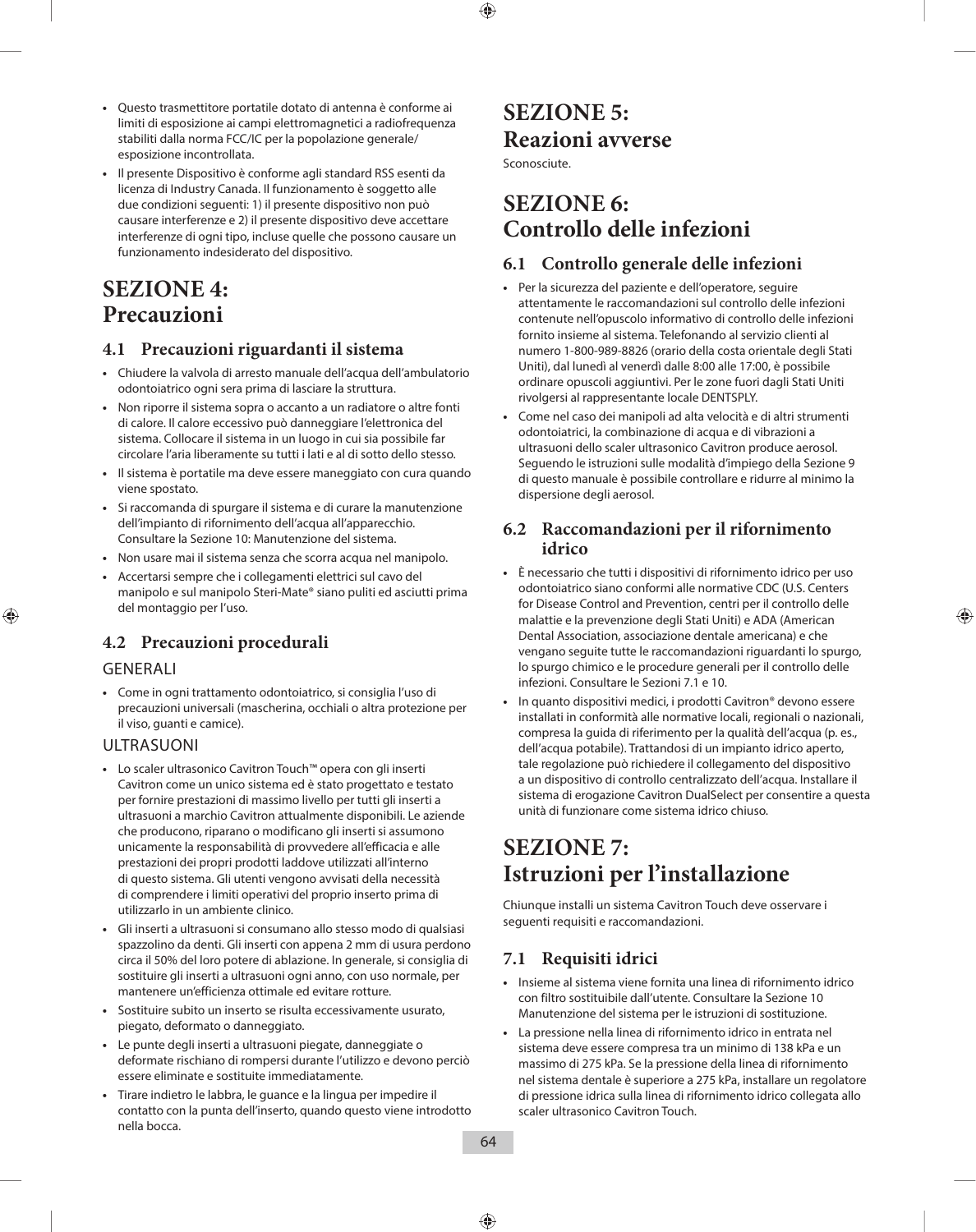- Questo trasmettitore portatile dotato di antenna è conforme ai limiti di esposizione ai campi elettromagnetici a radiofrequenza stabiliti dalla norma FCC/IC per la popolazione generale/esposizione incontrollata.
- Il presente Dispositivo è conforme agli standard RSS esenti da licenza di Industry Canada. Il funzionamento è soggetto alle due condizioni seguenti: 1) il presente dispositivo non può causare interferenze e 2) il presente dispositivo deve accettare interferenze di ogni tipo, incluse quelle che possono causare un funzionamento indesiderato del dispositivo.

# SEZIONE 4: Precauzioni

## 4.1 Precauzioni riguardanti il sistema

- Chiudere la valvola di arresto manuale dell'acqua dell'ambulatorio odontoiatrico ogni sera prima di lasciare la struttura.
- Non riporre il sistema sopra o accanto a un radiatore o altre fonti di calore. Il calore eccessivo può danneggiare l'elettronica del sistema. Collocare il sistema in un luogo in cui sia possibile far circolare l'aria liberamente su tutti i lati e al di sotto dello stesso.
- Il sistema è portatile ma deve essere maneggiato con cura quando viene spostato.
- Si raccomanda di spurgare il sistema e di curare la manutenzione dell'impianto di rifornimento dell'acqua all'apparecchio. Consultare la Sezione 10: Manutenzione del sistema.
- Non usare mai il sistema senza che scorra acqua nel manipolo.
- Accertarsi sempre che i collegamenti elettrici sul cavo del manipolo e sul manipolo Steri-Mate® siano puliti ed asciutti prima del montaggio per l'uso.

## 4.2 Precauzioni procedurali

### GENERALI

- Come in ogni trattamento odontoiatrico, si consiglia l'uso di precauzioni universali (mascherina, occhiali o altra protezione per il viso, guanti e camice).

### ULTRASUONI

- Lo scaler ultrasonico Cavitron Touch™ opera con gli inserti Cavitron come un unico sistema ed è stato progettato e testato per fornire prestazioni di massimo livello per tutti gli inserti a ultrasuoni a marchio Cavitron attualmente disponibili. Le aziende che producono, riparano o modificano gli inserti si assumono unicamente la responsabilità di provvedere all'efficacia e alle prestazioni dei propri prodotti laddove utilizzati all'interno di questo sistema. Gli utenti vengono avvisati della necessità di comprendere i limiti operativi del proprio inserto prima di utilizzarlo in un ambiente clinico.
- Gli inserti a ultrasuoni si consumano allo stesso modo di qualsiasi spazzolino da denti. Gli inserti con appena 2 mm di usura perdono circa il 50% del loro potere di ablazione. In generale, si consiglia di sostituire gli inserti a ultrasuoni ogni anno, con uso normale, per mantenere un'efficienza ottimale ed evitare rotture.
- Sostituire subito un inserto se risulta eccessivamente usurato, piegato, deformato o danneggiato.
- Le punte degli inserti a ultrasuoni piegate, danneggiate o deformate rischiano di rompersi durante l'utilizzo e devono perciò essere eliminate e sostituite immediatamente.
- Tirare indietro le labbra, le guance e la lingua per impedire il contatto con la punta dell'inserto, quando questo viene introdotto nella bocca.

# SEZIONE 5: Reazioni avverse

Sconosciute.

# SEZIONE 6: Controllo delle infezioni

## 6.1 Controllo generale delle infezioni

- Per la sicurezza del paziente e dell'operatore, seguire attentamente le raccomandazioni sul controllo delle infezioni contenute nell'opuscolo informativo di controllo delle infezioni fornito insieme al sistema. Telefonando al servizio clienti al numero 1-800-989-8826 (orario della costa orientale degli Stati Uniti), dal lunedì al venerdì dalle 8:00 alle 17:00, è possibile ordinare opuscoli aggiuntivi. Per le zone fuori dagli Stati Uniti rivolgersi al rappresentante locale DENTSPLY.
- Come nel caso dei manipoli ad alta velocità e di altri strumenti odontoiatrici, la combinazione di acqua e di vibrazioni a ultrasuoni dello scaler ultrasonico Cavitron produce aerosol. Seguendo le istruzioni sulle modalità d'impiego della Sezione 9 di questo manuale è possibile controllare e ridurre al minimo la dispersione degli aerosol.

## 6.2 Raccomandazioni per il rifornimento idrico

- È necessario che tutti i dispositivi di rifornimento idrico per uso odontoiatrico siano conformi alle normative CDC (U.S. Centers for Disease Control and Prevention, centri per il controllo delle malattie e la prevenzione degli Stati Uniti) e ADA (American Dental Association, associazione dentale americana) e che vengano seguite tutte le raccomandazioni riguardanti lo spurgo, lo spurgo chimico e le procedure generali per il controllo delle infezioni. Consultare le Sezioni 7.1 e 10.
- In quanto dispositivi medici, i prodotti Cavitron® devono essere installati in conformità alle normative locali, regionali o nazionali, compresa la guida di riferimento per la qualità dell'acqua (p. es., dell'acqua potabile). Trattandosi di un impianto idrico aperto, tale regolazione può richiedere il collegamento del dispositivo a un dispositivo di controllo centralizzato dell'acqua. Installare il sistema di erogazione Cavitron DualSelect per consentire a questa unità di funzionare come sistema idrico chiuso.

# SEZIONE 7: Istruzioni per l'installazione

Chiunque installi un sistema Cavitron Touch deve osservare i seguenti requisiti e raccomandazioni.

## 7.1 Requisiti idrici

- Insieme al sistema viene fornita una linea di rifornimento idrico con filtro sostituibile dall'utente. Consultare la Sezione 10 Manutenzione del sistema per le istruzioni di sostituzione.
- La pressione nella linea di rifornimento idrico in entrata nel sistema deve essere compresa tra un minimo di 138 kPa e un massimo di 275 kPa. Se la pressione della linea di rifornimento nel sistema dentale è superiore a 275 kPa, installare un regolatore di pressione idrica sulla linea di rifornimento idrico collegata allo scaler ultrasonico Cavitron Touch.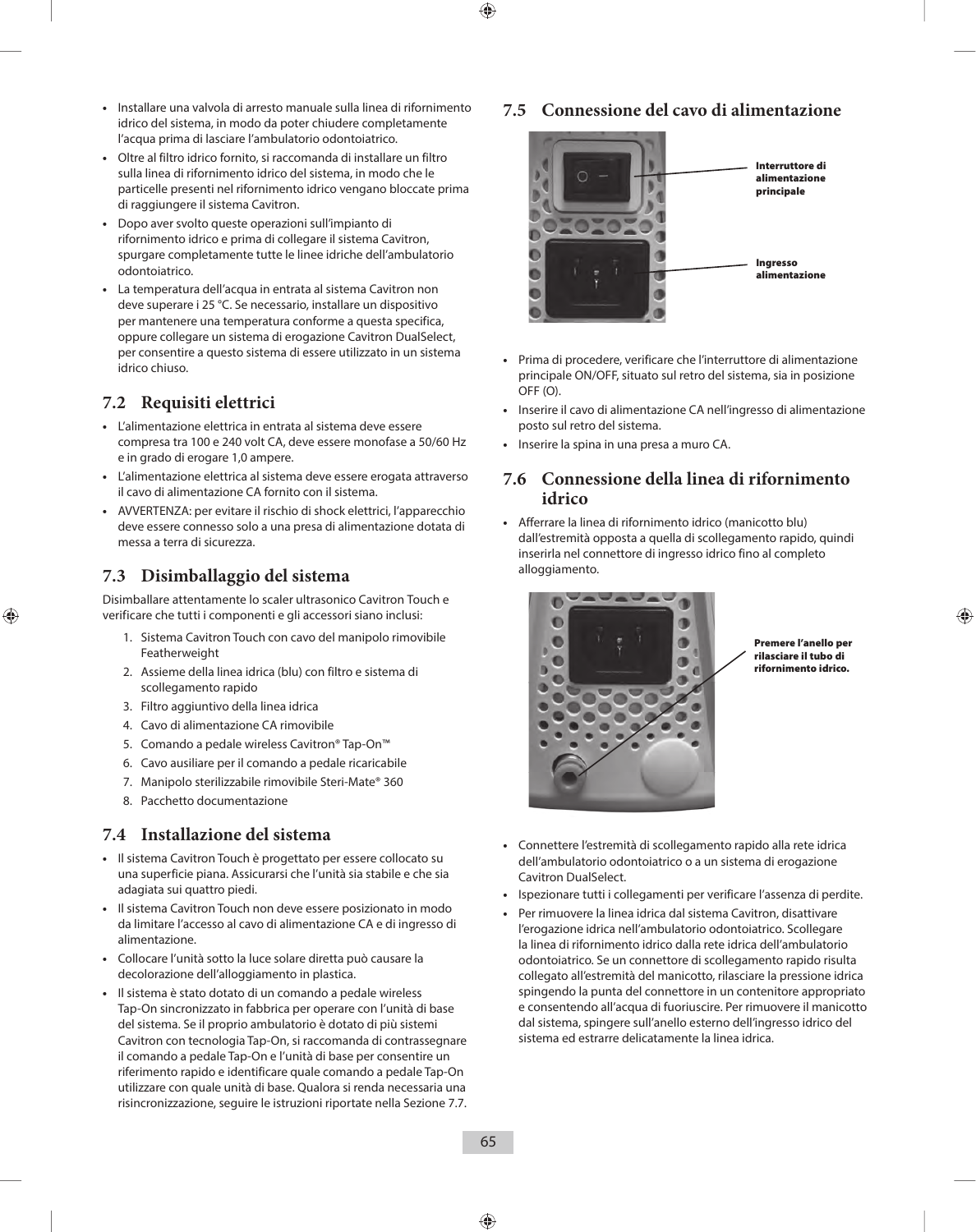- Installare una valvola di arresto manuale sulla linea di rifornimento idrico del sistema, in modo da poter chiudere completamente l'acqua prima di lasciare l'ambulatorio odontoiatrico.
- Oltre al filtro idrico fornito, si raccomanda di installare un filtro sulla linea di rifornimento idrico del sistema, in modo che le particelle presenti nel rifornimento idrico vengano bloccate prima di raggiungere il sistema Cavitron.
- Dopo aver svolto queste operazioni sull'impianto di rifornimento idrico e prima di collegare il sistema Cavitron, spurgare completamente tutte le linee idriche dell'ambulatorio odontoiatrico.
- La temperatura dell'acqua in entrata al sistema Cavitron non deve superare i 25 °C. Se necessario, installare un dispositivo per mantenere una temperatura conforme a questa specifica, oppure collegare un sistema di erogazione Cavitron DualSelect, per consentire a questo sistema di essere utilizzato in un sistema idrico chiuso.

## 7.2 Requisiti elettrici

- L'alimentazione elettrica in entrata al sistema deve essere compresa tra 100 e 240 volt CA, deve essere monofase a 50/60 Hz e in grado di erogare 1,0 ampere.
- L'alimentazione elettrica al sistema deve essere erogata attraverso il cavo di alimentazione CA fornito con il sistema.
- AVVERTENZA: per evitare il rischio di shock elettrici, l'apparecchio deve essere connesso solo a una presa di alimentazione dotata di messa a terra di sicurezza.

## 7.3 Disimballaggio del sistema

Disimballare attentamente lo scaler ultrasonico Cavitron Touch e verificare che tutti i componenti e gli accessori siano inclusi:

1. Sistema Cavitron Touch con cavo del manipolo rimovibile Featherweight
2. Assieme della linea idrica (blu) con filtro e sistema di scollegamento rapido
3. Filtro aggiuntivo della linea idrica
4. Cavo di alimentazione CA rimovibile
5. Comando a pedale wireless Cavitron® Tap-On™
6. Cavo ausiliare per il comando a pedale ricaricabile
7. Manipolo sterilizzabile rimovibile Steri-Mate® 360
8. Pacchetto documentazione

## 7.4 Installazione del sistema

- Il sistema Cavitron Touch è progettato per essere collocato su una superficie piana. Assicurarsi che l'unità sia stabile e che sia adagiata sui quattro piedi.
- Il sistema Cavitron Touch non deve essere posizionato in modo da limitare l'accesso al cavo di alimentazione CA e di ingresso di alimentazione.
- Collocare l'unità sotto la luce solare diretta può causare la decolorazione dell'alloggiamento in plastica.
- Il sistema è stato dotato di un comando a pedale wireless Tap-On sincronizzato in fabbrica per operare con l'unità di base del sistema. Se il proprio ambulatorio è dotato di più sistemi Cavitron con tecnologia Tap-On, si raccomanda di contrassegnare il comando a pedale Tap-On e l'unità di base per consentire un riferimento rapido e identificare quale comando a pedale Tap-On utilizzare con quale unità di base. Qualora si renda necessaria una risincronizzazione, seguire le istruzioni riportate nella Sezione 7.7.

## 7.5 Connessione del cavo di alimentazione

Interruttore di alimentazione principale

Ingresso alimentazione

- Prima di procedere, verificare che l'interruttore di alimentazione principale ON/OFF, situato sul retro del sistema, sia in posizione OFF (O).
- Inserire il cavo di alimentazione CA nell'ingresso di alimentazione posto sul retro del sistema.
- Inserire la spina in una presa a muro CA.

## 7.6 Connessione della linea di rifornimento idrico

- Afferrare la linea di rifornimento idrico (manicotto blu) dall'estremità opposta a quella di scollegamento rapido, quindi inserirla nel connettore di ingresso idrico fino al completo alloggiamento.

Premere l'anello per rilasciare il tubo di rifornimento idrico.

- Connettere l'estremità di scollegamento rapido alla rete idrica dell'ambulatorio odontoiatrico o a un sistema di erogazione Cavitron DualSelect.
- Ispezionare tutti i collegamenti per verificare l'assenza di perdite.
- Per rimuovere la linea idrica dal sistema Cavitron, disattivare l'erogazione idrica nell'ambulatorio odontoiatrico. Scollegare la linea di rifornimento idrico dalla rete idrica dell'ambulatorio odontoiatrico. Se un connettore di scollegamento rapido risulta collegato all'estremità del manicotto, rilasciare la pressione idrica spingendo la punta del connettore in un contenitore appropriato e consentendo all'acqua di fuoriuscire. Per rimuovere il manicotto dal sistema, spingere sull'anello esterno dell'ingresso idrico del sistema ed estrarre delicatamente la linea idrica.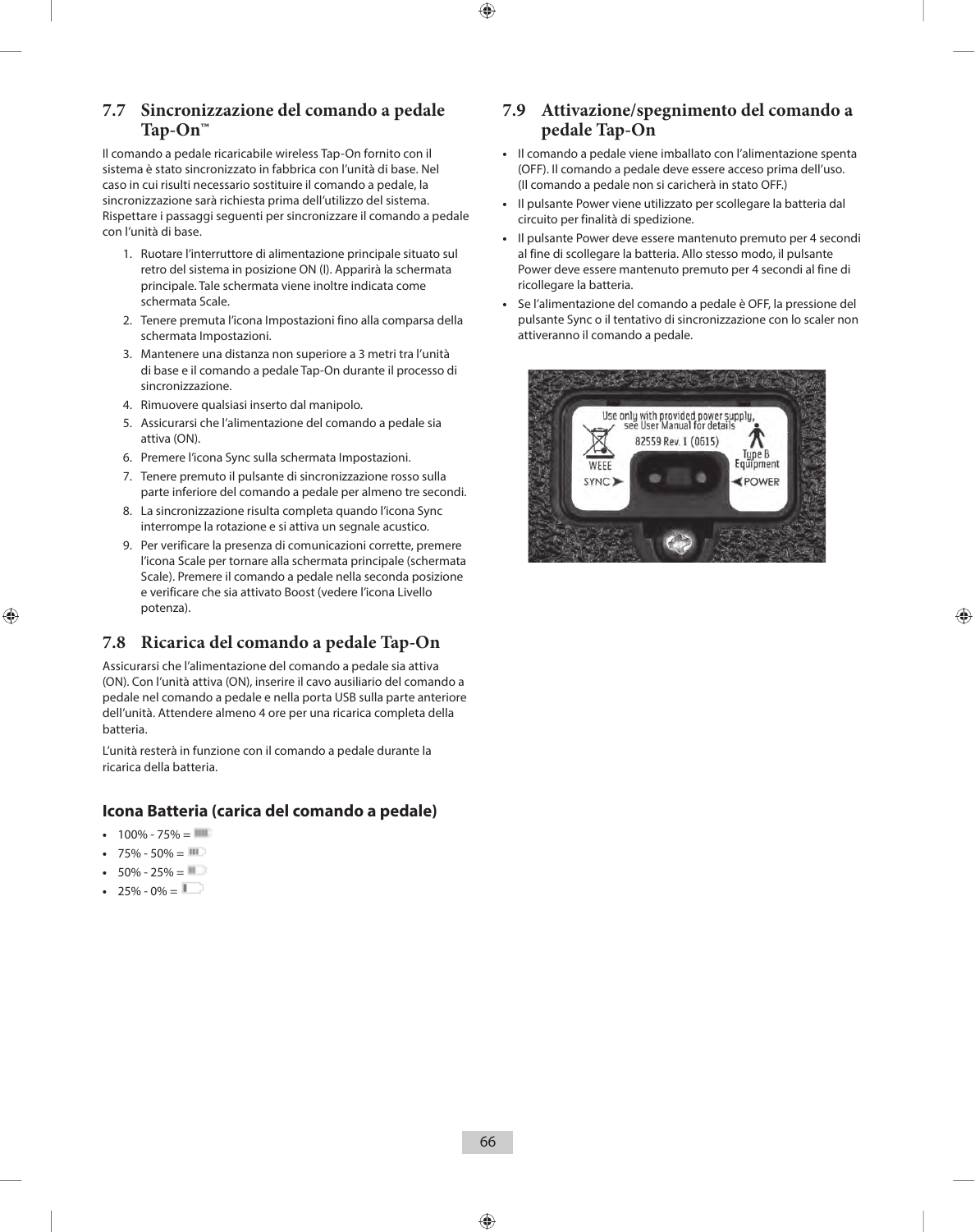## 7.7 Sincronizzazione del comando a pedale Tap-On™

Il comando a pedale ricaricabile wireless Tap-On fornito con il sistema è stato sincronizzato in fabbrica con l'unità di base. Nel caso in cui risulti necessario sostituire il comando a pedale, la sincronizzazione sarà richiesta prima dell'utilizzo del sistema. Rispettare i passaggi seguenti per sincronizzare il comando a pedale con l'unità di base.

1. Ruotare l'interruttore di alimentazione principale situato sul retro del sistema in posizione ON (I). Apparirà la schermata principale. Tale schermata viene inoltre indicata come schermata Scale.
2. Tenere premuta l'icona Impostazioni fino alla comparsa della schermata Impostazioni.
3. Mantenere una distanza non superiore a 3 metri tra l'unità di base e il comando a pedale Tap-On durante il processo di sincronizzazione.
4. Rimuovere qualsiasi inserto dal manipolo.
5. Assicurarsi che l'alimentazione del comando a pedale sia attiva (ON).
6. Premere l'icona Sync sulla schermata Impostazioni.
7. Tenere premuto il pulsante di sincronizzazione rosso sulla parte inferiore del comando a pedale per almeno tre secondi.
8. La sincronizzazione risulta completa quando l'icona Sync interrompe la rotazione e si attiva un segnale acustico.
9. Per verificare la presenza di comunicazioni corrette, premere l'icona Scale per tornare alla schermata principale (schermata Scale). Premere il comando a pedale nella seconda posizione e verificare che sia attivato Boost (vedere l'icona Livello potenza).

## 7.8 Ricarica del comando a pedale Tap-On

Assicurarsi che l'alimentazione del comando a pedale sia attiva (ON). Con l'unità attiva (ON), inserire il cavo ausiliario del comando a pedale nel comando a pedale e nella porta USB sulla parte anteriore dell'unità. Attendere almeno 4 ore per una ricarica completa della batteria.

L'unità resterà in funzione con il comando a pedale durante la ricarica della batteria.

### Icona Batteria (carica del comando a pedale)

- 100% - 75% =
- 75% - 50% =
- 50% - 25% =
- 25% - 0% =

## 7.9 Attivazione/spegnimento del comando a pedale Tap-On

- Il comando a pedale viene imballato con l'alimentazione spenta (OFF). Il comando a pedale deve essere acceso prima dell'uso. (Il comando a pedale non si caricherà in stato OFF.)
- Il pulsante Power viene utilizzato per scollegare la batteria dal circuito per finalità di spedizione.
- Il pulsante Power deve essere mantenuto premuto per 4 secondi al fine di scollegare la batteria. Allo stesso modo, il pulsante Power deve essere mantenuto premuto per 4 secondi al fine di ricollegare la batteria.
- Se l'alimentazione del comando a pedale è OFF, la pressione del pulsante Sync o il tentativo di sincronizzazione con lo scaler non attiveranno il comando a pedale.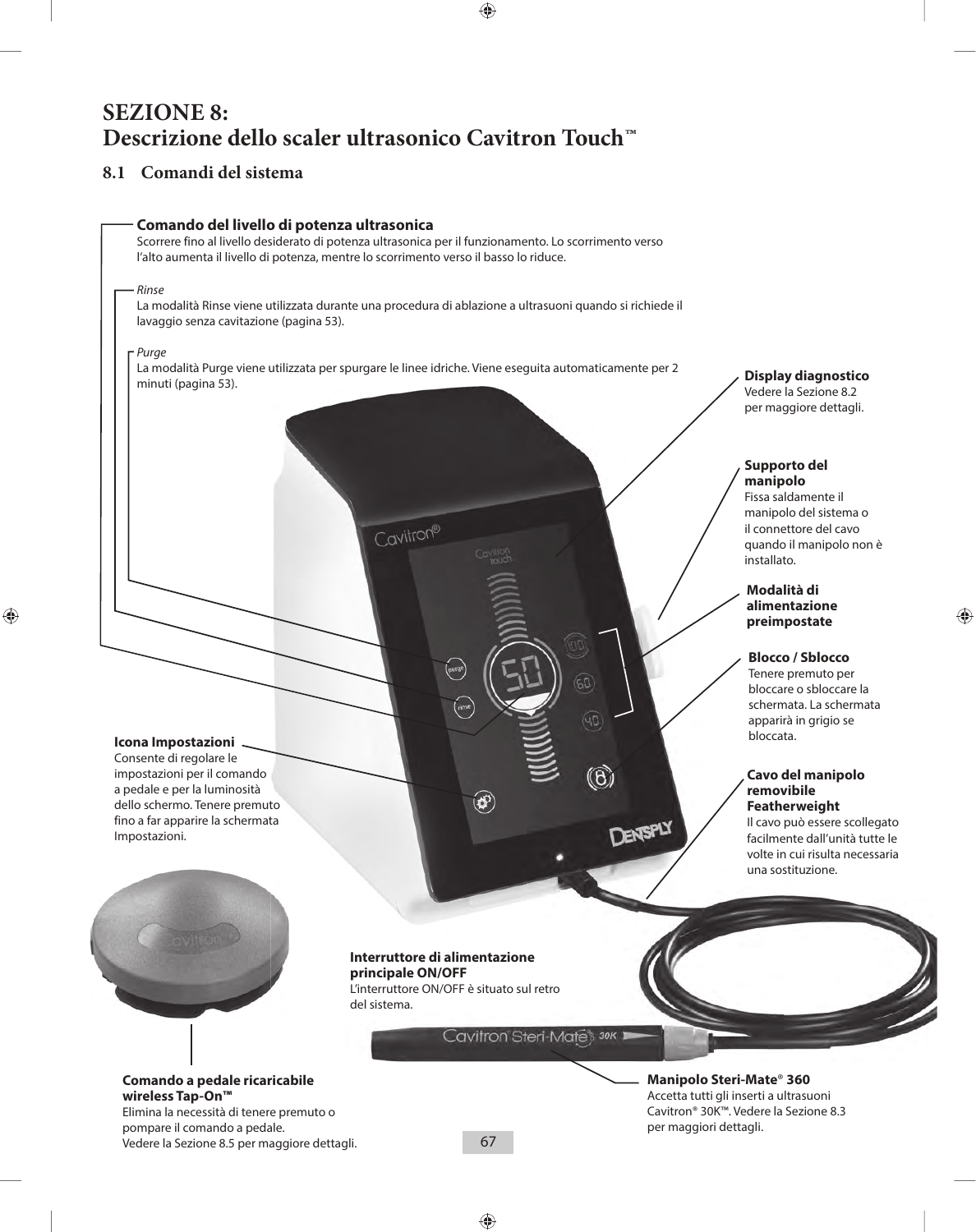# SEZIONE 8:
# Descrizione dello scaler ultrasonico Cavitron Touch™

## 8.1 Comandi del sistema

**Comando del livello di potenza ultrasonica**
Scorrere fino al livello desiderato di potenza ultrasonica per il funzionamento. Lo scorrimento verso l'alto aumenta il livello di potenza, mentre lo scorrimento verso il basso lo riduce.

*Rinse*
La modalità Rinse viene utilizzata durante una procedura di ablazione a ultrasuoni quando si richiede il lavaggio senza cavitazione (pagina 53).

*Purge*
La modalità Purge viene utilizzata per spurgare le linee idriche. Viene eseguita automaticamente per 2 minuti (pagina 53).

**Display diagnostico**
Vedere la Sezione 8.2 per maggiore dettagli.

**Supporto del manipolo**
Fissa saldamente il manipolo del sistema o il connettore del cavo quando il manipolo non è installato.

**Modalità di alimentazione preimpostate**

**Blocco / Sblocco**
Tenere premuto per bloccare o sbloccare la schermata. La schermata apparirà in grigio se bloccata.

**Icona Impostazioni**
Consente di regolare le impostazioni per il comando a pedale e per la luminosità dello schermo. Tenere premuto fino a far apparire la schermata Impostazioni.

**Cavo del manipolo removibile Featherweight**
Il cavo può essere scollegato facilmente dall'unità tutte le volte in cui risulta necessaria una sostituzione.

**Interruttore di alimentazione principale ON/OFF**
L'interruttore ON/OFF è situato sul retro del sistema.

**Comando a pedale ricaricabile wireless Tap-On™**
Elimina la necessità di tenere premuto o pompare il comando a pedale.
Vedere la Sezione 8.5 per maggiore dettagli.

**Manipolo Steri-Mate® 360**
Accetta tutti gli inserti a ultrasuoni Cavitron® 30K™. Vedere la Sezione 8.3 per maggiori dettagli.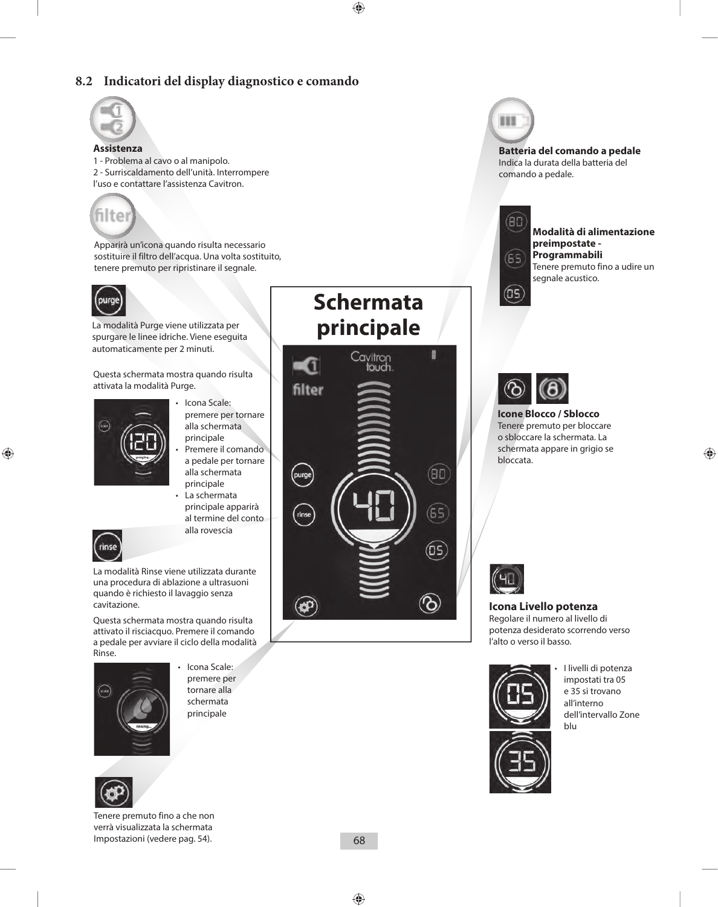## 8.2 Indicatori del display diagnostico e comando

**Assistenza**

1 - Problema al cavo o al manipolo.
2 - Surriscaldamento dell'unità. Interrompere l'uso e contattare l'assistenza Cavitron.

Apparirà un'icona quando risulta necessario sostituire il filtro dell'acqua. Una volta sostituito, tenere premuto per ripristinare il segnale.

La modalità Purge viene utilizzata per spurgare le linee idriche. Viene eseguita automaticamente per 2 minuti.

Questa schermata mostra quando risulta attivata la modalità Purge.

- Icona Scale: premere per tornare alla schermata principale
- Premere il comando a pedale per tornare alla schermata principale
- La schermata principale apparirà al termine del conto alla rovescia

La modalità Rinse viene utilizzata durante una procedura di ablazione a ultrasuoni quando è richiesto il lavaggio senza cavitazione.

Questa schermata mostra quando risulta attivato il risciacquo. Premere il comando a pedale per avviare il ciclo della modalità Rinse.

- Icona Scale: premere per tornare alla schermata principale

Tenere premuto fino a che non verrà visualizzata la schermata Impostazioni (vedere pag. 54).

**Schermata principale**

**Batteria del comando a pedale**

Indica la durata della batteria del comando a pedale.

**Modalità di alimentazione preimpostate - Programmabili**

Tenere premuto fino a udire un segnale acustico.

**Icone Blocco / Sblocco**

Tenere premuto per bloccare o sbloccare la schermata. La schermata appare in grigio se bloccata.

**Icona Livello potenza**

Regolare il numero al livello di potenza desiderato scorrendo verso l'alto o verso il basso.

- I livelli di potenza impostati tra 05 e 35 si trovano all'interno dell'intervallo Zone blu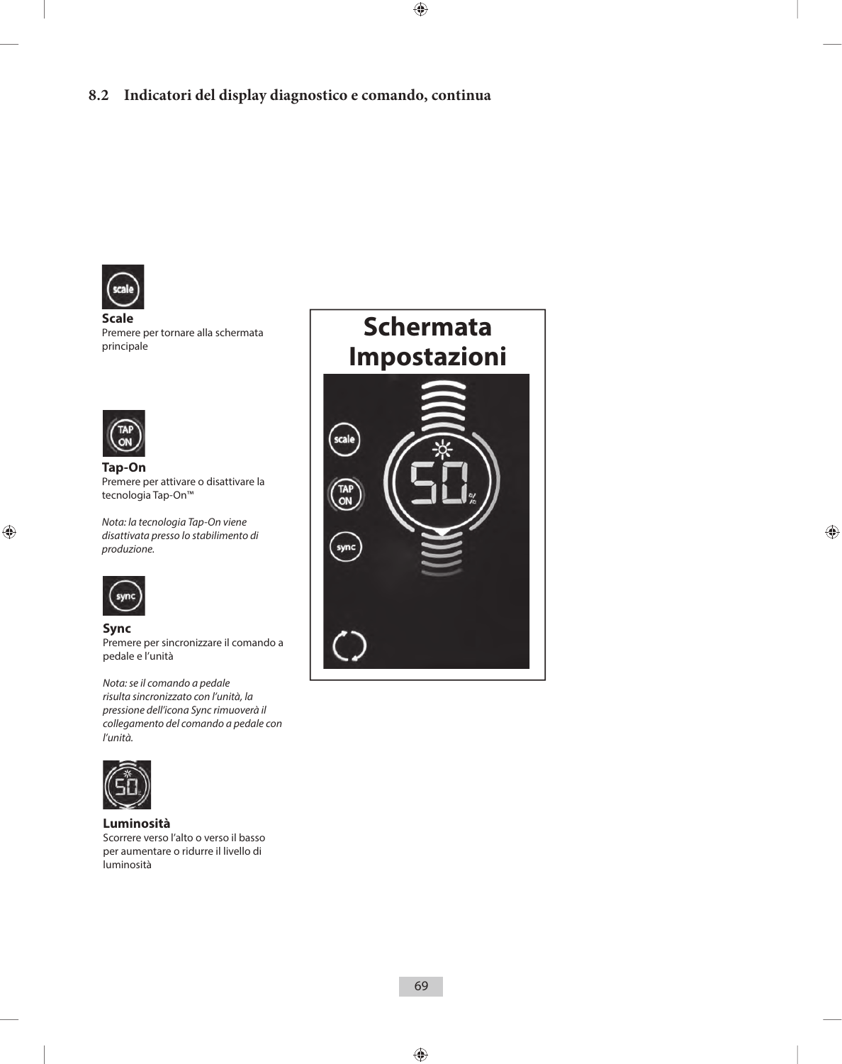## 8.2 Indicatori del display diagnostico e comando, continua

**Scale**
Premere per tornare alla schermata principale

**Tap-On**
Premere per attivare o disattivare la tecnologia Tap-On™

*Nota: la tecnologia Tap-On viene disattivata presso lo stabilimento di produzione.*

**Sync**
Premere per sincronizzare il comando a pedale e l'unità

*Nota: se il comando a pedale risulta sincronizzato con l'unità, la pressione dell'icona Sync rimuoverà il collegamento del comando a pedale con l'unità.*

**Luminosità**
Scorrere verso l'alto o verso il basso per aumentare o ridurre il livello di luminosità

**Schermata Impostazioni**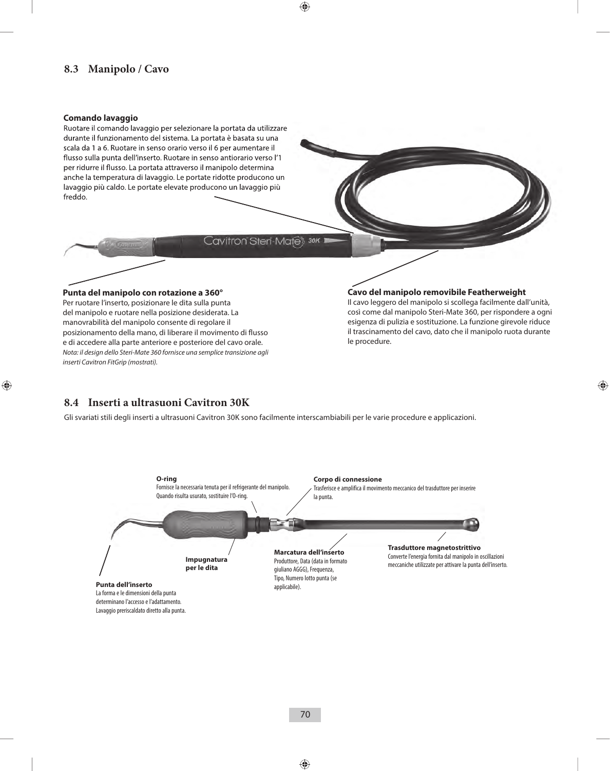## 8.3 Manipolo / Cavo

**Comando lavaggio**

Ruotare il comando lavaggio per selezionare la portata da utilizzare durante il funzionamento del sistema. La portata è basata su una scala da 1 a 6. Ruotare in senso orario verso il 6 per aumentare il flusso sulla punta dell'inserto. Ruotare in senso antiorario verso l'1 per ridurre il flusso. La portata attraverso il manipolo determina anche la temperatura di lavaggio. Le portate ridotte producono un lavaggio più caldo. Le portate elevate producono un lavaggio più freddo.

**Punta del manipolo con rotazione a 360°**

Per ruotare l'inserto, posizionare le dita sulla punta del manipolo e ruotare nella posizione desiderata. La manovrabilità del manipolo consente di regolare il posizionamento della mano, di liberare il movimento di flusso e di accedere alla parte anteriore e posteriore del cavo orale.

*Nota: il design dello Steri-Mate 360 fornisce una semplice transizione agli inserti Cavitron FitGrip (mostrati).*

**Cavo del manipolo removibile Featherweight**

Il cavo leggero del manipolo si scollega facilmente dall'unità, così come dal manipolo Steri-Mate 360, per rispondere a ogni esigenza di pulizia e sostituzione. La funzione girevole riduce il trascinamento del cavo, dato che il manipolo ruota durante le procedure.

## 8.4 Inserti a ultrasuoni Cavitron 30K

Gli svariati stili degli inserti a ultrasuoni Cavitron 30K sono facilmente interscambiabili per le varie procedure e applicazioni.

**O-ring**
Fornisce la necessaria tenuta per il refrigerante del manipolo. Quando risulta usurato, sostituire l'O-ring.

**Corpo di connessione**
Trasferisce e amplifica il movimento meccanico del trasduttore per inserire la punta.

**Trasduttore magnetostrittivo**
Converte l'energia fornita dal manipolo in oscillazioni meccaniche utilizzate per attivare la punta dell'inserto.

**Marcatura dell'inserto**
Produttore, Data (data in formato giuliano AGGG), Frequenza, Tipo, Numero lotto punta (se applicabile).

**Impugnatura per le dita**

**Punta dell'inserto**
La forma e le dimensioni della punta determinano l'accesso e l'adattamento. Lavaggio preriscaldato diretto alla punta.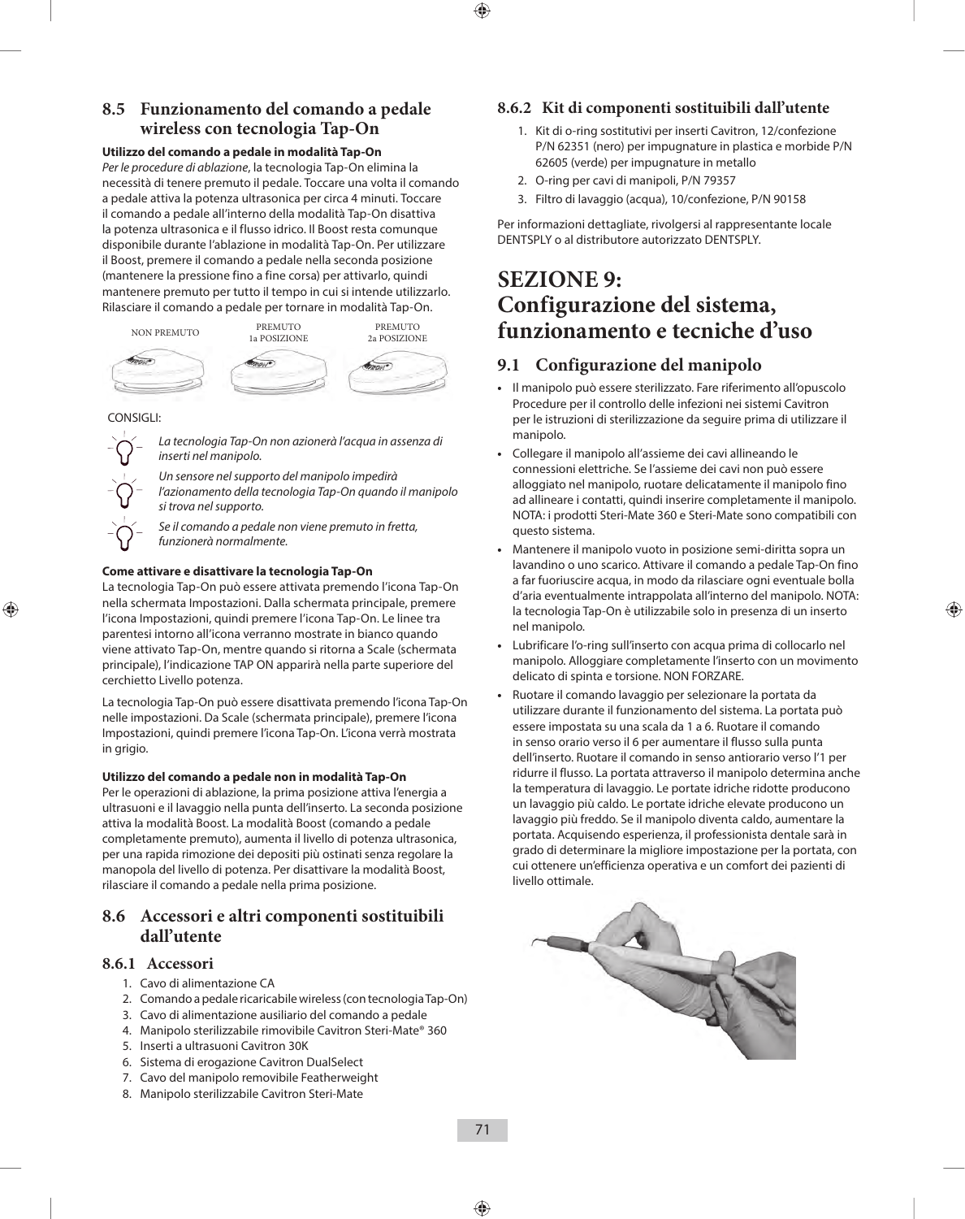## 8.5 Funzionamento del comando a pedale wireless con tecnologia Tap-On

**Utilizzo del comando a pedale in modalità Tap-On**

*Per le procedure di ablazione*, la tecnologia Tap-On elimina la necessità di tenere premuto il pedale. Toccare una volta il comando a pedale attiva la potenza ultrasonica per circa 4 minuti. Toccare il comando a pedale all'interno della modalità Tap-On disattiva la potenza ultrasonica e il flusso idrico. Il Boost resta comunque disponibile durante l'ablazione in modalità Tap-On. Per utilizzare il Boost, premere il comando a pedale nella seconda posizione (mantenere la pressione fino a fine corsa) per attivarlo, quindi mantenere premuto per tutto il tempo in cui si intende utilizzarlo. Rilasciare il comando a pedale per tornare in modalità Tap-On.

NON PREMUTO | PREMUTO 1a POSIZIONE | PREMUTO 2a POSIZIONE

CONSIGLI:

- *La tecnologia Tap-On non azionerà l'acqua in assenza di inserti nel manipolo.*
- *Un sensore nel supporto del manipolo impedirà l'azionamento della tecnologia Tap-On quando il manipolo si trova nel supporto.*
- *Se il comando a pedale non viene premuto in fretta, funzionerà normalmente.*

**Come attivare e disattivare la tecnologia Tap-On**

La tecnologia Tap-On può essere attivata premendo l'icona Tap-On nella schermata Impostazioni. Dalla schermata principale, premere l'icona Impostazioni, quindi premere l'icona Tap-On. Le linee tra parentesi intorno all'icona verranno mostrate in bianco quando viene attivato Tap-On, mentre quando si ritorna a Scale (schermata principale), l'indicazione TAP ON apparirà nella parte superiore del cerchietto Livello potenza.

La tecnologia Tap-On può essere disattivata premendo l'icona Tap-On nelle impostazioni. Da Scale (schermata principale), premere l'icona Impostazioni, quindi premere l'icona Tap-On. L'icona verrà mostrata in grigio.

**Utilizzo del comando a pedale non in modalità Tap-On**

Per le operazioni di ablazione, la prima posizione attiva l'energia a ultrasuoni e il lavaggio nella punta dell'inserto. La seconda posizione attiva la modalità Boost. La modalità Boost (comando a pedale completamente premuto), aumenta il livello di potenza ultrasonica, per una rapida rimozione dei depositi più ostinati senza regolare la manopola del livello di potenza. Per disattivare la modalità Boost, rilasciare il comando a pedale nella prima posizione.

## 8.6 Accessori e altri componenti sostituibili dall'utente

### 8.6.1 Accessori

1. Cavo di alimentazione CA
2. Comando a pedale ricaricabile wireless (con tecnologia Tap-On)
3. Cavo di alimentazione ausiliario del comando a pedale
4. Manipolo sterilizzabile rimovibile Cavitron Steri-Mate® 360
5. Inserti a ultrasuoni Cavitron 30K
6. Sistema di erogazione Cavitron DualSelect
7. Cavo del manipolo removibile Featherweight
8. Manipolo sterilizzabile Cavitron Steri-Mate

### 8.6.2 Kit di componenti sostituibili dall'utente

1. Kit di o-ring sostitutivi per inserti Cavitron, 12/confezione P/N 62351 (nero) per impugnature in plastica e morbide P/N 62605 (verde) per impugnature in metallo
2. O-ring per cavi di manipoli, P/N 79357
3. Filtro di lavaggio (acqua), 10/confezione, P/N 90158

Per informazioni dettagliate, rivolgersi al rappresentante locale DENTSPLY o al distributore autorizzato DENTSPLY.

# SEZIONE 9: Configurazione del sistema, funzionamento e tecniche d'uso

## 9.1 Configurazione del manipolo

- Il manipolo può essere sterilizzato. Fare riferimento all'opuscolo Procedure per il controllo delle infezioni nei sistemi Cavitron per le istruzioni di sterilizzazione da seguire prima di utilizzare il manipolo.
- Collegare il manipolo all'assieme dei cavi allineando le connessioni elettriche. Se l'assieme dei cavi non può essere alloggiato nel manipolo, ruotare delicatamente il manipolo fino ad allineare i contatti, quindi inserire completamente il manipolo. NOTA: i prodotti Steri-Mate 360 e Steri-Mate sono compatibili con questo sistema.
- Mantenere il manipolo vuoto in posizione semi-diritta sopra un lavandino o uno scarico. Attivare il comando a pedale Tap-On fino a far fuoriuscire acqua, in modo da rilasciare ogni eventuale bolla d'aria eventualmente intrappolata all'interno del manipolo. NOTA: la tecnologia Tap-On è utilizzabile solo in presenza di un inserto nel manipolo.
- Lubrificare l'o-ring sull'inserto con acqua prima di collocarlo nel manipolo. Alloggiare completamente l'inserto con un movimento delicato di spinta e torsione. NON FORZARE.
- Ruotare il comando lavaggio per selezionare la portata da utilizzare durante il funzionamento del sistema. La portata può essere impostata su una scala da 1 a 6. Ruotare il comando in senso orario verso il 6 per aumentare il flusso sulla punta dell'inserto. Ruotare il comando in senso antiorario verso l'1 per ridurre il flusso. La portata attraverso il manipolo determina anche la temperatura di lavaggio. Le portate idriche ridotte producono un lavaggio più caldo. Le portate idriche elevate producono un lavaggio più freddo. Se il manipolo diventa caldo, aumentare la portata. Acquisendo esperienza, il professionista dentale sarà in grado di determinare la migliore impostazione per la portata, con cui ottenere un'efficienza operativa e un comfort dei pazienti di livello ottimale.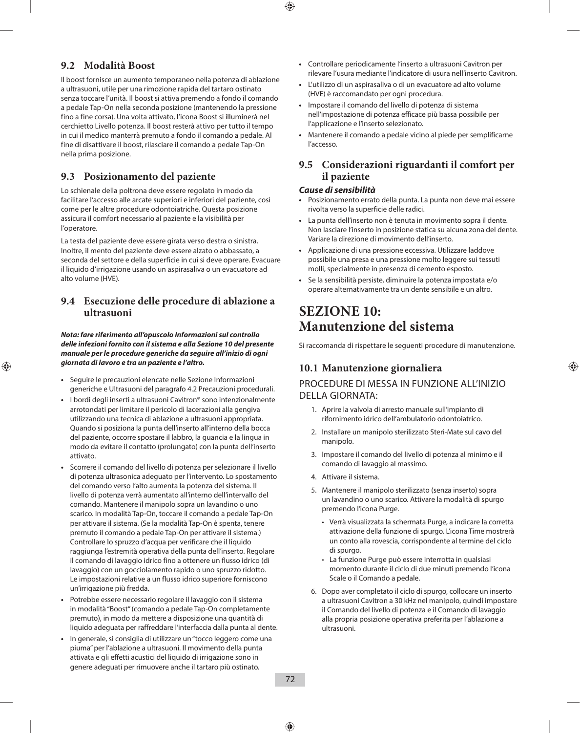## 9.2 Modalità Boost

Il boost fornisce un aumento temporaneo nella potenza di ablazione a ultrasuoni, utile per una rimozione rapida del tartaro ostinato senza toccare l'unità. Il boost si attiva premendo a fondo il comando a pedale Tap-On nella seconda posizione (mantenendo la pressione fino a fine corsa). Una volta attivato, l'icona Boost si illuminerà nel cerchietto Livello potenza. Il boost resterà attivo per tutto il tempo in cui il medico manterrà premuto a fondo il comando a pedale. Al fine di disattivare il boost, rilasciare il comando a pedale Tap-On nella prima posizione.

## 9.3 Posizionamento del paziente

Lo schienale della poltrona deve essere regolato in modo da facilitare l'accesso alle arcate superiori e inferiori del paziente, così come per le altre procedure odontoiatriche. Questa posizione assicura il comfort necessario al paziente e la visibilità per l'operatore.

La testa del paziente deve essere girata verso destra o sinistra. Inoltre, il mento del paziente deve essere alzato o abbassato, a seconda del settore e della superficie in cui si deve operare. Evacuare il liquido d'irrigazione usando un aspirasaliva o un evacuatore ad alto volume (HVE).

## 9.4 Esecuzione delle procedure di ablazione a ultrasuoni

***Nota: fare riferimento all'opuscolo Informazioni sul controllo delle infezioni fornito con il sistema e alla Sezione 10 del presente manuale per le procedure generiche da seguire all'inizio di ogni giornata di lavoro e tra un paziente e l'altro.***

- Seguire le precauzioni elencate nelle Sezione Informazioni generiche e Ultrasuoni del paragrafo 4.2 Precauzioni procedurali.
- I bordi degli inserti a ultrasuoni Cavitron® sono intenzionalmente arrotondati per limitare il pericolo di lacerazioni alla gengiva utilizzando una tecnica di ablazione a ultrasuoni appropriata. Quando si posiziona la punta dell'inserto all'interno della bocca del paziente, occorre spostare il labbro, la guancia e la lingua in modo da evitare il contatto (prolungato) con la punta dell'inserto attivato.
- Scorrere il comando del livello di potenza per selezionare il livello di potenza ultrasonica adeguato per l'intervento. Lo spostamento del comando verso l'alto aumenta la potenza del sistema. Il livello di potenza verrà aumentato all'interno dell'intervallo del comando. Mantenere il manipolo sopra un lavandino o uno scarico. In modalità Tap-On, toccare il comando a pedale Tap-On per attivare il sistema. (Se la modalità Tap-On è spenta, tenere premuto il comando a pedale Tap-On per attivare il sistema.) Controllare lo spruzzo d'acqua per verificare che il liquido raggiunga l'estremità operativa della punta dell'inserto. Regolare il comando di lavaggio idrico fino a ottenere un flusso idrico (di lavaggio) con un gocciolamento rapido o uno spruzzo ridotto. Le impostazioni relative a un flusso idrico superiore forniscono un'irrigazione più fredda.
- Potrebbe essere necessario regolare il lavaggio con il sistema in modalità "Boost" (comando a pedale Tap-On completamente premuto), in modo da mettere a disposizione una quantità di liquido adeguata per raffreddare l'interfaccia dalla punta al dente.
- In generale, si consiglia di utilizzare un "tocco leggero come una piuma" per l'ablazione a ultrasuoni. Il movimento della punta attivata e gli effetti acustici del liquido di irrigazione sono in genere adeguati per rimuovere anche il tartaro più ostinato.
- Controllare periodicamente l'inserto a ultrasuoni Cavitron per rilevare l'usura mediante l'indicatore di usura nell'inserto Cavitron.
- L'utilizzo di un aspirasaliva o di un evacuatore ad alto volume (HVE) è raccomandato per ogni procedura.
- Impostare il comando del livello di potenza di sistema nell'impostazione di potenza efficace più bassa possibile per l'applicazione e l'inserto selezionato.
- Mantenere il comando a pedale vicino al piede per semplificarne l'accesso.

## 9.5 Considerazioni riguardanti il comfort per il paziente

***Cause di sensibilità***

- Posizionamento errato della punta. La punta non deve mai essere rivolta verso la superficie delle radici.
- La punta dell'inserto non è tenuta in movimento sopra il dente. Non lasciare l'inserto in posizione statica su alcuna zona del dente. Variare la direzione di movimento dell'inserto.
- Applicazione di una pressione eccessiva. Utilizzare laddove possibile una presa e una pressione molto leggere sui tessuti molli, specialmente in presenza di cemento esposto.
- Se la sensibilità persiste, diminuire la potenza impostata e/o operare alternativamente tra un dente sensibile e un altro.

# SEZIONE 10: Manutenzione del sistema

Si raccomanda di rispettare le seguenti procedure di manutenzione.

## 10.1 Manutenzione giornaliera

### PROCEDURE DI MESSA IN FUNZIONE ALL'INIZIO DELLA GIORNATA:

1. Aprire la valvola di arresto manuale sull'impianto di rifornimento idrico dell'ambulatorio odontoiatrico.
2. Installare un manipolo sterilizzato Steri-Mate sul cavo del manipolo.
3. Impostare il comando del livello di potenza al minimo e il comando di lavaggio al massimo.
4. Attivare il sistema.
5. Mantenere il manipolo sterilizzato (senza inserto) sopra un lavandino o uno scarico. Attivare la modalità di spurgo premendo l'icona Purge.
   - Verrà visualizzata la schermata Purge, a indicare la corretta attivazione della funzione di spurgo. L'icona Time mostrerà un conto alla rovescia, corrispondente al termine del ciclo di spurgo.
   - La funzione Purge può essere interrotta in qualsiasi momento durante il ciclo di due minuti premendo l'icona Scale o il Comando a pedale.
6. Dopo aver completato il ciclo di spurgo, collocare un inserto a ultrasuoni Cavitron a 30 kHz nel manipolo, quindi impostare il Comando del livello di potenza e il Comando di lavaggio alla propria posizione operativa preferita per l'ablazione a ultrasuoni.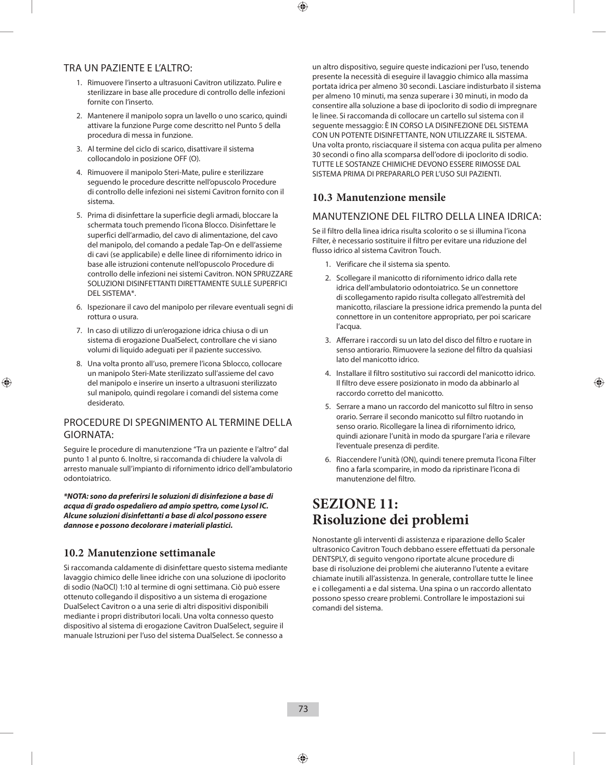### TRA UN PAZIENTE E L'ALTRO:

1. Rimuovere l'inserto a ultrasuoni Cavitron utilizzato. Pulire e sterilizzare in base alle procedure di controllo delle infezioni fornite con l'inserto.
2. Mantenere il manipolo sopra un lavello o uno scarico, quindi attivare la funzione Purge come descritto nel Punto 5 della procedura di messa in funzione.
3. Al termine del ciclo di scarico, disattivare il sistema collocandolo in posizione OFF (O).
4. Rimuovere il manipolo Steri-Mate, pulire e sterilizzare seguendo le procedure descritte nell'opuscolo Procedure di controllo delle infezioni nei sistemi Cavitron fornito con il sistema.
5. Prima di disinfettare la superficie degli armadi, bloccare la schermata touch premendo l'icona Blocco. Disinfettare le superfici dell'armadio, del cavo di alimentazione, del cavo del manipolo, del comando a pedale Tap-On e dell'assieme di cavi (se applicabile) e delle linee di rifornimento idrico in base alle istruzioni contenute nell'opuscolo Procedure di controllo delle infezioni nei sistemi Cavitron. NON SPRUZZARE SOLUZIONI DISINFETTANTI DIRETTAMENTE SULLE SUPERFICI DEL SISTEMA*.
6. Ispezionare il cavo del manipolo per rilevare eventuali segni di rottura o usura.
7. In caso di utilizzo di un'erogazione idrica chiusa o di un sistema di erogazione DualSelect, controllare che vi siano volumi di liquido adeguati per il paziente successivo.
8. Una volta pronto all'uso, premere l'icona Sblocco, collocare un manipolo Steri-Mate sterilizzato sull'assieme del cavo del manipolo e inserire un inserto a ultrasuoni sterilizzato sul manipolo, quindi regolare i comandi del sistema come desiderato.

### PROCEDURE DI SPEGNIMENTO AL TERMINE DELLA GIORNATA:

Seguire le procedure di manutenzione "Tra un paziente e l'altro" dal punto 1 al punto 6. Inoltre, si raccomanda di chiudere la valvola di arresto manuale sull'impianto di rifornimento idrico dell'ambulatorio odontoiatrico.

***NOTA: sono da preferirsi le soluzioni di disinfezione a base di acqua di grado ospedaliero ad ampio spettro, come Lysol IC. Alcune soluzioni disinfettanti a base di alcol possono essere dannose e possono decolorare i materiali plastici.***

## 10.2 Manutenzione settimanale

Si raccomanda caldamente di disinfettare questo sistema mediante lavaggio chimico delle linee idriche con una soluzione di ipoclorito di sodio (NaOCl) 1:10 al termine di ogni settimana. Ciò può essere ottenuto collegando il dispositivo a un sistema di erogazione DualSelect Cavitron o a una serie di altri dispositivi disponibili mediante i propri distributori locali. Una volta connesso questo dispositivo al sistema di erogazione Cavitron DualSelect, seguire il manuale Istruzioni per l'uso del sistema DualSelect. Se connesso a un altro dispositivo, seguire queste indicazioni per l'uso, tenendo presente la necessità di eseguire il lavaggio chimico alla massima portata idrica per almeno 30 secondi. Lasciare indisturbato il sistema per almeno 10 minuti, ma senza superare i 30 minuti, in modo da consentire alla soluzione a base di ipoclorito di sodio di impregnare le linee. Si raccomanda di collocare un cartello sul sistema con il seguente messaggio: È IN CORSO LA DISINFEZIONE DEL SISTEMA CON UN POTENTE DISINFETTANTE, NON UTILIZZARE IL SISTEMA. Una volta pronto, risciacquare il sistema con acqua pulita per almeno 30 secondi o fino alla scomparsa dell'odore di ipoclorito di sodio. TUTTE LE SOSTANZE CHIMICHE DEVONO ESSERE RIMOSSE DAL SISTEMA PRIMA DI PREPARARLO PER L'USO SUI PAZIENTI.

## 10.3 Manutenzione mensile

### MANUTENZIONE DEL FILTRO DELLA LINEA IDRICA:

Se il filtro della linea idrica risulta scolorito o se si illumina l'icona Filter, è necessario sostituire il filtro per evitare una riduzione del flusso idrico al sistema Cavitron Touch.

1. Verificare che il sistema sia spento.
2. Scollegare il manicotto di rifornimento idrico dalla rete idrica dell'ambulatorio odontoiatrico. Se un connettore di scollegamento rapido risulta collegato all'estremità del manicotto, rilasciare la pressione idrica premendo la punta del connettore in un contenitore appropriato, per poi scaricare l'acqua.
3. Afferrare i raccordi su un lato del disco del filtro e ruotare in senso antiorario. Rimuovere la sezione del filtro da qualsiasi lato del manicotto idrico.
4. Installare il filtro sostitutivo sui raccordi del manicotto idrico. Il filtro deve essere posizionato in modo da abbinarlo al raccordo corretto del manicotto.
5. Serrare a mano un raccordo del manicotto sul filtro in senso orario. Serrare il secondo manicotto sul filtro ruotando in senso orario. Ricollegare la linea di rifornimento idrico, quindi azionare l'unità in modo da spurgare l'aria e rilevare l'eventuale presenza di perdite.
6. Riaccendere l'unità (ON), quindi tenere premuta l'icona Filter fino a farla scomparire, in modo da ripristinare l'icona di manutenzione del filtro.

# SEZIONE 11: Risoluzione dei problemi

Nonostante gli interventi di assistenza e riparazione dello Scaler ultrasonico Cavitron Touch debbano essere effettuati da personale DENTSPLY, di seguito vengono riportate alcune procedure di base di risoluzione dei problemi che aiuteranno l'utente a evitare chiamate inutili all'assistenza. In generale, controllare tutte le linee e i collegamenti a e dal sistema. Una spina o un raccordo allentato possono spesso creare problemi. Controllare le impostazioni sui comandi del sistema.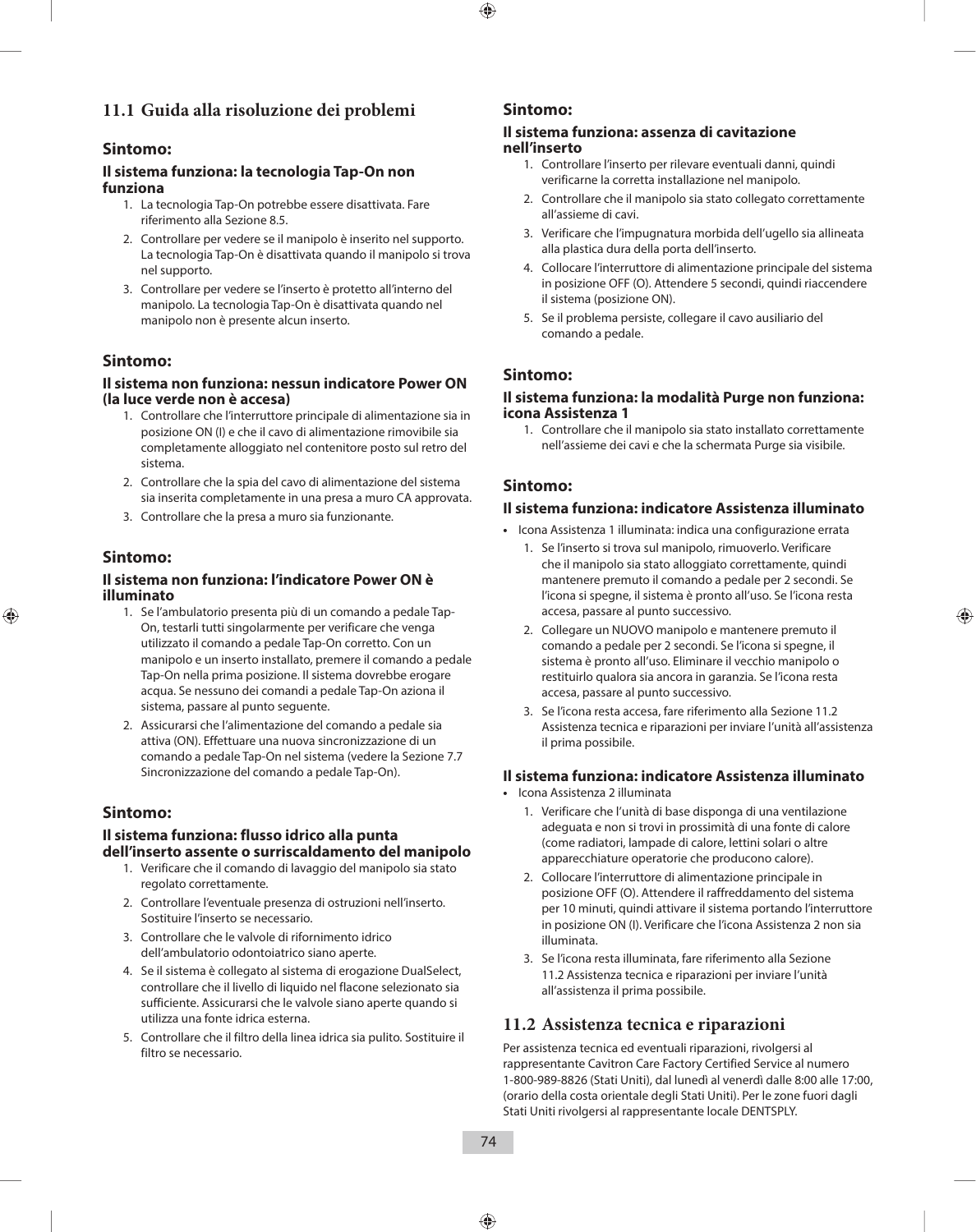## 11.1 Guida alla risoluzione dei problemi

### Sintomo:

**Il sistema funziona: la tecnologia Tap-On non funziona**

1. La tecnologia Tap-On potrebbe essere disattivata. Fare riferimento alla Sezione 8.5.
2. Controllare per vedere se il manipolo è inserito nel supporto. La tecnologia Tap-On è disattivata quando il manipolo si trova nel supporto.
3. Controllare per vedere se l'inserto è protetto all'interno del manipolo. La tecnologia Tap-On è disattivata quando nel manipolo non è presente alcun inserto.

### Sintomo:

**Il sistema non funziona: nessun indicatore Power ON (la luce verde non è accesa)**

1. Controllare che l'interruttore principale di alimentazione sia in posizione ON (I) e che il cavo di alimentazione rimovibile sia completamente alloggiato nel contenitore posto sul retro del sistema.
2. Controllare che la spia del cavo di alimentazione del sistema sia inserita completamente in una presa a muro CA approvata.
3. Controllare che la presa a muro sia funzionante.

### Sintomo:

**Il sistema non funziona: l'indicatore Power ON è illuminato**

1. Se l'ambulatorio presenta più di un comando a pedale Tap-On, testarli tutti singolarmente per verificare che venga utilizzato il comando a pedale Tap-On corretto. Con un manipolo e un inserto installato, premere il comando a pedale Tap-On nella prima posizione. Il sistema dovrebbe erogare acqua. Se nessuno dei comandi a pedale Tap-On aziona il sistema, passare al punto seguente.
2. Assicurarsi che l'alimentazione del comando a pedale sia attiva (ON). Effettuare una nuova sincronizzazione di un comando a pedale Tap-On nel sistema (vedere la Sezione 7.7 Sincronizzazione del comando a pedale Tap-On).

### Sintomo:

**Il sistema funziona: flusso idrico alla punta dell'inserto assente o surriscaldamento del manipolo**

1. Verificare che il comando di lavaggio del manipolo sia stato regolato correttamente.
2. Controllare l'eventuale presenza di ostruzioni nell'inserto. Sostituire l'inserto se necessario.
3. Controllare che le valvole di rifornimento idrico dell'ambulatorio odontoiatrico siano aperte.
4. Se il sistema è collegato al sistema di erogazione DualSelect, controllare che il livello di liquido nel flacone selezionato sia sufficiente. Assicurarsi che le valvole siano aperte quando si utilizza una fonte idrica esterna.
5. Controllare che il filtro della linea idrica sia pulito. Sostituire il filtro se necessario.

### Sintomo:

**Il sistema funziona: assenza di cavitazione nell'inserto**

1. Controllare l'inserto per rilevare eventuali danni, quindi verificarne la corretta installazione nel manipolo.
2. Controllare che il manipolo sia stato collegato correttamente all'assieme di cavi.
3. Verificare che l'impugnatura morbida dell'ugello sia allineata alla plastica dura della porta dell'inserto.
4. Collocare l'interruttore di alimentazione principale del sistema in posizione OFF (O). Attendere 5 secondi, quindi riaccendere il sistema (posizione ON).
5. Se il problema persiste, collegare il cavo ausiliario del comando a pedale.

### Sintomo:

**Il sistema funziona: la modalità Purge non funziona: icona Assistenza 1**

1. Controllare che il manipolo sia stato installato correttamente nell'assieme dei cavi e che la schermata Purge sia visibile.

### Sintomo:

**Il sistema funziona: indicatore Assistenza illuminato**

- Icona Assistenza 1 illuminata: indica una configurazione errata
  1. Se l'inserto si trova sul manipolo, rimuoverlo. Verificare che il manipolo sia stato alloggiato correttamente, quindi mantenere premuto il comando a pedale per 2 secondi. Se l'icona si spegne, il sistema è pronto all'uso. Se l'icona resta accesa, passare al punto successivo.
  2. Collegare un NUOVO manipolo e mantenere premuto il comando a pedale per 2 secondi. Se l'icona si spegne, il sistema è pronto all'uso. Eliminare il vecchio manipolo o restituirlo qualora sia ancora in garanzia. Se l'icona resta accesa, passare al punto successivo.
  3. Se l'icona resta accesa, fare riferimento alla Sezione 11.2 Assistenza tecnica e riparazioni per inviare l'unità all'assistenza il prima possibile.

**Il sistema funziona: indicatore Assistenza illuminato**

- Icona Assistenza 2 illuminata
  1. Verificare che l'unità di base disponga di una ventilazione adeguata e non si trovi in prossimità di una fonte di calore (come radiatori, lampade di calore, lettini solari o altre apparecchiature operatorie che producono calore).
  2. Collocare l'interruttore di alimentazione principale in posizione OFF (O). Attendere il raffreddamento del sistema per 10 minuti, quindi attivare il sistema portando l'interruttore in posizione ON (I). Verificare che l'icona Assistenza 2 non sia illuminata.
  3. Se l'icona resta illuminata, fare riferimento alla Sezione 11.2 Assistenza tecnica e riparazioni per inviare l'unità all'assistenza il prima possibile.

## 11.2 Assistenza tecnica e riparazioni

Per assistenza tecnica ed eventuali riparazioni, rivolgersi al rappresentante Cavitron Care Factory Certified Service al numero 1-800-989-8826 (Stati Uniti), dal lunedì al venerdì dalle 8:00 alle 17:00, (orario della costa orientale degli Stati Uniti). Per le zone fuori dagli Stati Uniti rivolgersi al rappresentante locale DENTSPLY.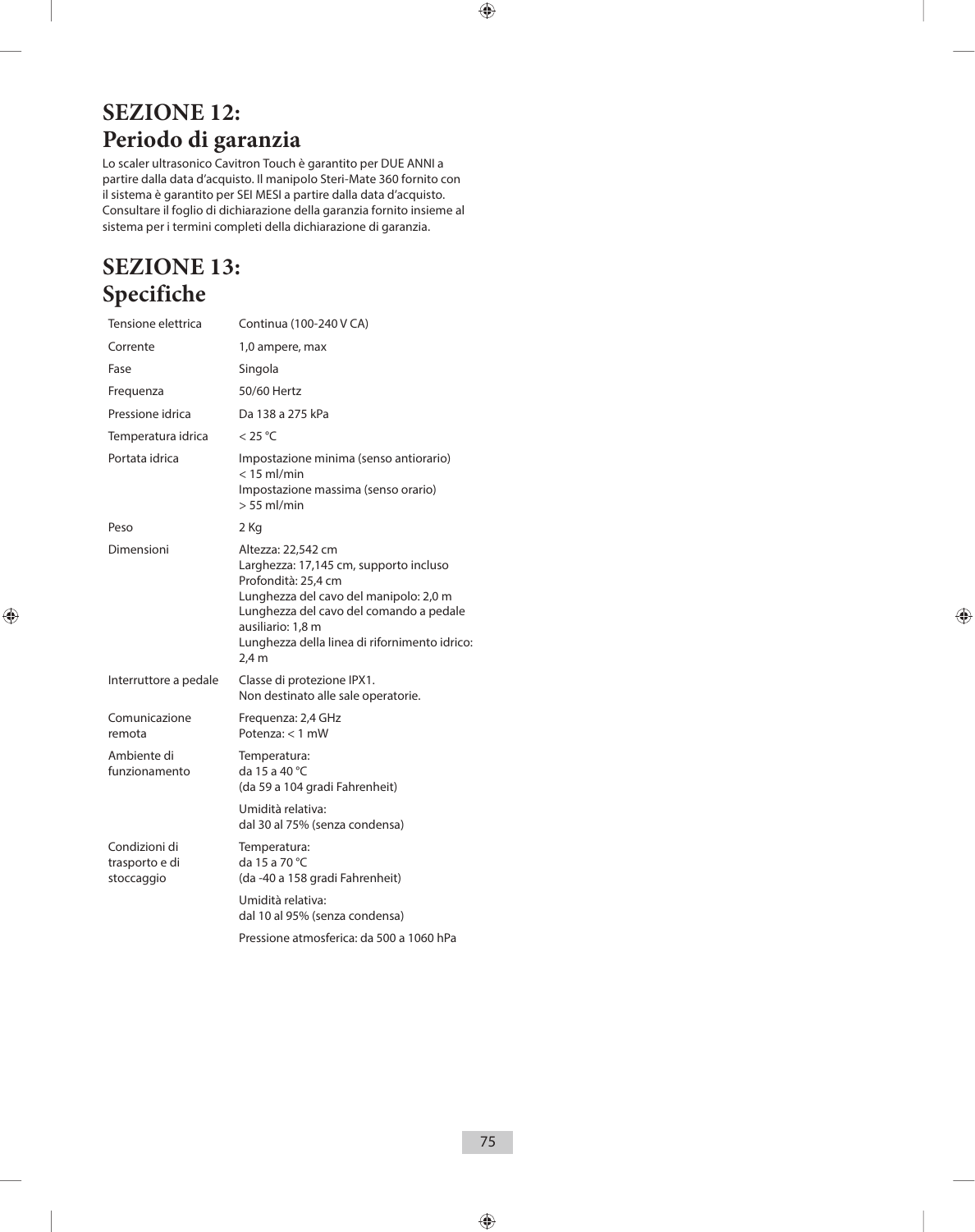# SEZIONE 12: Periodo di garanzia

Lo scaler ultrasonico Cavitron Touch è garantito per DUE ANNI a partire dalla data d'acquisto. Il manipolo Steri-Mate 360 fornito con il sistema è garantito per SEI MESI a partire dalla data d'acquisto. Consultare il foglio di dichiarazione della garanzia fornito insieme al sistema per i termini completi della dichiarazione di garanzia.

# SEZIONE 13: Specifiche

| | |
|---|---|
| Tensione elettrica | Continua (100-240 V CA) |
| Corrente | 1,0 ampere, max |
| Fase | Singola |
| Frequenza | 50/60 Hertz |
| Pressione idrica | Da 138 a 275 kPa |
| Temperatura idrica | < 25 °C |
| Portata idrica | Impostazione minima (senso antiorario)<br>< 15 ml/min<br>Impostazione massima (senso orario)<br>> 55 ml/min |
| Peso | 2 Kg |
| Dimensioni | Altezza: 22,542 cm<br>Larghezza: 17,145 cm, supporto incluso<br>Profondità: 25,4 cm<br>Lunghezza del cavo del manipolo: 2,0 m<br>Lunghezza del cavo del comando a pedale ausiliario: 1,8 m<br>Lunghezza della linea di rifornimento idrico: 2,4 m |
| Interruttore a pedale | Classe di protezione IPX1.<br>Non destinato alle sale operatorie. |
| Comunicazione remota | Frequenza: 2,4 GHz<br>Potenza: < 1 mW |
| Ambiente di funzionamento | Temperatura:<br>da 15 a 40 °C<br>(da 59 a 104 gradi Fahrenheit) |
| | Umidità relativa:<br>dal 30 al 75% (senza condensa) |
| Condizioni di trasporto e di stoccaggio | Temperatura:<br>da 15 a 70 °C<br>(da -40 a 158 gradi Fahrenheit) |
| | Umidità relativa:<br>dal 10 al 95% (senza condensa) |
| | Pressione atmosferica: da 500 a 1060 hPa |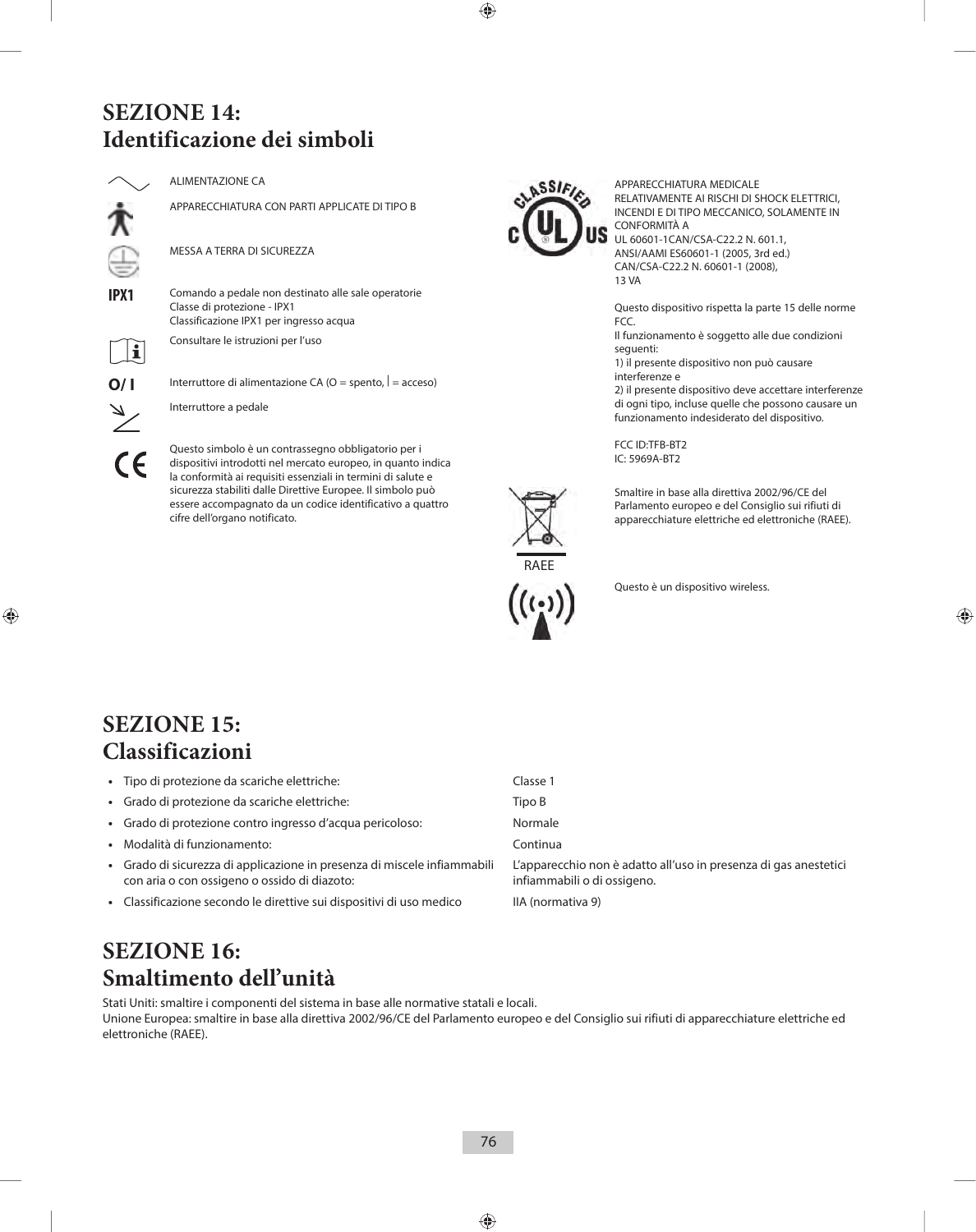# SEZIONE 14: Identificazione dei simboli

ALIMENTAZIONE CA

APPARECCHIATURA CON PARTI APPLICATE DI TIPO B

MESSA A TERRA DI SICUREZZA

IPX1 — Comando a pedale non destinato alle sale operatorie
Classe di protezione - IPX1
Classificazione IPX1 per ingresso acqua

Consultare le istruzioni per l'uso

O/ I — Interruttore di alimentazione CA (O = spento, | = acceso)

Interruttore a pedale

Questo simbolo è un contrassegno obbligatorio per i dispositivi introdotti nel mercato europeo, in quanto indica la conformità ai requisiti essenziali in termini di salute e sicurezza stabiliti dalle Direttive Europee. Il simbolo può essere accompagnato da un codice identificativo a quattro cifre dell'organo notificato.

APPARECCHIATURA MEDICALE
RELATIVAMENTE AI RISCHI DI SHOCK ELETTRICI, INCENDI E DI TIPO MECCANICO, SOLAMENTE IN CONFORMITÀ A
UL 60601-1CAN/CSA-C22.2 N. 601.1,
ANSI/AAMI ES60601-1 (2005, 3rd ed.)
CAN/CSA-C22.2 N. 60601-1 (2008),
13 VA

Questo dispositivo rispetta la parte 15 delle norme FCC.
Il funzionamento è soggetto alle due condizioni seguenti:
1) il presente dispositivo non può causare interferenze e
2) il presente dispositivo deve accettare interferenze di ogni tipo, incluse quelle che possono causare un funzionamento indesiderato del dispositivo.

FCC ID:TFB-BT2
IC: 5969A-BT2

RAEE — Smaltire in base alla direttiva 2002/96/CE del Parlamento europeo e del Consiglio sui rifiuti di apparecchiature elettriche ed elettroniche (RAEE).

Questo è un dispositivo wireless.

# SEZIONE 15: Classificazioni

- Tipo di protezione da scariche elettriche: Classe 1
- Grado di protezione da scariche elettriche: Tipo B
- Grado di protezione contro ingresso d'acqua pericoloso: Normale
- Modalità di funzionamento: Continua
- Grado di sicurezza di applicazione in presenza di miscele infiammabili con aria o con ossigeno o ossido di diazoto: L'apparecchio non è adatto all'uso in presenza di gas anestetici infiammabili o di ossigeno.
- Classificazione secondo le direttive sui dispositivi di uso medico: IIA (normativa 9)

# SEZIONE 16: Smaltimento dell'unità

Stati Uniti: smaltire i componenti del sistema in base alle normative statali e locali.
Unione Europea: smaltire in base alla direttiva 2002/96/CE del Parlamento europeo e del Consiglio sui rifiuti di apparecchiature elettriche ed elettroniche (RAEE).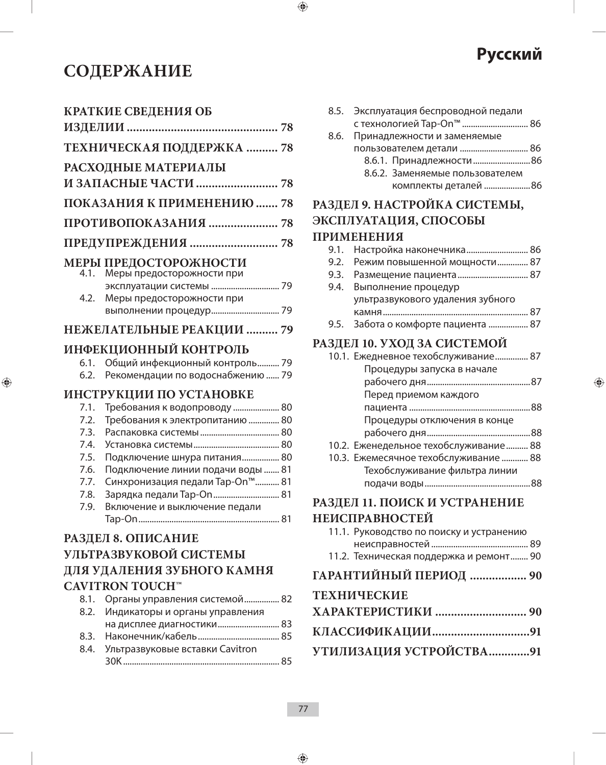# Русский

# СОДЕРЖАНИЕ

**КРАТКИЕ СВЕДЕНИЯ ОБ ИЗДЕЛИИ ............................................... 78**

**ТЕХНИЧЕСКАЯ ПОДДЕРЖКА .......... 78**

**РАСХОДНЫЕ МАТЕРИАЛЫ И ЗАПАСНЫЕ ЧАСТИ .......................... 78**

**ПОКАЗАНИЯ К ПРИМЕНЕНИЮ ....... 78**

**ПРОТИВОПОКАЗАНИЯ ..................... 78**

**ПРЕДУПРЕЖДЕНИЯ ........................... 78**

**МЕРЫ ПРЕДОСТОРОЖНОСТИ**

- 4.1. Меры предосторожности при эксплуатации системы .............................. 79
- 4.2. Меры предосторожности при выполнении процедур.............................. 79

**НЕЖЕЛАТЕЛЬНЫЕ РЕАКЦИИ .......... 79**

**ИНФЕКЦИОННЫЙ КОНТРОЛЬ**

- 6.1. Общий инфекционный контроль.......... 79
- 6.2. Рекомендации по водоснабжению ...... 79

**ИНСТРУКЦИИ ПО УСТАНОВКЕ**

- 7.1. Требования к водопроводу ..................... 80
- 7.2. Требования к электропитанию .............. 80
- 7.3. Распаковка системы.................................... 80
- 7.4. Установка системы....................................... 80
- 7.5. Подключение шнура питания................. 80
- 7.6. Подключение линии подачи воды ....... 81
- 7.7. Синхронизация педали Tap-On™........... 81
- 7.8. Зарядка педали Tap-On............................. 81
- 7.9. Включение и выключение педали Tap-On................................................................ 81

**РАЗДЕЛ 8. ОПИСАНИЕ УЛЬТРАЗВУКОВОЙ СИСТЕМЫ ДЛЯ УДАЛЕНИЯ ЗУБНОГО КАМНЯ CAVITRON TOUCH™**

- 8.1. Органы управления системой................ 82
- 8.2. Индикаторы и органы управления на дисплее диагностики............................ 83
- 8.3. Наконечник/кабель..................................... 85
- 8.4. Ультразвуковые вставки Cavitron 30K....................................................................... 85
- 8.5. Эксплуатация беспроводной педали с технологией Tap-On™ ............................. 86
- 8.6. Принадлежности и заменяемые пользователем детали .............................. 86
  - 8.6.1. Принадлежности..........................86
  - 8.6.2. Заменяемые пользователем комплекты деталей .....................86

**РАЗДЕЛ 9. НАСТРОЙКА СИСТЕМЫ, ЭКСПЛУАТАЦИЯ, СПОСОБЫ ПРИМЕНЕНИЯ**

- 9.1. Настройка наконечника............................ 86
- 9.2. Режим повышенной мощности.............. 87
- 9.3. Размещение пациента................................ 87
- 9.4. Выполнение процедур ультразвукового удаления зубного камня.................................................................. 87
- 9.5. Забота о комфорте пациента .................. 87

**РАЗДЕЛ 10. УХОД ЗА СИСТЕМОЙ**

- 10.1. Ежедневное техобслуживание............... 87
  - Процедуры запуска в начале рабочего дня...............................................87
  - Перед приемом каждого пациента .......................................................88
  - Процедуры отключения в конце рабочего дня...............................................88
- 10.2. Еженедельное техобслуживание.......... 88
- 10.3. Ежемесячное техобслуживание ............ 88
  - Техобслуживание фильтра линии подачи воды................................................88

**РАЗДЕЛ 11. ПОИСК И УСТРАНЕНИЕ НЕИСПРАВНОСТЕЙ**

- 11.1. Руководство по поиску и устранению неисправностей ............................................ 89
- 11.2. Техническая поддержка и ремонт........ 90

**ГАРАНТИЙНЫЙ ПЕРИОД .................. 90**

**ТЕХНИЧЕСКИЕ ХАРАКТЕРИСТИКИ ............................. 90**

**КЛАССИФИКАЦИИ...............................91**

**УТИЛИЗАЦИЯ УСТРОЙСТВА.............91**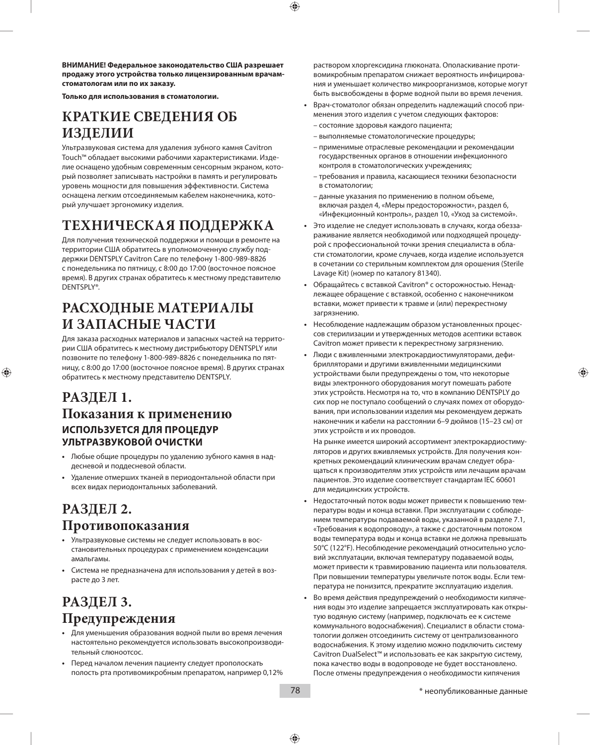**ВНИМАНИЕ! Федеральное законодательство США разрешает продажу этого устройства только лицензированным врачам-стоматологам или по их заказу.**

**Только для использования в стоматологии.**

# КРАТКИЕ СВЕДЕНИЯ ОБ ИЗДЕЛИИ

Ультразвуковая система для удаления зубного камня Cavitron Touch™ обладает высокими рабочими характеристиками. Изделие оснащено удобным современным сенсорным экраном, который позволяет записывать настройки в память и регулировать уровень мощности для повышения эффективности. Система оснащена легким отсоединяемым кабелем наконечника, который улучшает эргономику изделия.

# ТЕХНИЧЕСКАЯ ПОДДЕРЖКА

Для получения технической поддержки и помощи в ремонте на территории США обратитесь в уполномоченную службу поддержки DENTSPLY Cavitron Care по телефону 1-800-989-8826 с понедельника по пятницу, с 8:00 до 17:00 (восточное поясное время). В других странах обратитесь к местному представителю DENTSPLY®.

# РАСХОДНЫЕ МАТЕРИАЛЫ И ЗАПАСНЫЕ ЧАСТИ

Для заказа расходных материалов и запасных частей на территории США обратитесь к местному дистрибьютору DENTSPLY или позвоните по телефону 1-800-989-8826 с понедельника по пятницу, с 8:00 до 17:00 (восточное поясное время). В других странах обратитесь к местному представителю DENTSPLY.

# РАЗДЕЛ 1.
## Показания к применению
### ИСПОЛЬЗУЕТСЯ ДЛЯ ПРОЦЕДУР УЛЬТРАЗВУКОВОЙ ОЧИСТКИ

- Любые общие процедуры по удалению зубного камня в наддесневой и поддесневой области.
- Удаление отмерших тканей в периодонтальной области при всех видах периодонтальных заболеваний.

# РАЗДЕЛ 2.
## Противопоказания

- Ультразвуковые системы не следует использовать в восстановительных процедурах с применением конденсации амальгамы.
- Система не предназначена для использования у детей в возрасте до 3 лет.

# РАЗДЕЛ 3.
## Предупреждения

- Для уменьшения образования водной пыли во время лечения настоятельно рекомендуется использовать высокопроизводительный слюноотсос.
- Перед началом лечения пациенту следует прополоскать полость рта противомикробным препаратом, например 0,12% раствором хлоргексидина глюконата. Ополаскивание противомикробным препаратом снижает вероятность инфицирования и уменьшает количество микроорганизмов, которые могут быть высвобождены в форме водной пыли во время лечения.
- Врач-стоматолог обязан определить надлежащий способ применения этого изделия с учетом следующих факторов:
  - состояние здоровья каждого пациента;
  - выполняемые стоматологические процедуры;
  - применимые отраслевые рекомендации и рекомендации государственных органов в отношении инфекционного контроля в стоматологических учреждениях;
  - требования и правила, касающиеся техники безопасности в стоматологии;
  - данные указания по применению в полном объеме, включая раздел 4, «Меры предосторожности», раздел 6, «Инфекционный контроль», раздел 10, «Уход за системой».
- Это изделие не следует использовать в случаях, когда обеззараживание является необходимой или подходящей процедурой с профессиональной точки зрения специалиста в области стоматологии, кроме случаев, когда изделие используется в сочетании со стерильным комплектом для орошения (Sterile Lavage Kit) (номер по каталогу 81340).
- Обращайтесь с вставкой Cavitron® с осторожностью. Ненадлежащее обращение с вставкой, особенно с наконечником вставки, может привести к травме и (или) перекрестному загрязнению.
- Несоблюдение надлежащим образом установленных процессов стерилизации и утвержденных методов асептики вставок Cavitron может привести к перекрестному загрязнению.
- Люди с вживленными электрокардиостимуляторами, дефибрилляторами и другими вживленными медицинскими устройствами были предупреждены о том, что некоторые виды электронного оборудования могут помешать работе этих устройств. Несмотря на то, что в компанию DENTSPLY до сих пор не поступало сообщений о случаях помех от оборудования, при использовании изделия мы рекомендуем держать наконечник и кабели на расстоянии 6–9 дюймов (15–23 см) от этих устройств и их проводов.

  На рынке имеется широкий ассортимент электрокардиостимуляторов и других вживляемых устройств. Для получения конкретных рекомендаций клиническим врачам следует обращаться к производителям этих устройств или лечащим врачам пациентов. Это изделие соответствует стандартам IEC 60601 для медицинских устройств.
- Недостаточный поток воды может привести к повышению температуры воды и конца вставки. При эксплуатации с соблюдением температуры подаваемой воды, указанной в разделе 7.1, «Требования к водопроводу», а также с достаточным потоком воды температура воды и конца вставки не должна превышать 50°C (122°F). Несоблюдение рекомендаций относительно условий эксплуатации, включая температуру подаваемой воды, может привести к травмированию пациента или пользователя. При повышении температуры увеличьте поток воды. Если температура не понизится, прекратите эксплуатацию изделия.
- Во время действия предупреждений о необходимости кипячения воды это изделие запрещается эксплуатировать как открытую водяную систему (например, подключать ее к системе коммунального водоснабжения). Специалист в области стоматологии должен отсоединить систему от централизованного водоснабжения. К этому изделию можно подключить систему Cavitron DualSelect™ и использовать ее как закрытую систему, пока качество воды в водопроводе не будет восстановлено. После отмены предупреждения о необходимости кипячения

\* неопубликованные данные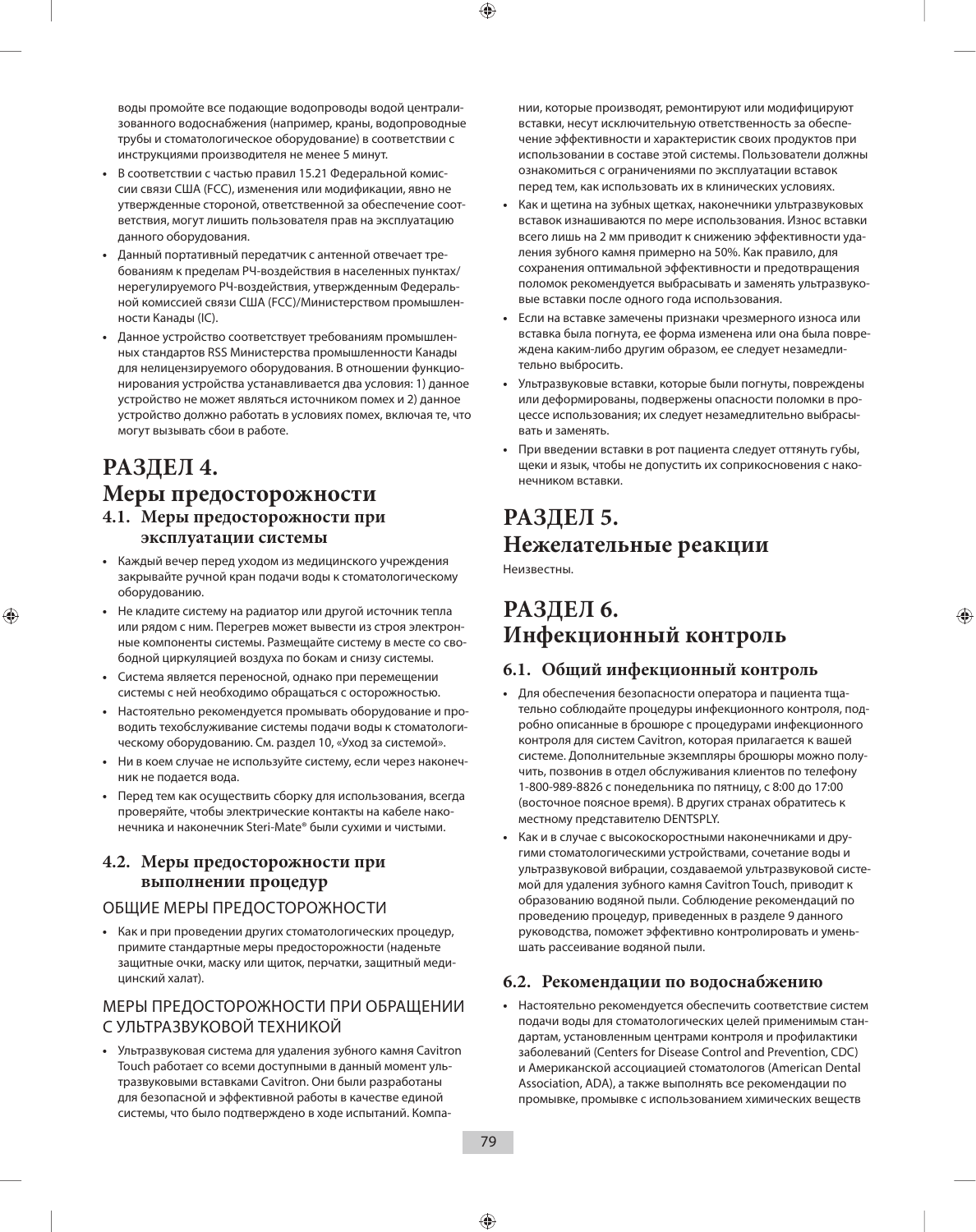воды промойте все подающие водопроводы водой централизованного водоснабжения (например, краны, водопроводные трубы и стоматологическое оборудование) в соответствии с инструкциями производителя не менее 5 минут.

- В соответствии с частью правил 15.21 Федеральной комиссии связи США (FCC), изменения или модификации, явно не утвержденные стороной, ответственной за обеспечение соответствия, могут лишить пользователя прав на эксплуатацию данного оборудования.
- Данный портативный передатчик с антенной отвечает требованиям к пределам РЧ-воздействия в населенных пунктах/нерегулируемого РЧ-воздействия, утвержденным Федеральной комиссией связи США (FCC)/Министерством промышленности Канады (IC).
- Данное устройство соответствует требованиям промышленных стандартов RSS Министерства промышленности Канады для нелицензируемого оборудования. В отношении функционирования устройства устанавливается два условия: 1) данное устройство не может являться источником помех и 2) данное устройство должно работать в условиях помех, включая те, что могут вызывать сбои в работе.

# РАЗДЕЛ 4. Меры предосторожности

## 4.1. Меры предосторожности при эксплуатации системы

- Каждый вечер перед уходом из медицинского учреждения закрывайте ручной кран подачи воды к стоматологическому оборудованию.
- Не кладите систему на радиатор или другой источник тепла или рядом с ним. Перегрев может вывести из строя электронные компоненты системы. Размещайте систему в месте со свободной циркуляцией воздуха по бокам и снизу системы.
- Система является переносной, однако при перемещении системы с ней необходимо обращаться с осторожностью.
- Настоятельно рекомендуется промывать оборудование и проводить техобслуживание системы подачи воды к стоматологическому оборудованию. См. раздел 10, «Уход за системой».
- Ни в коем случае не используйте систему, если через наконечник не подается вода.
- Перед тем как осуществить сборку для использования, всегда проверяйте, чтобы электрические контакты на кабеле наконечника и наконечник Steri-Mate® были сухими и чистыми.

## 4.2. Меры предосторожности при выполнении процедур

### ОБЩИЕ МЕРЫ ПРЕДОСТОРОЖНОСТИ

- Как и при проведении других стоматологических процедур, примите стандартные меры предосторожности (наденьте защитные очки, маску или щиток, перчатки, защитный медицинский халат).

### МЕРЫ ПРЕДОСТОРОЖНОСТИ ПРИ ОБРАЩЕНИИ С УЛЬТРАЗВУКОВОЙ ТЕХНИКОЙ

- Ультразвуковая система для удаления зубного камня Cavitron Touch работает со всеми доступными в данный момент ультразвуковыми вставками Cavitron. Они были разработаны для безопасной и эффективной работы в качестве единой системы, что было подтверждено в ходе испытаний. Компании, которые производят, ремонтируют или модифицируют вставки, несут исключительную ответственность за обеспечение эффективности и характеристик своих продуктов при использовании в составе этой системы. Пользователи должны ознакомиться с ограничениями по эксплуатации вставок перед тем, как использовать их в клинических условиях.
- Как и щетина на зубных щетках, наконечники ультразвуковых вставок изнашиваются по мере использования. Износ вставки всего лишь на 2 мм приводит к снижению эффективности удаления зубного камня примерно на 50%. Как правило, для сохранения оптимальной эффективности и предотвращения поломок рекомендуется выбрасывать и заменять ультразвуковые вставки после одного года использования.
- Если на вставке замечены признаки чрезмерного износа или вставка была погнута, ее форма изменена или она была повреждена каким-либо другим образом, ее следует незамедлительно выбросить.
- Ультразвуковые вставки, которые были погнуты, повреждены или деформированы, подвержены опасности поломки в процессе использования; их следует незамедлительно выбрасывать и заменять.
- При введении вставки в рот пациента следует оттянуть губы, щеки и язык, чтобы не допустить их соприкосновения с наконечником вставки.

# РАЗДЕЛ 5. Нежелательные реакции

Неизвестны.

# РАЗДЕЛ 6. Инфекционный контроль

## 6.1. Общий инфекционный контроль

- Для обеспечения безопасности оператора и пациента тщательно соблюдайте процедуры инфекционного контроля, подробно описанные в брошюре с процедурами инфекционного контроля для систем Cavitron, которая прилагается к вашей системе. Дополнительные экземпляры брошюры можно получить, позвонив в отдел обслуживания клиентов по телефону 1-800-989-8826 с понедельника по пятницу, с 8:00 до 17:00 (восточное поясное время). В других странах обратитесь к местному представителю DENTSPLY.
- Как и в случае с высокоскоростными наконечниками и другими стоматологическими устройствами, сочетание воды и ультразвуковой вибрации, создаваемой ультразвуковой системой для удаления зубного камня Cavitron Touch, приводит к образованию водяной пыли. Соблюдение рекомендаций по проведению процедур, приведенных в разделе 9 данного руководства, поможет эффективно контролировать и уменьшать рассеивание водяной пыли.

## 6.2. Рекомендации по водоснабжению

- Настоятельно рекомендуется обеспечить соответствие систем подачи воды для стоматологических целей применимым стандартам, установленным центрами контроля и профилактики заболеваний (Centers for Disease Control and Prevention, CDC) и Американской ассоциацией стоматологов (American Dental Association, ADA), а также выполнять все рекомендации по промывке, промывке с использованием химических веществ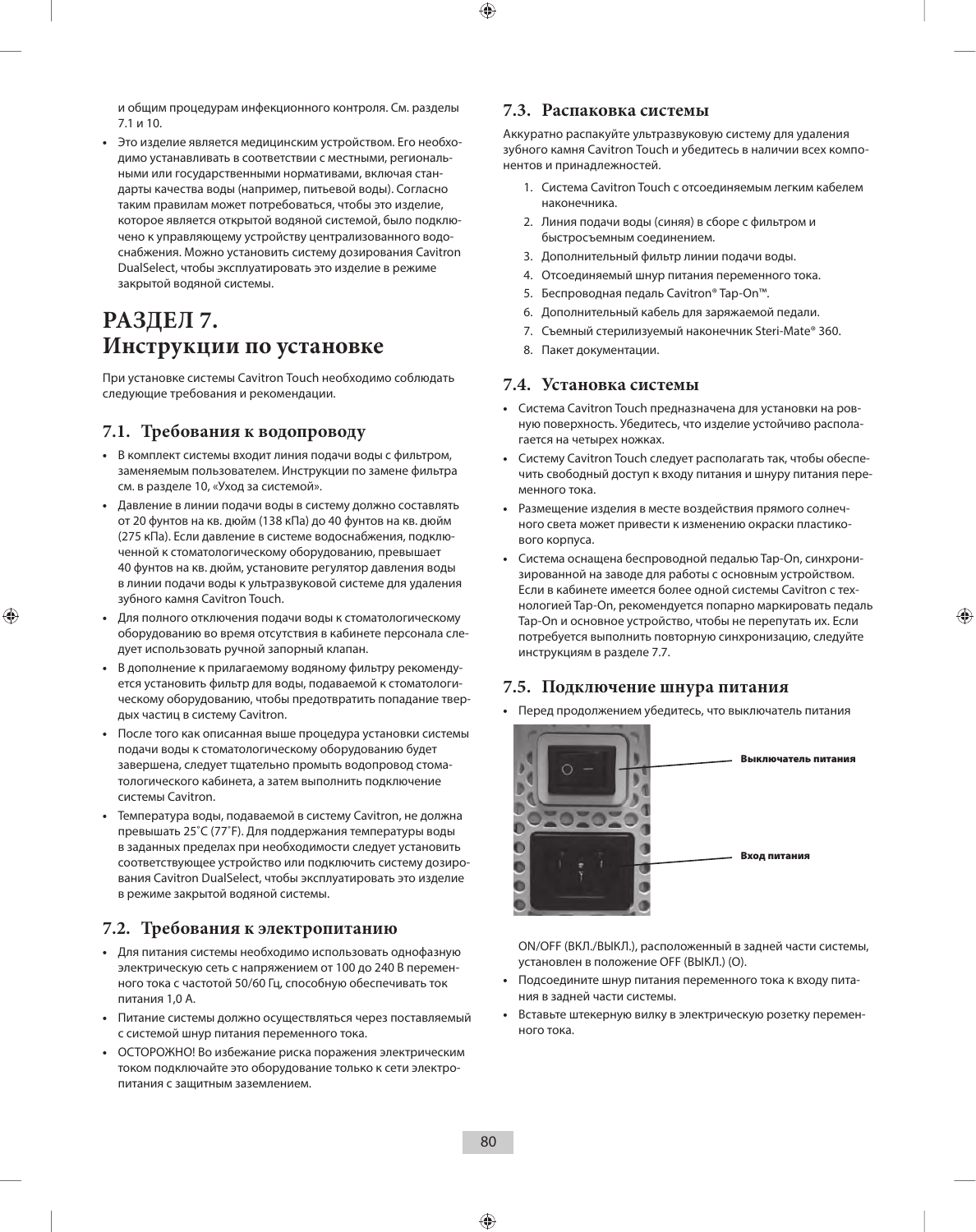и общим процедурам инфекционного контроля. См. разделы 7.1 и 10.

- Это изделие является медицинским устройством. Его необходимо устанавливать в соответствии с местными, региональными или государственными нормативами, включая стандарты качества воды (например, питьевой воды). Согласно таким правилам может потребоваться, чтобы это изделие, которое является открытой водяной системой, было подключено к управляющему устройству централизованного водоснабжения. Можно установить систему дозирования Cavitron DualSelect, чтобы эксплуатировать это изделие в режиме закрытой водяной системы.

# РАЗДЕЛ 7. Инструкции по установке

При установке системы Cavitron Touch необходимо соблюдать следующие требования и рекомендации.

## 7.1. Требования к водопроводу

- В комплект системы входит линия подачи воды с фильтром, заменяемым пользователем. Инструкции по замене фильтра см. в разделе 10, «Уход за системой».
- Давление в линии подачи воды в систему должно составлять от 20 фунтов на кв. дюйм (138 кПа) до 40 фунтов на кв. дюйм (275 кПа). Если давление в системе водоснабжения, подключенной к стоматологическому оборудованию, превышает 40 фунтов на кв. дюйм, установите регулятор давления воды в линии подачи воды к ультразвуковой системе для удаления зубного камня Cavitron Touch.
- Для полного отключения подачи воды к стоматологическому оборудованию во время отсутствия в кабинете персонала следует использовать ручной запорный клапан.
- В дополнение к прилагаемому водяному фильтру рекомендуется установить фильтр для воды, подаваемой к стоматологическому оборудованию, чтобы предотвратить попадание твердых частиц в систему Cavitron.
- После того как описанная выше процедура установки системы подачи воды к стоматологическому оборудованию будет завершена, следует тщательно промыть водопровод стоматологического кабинета, а затем выполнить подключение системы Cavitron.
- Температура воды, подаваемой в систему Cavitron, не должна превышать 25˚C (77˚F). Для поддержания температуры воды в заданных пределах при необходимости следует установить соответствующее устройство или подключить систему дозирования Cavitron DualSelect, чтобы эксплуатировать это изделие в режиме закрытой водяной системы.

## 7.2. Требования к электропитанию

- Для питания системы необходимо использовать однофазную электрическую сеть с напряжением от 100 до 240 В переменного тока с частотой 50/60 Гц, способную обеспечивать ток питания 1,0 А.
- Питание системы должно осуществляться через поставляемый с системой шнур питания переменного тока.
- ОСТОРОЖНО! Во избежание риска поражения электрическим током подключайте это оборудование только к сети электропитания с защитным заземлением.

## 7.3. Распаковка системы

Аккуратно распакуйте ультразвуковую систему для удаления зубного камня Cavitron Touch и убедитесь в наличии всех компонентов и принадлежностей.

1. Система Cavitron Touch с отсоединяемым легким кабелем наконечника.
2. Линия подачи воды (синяя) в сборе с фильтром и быстросъемным соединением.
3. Дополнительный фильтр линии подачи воды.
4. Отсоединяемый шнур питания переменного тока.
5. Беспроводная педаль Cavitron® Tap-On™.
6. Дополнительный кабель для заряжаемой педали.
7. Съемный стерилизуемый наконечник Steri-Mate® 360.
8. Пакет документации.

## 7.4. Установка системы

- Система Cavitron Touch предназначена для установки на ровную поверхность. Убедитесь, что изделие устойчиво располагается на четырех ножках.
- Систему Cavitron Touch следует располагать так, чтобы обеспечить свободный доступ к входу питания и шнуру питания переменного тока.
- Размещение изделия в месте воздействия прямого солнечного света может привести к изменению окраски пластикового корпуса.
- Система оснащена беспроводной педалью Tap-On, синхронизированной на заводе для работы с основным устройством. Если в кабинете имеется более одной системы Cavitron с технологией Tap-On, рекомендуется попарно маркировать педаль Tap-On и основное устройство, чтобы не перепутать их. Если потребуется выполнить повторную синхронизацию, следуйте инструкциям в разделе 7.7.

## 7.5. Подключение шнура питания

- Перед продолжением убедитесь, что выключатель питания ON/OFF (ВКЛ./ВЫКЛ.), расположенный в задней части системы, установлен в положение OFF (ВЫКЛ.) (O).

**Выключатель питания**

**Вход питания**

- Подсоедините шнур питания переменного тока к входу питания в задней части системы.
- Вставьте штекерную вилку в электрическую розетку переменного тока.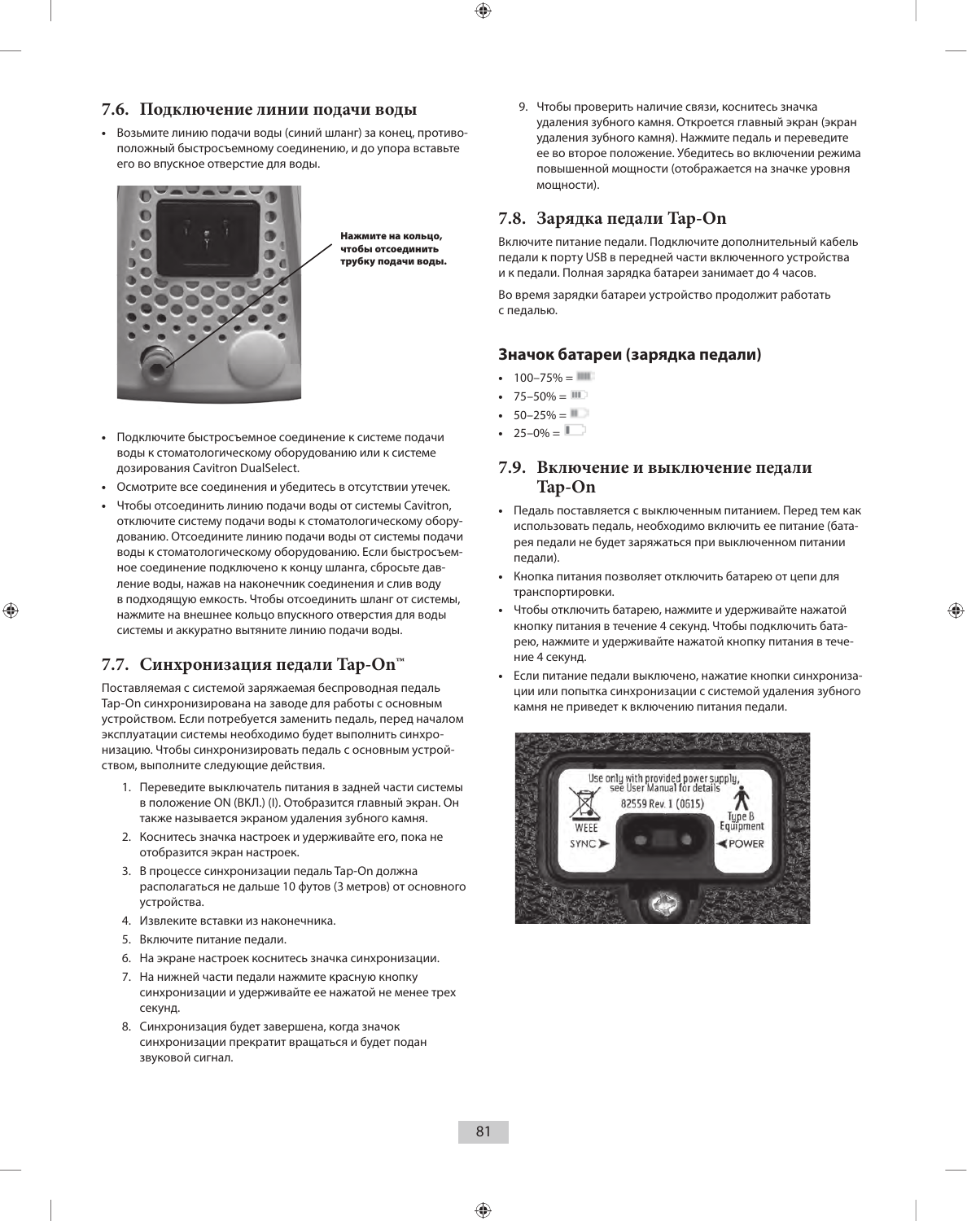## 7.6. Подключение линии подачи воды

- Возьмите линию подачи воды (синий шланг) за конец, противоположный быстросъемному соединению, и до упора вставьте его во впускное отверстие для воды.

Нажмите на кольцо, чтобы отсоединить трубку подачи воды.

- Подключите быстросъемное соединение к системе подачи воды к стоматологическому оборудованию или к системе дозирования Cavitron DualSelect.
- Осмотрите все соединения и убедитесь в отсутствии утечек.
- Чтобы отсоединить линию подачи воды от системы Cavitron, отключите систему подачи воды к стоматологическому оборудованию. Отсоедините линию подачи воды от системы подачи воды к стоматологическому оборудованию. Если быстросъемное соединение подключено к концу шланга, сбросьте давление воды, нажав на наконечник соединения и слив воду в подходящую емкость. Чтобы отсоединить шланг от системы, нажмите на внешнее кольцо впускного отверстия для воды системы и аккуратно вытяните линию подачи воды.

## 7.7. Синхронизация педали Tap-On™

Поставляемая с системой заряжаемая беспроводная педаль Tap-On синхронизирована на заводе для работы с основным устройством. Если потребуется заменить педаль, перед началом эксплуатации системы необходимо будет выполнить синхронизацию. Чтобы синхронизировать педаль с основным устройством, выполните следующие действия.

1. Переведите выключатель питания в задней части системы в положение ON (ВКЛ.) (I). Отобразится главный экран. Он также называется экраном удаления зубного камня.
2. Коснитесь значка настроек и удерживайте его, пока не отобразится экран настроек.
3. В процессе синхронизации педаль Tap-On должна располагаться не дальше 10 футов (3 метров) от основного устройства.
4. Извлеките вставки из наконечника.
5. Включите питание педали.
6. На экране настроек коснитесь значка синхронизации.
7. На нижней части педали нажмите красную кнопку синхронизации и удерживайте ее нажатой не менее трех секунд.
8. Синхронизация будет завершена, когда значок синхронизации прекратит вращаться и будет подан звуковой сигнал.
9. Чтобы проверить наличие связи, коснитесь значка удаления зубного камня. Откроется главный экран (экран удаления зубного камня). Нажмите педаль и переведите ее во второе положение. Убедитесь во включении режима повышенной мощности (отображается на значке уровня мощности).

## 7.8. Зарядка педали Tap-On

Включите питание педали. Подключите дополнительный кабель педали к порту USB в передней части включенного устройства и к педали. Полная зарядка батареи занимает до 4 часов.

Во время зарядки батареи устройство продолжит работать с педалью.

### Значок батареи (зарядка педали)

- 100–75% =
- 75–50% =
- 50–25% =
- 25–0% =

## 7.9. Включение и выключение педали Tap-On

- Педаль поставляется с выключенным питанием. Перед тем как использовать педаль, необходимо включить ее питание (батарея педали не будет заряжаться при выключенном питании педали).
- Кнопка питания позволяет отключить батарею от цепи для транспортировки.
- Чтобы отключить батарею, нажмите и удерживайте нажатой кнопку питания в течение 4 секунд. Чтобы подключить батарею, нажмите и удерживайте нажатой кнопку питания в течение 4 секунд.
- Если питание педали выключено, нажатие кнопки синхронизации или попытка синхронизации с системой удаления зубного камня не приведет к включению питания педали.

Use only with provided power supply, see User Manual for details
82559 Rev. 1 (0615)
WEEE
Type B Equipment
SYNC
POWER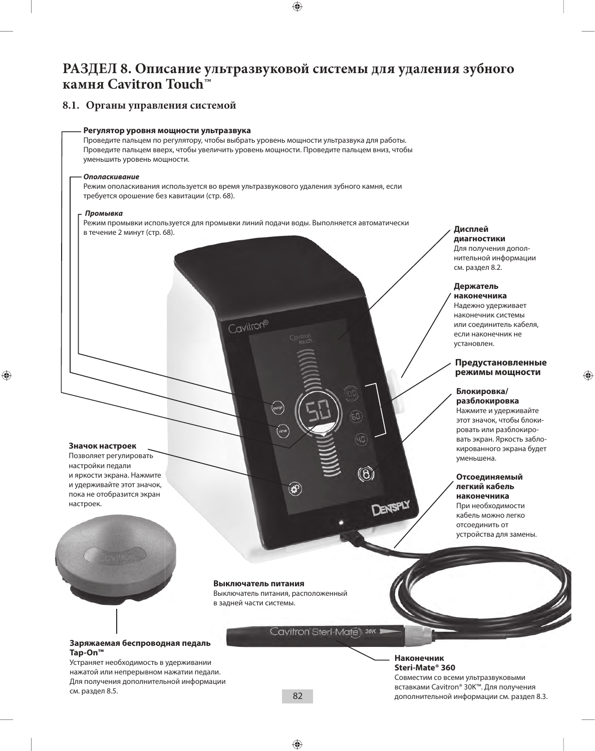# РАЗДЕЛ 8. Описание ультразвуковой системы для удаления зубного камня Cavitron Touch™

## 8.1. Органы управления системой

**Регулятор уровня мощности ультразвука**
Проведите пальцем по регулятору, чтобы выбрать уровень мощности ультразвука для работы. Проведите пальцем вверх, чтобы увеличить уровень мощности. Проведите пальцем вниз, чтобы уменьшить уровень мощности.

***Ополаскивание***
Режим ополаскивания используется во время ультразвукового удаления зубного камня, если требуется орошение без кавитации (стр. 68).

***Промывка***
Режим промывки используется для промывки линий подачи воды. Выполняется автоматически в течение 2 минут (стр. 68).

**Дисплей диагностики**
Для получения дополнительной информации см. раздел 8.2.

**Держатель наконечника**
Надежно удерживает наконечник системы или соединитель кабеля, если наконечник не установлен.

**Предустановленные режимы мощности**

**Блокировка/разблокировка**
Нажмите и удерживайте этот значок, чтобы блокировать или разблокировать экран. Яркость заблокированного экрана будет уменьшена.

**Значок настроек**
Позволяет регулировать настройки педали и яркости экрана. Нажмите и удерживайте этот значок, пока не отобразится экран настроек.

**Отсоединяемый легкий кабель наконечника**
При необходимости кабель можно легко отсоединить от устройства для замены.

**Выключатель питания**
Выключатель питания, расположенный в задней части системы.

**Заряжаемая беспроводная педаль Tap-On™**
Устраняет необходимость в удерживании нажатой или непрерывном нажатии педали. Для получения дополнительной информации см. раздел 8.5.

**Наконечник Steri-Mate® 360**
Совместим со всеми ультразвуковыми вставками Cavitron® 30K™. Для получения дополнительной информации см. раздел 8.3.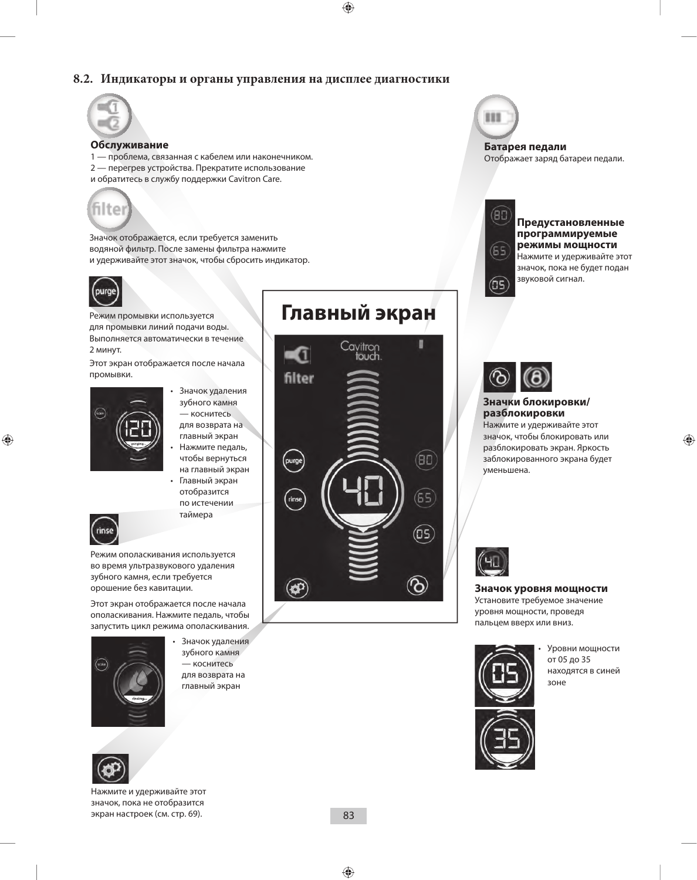## 8.2. Индикаторы и органы управления на дисплее диагностики

**Обслуживание**

1 — проблема, связанная с кабелем или наконечником.
2 — перегрев устройства. Прекратите использование и обратитесь в службу поддержки Cavitron Care.

Значок отображается, если требуется заменить водяной фильтр. После замены фильтра нажмите и удерживайте этот значок, чтобы сбросить индикатор.

Режим промывки используется для промывки линий подачи воды. Выполняется автоматически в течение 2 минут.

Этот экран отображается после начала промывки.

- Значок удаления зубного камня — коснитесь для возврата на главный экран
- Нажмите педаль, чтобы вернуться на главный экран
- Главный экран отобразится по истечении таймера

Режим ополаскивания используется во время ультразвукового удаления зубного камня, если требуется орошение без кавитации.

Этот экран отображается после начала ополаскивания. Нажмите педаль, чтобы запустить цикл режима ополаскивания.

- Значок удаления зубного камня — коснитесь для возврата на главный экран

Нажмите и удерживайте этот значок, пока не отобразится экран настроек (см. стр. 69).

### Главный экран

**Батарея педали**

Отображает заряд батареи педали.

**Предустановленные программируемые режимы мощности**

Нажмите и удерживайте этот значок, пока не будет подан звуковой сигнал.

**Значки блокировки/разблокировки**

Нажмите и удерживайте этот значок, чтобы блокировать или разблокировать экран. Яркость заблокированного экрана будет уменьшена.

**Значок уровня мощности**

Установите требуемое значение уровня мощности, проведя пальцем вверх или вниз.

- Уровни мощности от 05 до 35 находятся в синей зоне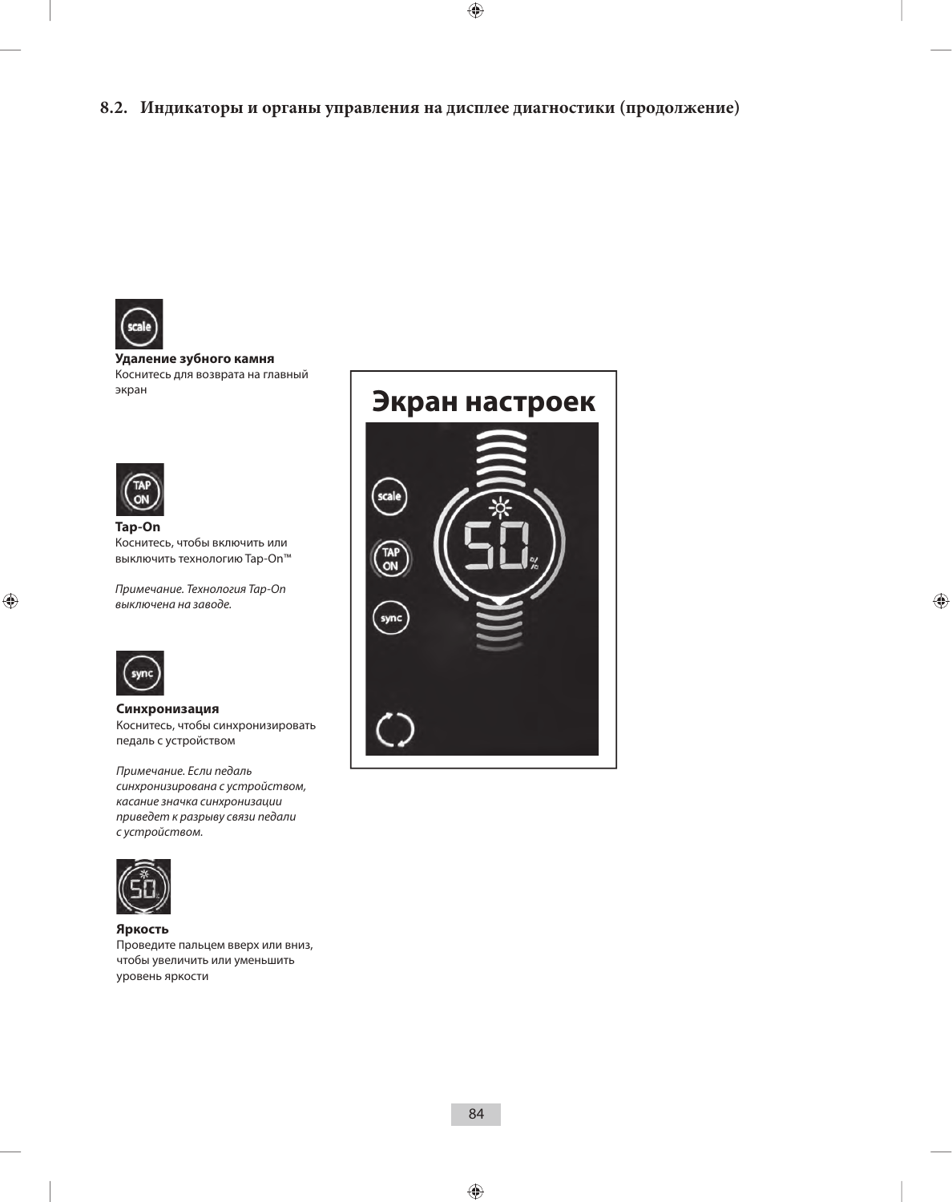## 8.2. Индикаторы и органы управления на дисплее диагностики (продолжение)

**Удаление зубного камня**
Коснитесь для возврата на главный экран

**Tap-On**
Коснитесь, чтобы включить или выключить технологию Tap-On™

*Примечание. Технология Tap-On выключена на заводе.*

**Синхронизация**
Коснитесь, чтобы синхронизировать педаль с устройством

*Примечание. Если педаль синхронизирована с устройством, касание значка синхронизации приведет к разрыву связи педали с устройством.*

**Яркость**
Проведите пальцем вверх или вниз, чтобы увеличить или уменьшить уровень яркости

**Экран настроек**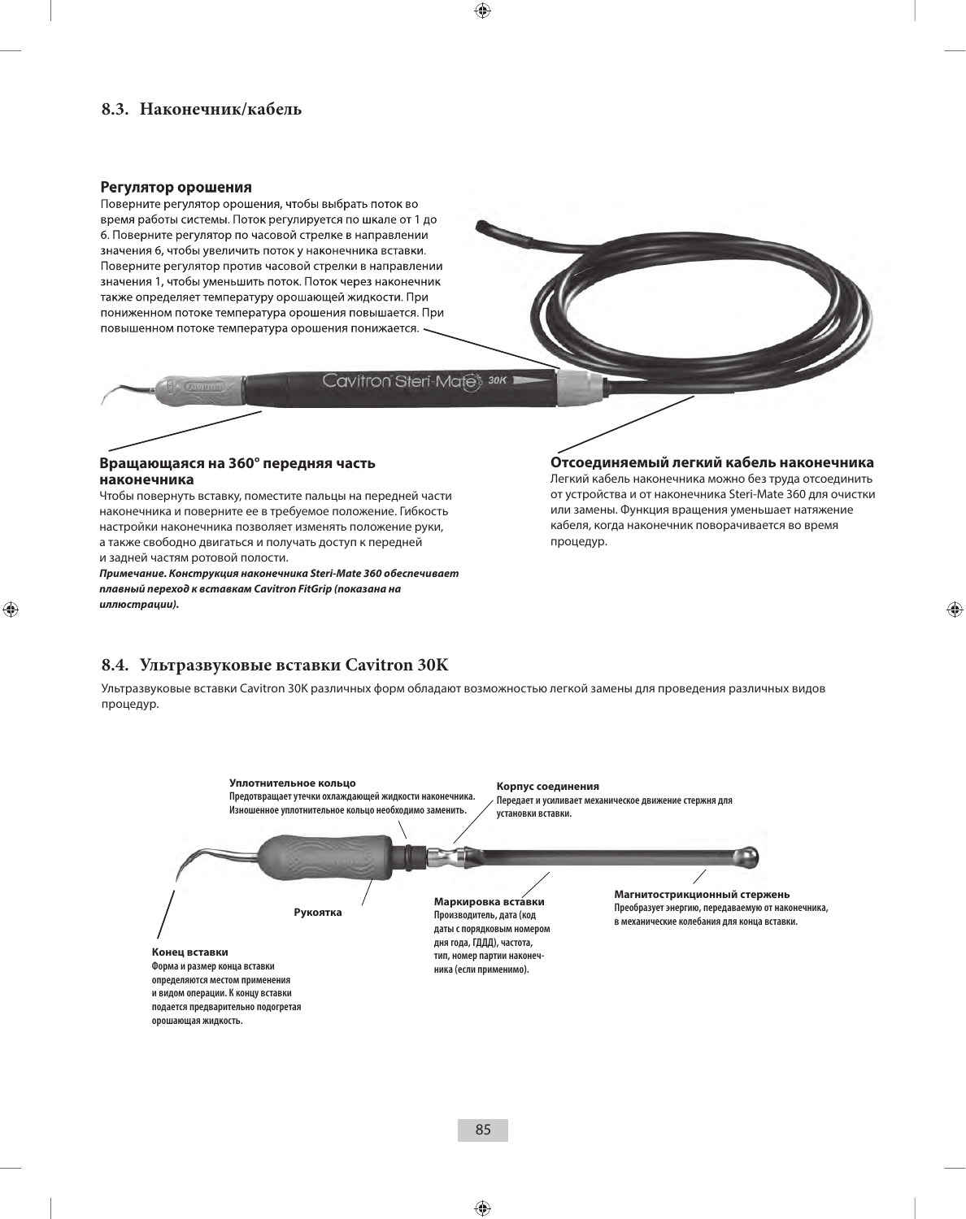## 8.3. Наконечник/кабель

**Регулятор орошения**

Поверните регулятор орошения, чтобы выбрать поток во время работы системы. Поток регулируется по шкале от 1 до 6. Поверните регулятор по часовой стрелке в направлении значения 6, чтобы увеличить поток у наконечника вставки. Поверните регулятор против часовой стрелки в направлении значения 1, чтобы уменьшить поток. Поток через наконечник также определяет температуру орошающей жидкости. При пониженном потоке температура орошения повышается. При повышенном потоке температура орошения понижается.

**Вращающаяся на 360° передняя часть наконечника**

Чтобы повернуть вставку, поместите пальцы на передней части наконечника и поверните ее в требуемое положение. Гибкость настройки наконечника позволяет изменять положение руки, а также свободно двигаться и получать доступ к передней и задней частям ротовой полости.

***Примечание. Конструкция наконечника Steri-Mate 360 обеспечивает плавный переход к вставкам Cavitron FitGrip (показана на иллюстрации).***

**Отсоединяемый легкий кабель наконечника**

Легкий кабель наконечника можно без труда отсоединить от устройства и от наконечника Steri-Mate 360 для очистки или замены. Функция вращения уменьшает натяжение кабеля, когда наконечник поворачивается во время процедур.

## 8.4. Ультразвуковые вставки Cavitron 30K

Ультразвуковые вставки Cavitron 30K различных форм обладают возможностью легкой замены для проведения различных видов процедур.

**Уплотнительное кольцо**
Предотвращает утечки охлаждающей жидкости наконечника. Изношенное уплотнительное кольцо необходимо заменить.

**Корпус соединения**
Передает и усиливает механическое движение стержня для установки вставки.

**Рукоятка**

**Маркировка вставки**
Производитель, дата (код даты с порядковым номером дня года, ГДДД), частота, тип, номер партии наконечника (если применимо).

**Магнитострикционный стержень**
Преобразует энергию, передаваемую от наконечника, в механические колебания для конца вставки.

**Конец вставки**
Форма и размер конца вставки определяются местом применения и видом операции. К концу вставки подается предварительно подогретая орошающая жидкость.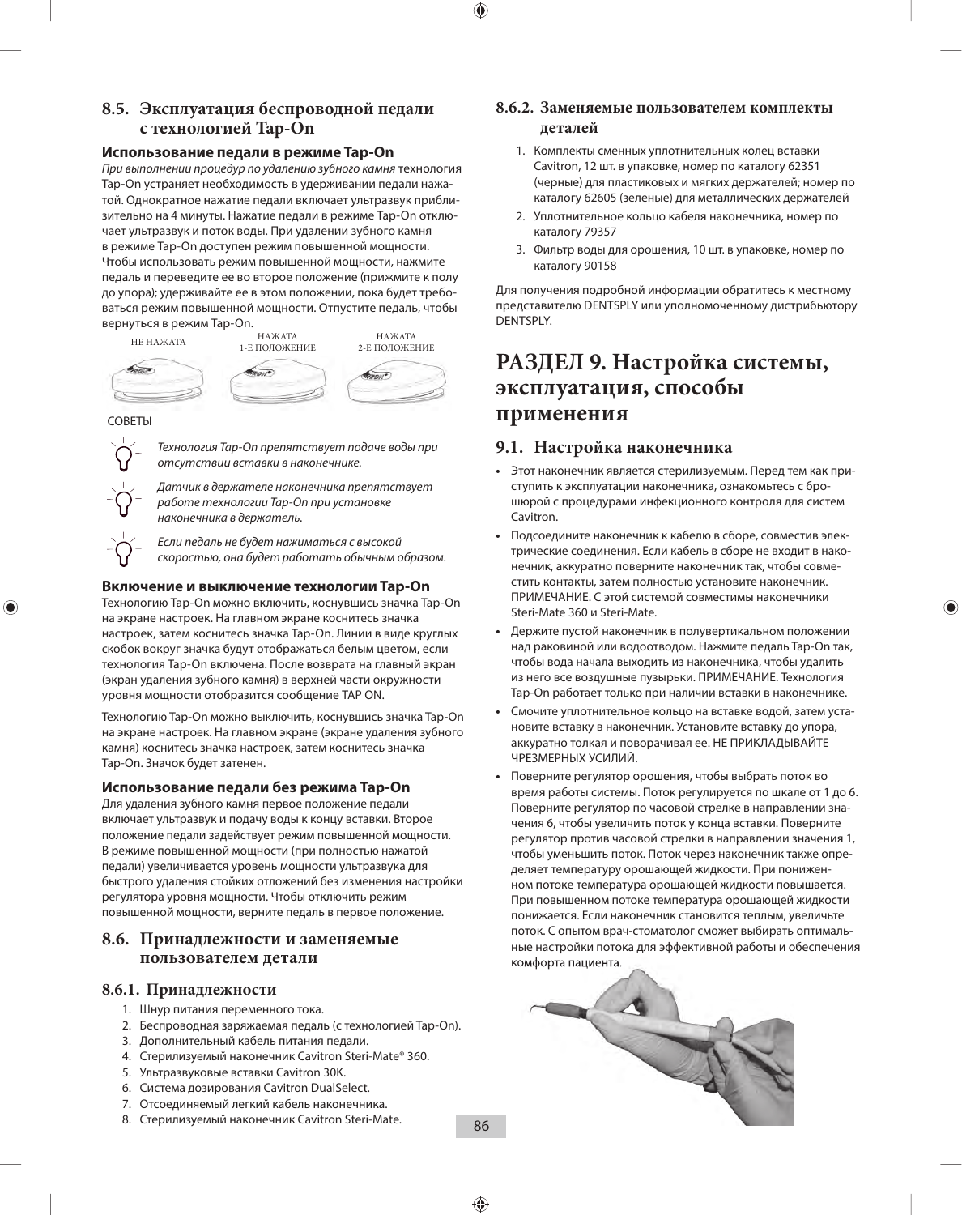## 8.5. Эксплуатация беспроводной педали с технологией Tap-On

**Использование педали в режиме Tap-On**

*При выполнении процедур по удалению зубного камня* технология Tap-On устраняет необходимость в удерживании педали нажатой. Однократное нажатие педали включает ультразвук приблизительно на 4 минуты. Нажатие педали в режиме Tap-On отключает ультразвук и поток воды. При удалении зубного камня в режиме Tap-On доступен режим повышенной мощности. Чтобы использовать режим повышенной мощности, нажмите педаль и переведите ее во второе положение (прижмите к полу до упора); удерживайте ее в этом положении, пока будет требоваться режим повышенной мощности. Отпустите педаль, чтобы вернуться в режим Tap-On.

НЕ НАЖАТА | НАЖАТА 1-Е ПОЛОЖЕНИЕ | НАЖАТА 2-Е ПОЛОЖЕНИЕ

СОВЕТЫ

*Технология Tap-On препятствует подаче воды при отсутствии вставки в наконечнике.*

*Датчик в держателе наконечника препятствует работе технологии Tap-On при установке наконечника в держатель.*

*Если педаль не будет нажиматься с высокой скоростью, она будет работать обычным образом.*

**Включение и выключение технологии Tap-On**

Технологию Tap-On можно включить, коснувшись значка Tap-On на экране настроек. На главном экране коснитесь значка настроек, затем коснитесь значка Tap-On. Линии в виде круглых скобок вокруг значка будут отображаться белым цветом, если технология Tap-On включена. После возврата на главный экран (экран удаления зубного камня) в верхней части окружности уровня мощности отобразится сообщение TAP ON.

Технологию Tap-On можно выключить, коснувшись значка Tap-On на экране настроек. На главном экране (экране удаления зубного камня) коснитесь значка настроек, затем коснитесь значка Tap-On. Значок будет затенен.

**Использование педали без режима Tap-On**

Для удаления зубного камня первое положение педали включает ультразвук и подачу воды к концу вставки. Второе положение педали задействует режим повышенной мощности. В режиме повышенной мощности (при полностью нажатой педали) увеличивается уровень мощности ультразвука для быстрого удаления стойких отложений без изменения настройки регулятора уровня мощности. Чтобы отключить режим повышенной мощности, верните педаль в первое положение.

## 8.6. Принадлежности и заменяемые пользователем детали

### 8.6.1. Принадлежности

1. Шнур питания переменного тока.
2. Беспроводная заряжаемая педаль (с технологией Tap-On).
3. Дополнительный кабель питания педали.
4. Стерилизуемый наконечник Cavitron Steri-Mate® 360.
5. Ультразвуковые вставки Cavitron 30K.
6. Система дозирования Cavitron DualSelect.
7. Отсоединяемый легкий кабель наконечника.
8. Стерилизуемый наконечник Cavitron Steri-Mate.

### 8.6.2. Заменяемые пользователем комплекты деталей

1. Комплекты сменных уплотнительных колец вставки Cavitron, 12 шт. в упаковке, номер по каталогу 62351 (черные) для пластиковых и мягких держателей; номер по каталогу 62605 (зеленые) для металлических держателей
2. Уплотнительное кольцо кабеля наконечника, номер по каталогу 79357
3. Фильтр воды для орошения, 10 шт. в упаковке, номер по каталогу 90158

Для получения подробной информации обратитесь к местному представителю DENTSPLY или уполномоченному дистрибьютору DENTSPLY.

# РАЗДЕЛ 9. Настройка системы, эксплуатация, способы применения

## 9.1. Настройка наконечника

- Этот наконечник является стерилизуемым. Перед тем как приступить к эксплуатации наконечника, ознакомьтесь с брошюрой с процедурами инфекционного контроля для систем Cavitron.
- Подсоедините наконечник к кабелю в сборе, совместив электрические соединения. Если кабель в сборе не входит в наконечник, аккуратно поверните наконечник так, чтобы совместить контакты, затем полностью установите наконечник. ПРИМЕЧАНИЕ. С этой системой совместимы наконечники Steri-Mate 360 и Steri-Mate.
- Держите пустой наконечник в полувертикальном положении над раковиной или водоотводом. Нажмите педаль Tap-On так, чтобы вода начала выходить из наконечника, чтобы удалить из него все воздушные пузырьки. ПРИМЕЧАНИЕ. Технология Tap-On работает только при наличии вставки в наконечнике.
- Смочите уплотнительное кольцо на вставке водой, затем установите вставку в наконечник. Установите вставку до упора, аккуратно толкая и поворачивая ее. НЕ ПРИКЛАДЫВАЙТЕ ЧРЕЗМЕРНЫХ УСИЛИЙ.
- Поверните регулятор орошения, чтобы выбрать поток во время работы системы. Поток регулируется по шкале от 1 до 6. Поверните регулятор по часовой стрелке в направлении значения 6, чтобы увеличить поток у конца вставки. Поверните регулятор против часовой стрелки в направлении значения 1, чтобы уменьшить поток. Поток через наконечник также определяет температуру орошающей жидкости. При пониженном потоке температура орошающей жидкости повышается. При повышенном потоке температура орошающей жидкости понижается. Если наконечник становится теплым, увеличьте поток. С опытом врач-стоматолог сможет выбирать оптимальные настройки потока для эффективной работы и обеспечения комфорта пациента.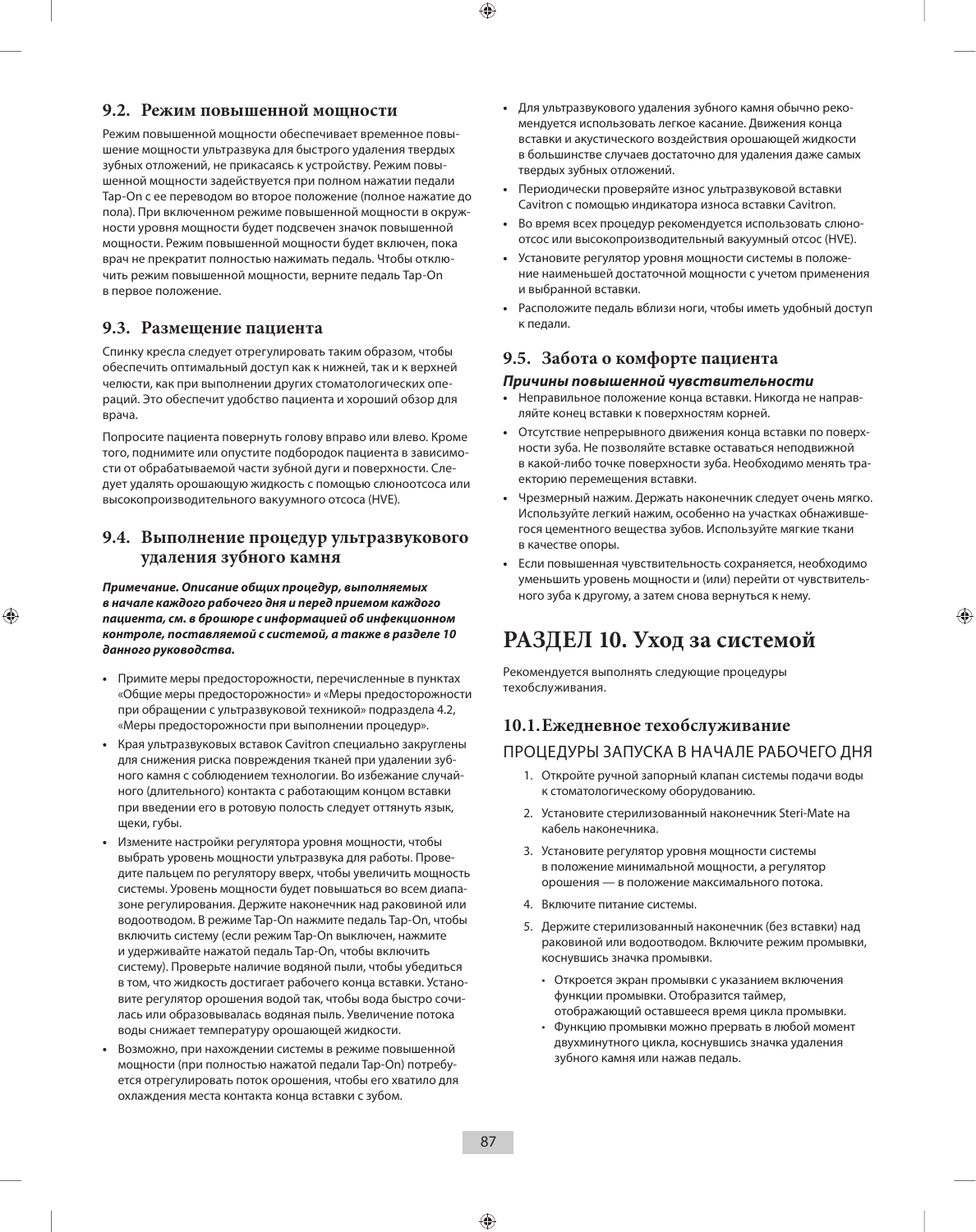## 9.2. Режим повышенной мощности

Режим повышенной мощности обеспечивает временное повышение мощности ультразвука для быстрого удаления твердых зубных отложений, не прикасаясь к устройству. Режим повышенной мощности задействуется при полном нажатии педали Tap-On с ее переводом во второе положение (полное нажатие до пола). При включенном режиме повышенной мощности в окружности уровня мощности будет подсвечен значок повышенной мощности. Режим повышенной мощности будет включен, пока врач не прекратит полностью нажимать педаль. Чтобы отключить режим повышенной мощности, верните педаль Tap-On в первое положение.

## 9.3. Размещение пациента

Спинку кресла следует отрегулировать таким образом, чтобы обеспечить оптимальный доступ как к нижней, так и к верхней челюсти, как при выполнении других стоматологических операций. Это обеспечит удобство пациента и хороший обзор для врача.

Попросите пациента повернуть голову вправо или влево. Кроме того, поднимите или опустите подбородок пациента в зависимости от обрабатываемой части зубной дуги и поверхности. Следует удалять орошающую жидкость с помощью слюноотсоса или высокопроизводительного вакуумного отсоса (HVE).

## 9.4. Выполнение процедур ультразвукового удаления зубного камня

***Примечание. Описание общих процедур, выполняемых в начале каждого рабочего дня и перед приемом каждого пациента, см. в брошюре с информацией об инфекционном контроле, поставляемой с системой, а также в разделе 10 данного руководства.***

- Примите меры предосторожности, перечисленные в пунктах «Общие меры предосторожности» и «Меры предосторожности при обращении с ультразвуковой техникой» подраздела 4.2, «Меры предосторожности при выполнении процедур».
- Края ультразвуковых вставок Cavitron специально закруглены для снижения риска повреждения тканей при удалении зубного камня с соблюдением технологии. Во избежание случайного (длительного) контакта с работающим концом вставки при введении его в ротовую полость следует оттянуть язык, щеки, губы.
- Измените настройки регулятора уровня мощности, чтобы выбрать уровень мощности ультразвука для работы. Проведите пальцем по регулятору вверх, чтобы увеличить мощность системы. Уровень мощности будет повышаться во всем диапазоне регулирования. Держите наконечник над раковиной или водоотводом. В режиме Tap-On нажмите педаль Tap-On, чтобы включить систему (если режим Tap-On выключен, нажмите и удерживайте нажатой педаль Tap-On, чтобы включить систему). Проверьте наличие водяной пыли, чтобы убедиться в том, что жидкость достигает рабочего конца вставки. Установите регулятор орошения водой так, чтобы вода быстро сочилась или образовывалась водяная пыль. Увеличение потока воды снижает температуру орошающей жидкости.
- Возможно, при нахождении системы в режиме повышенной мощности (при полностью нажатой педали Tap-On) потребуется отрегулировать поток орошения, чтобы его хватило для охлаждения места контакта конца вставки с зубом.
- Для ультразвукового удаления зубного камня обычно рекомендуется использовать легкое касание. Движения конца вставки и акустического воздействия орошающей жидкости в большинстве случаев достаточно для удаления даже самых твердых зубных отложений.
- Периодически проверяйте износ ультразвуковой вставки Cavitron с помощью индикатора износа вставки Cavitron.
- Во время всех процедур рекомендуется использовать слюноотсос или высокопроизводительный вакуумный отсос (HVE).
- Установите регулятор уровня мощности системы в положение наименьшей достаточной мощности с учетом применения и выбранной вставки.
- Расположите педаль вблизи ноги, чтобы иметь удобный доступ к педали.

## 9.5. Забота о комфорте пациента

***Причины повышенной чувствительности***

- Неправильное положение конца вставки. Никогда не направляйте конец вставки к поверхностям корней.
- Отсутствие непрерывного движения конца вставки по поверхности зуба. Не позволяйте вставке оставаться неподвижной в какой-либо точке поверхности зуба. Необходимо менять траекторию перемещения вставки.
- Чрезмерный нажим. Держать наконечник следует очень мягко. Используйте легкий нажим, особенно на участках обнажившегося цементного вещества зубов. Используйте мягкие ткани в качестве опоры.
- Если повышенная чувствительность сохраняется, необходимо уменьшить уровень мощности и (или) перейти от чувствительного зуба к другому, а затем снова вернуться к нему.

# РАЗДЕЛ 10. Уход за системой

Рекомендуется выполнять следующие процедуры техобслуживания.

## 10.1. Ежедневное техобслуживание

### ПРОЦЕДУРЫ ЗАПУСКА В НАЧАЛЕ РАБОЧЕГО ДНЯ

1. Откройте ручной запорный клапан системы подачи воды к стоматологическому оборудованию.
2. Установите стерилизованный наконечник Steri-Mate на кабель наконечника.
3. Установите регулятор уровня мощности системы в положение минимальной мощности, а регулятор орошения — в положение максимального потока.
4. Включите питание системы.
5. Держите стерилизованный наконечник (без вставки) над раковиной или водоотводом. Включите режим промывки, коснувшись значка промывки.
   - Откроется экран промывки с указанием включения функции промывки. Отобразится таймер, отображающий оставшееся время цикла промывки.
   - Функцию промывки можно прервать в любой момент двухминутного цикла, коснувшись значка удаления зубного камня или нажав педаль.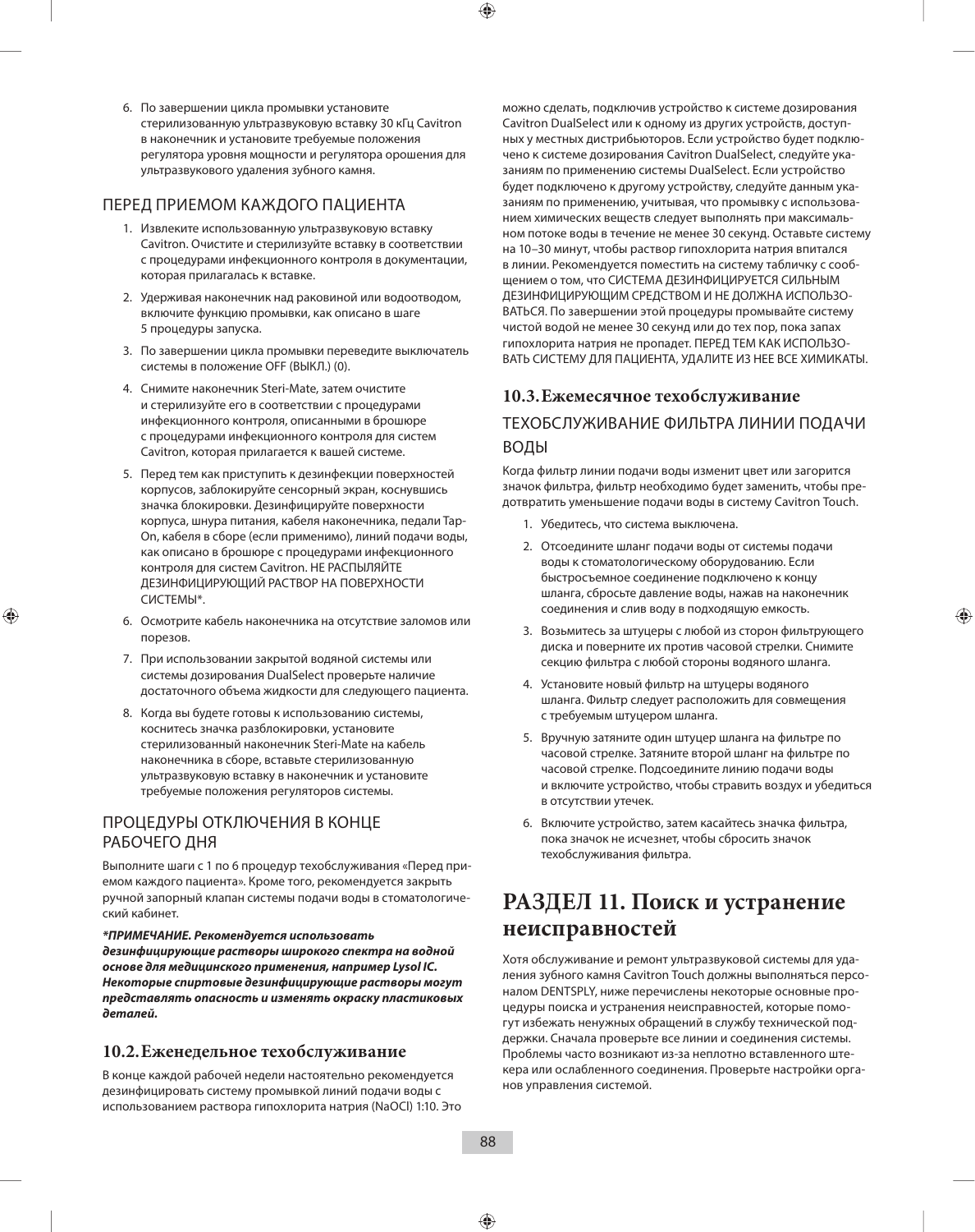6. По завершении цикла промывки установите стерилизованную ультразвуковую вставку 30 кГц Cavitron в наконечник и установите требуемые положения регулятора уровня мощности и регулятора орошения для ультразвукового удаления зубного камня.

## ПЕРЕД ПРИЕМОМ КАЖДОГО ПАЦИЕНТА

1. Извлеките использованную ультразвуковую вставку Cavitron. Очистите и стерилизуйте вставку в соответствии с процедурами инфекционного контроля в документации, которая прилагалась к вставке.
2. Удерживая наконечник над раковиной или водоотводом, включите функцию промывки, как описано в шаге 5 процедуры запуска.
3. По завершении цикла промывки переведите выключатель системы в положение OFF (ВЫКЛ.) (0).
4. Снимите наконечник Steri-Mate, затем очистите и стерилизуйте его в соответствии с процедурами инфекционного контроля, описанными в брошюре с процедурами инфекционного контроля для систем Cavitron, которая прилагается к вашей системе.
5. Перед тем как приступить к дезинфекции поверхностей корпусов, заблокируйте сенсорный экран, коснувшись значка блокировки. Дезинфицируйте поверхности корпуса, шнура питания, кабеля наконечника, педали Tap-On, кабеля в сборе (если применимо), линий подачи воды, как описано в брошюре с процедурами инфекционного контроля для систем Cavitron. НЕ РАСПЫЛЯЙТЕ ДЕЗИНФИЦИРУЮЩИЙ РАСТВОР НА ПОВЕРХНОСТИ СИСТЕМЫ*.
6. Осмотрите кабель наконечника на отсутствие заломов или порезов.
7. При использовании закрытой водяной системы или системы дозирования DualSelect проверьте наличие достаточного объема жидкости для следующего пациента.
8. Когда вы будете готовы к использованию системы, коснитесь значка разблокировки, установите стерилизованный наконечник Steri-Mate на кабель наконечника в сборе, вставьте стерилизованную ультразвуковую вставку в наконечник и установите требуемые положения регуляторов системы.

## ПРОЦЕДУРЫ ОТКЛЮЧЕНИЯ В КОНЦЕ РАБОЧЕГО ДНЯ

Выполните шаги с 1 по 6 процедур техобслуживания «Перед приемом каждого пациента». Кроме того, рекомендуется закрыть ручной запорный клапан системы подачи воды в стоматологический кабинет.

***ПРИМЕЧАНИЕ. Рекомендуется использовать дезинфицирующие растворы широкого спектра на водной основе для медицинского применения, например Lysol IC. Некоторые спиртовые дезинфицирующие растворы могут представлять опасность и изменять окраску пластиковых деталей.***

### 10.2. Еженедельное техобслуживание

В конце каждой рабочей недели настоятельно рекомендуется дезинфицировать систему промывкой линий подачи воды с использованием раствора гипохлорита натрия (NaOCl) 1:10. Это можно сделать, подключив устройство к системе дозирования Cavitron DualSelect или к одному из других устройств, доступных у местных дистрибьюторов. Если устройство будет подключено к системе дозирования Cavitron DualSelect, следуйте указаниям по применению системы DualSelect. Если устройство будет подключено к другому устройству, следуйте данным указаниям по применению, учитывая, что промывку с использованием химических веществ следует выполнять при максимальном потоке воды в течение не менее 30 секунд. Оставьте систему на 10–30 минут, чтобы раствор гипохлорита натрия впитался в линии. Рекомендуется поместить на систему табличку с сообщением о том, что СИСТЕМА ДЕЗИНФИЦИРУЕТСЯ СИЛЬНЫМ ДЕЗИНФИЦИРУЮЩИМ СРЕДСТВОМ И НЕ ДОЛЖНА ИСПОЛЬЗОВАТЬСЯ. По завершении этой процедуры промывайте систему чистой водой не менее 30 секунд или до тех пор, пока запах гипохлорита натрия не пропадет. ПЕРЕД ТЕМ КАК ИСПОЛЬЗОВАТЬ СИСТЕМУ ДЛЯ ПАЦИЕНТА, УДАЛИТЕ ИЗ НЕЕ ВСЕ ХИМИКАТЫ.

### 10.3. Ежемесячное техобслуживание

## ТЕХОБСЛУЖИВАНИЕ ФИЛЬТРА ЛИНИИ ПОДАЧИ ВОДЫ

Когда фильтр линии подачи воды изменит цвет или загорится значок фильтра, фильтр необходимо будет заменить, чтобы предотвратить уменьшение подачи воды в систему Cavitron Touch.

1. Убедитесь, что система выключена.
2. Отсоедините шланг подачи воды от системы подачи воды к стоматологическому оборудованию. Если быстросъемное соединение подключено к концу шланга, сбросьте давление воды, нажав на наконечник соединения и слив воду в подходящую емкость.
3. Возьмитесь за штуцеры с любой из сторон фильтрующего диска и поверните их против часовой стрелки. Снимите секцию фильтра с любой стороны водяного шланга.
4. Установите новый фильтр на штуцеры водяного шланга. Фильтр следует расположить для совмещения с требуемым штуцером шланга.
5. Вручную затяните один штуцер шланга на фильтре по часовой стрелке. Затяните второй шланг на фильтре по часовой стрелке. Подсоедините линию подачи воды и включите устройство, чтобы стравить воздух и убедиться в отсутствии утечек.
6. Включите устройство, затем касайтесь значка фильтра, пока значок не исчезнет, чтобы сбросить значок техобслуживания фильтра.

# РАЗДЕЛ 11. Поиск и устранение неисправностей

Хотя обслуживание и ремонт ультразвуковой системы для удаления зубного камня Cavitron Touch должны выполняться персоналом DENTSPLY, ниже перечислены некоторые основные процедуры поиска и устранения неисправностей, которые помогут избежать ненужных обращений в службу технической поддержки. Сначала проверьте все линии и соединения системы. Проблемы часто возникают из-за неплотно вставленного штекера или ослабленного соединения. Проверьте настройки органов управления системой.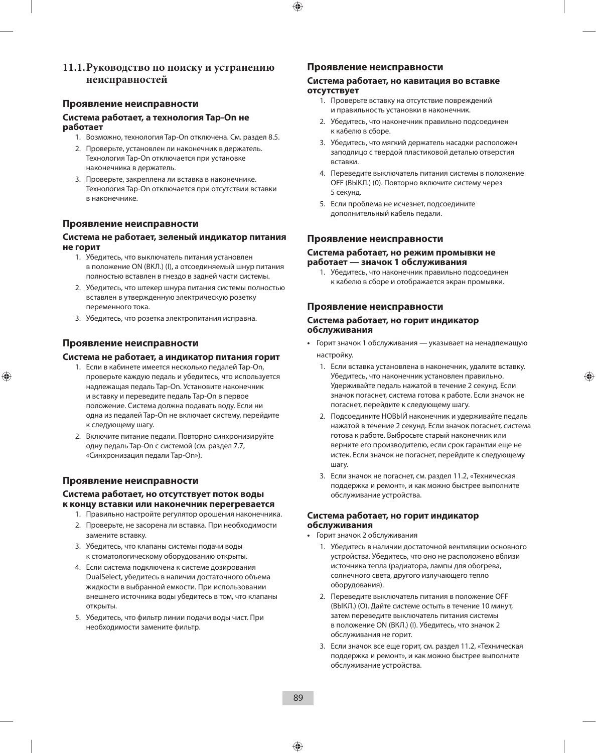## 11.1. Руководство по поиску и устранению неисправностей

### Проявление неисправности

**Система работает, а технология Tap-On не работает**

1. Возможно, технология Tap-On отключена. См. раздел 8.5.
2. Проверьте, установлен ли наконечник в держатель. Технология Tap-On отключается при установке наконечника в держатель.
3. Проверьте, закреплена ли вставка в наконечнике. Технология Tap-On отключается при отсутствии вставки в наконечнике.

### Проявление неисправности

**Система не работает, зеленый индикатор питания не горит**

1. Убедитесь, что выключатель питания установлен в положение ON (ВКЛ.) (I), а отсоединяемый шнур питания полностью вставлен в гнездо в задней части системы.
2. Убедитесь, что штекер шнура питания системы полностью вставлен в утвержденную электрическую розетку переменного тока.
3. Убедитесь, что розетка электропитания исправна.

### Проявление неисправности

**Система не работает, а индикатор питания горит**

1. Если в кабинете имеется несколько педалей Tap-On, проверьте каждую педаль и убедитесь, что используется надлежащая педаль Tap-On. Установите наконечник и вставку и переведите педаль Tap-On в первое положение. Система должна подавать воду. Если ни одна из педалей Tap-On не включает систему, перейдите к следующему шагу.
2. Включите питание педали. Повторно синхронизируйте одну педаль Tap-On с системой (см. раздел 7.7, «Синхронизация педали Tap-On»).

### Проявление неисправности

**Система работает, но отсутствует поток воды к концу вставки или наконечник перегревается**

1. Правильно настройте регулятор орошения наконечника.
2. Проверьте, не засорена ли вставка. При необходимости замените вставку.
3. Убедитесь, что клапаны системы подачи воды к стоматологическому оборудованию открыты.
4. Если система подключена к системе дозирования DualSelect, убедитесь в наличии достаточного объема жидкости в выбранной емкости. При использовании внешнего источника воды убедитесь в том, что клапаны открыты.
5. Убедитесь, что фильтр линии подачи воды чист. При необходимости замените фильтр.

### Проявление неисправности

**Система работает, но кавитация во вставке отсутствует**

1. Проверьте вставку на отсутствие повреждений и правильность установки в наконечник.
2. Убедитесь, что наконечник правильно подсоединен к кабелю в сборе.
3. Убедитесь, что мягкий держатель насадки расположен заподлицо с твердой пластиковой деталью отверстия вставки.
4. Переведите выключатель питания системы в положение OFF (ВЫКЛ.) (0). Повторно включите систему через 5 секунд.
5. Если проблема не исчезнет, подсоедините дополнительный кабель педали.

### Проявление неисправности

**Система работает, но режим промывки не работает — значок 1 обслуживания**

1. Убедитесь, что наконечник правильно подсоединен к кабелю в сборе и отображается экран промывки.

### Проявление неисправности

**Система работает, но горит индикатор обслуживания**

- Горит значок 1 обслуживания — указывает на ненадлежащую настройку.
  1. Если вставка установлена в наконечник, удалите вставку. Убедитесь, что наконечник установлен правильно. Удерживайте педаль нажатой в течение 2 секунд. Если значок погаснет, система готова к работе. Если значок не погаснет, перейдите к следующему шагу.
  2. Подсоедините НОВЫЙ наконечник и удерживайте педаль нажатой в течение 2 секунд. Если значок погаснет, система готова к работе. Выбросьте старый наконечник или верните его производителю, если срок гарантии еще не истек. Если значок не погаснет, перейдите к следующему шагу.
  3. Если значок не погаснет, см. раздел 11.2, «Техническая поддержка и ремонт», и как можно быстрее выполните обслуживание устройства.

**Система работает, но горит индикатор обслуживания**

- Горит значок 2 обслуживания
  1. Убедитесь в наличии достаточной вентиляции основного устройства. Убедитесь, что оно не расположено вблизи источника тепла (радиатора, лампы для обогрева, солнечного света, другого излучающего тепло оборудования).
  2. Переведите выключатель питания в положение OFF (ВЫКЛ.) (O). Дайте системе остыть в течение 10 минут, затем переведите выключатель питания системы в положение ON (ВКЛ.) (I). Убедитесь, что значок 2 обслуживания не горит.
  3. Если значок все еще горит, см. раздел 11.2, «Техническая поддержка и ремонт», и как можно быстрее выполните обслуживание устройства.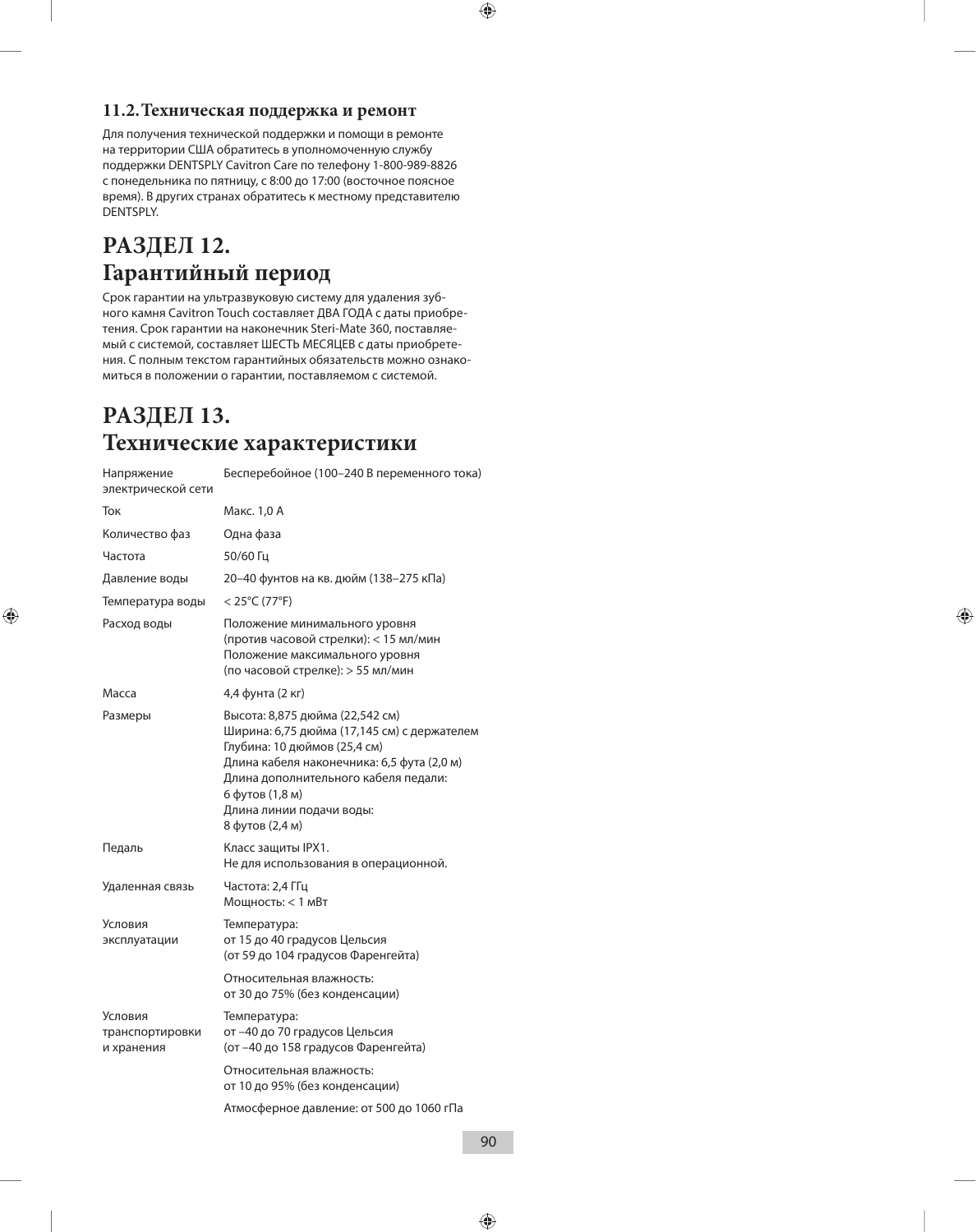### 11.2. Техническая поддержка и ремонт

Для получения технической поддержки и помощи в ремонте на территории США обратитесь в уполномоченную службу поддержки DENTSPLY Cavitron Care по телефону 1-800-989-8826 с понедельника по пятницу, с 8:00 до 17:00 (восточное поясное время). В других странах обратитесь к местному представителю DENTSPLY.

## РАЗДЕЛ 12. Гарантийный период

Срок гарантии на ультразвуковую систему для удаления зубного камня Cavitron Touch составляет ДВА ГОДА с даты приобретения. Срок гарантии на наконечник Steri-Mate 360, поставляемый с системой, составляет ШЕСТЬ МЕСЯЦЕВ с даты приобретения. С полным текстом гарантийных обязательств можно ознакомиться в положении о гарантии, поставляемом с системой.

## РАЗДЕЛ 13. Технические характеристики

| | |
|---|---|
| Напряжение электрической сети | Бесперебойное (100–240 В переменного тока) |
| Ток | Макс. 1,0 А |
| Количество фаз | Одна фаза |
| Частота | 50/60 Гц |
| Давление воды | 20–40 фунтов на кв. дюйм (138–275 кПа) |
| Температура воды | < 25°C (77°F) |
| Расход воды | Положение минимального уровня (против часовой стрелки): < 15 мл/мин<br>Положение максимального уровня (по часовой стрелке): > 55 мл/мин |
| Масса | 4,4 фунта (2 кг) |
| Размеры | Высота: 8,875 дюйма (22,542 см)<br>Ширина: 6,75 дюйма (17,145 см) с держателем<br>Глубина: 10 дюймов (25,4 см)<br>Длина кабеля наконечника: 6,5 фута (2,0 м)<br>Длина дополнительного кабеля педали: 6 футов (1,8 м)<br>Длина линии подачи воды: 8 футов (2,4 м) |
| Педаль | Класс защиты IPX1.<br>Не для использования в операционной. |
| Удаленная связь | Частота: 2,4 ГГц<br>Мощность: < 1 мВт |
| Условия эксплуатации | Температура: от 15 до 40 градусов Цельсия (от 59 до 104 градусов Фаренгейта)<br>Относительная влажность: от 30 до 75% (без конденсации) |
| Условия транспортировки и хранения | Температура: от –40 до 70 градусов Цельсия (от –40 до 158 градусов Фаренгейта)<br>Относительная влажность: от 10 до 95% (без конденсации)<br>Атмосферное давление: от 500 до 1060 гПа |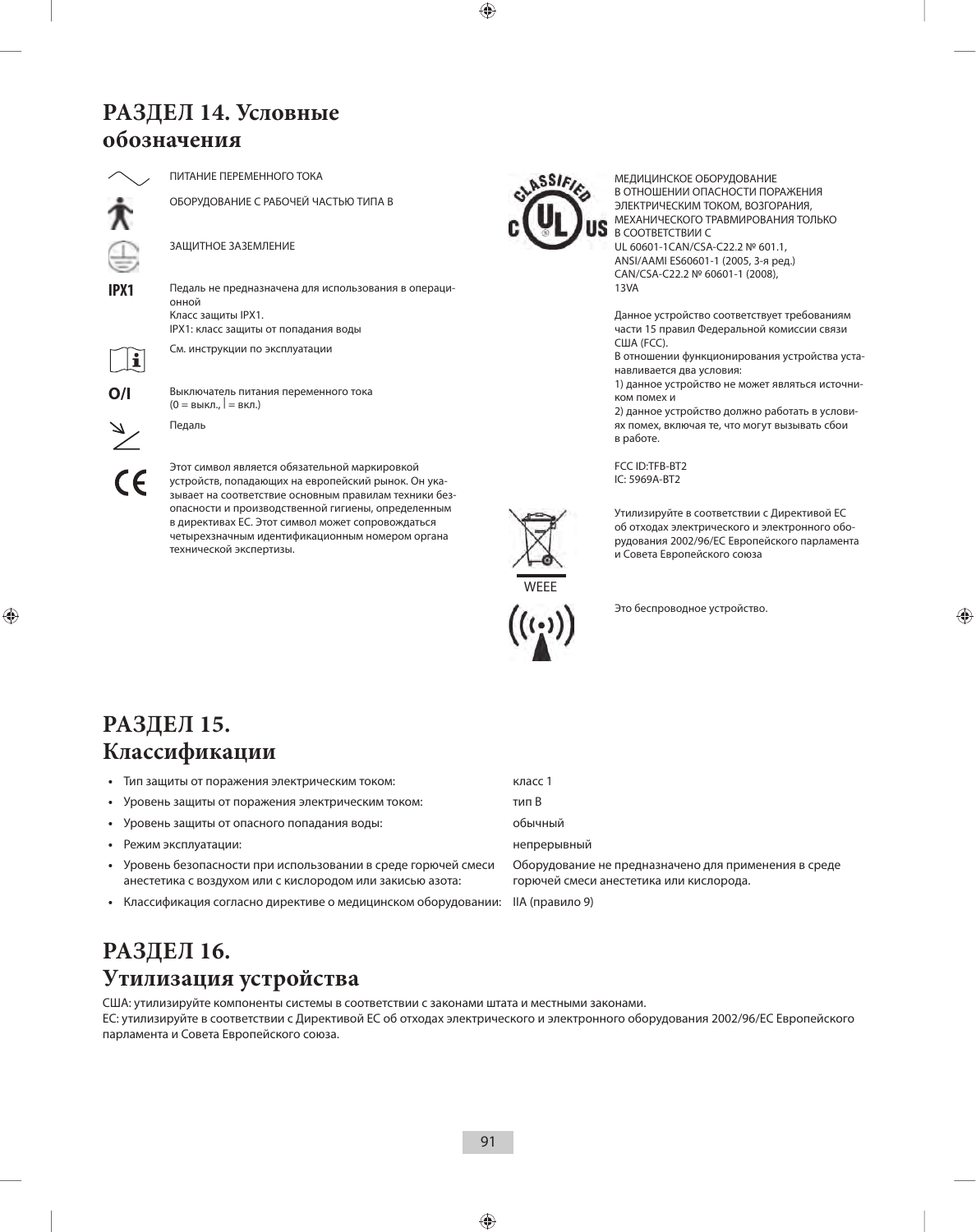## РАЗДЕЛ 14. Условные обозначения

ПИТАНИЕ ПЕРЕМЕННОГО ТОКА

ОБОРУДОВАНИЕ С РАБОЧЕЙ ЧАСТЬЮ ТИПА B

ЗАЩИТНОЕ ЗАЗЕМЛЕНИЕ

**IPX1** Педаль не предназначена для использования в операционной
Класс защиты IPX1.
IPX1: класс защиты от попадания воды

См. инструкции по эксплуатации

**O/I** Выключатель питания переменного тока
(0 = выкл., | = вкл.)

Педаль

Этот символ является обязательной маркировкой устройств, попадающих на европейский рынок. Он указывает на соответствие основным правилам техники безопасности и производственной гигиены, определенным в директивах ЕС. Этот символ может сопровождаться четырехзначным идентификационным номером органа технической экспертизы.

МЕДИЦИНСКОЕ ОБОРУДОВАНИЕ В ОТНОШЕНИИ ОПАСНОСТИ ПОРАЖЕНИЯ ЭЛЕКТРИЧЕСКИМ ТОКОМ, ВОЗГОРАНИЯ, МЕХАНИЧЕСКОГО ТРАВМИРОВАНИЯ ТОЛЬКО В СООТВЕТСТВИИ С
UL 60601-1CAN/CSA-C22.2 № 601.1,
ANSI/AAMI ES60601-1 (2005, 3-я ред.)
CAN/CSA-C22.2 № 60601-1 (2008),
13VA

Данное устройство соответствует требованиям части 15 правил Федеральной комиссии связи США (FCC).
В отношении функционирования устройства устанавливается два условия:
1) данное устройство не может являться источником помех и
2) данное устройство должно работать в условиях помех, включая те, что могут вызывать сбои в работе.

FCC ID:TFB-BT2
IC: 5969A-BT2

WEEE

Утилизируйте в соответствии с Директивой ЕС об отходах электрического и электронного оборудования 2002/96/EC Европейского парламента и Совета Европейского союза

Это беспроводное устройство.

## РАЗДЕЛ 15. Классификации

- Тип защиты от поражения электрическим током: класс 1
- Уровень защиты от поражения электрическим током: тип B
- Уровень защиты от опасного попадания воды: обычный
- Режим эксплуатации: непрерывный
- Уровень безопасности при использовании в среде горючей смеси анестетика с воздухом или с кислородом или закисью азота: Оборудование не предназначено для применения в среде горючей смеси анестетика или кислорода.
- Классификация согласно директиве о медицинском оборудовании: IIA (правило 9)

## РАЗДЕЛ 16. Утилизация устройства

США: утилизируйте компоненты системы в соответствии с законами штата и местными законами.
ЕС: утилизируйте в соответствии с Директивой ЕС об отходах электрического и электронного оборудования 2002/96/EC Европейского парламента и Совета Европейского союза.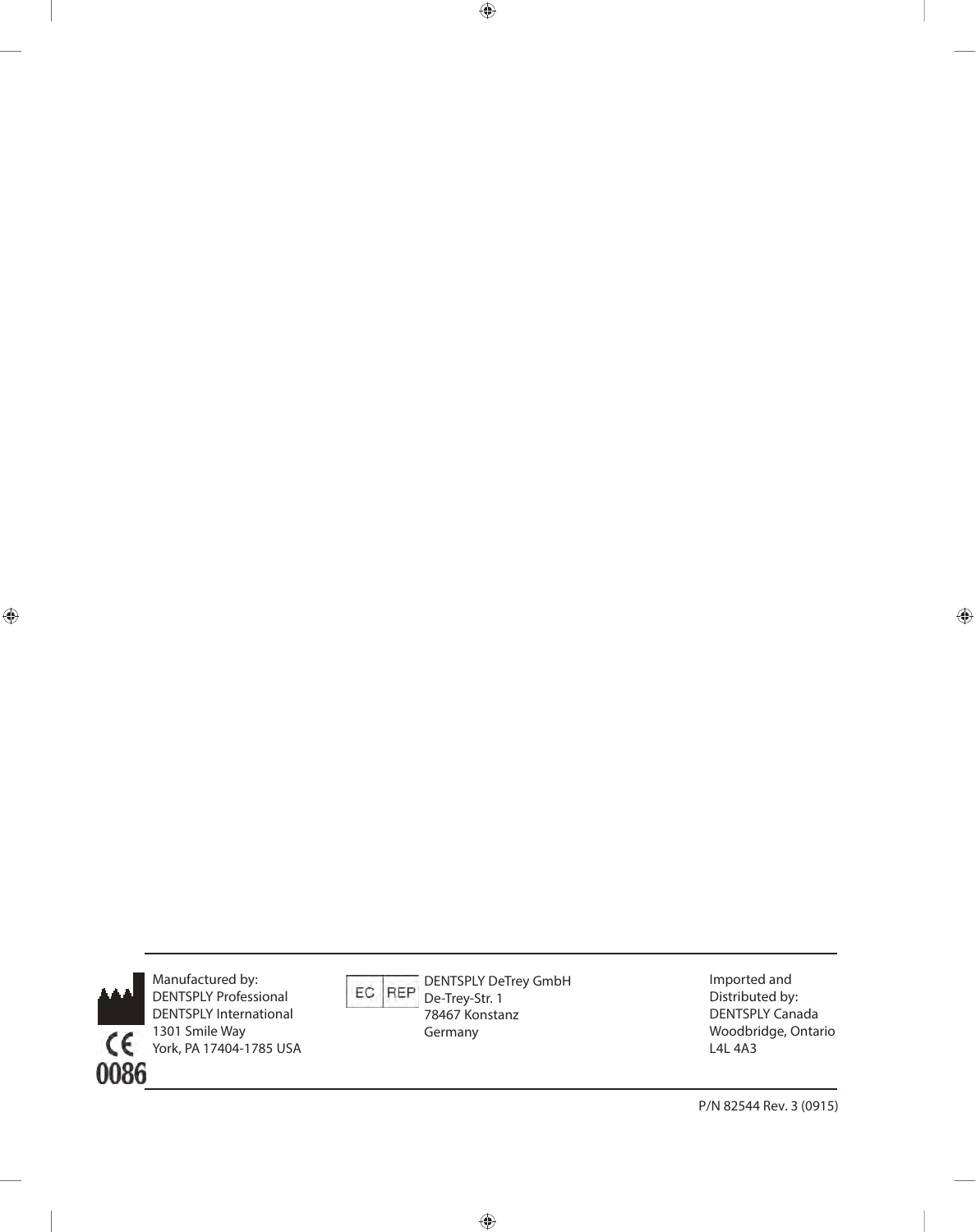Manufactured by:
DENTSPLY Professional
DENTSPLY International
1301 Smile Way
York, PA 17404-1785 USA

CE
0086

EC REP
DENTSPLY DeTrey GmbH
De-Trey-Str. 1
78467 Konstanz
Germany

Imported and
Distributed by:
DENTSPLY Canada
Woodbridge, Ontario
L4L 4A3

P/N 82544 Rev. 3 (0915)